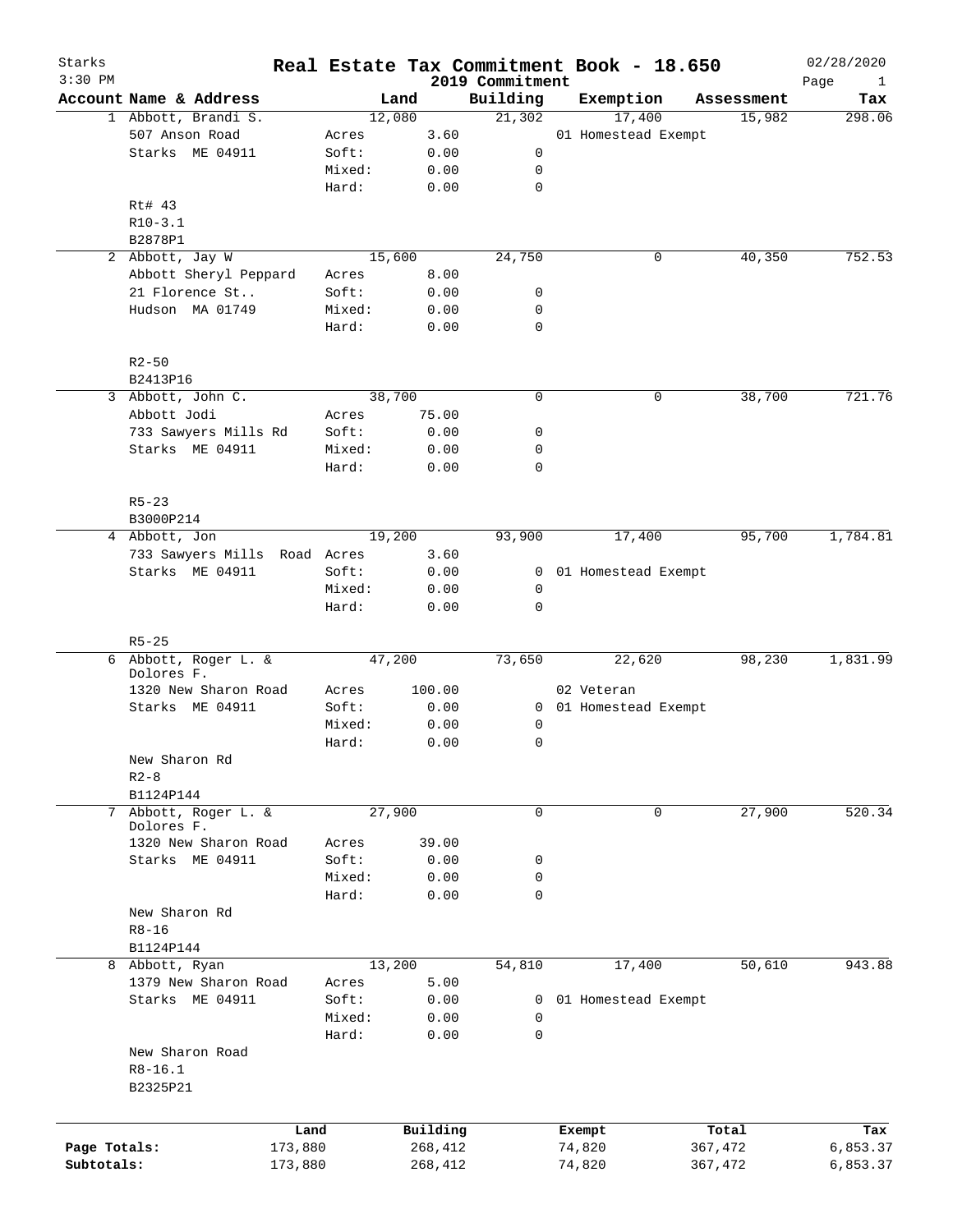# Starks — Real Estate Tax Commitment Book - 18.650

2019 Commitment

02/28/2020 3:30 PM

| Account | Name & Address | | Land | Building | Exemption | Assessment | Tax |
|---|---|---|---|---|---|---|---|
| 1 | Abbott, Brandi S. | | 12,080 | 21,302 | 17,400 | 15,982 | 298.06 |
| | 507 Anson Road | Acres | 3.60 | | 01 Homestead Exempt | | |
| | Starks ME 04911 | Soft: | 0.00 | 0 | | | |
| | | Mixed: | 0.00 | 0 | | | |
| | | Hard: | 0.00 | 0 | | | |
| | Rt# 43 | | | | | | |
| | R10-3.1 | | | | | | |
| | B2878P1 | | | | | | |
| 2 | Abbott, Jay W | | 15,600 | 24,750 | 0 | 40,350 | 752.53 |
| | Abbott Sheryl Peppard | Acres | 8.00 | | | | |
| | 21 Florence St.. | Soft: | 0.00 | 0 | | | |
| | Hudson MA 01749 | Mixed: | 0.00 | 0 | | | |
| | | Hard: | 0.00 | 0 | | | |
| | R2-50 | | | | | | |
| | B2413P16 | | | | | | |
| 3 | Abbott, John C. | | 38,700 | 0 | 0 | 38,700 | 721.76 |
| | Abbott Jodi | Acres | 75.00 | | | | |
| | 733 Sawyers Mills Rd | Soft: | 0.00 | 0 | | | |
| | Starks ME 04911 | Mixed: | 0.00 | 0 | | | |
| | | Hard: | 0.00 | 0 | | | |
| | R5-23 | | | | | | |
| | B3000P214 | | | | | | |
| 4 | Abbott, Jon | | 19,200 | 93,900 | 17,400 | 95,700 | 1,784.81 |
| | 733 Sawyers Mills Road | Acres | 3.60 | | | | |
| | Starks ME 04911 | Soft: | 0.00 | 0 | 01 Homestead Exempt | | |
| | | Mixed: | 0.00 | 0 | | | |
| | | Hard: | 0.00 | 0 | | | |
| | R5-25 | | | | | | |
| 6 | Abbott, Roger L. & Dolores F. | | 47,200 | 73,650 | 22,620 | 98,230 | 1,831.99 |
| | 1320 New Sharon Road | Acres | 100.00 | | 02 Veteran | | |
| | Starks ME 04911 | Soft: | 0.00 | 0 | 01 Homestead Exempt | | |
| | | Mixed: | 0.00 | 0 | | | |
| | | Hard: | 0.00 | 0 | | | |
| | New Sharon Rd | | | | | | |
| | R2-8 | | | | | | |
| | B1124P144 | | | | | | |
| 7 | Abbott, Roger L. & Dolores F. | | 27,900 | 0 | 0 | 27,900 | 520.34 |
| | 1320 New Sharon Road | Acres | 39.00 | | | | |
| | Starks ME 04911 | Soft: | 0.00 | 0 | | | |
| | | Mixed: | 0.00 | 0 | | | |
| | | Hard: | 0.00 | 0 | | | |
| | New Sharon Rd | | | | | | |
| | R8-16 | | | | | | |
| | B1124P144 | | | | | | |
| 8 | Abbott, Ryan | | 13,200 | 54,810 | 17,400 | 50,610 | 943.88 |
| | 1379 New Sharon Road | Acres | 5.00 | | | | |
| | Starks ME 04911 | Soft: | 0.00 | 0 | 01 Homestead Exempt | | |
| | | Mixed: | 0.00 | 0 | | | |
| | | Hard: | 0.00 | 0 | | | |
| | New Sharon Road | | | | | | |
| | R8-16.1 | | | | | | |
| | B2325P21 | | | | | | |

| | Land | Building | Exempt | Total | Tax |
|---|---|---|---|---|---|
| Page Totals: | 173,880 | 268,412 | 74,820 | 367,472 | 6,853.37 |
| Subtotals: | 173,880 | 268,412 | 74,820 | 367,472 | 6,853.37 |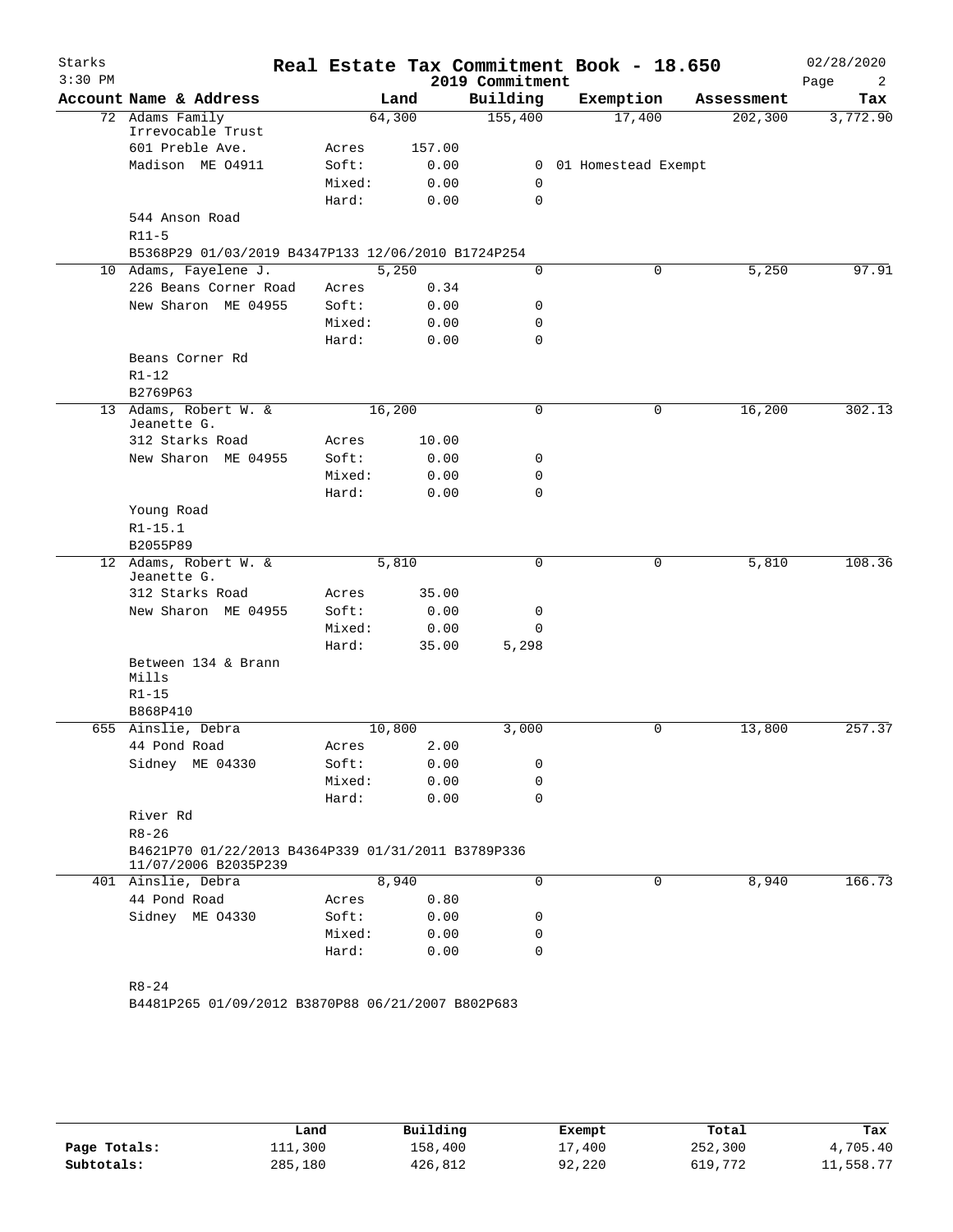# Real Estate Tax Commitment Book - 18.650

Starks
3:30 PM
2019 Commitment
02/28/2020

| Account Name & Address | | Land | Building | Exemption | Assessment | Tax |
|---|---|---|---|---|---|---|
| 72 Adams Family Irrevocable Trust | | 64,300 | 155,400 | 17,400 | 202,300 | 3,772.90 |
| 601 Preble Ave. | Acres | 157.00 | | | | |
| Madison ME 04911 | Soft: | 0.00 | 0 | 01 Homestead Exempt | | |
| | Mixed: | 0.00 | 0 | | | |
| | Hard: | 0.00 | 0 | | | |
| 544 Anson Road | | | | | | |
| R11-5 | | | | | | |
| B5368P29 01/03/2019 B4347P133 12/06/2010 B1724P254 | | | | | | |
| 10 Adams, Fayelene J. | | 5,250 | 0 | 0 | 5,250 | 97.91 |
| 226 Beans Corner Road | Acres | 0.34 | | | | |
| New Sharon ME 04955 | Soft: | 0.00 | 0 | | | |
| | Mixed: | 0.00 | 0 | | | |
| | Hard: | 0.00 | 0 | | | |
| Beans Corner Rd | | | | | | |
| R1-12 | | | | | | |
| B2769P63 | | | | | | |
| 13 Adams, Robert W. & Jeanette G. | | 16,200 | 0 | 0 | 16,200 | 302.13 |
| 312 Starks Road | Acres | 10.00 | | | | |
| New Sharon ME 04955 | Soft: | 0.00 | 0 | | | |
| | Mixed: | 0.00 | 0 | | | |
| | Hard: | 0.00 | 0 | | | |
| Young Road | | | | | | |
| R1-15.1 | | | | | | |
| B2055P89 | | | | | | |
| 12 Adams, Robert W. & Jeanette G. | | 5,810 | 0 | 0 | 5,810 | 108.36 |
| 312 Starks Road | Acres | 35.00 | | | | |
| New Sharon ME 04955 | Soft: | 0.00 | 0 | | | |
| | Mixed: | 0.00 | 0 | | | |
| | Hard: | 35.00 | 5,298 | | | |
| Between 134 & Brann Mills | | | | | | |
| R1-15 | | | | | | |
| B868P410 | | | | | | |
| 655 Ainslie, Debra | | 10,800 | 3,000 | 0 | 13,800 | 257.37 |
| 44 Pond Road | Acres | 2.00 | | | | |
| Sidney ME 04330 | Soft: | 0.00 | 0 | | | |
| | Mixed: | 0.00 | 0 | | | |
| | Hard: | 0.00 | 0 | | | |
| River Rd | | | | | | |
| R8-26 | | | | | | |
| B4621P70 01/22/2013 B4364P339 01/31/2011 B3789P336 11/07/2006 B2035P239 | | | | | | |
| 401 Ainslie, Debra | | 8,940 | 0 | 0 | 8,940 | 166.73 |
| 44 Pond Road | Acres | 0.80 | | | | |
| Sidney ME 04330 | Soft: | 0.00 | 0 | | | |
| | Mixed: | 0.00 | 0 | | | |
| | Hard: | 0.00 | 0 | | | |
| R8-24 | | | | | | |
| B4481P265 01/09/2012 B3870P88 06/21/2007 B802P683 | | | | | | |

| | Land | Building | Exempt | Total | Tax |
|---|---|---|---|---|---|
| **Page Totals:** | 111,300 | 158,400 | 17,400 | 252,300 | 4,705.40 |
| **Subtotals:** | 285,180 | 426,812 | 92,220 | 619,772 | 11,558.77 |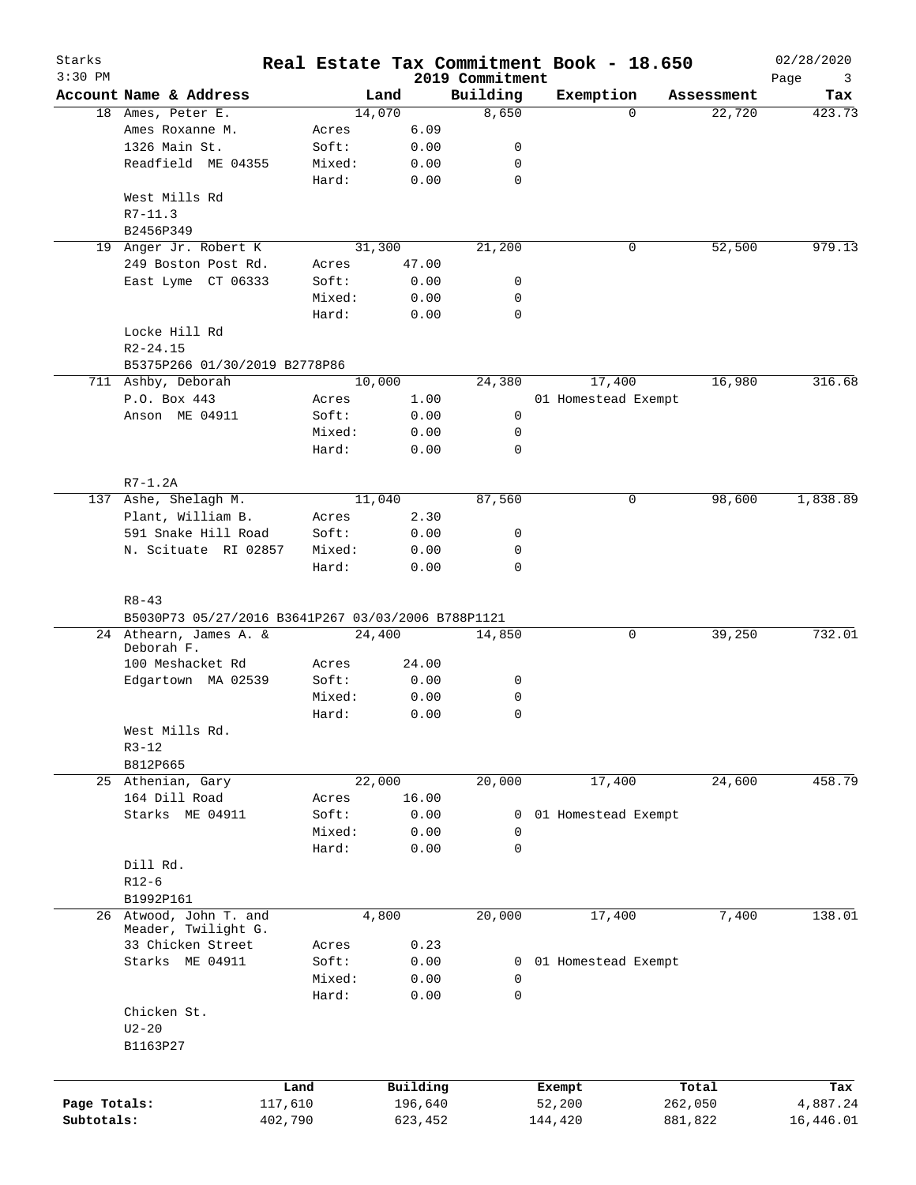# Real Estate Tax Commitment Book - 18.650

Starks
3:30 PM

2019 Commitment

02/28/2020

| Account Name & Address | | Land | Building | Exemption | Assessment | Tax |
|---|---|---|---|---|---|---|
| 18 Ames, Peter E. | | 14,070 | 8,650 | 0 | 22,720 | 423.73 |
| Ames Roxanne M. | Acres | 6.09 | | | | |
| 1326 Main St. | Soft: | 0.00 | 0 | | | |
| Readfield ME 04355 | Mixed: | 0.00 | 0 | | | |
| | Hard: | 0.00 | 0 | | | |
| West Mills Rd | | | | | | |
| R7-11.3 | | | | | | |
| B2456P349 | | | | | | |
| 19 Anger Jr. Robert K | | 31,300 | 21,200 | 0 | 52,500 | 979.13 |
| 249 Boston Post Rd. | Acres | 47.00 | | | | |
| East Lyme CT 06333 | Soft: | 0.00 | 0 | | | |
| | Mixed: | 0.00 | 0 | | | |
| | Hard: | 0.00 | 0 | | | |
| Locke Hill Rd | | | | | | |
| R2-24.15 | | | | | | |
| B5375P266 01/30/2019 B2778P86 | | | | | | |
| 711 Ashby, Deborah | | 10,000 | 24,380 | 17,400 | 16,980 | 316.68 |
| P.O. Box 443 | Acres | 1.00 | | 01 Homestead Exempt | | |
| Anson ME 04911 | Soft: | 0.00 | 0 | | | |
| | Mixed: | 0.00 | 0 | | | |
| | Hard: | 0.00 | 0 | | | |
| R7-1.2A | | | | | | |
| 137 Ashe, Shelagh M. | | 11,040 | 87,560 | 0 | 98,600 | 1,838.89 |
| Plant, William B. | Acres | 2.30 | | | | |
| 591 Snake Hill Road | Soft: | 0.00 | 0 | | | |
| N. Scituate RI 02857 | Mixed: | 0.00 | 0 | | | |
| | Hard: | 0.00 | 0 | | | |
| R8-43 | | | | | | |
| B5030P73 05/27/2016 B3641P267 03/03/2006 B788P1121 | | | | | | |
| 24 Athearn, James A. & Deborah F. | | 24,400 | 14,850 | 0 | 39,250 | 732.01 |
| 100 Meshacket Rd | Acres | 24.00 | | | | |
| Edgartown MA 02539 | Soft: | 0.00 | 0 | | | |
| | Mixed: | 0.00 | 0 | | | |
| | Hard: | 0.00 | 0 | | | |
| West Mills Rd. | | | | | | |
| R3-12 | | | | | | |
| B812P665 | | | | | | |
| 25 Athenian, Gary | | 22,000 | 20,000 | 17,400 | 24,600 | 458.79 |
| 164 Dill Road | Acres | 16.00 | | | | |
| Starks ME 04911 | Soft: | 0.00 | 0 | 01 Homestead Exempt | | |
| | Mixed: | 0.00 | 0 | | | |
| | Hard: | 0.00 | 0 | | | |
| Dill Rd. | | | | | | |
| R12-6 | | | | | | |
| B1992P161 | | | | | | |
| 26 Atwood, John T. and Meader, Twilight G. | | 4,800 | 20,000 | 17,400 | 7,400 | 138.01 |
| 33 Chicken Street | Acres | 0.23 | | | | |
| Starks ME 04911 | Soft: | 0.00 | 0 | 01 Homestead Exempt | | |
| | Mixed: | 0.00 | 0 | | | |
| | Hard: | 0.00 | 0 | | | |
| Chicken St. | | | | | | |
| U2-20 | | | | | | |
| B1163P27 | | | | | | |

| | Land | Building | Exempt | Total | Tax |
|---|---|---|---|---|---|
| Page Totals: | 117,610 | 196,640 | 52,200 | 262,050 | 4,887.24 |
| Subtotals: | 402,790 | 623,452 | 144,420 | 881,822 | 16,446.01 |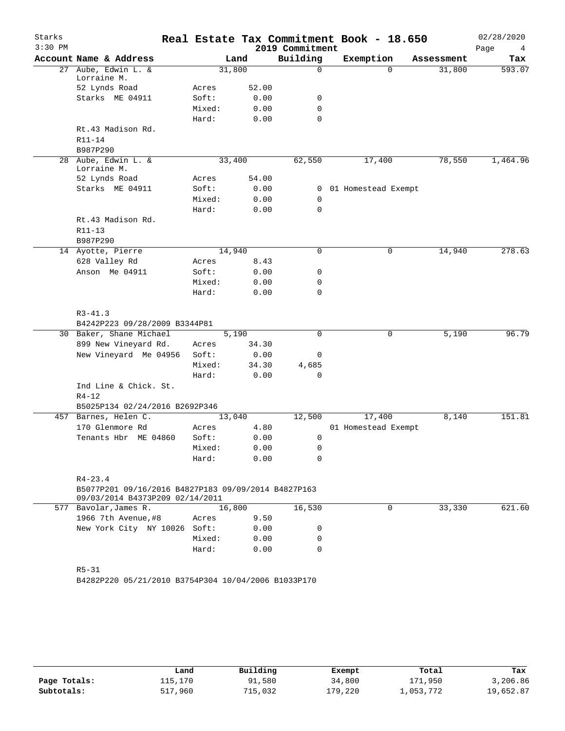Starks
3:30 PM

# Real Estate Tax Commitment Book - 18.650

2019 Commitment

02/28/2020

| Account Name & Address | | Land | Building | Exemption | Assessment | Tax |
|---|---|---|---|---|---|---|
| 27 Aube, Edwin L. & Lorraine M. | | 31,800 | 0 | 0 | 31,800 | 593.07 |
| 52 Lynds Road | Acres | 52.00 | | | | |
| Starks ME 04911 | Soft: | 0.00 | 0 | | | |
| | Mixed: | 0.00 | 0 | | | |
| | Hard: | 0.00 | 0 | | | |
| Rt.43 Madison Rd. | | | | | | |
| R11-14 | | | | | | |
| B987P290 | | | | | | |
| 28 Aube, Edwin L. & Lorraine M. | | 33,400 | 62,550 | 17,400 | 78,550 | 1,464.96 |
| 52 Lynds Road | Acres | 54.00 | | | | |
| Starks ME 04911 | Soft: | 0.00 | 0 | 01 Homestead Exempt | | |
| | Mixed: | 0.00 | 0 | | | |
| | Hard: | 0.00 | 0 | | | |
| Rt.43 Madison Rd. | | | | | | |
| R11-13 | | | | | | |
| B987P290 | | | | | | |
| 14 Ayotte, Pierre | | 14,940 | 0 | 0 | 14,940 | 278.63 |
| 628 Valley Rd | Acres | 8.43 | | | | |
| Anson Me 04911 | Soft: | 0.00 | 0 | | | |
| | Mixed: | 0.00 | 0 | | | |
| | Hard: | 0.00 | 0 | | | |
| R3-41.3 | | | | | | |
| B4242P223 09/28/2009 B3344P81 | | | | | | |
| 30 Baker, Shane Michael | | 5,190 | 0 | 0 | 5,190 | 96.79 |
| 899 New Vineyard Rd. | Acres | 34.30 | | | | |
| New Vineyard Me 04956 | Soft: | 0.00 | 0 | | | |
| | Mixed: | 34.30 | 4,685 | | | |
| | Hard: | 0.00 | 0 | | | |
| Ind Line & Chick. St. | | | | | | |
| R4-12 | | | | | | |
| B5025P134 02/24/2016 B2692P346 | | | | | | |
| 457 Barnes, Helen C. | | 13,040 | 12,500 | 17,400 | 8,140 | 151.81 |
| 170 Glenmore Rd | Acres | 4.80 | | 01 Homestead Exempt | | |
| Tenants Hbr ME 04860 | Soft: | 0.00 | 0 | | | |
| | Mixed: | 0.00 | 0 | | | |
| | Hard: | 0.00 | 0 | | | |
| R4-23.4 | | | | | | |
| B5077P201 09/16/2016 B4827P183 09/09/2014 B4827P163 09/03/2014 B4373P209 02/14/2011 | | | | | | |
| 577 Bavolar, James R. | | 16,800 | 16,530 | 0 | 33,330 | 621.60 |
| 1966 7th Avenue,#8 | Acres | 9.50 | | | | |
| New York City NY 10026 | Soft: | 0.00 | 0 | | | |
| | Mixed: | 0.00 | 0 | | | |
| | Hard: | 0.00 | 0 | | | |
| R5-31 | | | | | | |
| B4282P220 05/21/2010 B3754P304 10/04/2006 B1033P170 | | | | | | |

| | Land | Building | Exempt | Total | Tax |
|---|---|---|---|---|---|
| Page Totals: | 115,170 | 91,580 | 34,800 | 171,950 | 3,206.86 |
| Subtotals: | 517,960 | 715,032 | 179,220 | 1,053,772 | 19,652.87 |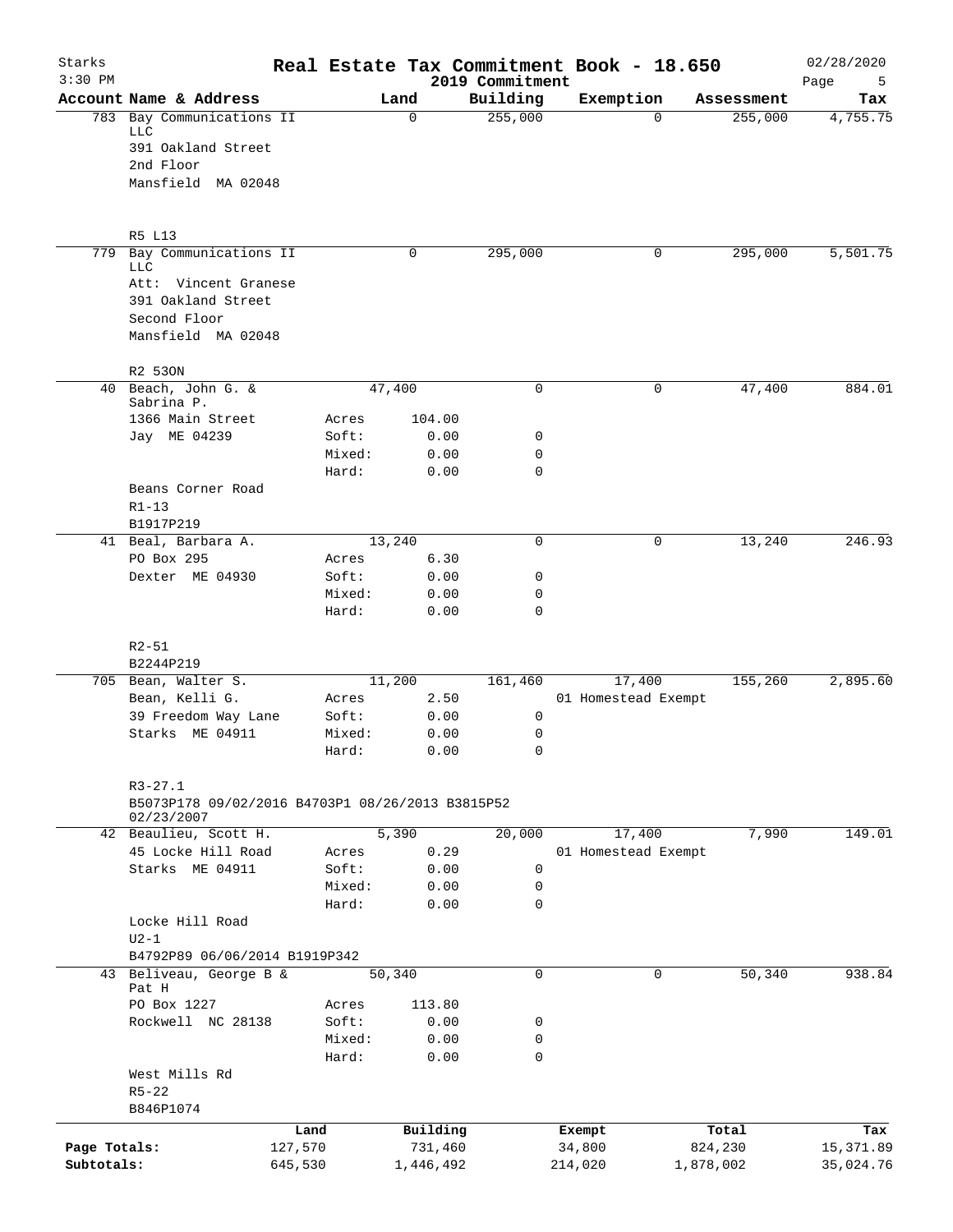# Real Estate Tax Commitment Book - 18.650

Starks
3:30 PM

2019 Commitment

02/28/2020

| Account | Name & Address | Land | | Building | Exemption | Assessment | Tax |
|---|---|---|---|---|---|---|---|
| 783 | Bay Communications II LLC<br>391 Oakland Street<br>2nd Floor<br>Mansfield MA 02048<br><br>R5 L13 | 0 | | 255,000 | 0 | 255,000 | 4,755.75 |
| 779 | Bay Communications II LLC<br>Att: Vincent Granese<br>391 Oakland Street<br>Second Floor<br>Mansfield MA 02048<br><br>R2 53ON | 0 | | 295,000 | 0 | 295,000 | 5,501.75 |
| 40 | Beach, John G. & Sabrina P.<br>1366 Main Street<br>Jay ME 04239<br><br>Beans Corner Road<br>R1-13<br>B1917P219 | 47,400<br>Acres<br>Soft:<br>Mixed:<br>Hard: | <br>104.00<br>0.00<br>0.00<br>0.00 | 0<br><br>0<br>0<br>0 | 0 | 47,400 | 884.01 |
| 41 | Beal, Barbara A.<br>PO Box 295<br>Dexter ME 04930<br><br>R2-51<br>B2244P219 | 13,240<br>Acres<br>Soft:<br>Mixed:<br>Hard: | <br>6.30<br>0.00<br>0.00<br>0.00 | 0<br><br>0<br>0<br>0 | 0 | 13,240 | 246.93 |
| 705 | Bean, Walter S.<br>Bean, Kelli G.<br>39 Freedom Way Lane<br>Starks ME 04911<br><br>R3-27.1<br>B5073P178 09/02/2016 B4703P1 08/26/2013 B3815P52 02/23/2007 | 11,200<br>Acres<br>Soft:<br>Mixed:<br>Hard: | <br>2.50<br>0.00<br>0.00<br>0.00 | 161,460<br><br>0<br>0<br>0 | 17,400<br>01 Homestead Exempt | 155,260 | 2,895.60 |
| 42 | Beaulieu, Scott H.<br>45 Locke Hill Road<br>Starks ME 04911<br><br>Locke Hill Road<br>U2-1<br>B4792P89 06/06/2014 B1919P342 | 5,390<br>Acres<br>Soft:<br>Mixed:<br>Hard: | <br>0.29<br>0.00<br>0.00<br>0.00 | 20,000<br><br>0<br>0<br>0 | 17,400<br>01 Homestead Exempt | 7,990 | 149.01 |
| 43 | Beliveau, George B & Pat H<br>PO Box 1227<br>Rockwell NC 28138<br><br>West Mills Rd<br>R5-22<br>B846P1074 | 50,340<br>Acres<br>Soft:<br>Mixed:<br>Hard: | <br>113.80<br>0.00<br>0.00<br>0.00 | 0<br><br>0<br>0<br>0 | 0 | 50,340 | 938.84 |

| | Land | Building | Exempt | Total | Tax |
|---|---|---|---|---|---|
| Page Totals: | 127,570 | 731,460 | 34,800 | 824,230 | 15,371.89 |
| Subtotals: | 645,530 | 1,446,492 | 214,020 | 1,878,002 | 35,024.76 |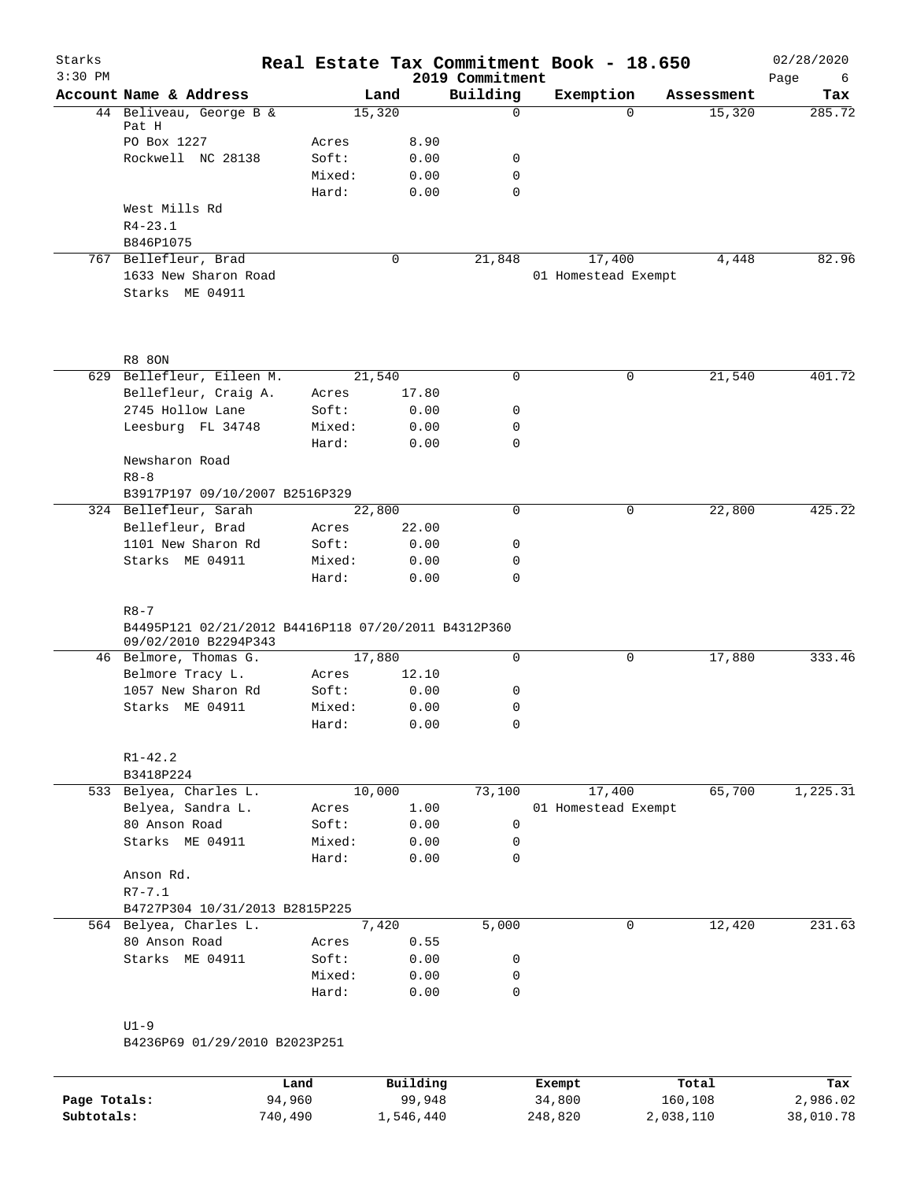# Real Estate Tax Commitment Book - 18.650

Starks
3:30 PM

2019 Commitment

02/28/2020

| Account Name & Address | | Land | Building | Exemption | Assessment | Tax |
|---|---|---|---|---|---|---|
| 44 Beliveau, George B & Pat H | | 15,320 | 0 | 0 | 15,320 | 285.72 |
| PO Box 1227 | Acres | 8.90 | | | | |
| Rockwell NC 28138 | Soft: | 0.00 | 0 | | | |
| | Mixed: | 0.00 | 0 | | | |
| | Hard: | 0.00 | 0 | | | |
| West Mills Rd | | | | | | |
| R4-23.1 | | | | | | |
| B846P1075 | | | | | | |
| 767 Bellefleur, Brad | | 0 | 21,848 | 17,400 | 4,448 | 82.96 |
| 1633 New Sharon Road | | | | 01 Homestead Exempt | | |
| Starks ME 04911 | | | | | | |
| R8 8ON | | | | | | |
| 629 Bellefleur, Eileen M. | | 21,540 | 0 | 0 | 21,540 | 401.72 |
| Bellefleur, Craig A. | Acres | 17.80 | | | | |
| 2745 Hollow Lane | Soft: | 0.00 | 0 | | | |
| Leesburg FL 34748 | Mixed: | 0.00 | 0 | | | |
| | Hard: | 0.00 | 0 | | | |
| Newsharon Road | | | | | | |
| R8-8 | | | | | | |
| B3917P197 09/10/2007 B2516P329 | | | | | | |
| 324 Bellefleur, Sarah | | 22,800 | 0 | 0 | 22,800 | 425.22 |
| Bellefleur, Brad | Acres | 22.00 | | | | |
| 1101 New Sharon Rd | Soft: | 0.00 | 0 | | | |
| Starks ME 04911 | Mixed: | 0.00 | 0 | | | |
| | Hard: | 0.00 | 0 | | | |
| R8-7 | | | | | | |
| B4495P121 02/21/2012 B4416P118 07/20/2011 B4312P360 09/02/2010 B2294P343 | | | | | | |
| 46 Belmore, Thomas G. | | 17,880 | 0 | 0 | 17,880 | 333.46 |
| Belmore Tracy L. | Acres | 12.10 | | | | |
| 1057 New Sharon Rd | Soft: | 0.00 | 0 | | | |
| Starks ME 04911 | Mixed: | 0.00 | 0 | | | |
| | Hard: | 0.00 | 0 | | | |
| R1-42.2 | | | | | | |
| B3418P224 | | | | | | |
| 533 Belyea, Charles L. | | 10,000 | 73,100 | 17,400 | 65,700 | 1,225.31 |
| Belyea, Sandra L. | Acres | 1.00 | | 01 Homestead Exempt | | |
| 80 Anson Road | Soft: | 0.00 | 0 | | | |
| Starks ME 04911 | Mixed: | 0.00 | 0 | | | |
| | Hard: | 0.00 | 0 | | | |
| Anson Rd. | | | | | | |
| R7-7.1 | | | | | | |
| B4727P304 10/31/2013 B2815P225 | | | | | | |
| 564 Belyea, Charles L. | | 7,420 | 5,000 | 0 | 12,420 | 231.63 |
| 80 Anson Road | Acres | 0.55 | | | | |
| Starks ME 04911 | Soft: | 0.00 | 0 | | | |
| | Mixed: | 0.00 | 0 | | | |
| | Hard: | 0.00 | 0 | | | |
| U1-9 | | | | | | |
| B4236P69 01/29/2010 B2023P251 | | | | | | |

| | Land | Building | Exempt | Total | Tax |
|---|---|---|---|---|---|
| Page Totals: | 94,960 | 99,948 | 34,800 | 160,108 | 2,986.02 |
| Subtotals: | 740,490 | 1,546,440 | 248,820 | 2,038,110 | 38,010.78 |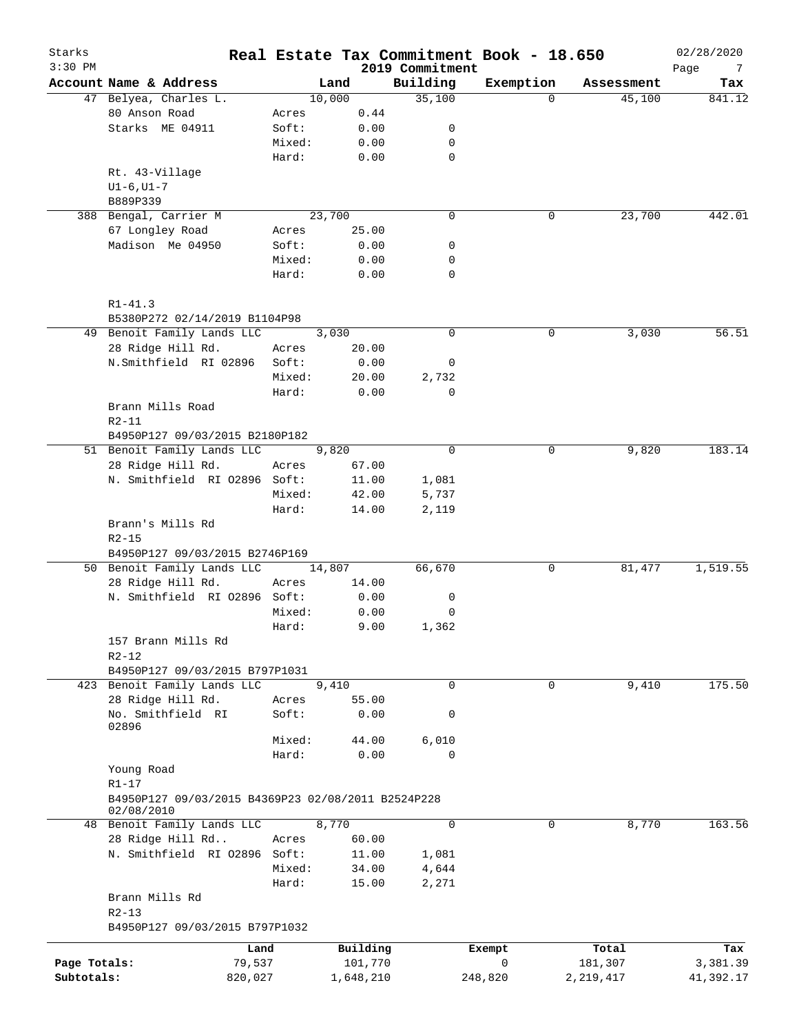# Real Estate Tax Commitment Book - 18.650

Starks
3:30 PM
2019 Commitment
02/28/2020

| Account Name & Address | | Land | Building | Exemption | Assessment | Tax |
|---|---|---|---|---|---|---|
| 47 Belyea, Charles L. | | 10,000 | 35,100 | 0 | 45,100 | 841.12 |
| 80 Anson Road | Acres | 0.44 | | | | |
| Starks ME 04911 | Soft: | 0.00 | 0 | | | |
| | Mixed: | 0.00 | 0 | | | |
| | Hard: | 0.00 | 0 | | | |
| Rt. 43-Village | | | | | | |
| U1-6,U1-7 | | | | | | |
| B889P339 | | | | | | |
| 388 Bengal, Carrier M | | 23,700 | 0 | 0 | 23,700 | 442.01 |
| 67 Longley Road | Acres | 25.00 | | | | |
| Madison Me 04950 | Soft: | 0.00 | 0 | | | |
| | Mixed: | 0.00 | 0 | | | |
| | Hard: | 0.00 | 0 | | | |
| R1-41.3 | | | | | | |
| B5380P272 02/14/2019 B1104P98 | | | | | | |
| 49 Benoit Family Lands LLC | | 3,030 | 0 | 0 | 3,030 | 56.51 |
| 28 Ridge Hill Rd. | Acres | 20.00 | | | | |
| N.Smithfield RI 02896 | Soft: | 0.00 | 0 | | | |
| | Mixed: | 20.00 | 2,732 | | | |
| | Hard: | 0.00 | 0 | | | |
| Brann Mills Road | | | | | | |
| R2-11 | | | | | | |
| B4950P127 09/03/2015 B2180P182 | | | | | | |
| 51 Benoit Family Lands LLC | | 9,820 | 0 | 0 | 9,820 | 183.14 |
| 28 Ridge Hill Rd. | Acres | 67.00 | | | | |
| N. Smithfield RI O2896 | Soft: | 11.00 | 1,081 | | | |
| | Mixed: | 42.00 | 5,737 | | | |
| | Hard: | 14.00 | 2,119 | | | |
| Brann's Mills Rd | | | | | | |
| R2-15 | | | | | | |
| B4950P127 09/03/2015 B2746P169 | | | | | | |
| 50 Benoit Family Lands LLC | | 14,807 | 66,670 | 0 | 81,477 | 1,519.55 |
| 28 Ridge Hill Rd. | Acres | 14.00 | | | | |
| N. Smithfield RI O2896 | Soft: | 0.00 | 0 | | | |
| | Mixed: | 0.00 | 0 | | | |
| | Hard: | 9.00 | 1,362 | | | |
| 157 Brann Mills Rd | | | | | | |
| R2-12 | | | | | | |
| B4950P127 09/03/2015 B797P1031 | | | | | | |
| 423 Benoit Family Lands LLC | | 9,410 | 0 | 0 | 9,410 | 175.50 |
| 28 Ridge Hill Rd. | Acres | 55.00 | | | | |
| No. Smithfield RI 02896 | Soft: | 0.00 | 0 | | | |
| | Mixed: | 44.00 | 6,010 | | | |
| | Hard: | 0.00 | 0 | | | |
| Young Road | | | | | | |
| R1-17 | | | | | | |
| B4950P127 09/03/2015 B4369P23 02/08/2011 B2524P228 02/08/2010 | | | | | | |
| 48 Benoit Family Lands LLC | | 8,770 | 0 | 0 | 8,770 | 163.56 |
| 28 Ridge Hill Rd.. | Acres | 60.00 | | | | |
| N. Smithfield RI O2896 | Soft: | 11.00 | 1,081 | | | |
| | Mixed: | 34.00 | 4,644 | | | |
| | Hard: | 15.00 | 2,271 | | | |
| Brann Mills Rd | | | | | | |
| R2-13 | | | | | | |
| B4950P127 09/03/2015 B797P1032 | | | | | | |

| | Land | Building | Exempt | Total | Tax |
|---|---|---|---|---|---|
| Page Totals: | 79,537 | 101,770 | 0 | 181,307 | 3,381.39 |
| Subtotals: | 820,027 | 1,648,210 | 248,820 | 2,219,417 | 41,392.17 |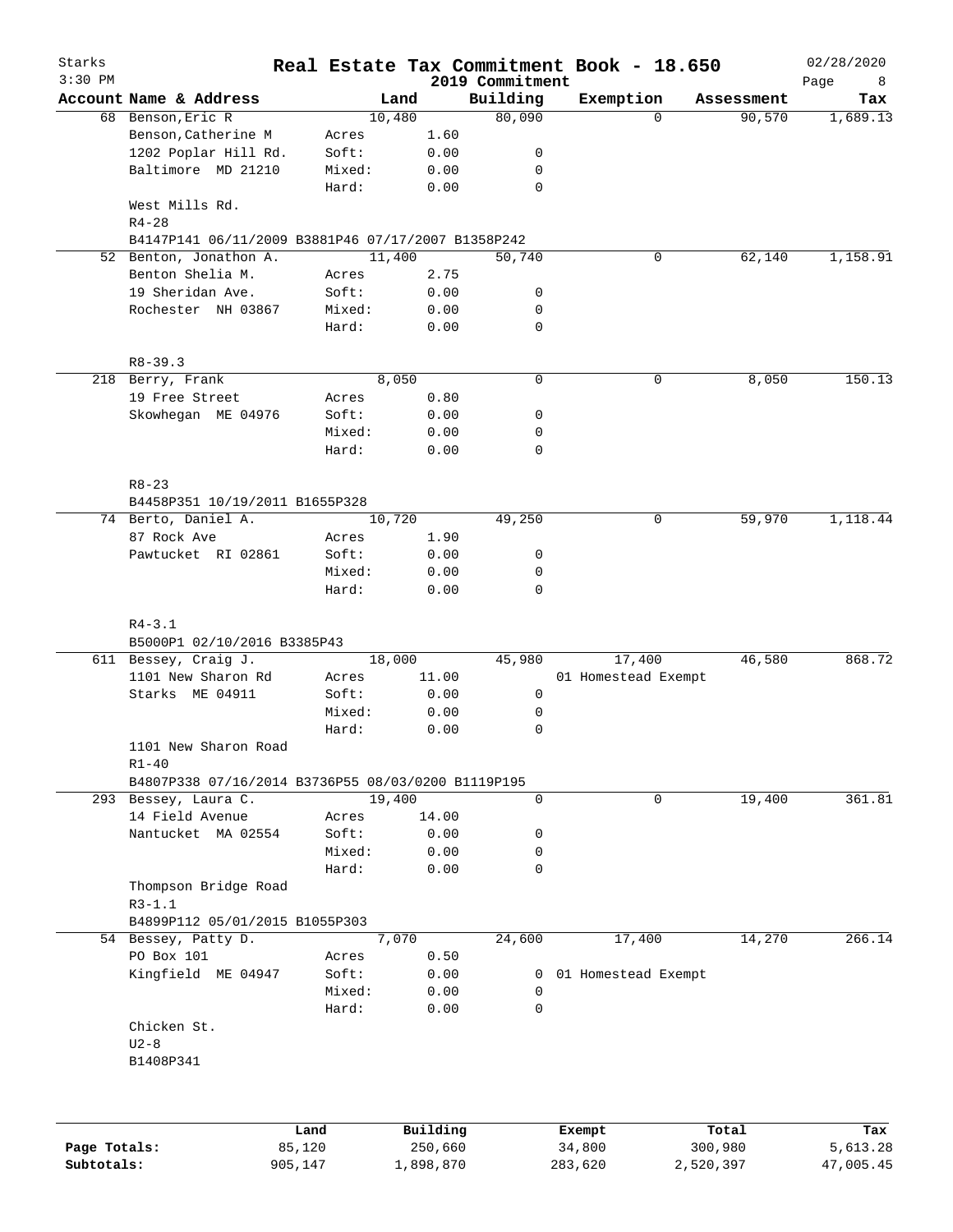# Real Estate Tax Commitment Book - 18.650

Starks
3:30 PM

2019 Commitment

02/28/2020

| Account Name & Address | | Land | Building | Exemption | Assessment | Tax |
|---|---|---|---|---|---|---|
| 68 Benson,Eric R | | 10,480 | 80,090 | 0 | 90,570 | 1,689.13 |
| Benson,Catherine M | Acres | 1.60 | | | | |
| 1202 Poplar Hill Rd. | Soft: | 0.00 | 0 | | | |
| Baltimore MD 21210 | Mixed: | 0.00 | 0 | | | |
| | Hard: | 0.00 | 0 | | | |
| West Mills Rd. | | | | | | |
| R4-28 | | | | | | |
| B4147P141 06/11/2009 B3881P46 07/17/2007 B1358P242 | | | | | | |
| 52 Benton, Jonathon A. | | 11,400 | 50,740 | 0 | 62,140 | 1,158.91 |
| Benton Shelia M. | Acres | 2.75 | | | | |
| 19 Sheridan Ave. | Soft: | 0.00 | 0 | | | |
| Rochester NH 03867 | Mixed: | 0.00 | 0 | | | |
| | Hard: | 0.00 | 0 | | | |
| R8-39.3 | | | | | | |
| 218 Berry, Frank | | 8,050 | 0 | 0 | 8,050 | 150.13 |
| 19 Free Street | Acres | 0.80 | | | | |
| Skowhegan ME 04976 | Soft: | 0.00 | 0 | | | |
| | Mixed: | 0.00 | 0 | | | |
| | Hard: | 0.00 | 0 | | | |
| R8-23 | | | | | | |
| B4458P351 10/19/2011 B1655P328 | | | | | | |
| 74 Berto, Daniel A. | | 10,720 | 49,250 | 0 | 59,970 | 1,118.44 |
| 87 Rock Ave | Acres | 1.90 | | | | |
| Pawtucket RI 02861 | Soft: | 0.00 | 0 | | | |
| | Mixed: | 0.00 | 0 | | | |
| | Hard: | 0.00 | 0 | | | |
| R4-3.1 | | | | | | |
| B5000P1 02/10/2016 B3385P43 | | | | | | |
| 611 Bessey, Craig J. | | 18,000 | 45,980 | 17,400 | 46,580 | 868.72 |
| 1101 New Sharon Rd | Acres | 11.00 | | 01 Homestead Exempt | | |
| Starks ME 04911 | Soft: | 0.00 | 0 | | | |
| | Mixed: | 0.00 | 0 | | | |
| | Hard: | 0.00 | 0 | | | |
| 1101 New Sharon Road | | | | | | |
| R1-40 | | | | | | |
| B4807P338 07/16/2014 B3736P55 08/03/0200 B1119P195 | | | | | | |
| 293 Bessey, Laura C. | | 19,400 | 0 | 0 | 19,400 | 361.81 |
| 14 Field Avenue | Acres | 14.00 | | | | |
| Nantucket MA 02554 | Soft: | 0.00 | 0 | | | |
| | Mixed: | 0.00 | 0 | | | |
| | Hard: | 0.00 | 0 | | | |
| Thompson Bridge Road | | | | | | |
| R3-1.1 | | | | | | |
| B4899P112 05/01/2015 B1055P303 | | | | | | |
| 54 Bessey, Patty D. | | 7,070 | 24,600 | 17,400 | 14,270 | 266.14 |
| PO Box 101 | Acres | 0.50 | | | | |
| Kingfield ME 04947 | Soft: | 0.00 | 0 | 01 Homestead Exempt | | |
| | Mixed: | 0.00 | 0 | | | |
| | Hard: | 0.00 | 0 | | | |
| Chicken St. | | | | | | |
| U2-8 | | | | | | |
| B1408P341 | | | | | | |

| | Land | Building | Exempt | Total | Tax |
|---|---|---|---|---|---|
| **Page Totals:** | 85,120 | 250,660 | 34,800 | 300,980 | 5,613.28 |
| **Subtotals:** | 905,147 | 1,898,870 | 283,620 | 2,520,397 | 47,005.45 |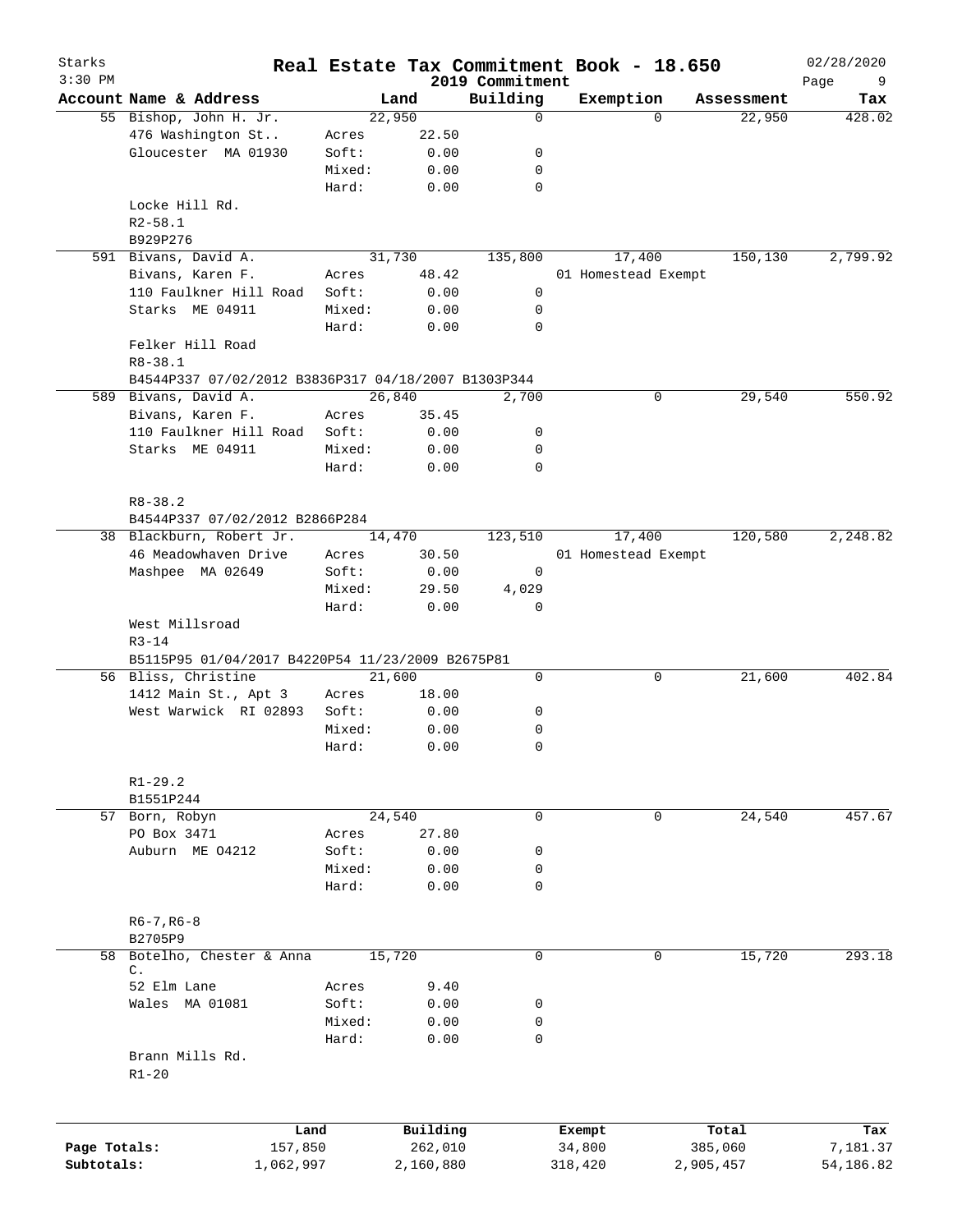# Real Estate Tax Commitment Book - 18.650

Starks
3:30 PM
2019 Commitment
02/28/2020

| Account | Name & Address | | Land | Building | Exemption | Assessment | Tax |
|---|---|---|---|---|---|---|---|
| 55 | Bishop, John H. Jr. | | 22,950 | 0 | 0 | 22,950 | 428.02 |
| | 476 Washington St.. | Acres | 22.50 | | | | |
| | Gloucester MA 01930 | Soft: | 0.00 | 0 | | | |
| | | Mixed: | 0.00 | 0 | | | |
| | | Hard: | 0.00 | 0 | | | |
| | Locke Hill Rd. | | | | | | |
| | R2-58.1 | | | | | | |
| | B929P276 | | | | | | |
| 591 | Bivans, David A. | | 31,730 | 135,800 | 17,400 | 150,130 | 2,799.92 |
| | Bivans, Karen F. | Acres | 48.42 | | 01 Homestead Exempt | | |
| | 110 Faulkner Hill Road | Soft: | 0.00 | 0 | | | |
| | Starks ME 04911 | Mixed: | 0.00 | 0 | | | |
| | | Hard: | 0.00 | 0 | | | |
| | Felker Hill Road | | | | | | |
| | R8-38.1 | | | | | | |
| | B4544P337 07/02/2012 B3836P317 04/18/2007 B1303P344 | | | | | | |
| 589 | Bivans, David A. | | 26,840 | 2,700 | 0 | 29,540 | 550.92 |
| | Bivans, Karen F. | Acres | 35.45 | | | | |
| | 110 Faulkner Hill Road | Soft: | 0.00 | 0 | | | |
| | Starks ME 04911 | Mixed: | 0.00 | 0 | | | |
| | | Hard: | 0.00 | 0 | | | |
| | R8-38.2 | | | | | | |
| | B4544P337 07/02/2012 B2866P284 | | | | | | |
| 38 | Blackburn, Robert Jr. | | 14,470 | 123,510 | 17,400 | 120,580 | 2,248.82 |
| | 46 Meadowhaven Drive | Acres | 30.50 | | 01 Homestead Exempt | | |
| | Mashpee MA 02649 | Soft: | 0.00 | 0 | | | |
| | | Mixed: | 29.50 | 4,029 | | | |
| | | Hard: | 0.00 | 0 | | | |
| | West Millsroad | | | | | | |
| | R3-14 | | | | | | |
| | B5115P95 01/04/2017 B4220P54 11/23/2009 B2675P81 | | | | | | |
| 56 | Bliss, Christine | | 21,600 | 0 | 0 | 21,600 | 402.84 |
| | 1412 Main St., Apt 3 | Acres | 18.00 | | | | |
| | West Warwick RI 02893 | Soft: | 0.00 | 0 | | | |
| | | Mixed: | 0.00 | 0 | | | |
| | | Hard: | 0.00 | 0 | | | |
| | R1-29.2 | | | | | | |
| | B1551P244 | | | | | | |
| 57 | Born, Robyn | | 24,540 | 0 | 0 | 24,540 | 457.67 |
| | PO Box 3471 | Acres | 27.80 | | | | |
| | Auburn ME 04212 | Soft: | 0.00 | 0 | | | |
| | | Mixed: | 0.00 | 0 | | | |
| | | Hard: | 0.00 | 0 | | | |
| | R6-7,R6-8 | | | | | | |
| | B2705P9 | | | | | | |
| 58 | Botelho, Chester & Anna C. | | 15,720 | 0 | 0 | 15,720 | 293.18 |
| | 52 Elm Lane | Acres | 9.40 | | | | |
| | Wales MA 01081 | Soft: | 0.00 | 0 | | | |
| | | Mixed: | 0.00 | 0 | | | |
| | | Hard: | 0.00 | 0 | | | |
| | Brann Mills Rd. | | | | | | |
| | R1-20 | | | | | | |

| | Land | Building | Exempt | Total | Tax |
|---|---|---|---|---|---|
| Page Totals: | 157,850 | 262,010 | 34,800 | 385,060 | 7,181.37 |
| Subtotals: | 1,062,997 | 2,160,880 | 318,420 | 2,905,457 | 54,186.82 |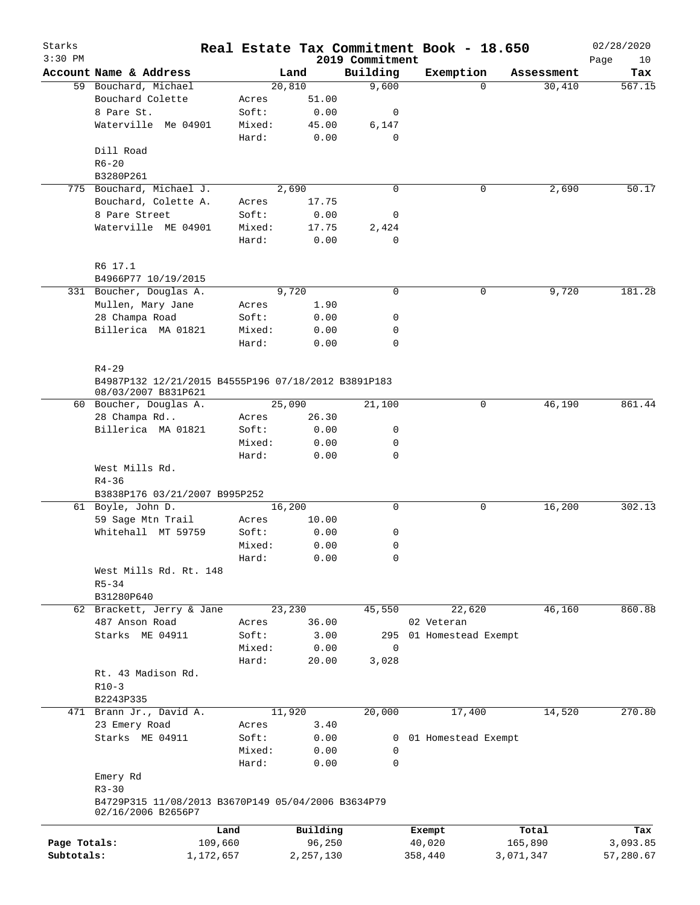# Starks — Real Estate Tax Commitment Book - 18.650 — 2019 Commitment

3:30 PM — 02/28/2020

| Account Name & Address | | Land | Building | Exemption | Assessment | Tax |
|---|---|---|---|---|---|---|
| 59 Bouchard, Michael | | 20,810 | 9,600 | 0 | 30,410 | 567.15 |
| Bouchard Colette | Acres | 51.00 | | | | |
| 8 Pare St. | Soft: | 0.00 | 0 | | | |
| Waterville Me 04901 | Mixed: | 45.00 | 6,147 | | | |
| | Hard: | 0.00 | 0 | | | |
| Dill Road | | | | | | |
| R6-20 | | | | | | |
| B3280P261 | | | | | | |
| 775 Bouchard, Michael J. | | 2,690 | 0 | 0 | 2,690 | 50.17 |
| Bouchard, Colette A. | Acres | 17.75 | | | | |
| 8 Pare Street | Soft: | 0.00 | 0 | | | |
| Waterville ME 04901 | Mixed: | 17.75 | 2,424 | | | |
| | Hard: | 0.00 | 0 | | | |
| R6 17.1 | | | | | | |
| B4966P77 10/19/2015 | | | | | | |
| 331 Boucher, Douglas A. | | 9,720 | 0 | 0 | 9,720 | 181.28 |
| Mullen, Mary Jane | Acres | 1.90 | | | | |
| 28 Champa Road | Soft: | 0.00 | 0 | | | |
| Billerica MA 01821 | Mixed: | 0.00 | 0 | | | |
| | Hard: | 0.00 | 0 | | | |
| R4-29 | | | | | | |
| B4987P132 12/21/2015 B4555P196 07/18/2012 B3891P183 08/03/2007 B831P621 | | | | | | |
| 60 Boucher, Douglas A. | | 25,090 | 21,100 | 0 | 46,190 | 861.44 |
| 28 Champa Rd.. | Acres | 26.30 | | | | |
| Billerica MA 01821 | Soft: | 0.00 | 0 | | | |
| | Mixed: | 0.00 | 0 | | | |
| | Hard: | 0.00 | 0 | | | |
| West Mills Rd. | | | | | | |
| R4-36 | | | | | | |
| B3838P176 03/21/2007 B995P252 | | | | | | |
| 61 Boyle, John D. | | 16,200 | 0 | 0 | 16,200 | 302.13 |
| 59 Sage Mtn Trail | Acres | 10.00 | | | | |
| Whitehall MT 59759 | Soft: | 0.00 | 0 | | | |
| | Mixed: | 0.00 | 0 | | | |
| | Hard: | 0.00 | 0 | | | |
| West Mills Rd. Rt. 148 | | | | | | |
| R5-34 | | | | | | |
| B31280P640 | | | | | | |
| 62 Brackett, Jerry & Jane | | 23,230 | 45,550 | 22,620 | 46,160 | 860.88 |
| 487 Anson Road | Acres | 36.00 | | 02 Veteran | | |
| Starks ME 04911 | Soft: | 3.00 | 295 | 01 Homestead Exempt | | |
| | Mixed: | 0.00 | 0 | | | |
| | Hard: | 20.00 | 3,028 | | | |
| Rt. 43 Madison Rd. | | | | | | |
| R10-3 | | | | | | |
| B2243P335 | | | | | | |
| 471 Brann Jr., David A. | | 11,920 | 20,000 | 17,400 | 14,520 | 270.80 |
| 23 Emery Road | Acres | 3.40 | | | | |
| Starks ME 04911 | Soft: | 0.00 | 0 | 01 Homestead Exempt | | |
| | Mixed: | 0.00 | 0 | | | |
| | Hard: | 0.00 | 0 | | | |
| Emery Rd | | | | | | |
| R3-30 | | | | | | |
| B4729P315 11/08/2013 B3670P149 05/04/2006 B3634P79 02/16/2006 B2656P7 | | | | | | |

| | Land | Building | Exempt | Total | Tax |
|---|---|---|---|---|---|
| Page Totals: | 109,660 | 96,250 | 40,020 | 165,890 | 3,093.85 |
| Subtotals: | 1,172,657 | 2,257,130 | 358,440 | 3,071,347 | 57,280.67 |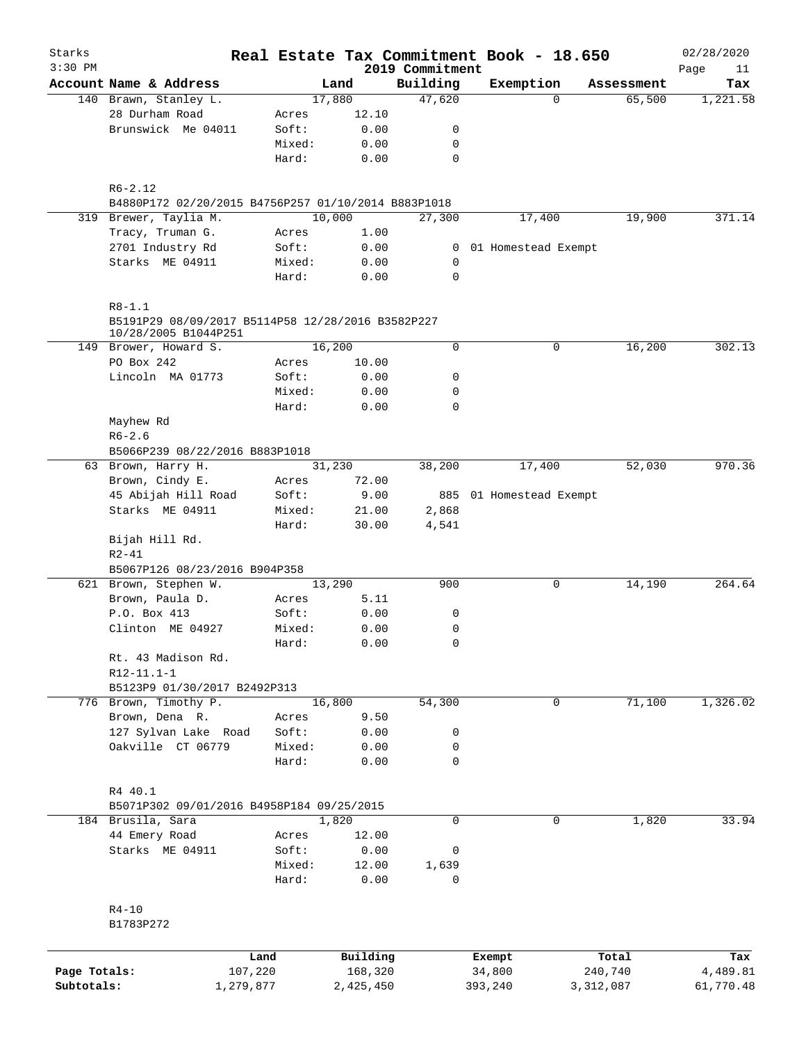# Real Estate Tax Commitment Book - 18.650

Starks
2019 Commitment

| Account Name & Address | | Land | Building | Exemption | Assessment | Tax |
|---|---|---|---|---|---|---|
| 140 Brawn, Stanley L. | | 17,880 | 47,620 | 0 | 65,500 | 1,221.58 |
| 28 Durham Road | Acres | 12.10 | | | | |
| Brunswick Me 04011 | Soft: | 0.00 | 0 | | | |
| | Mixed: | 0.00 | 0 | | | |
| | Hard: | 0.00 | 0 | | | |
| R6-2.12 | | | | | | |
| B4880P172 02/20/2015 B4756P257 01/10/2014 B883P1018 | | | | | | |
| 319 Brewer, Taylia M. | | 10,000 | 27,300 | 17,400 | 19,900 | 371.14 |
| Tracy, Truman G. | Acres | 1.00 | | | | |
| 2701 Industry Rd | Soft: | 0.00 | 0 | 01 Homestead Exempt | | |
| Starks ME 04911 | Mixed: | 0.00 | 0 | | | |
| | Hard: | 0.00 | 0 | | | |
| R8-1.1 | | | | | | |
| B5191P29 08/09/2017 B5114P58 12/28/2016 B3582P227 10/28/2005 B1044P251 | | | | | | |
| 149 Brower, Howard S. | | 16,200 | 0 | 0 | 16,200 | 302.13 |
| PO Box 242 | Acres | 10.00 | | | | |
| Lincoln MA 01773 | Soft: | 0.00 | 0 | | | |
| | Mixed: | 0.00 | 0 | | | |
| | Hard: | 0.00 | 0 | | | |
| Mayhew Rd | | | | | | |
| R6-2.6 | | | | | | |
| B5066P239 08/22/2016 B883P1018 | | | | | | |
| 63 Brown, Harry H. | | 31,230 | 38,200 | 17,400 | 52,030 | 970.36 |
| Brown, Cindy E. | Acres | 72.00 | | | | |
| 45 Abijah Hill Road | Soft: | 9.00 | 885 | 01 Homestead Exempt | | |
| Starks ME 04911 | Mixed: | 21.00 | 2,868 | | | |
| | Hard: | 30.00 | 4,541 | | | |
| Bijah Hill Rd. | | | | | | |
| R2-41 | | | | | | |
| B5067P126 08/23/2016 B904P358 | | | | | | |
| 621 Brown, Stephen W. | | 13,290 | 900 | 0 | 14,190 | 264.64 |
| Brown, Paula D. | Acres | 5.11 | | | | |
| P.O. Box 413 | Soft: | 0.00 | 0 | | | |
| Clinton ME 04927 | Mixed: | 0.00 | 0 | | | |
| | Hard: | 0.00 | 0 | | | |
| Rt. 43 Madison Rd. | | | | | | |
| R12-11.1-1 | | | | | | |
| B5123P9 01/30/2017 B2492P313 | | | | | | |
| 776 Brown, Timothy P. | | 16,800 | 54,300 | 0 | 71,100 | 1,326.02 |
| Brown, Dena R. | Acres | 9.50 | | | | |
| 127 Sylvan Lake Road | Soft: | 0.00 | 0 | | | |
| Oakville CT 06779 | Mixed: | 0.00 | 0 | | | |
| | Hard: | 0.00 | 0 | | | |
| R4 40.1 | | | | | | |
| B5071P302 09/01/2016 B4958P184 09/25/2015 | | | | | | |
| 184 Brusila, Sara | | 1,820 | 0 | 0 | 1,820 | 33.94 |
| 44 Emery Road | Acres | 12.00 | | | | |
| Starks ME 04911 | Soft: | 0.00 | 0 | | | |
| | Mixed: | 12.00 | 1,639 | | | |
| | Hard: | 0.00 | 0 | | | |
| R4-10 | | | | | | |
| B1783P272 | | | | | | |

| | Land | Building | Exempt | Total | Tax |
|---|---|---|---|---|---|
| Page Totals: | 107,220 | 168,320 | 34,800 | 240,740 | 4,489.81 |
| Subtotals: | 1,279,877 | 2,425,450 | 393,240 | 3,312,087 | 61,770.48 |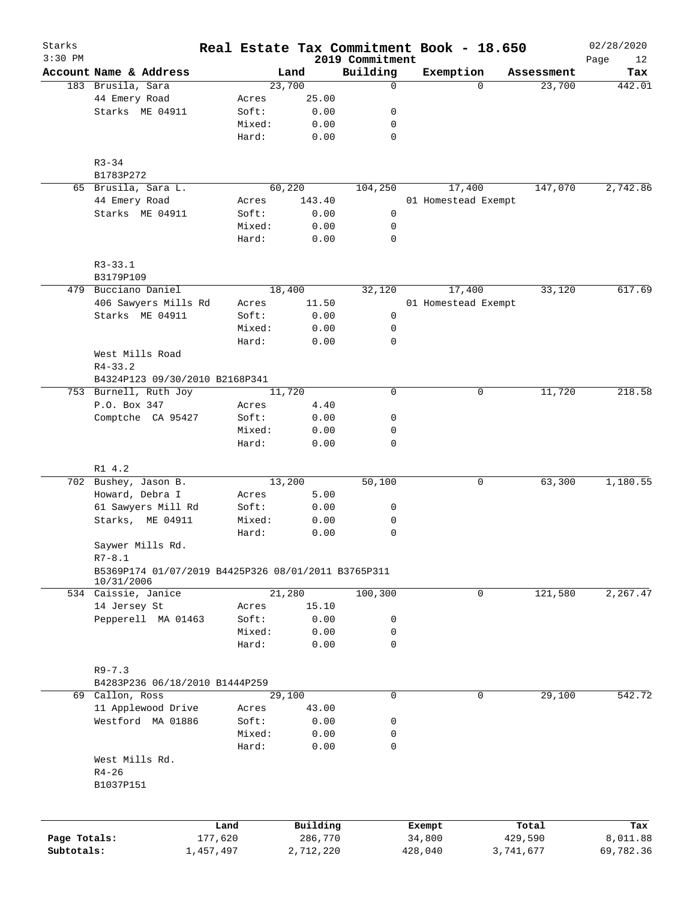# Real Estate Tax Commitment Book - 18.650

## 2019 Commitment

Starks, 3:30 PM — 02/28/2020

| Account Name & Address | | Land | Building | Exemption | Assessment | Tax |
|---|---|---|---|---|---|---|
| 183 Brusila, Sara | | 23,700 | 0 | 0 | 23,700 | 442.01 |
| 44 Emery Road | Acres | 25.00 | | | | |
| Starks ME 04911 | Soft: | 0.00 | 0 | | | |
| | Mixed: | 0.00 | 0 | | | |
| | Hard: | 0.00 | 0 | | | |
| R3-34 | | | | | | |
| B1783P272 | | | | | | |
| 65 Brusila, Sara L. | | 60,220 | 104,250 | 17,400 | 147,070 | 2,742.86 |
| 44 Emery Road | Acres | 143.40 | | 01 Homestead Exempt | | |
| Starks ME 04911 | Soft: | 0.00 | 0 | | | |
| | Mixed: | 0.00 | 0 | | | |
| | Hard: | 0.00 | 0 | | | |
| R3-33.1 | | | | | | |
| B3179P109 | | | | | | |
| 479 Bucciano Daniel | | 18,400 | 32,120 | 17,400 | 33,120 | 617.69 |
| 406 Sawyers Mills Rd | Acres | 11.50 | | 01 Homestead Exempt | | |
| Starks ME 04911 | Soft: | 0.00 | 0 | | | |
| | Mixed: | 0.00 | 0 | | | |
| | Hard: | 0.00 | 0 | | | |
| West Mills Road | | | | | | |
| R4-33.2 | | | | | | |
| B4324P123 09/30/2010 B2168P341 | | | | | | |
| 753 Burnell, Ruth Joy | | 11,720 | 0 | 0 | 11,720 | 218.58 |
| P.O. Box 347 | Acres | 4.40 | | | | |
| Comptche CA 95427 | Soft: | 0.00 | 0 | | | |
| | Mixed: | 0.00 | 0 | | | |
| | Hard: | 0.00 | 0 | | | |
| R1 4.2 | | | | | | |
| 702 Bushey, Jason B. | | 13,200 | 50,100 | 0 | 63,300 | 1,180.55 |
| Howard, Debra I | Acres | 5.00 | | | | |
| 61 Sawyers Mill Rd | Soft: | 0.00 | 0 | | | |
| Starks, ME 04911 | Mixed: | 0.00 | 0 | | | |
| | Hard: | 0.00 | 0 | | | |
| Saywer Mills Rd. | | | | | | |
| R7-8.1 | | | | | | |
| B5369P174 01/07/2019 B4425P326 08/01/2011 B3765P311 10/31/2006 | | | | | | |
| 534 Caissie, Janice | | 21,280 | 100,300 | 0 | 121,580 | 2,267.47 |
| 14 Jersey St | Acres | 15.10 | | | | |
| Pepperell MA 01463 | Soft: | 0.00 | 0 | | | |
| | Mixed: | 0.00 | 0 | | | |
| | Hard: | 0.00 | 0 | | | |
| R9-7.3 | | | | | | |
| B4283P236 06/18/2010 B1444P259 | | | | | | |
| 69 Callon, Ross | | 29,100 | 0 | 0 | 29,100 | 542.72 |
| 11 Applewood Drive | Acres | 43.00 | | | | |
| Westford MA 01886 | Soft: | 0.00 | 0 | | | |
| | Mixed: | 0.00 | 0 | | | |
| | Hard: | 0.00 | 0 | | | |
| West Mills Rd. | | | | | | |
| R4-26 | | | | | | |
| B1037P151 | | | | | | |

| | Land | Building | Exempt | Total | Tax |
|---|---|---|---|---|---|
| Page Totals: | 177,620 | 286,770 | 34,800 | 429,590 | 8,011.88 |
| Subtotals: | 1,457,497 | 2,712,220 | 428,040 | 3,741,677 | 69,782.36 |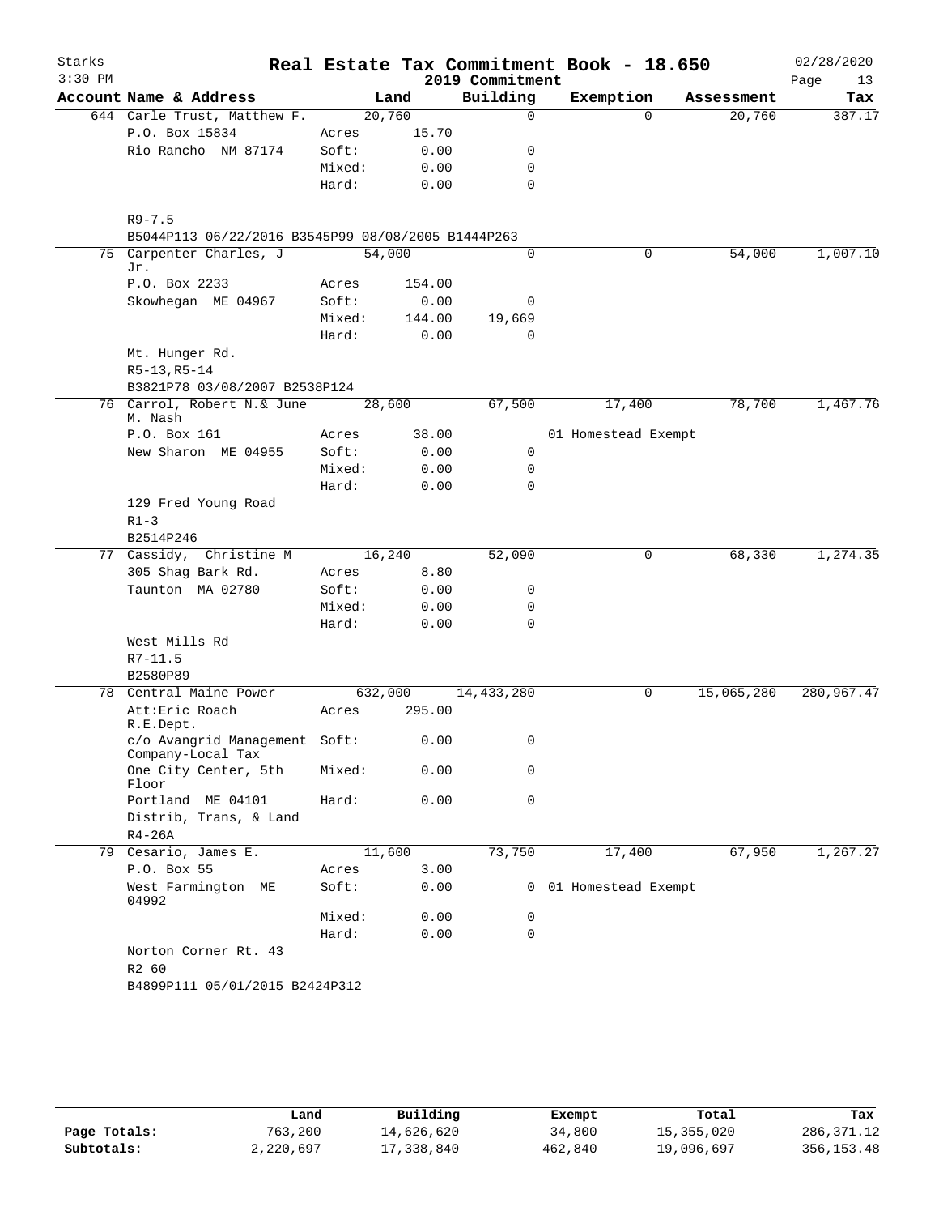# Real Estate Tax Commitment Book - 18.650

Starks
3:30 PM
2019 Commitment
02/28/2020

| Account Name & Address | | Land | Building | Exemption | Assessment | Tax |
|---|---|---|---|---|---|---|
| 644 Carle Trust, Matthew F. | | 20,760 | 0 | 0 | 20,760 | 387.17 |
| P.O. Box 15834 | Acres | 15.70 | | | | |
| Rio Rancho NM 87174 | Soft: | 0.00 | 0 | | | |
| | Mixed: | 0.00 | 0 | | | |
| | Hard: | 0.00 | 0 | | | |
| R9-7.5 | | | | | | |
| B5044P113 06/22/2016 B3545P99 08/08/2005 B1444P263 | | | | | | |
| 75 Carpenter Charles, J Jr. | | 54,000 | 0 | 0 | 54,000 | 1,007.10 |
| P.O. Box 2233 | Acres | 154.00 | | | | |
| Skowhegan ME 04967 | Soft: | 0.00 | 0 | | | |
| | Mixed: | 144.00 | 19,669 | | | |
| | Hard: | 0.00 | 0 | | | |
| Mt. Hunger Rd. | | | | | | |
| R5-13,R5-14 | | | | | | |
| B3821P78 03/08/2007 B2538P124 | | | | | | |
| 76 Carrol, Robert N.& June M. Nash | | 28,600 | 67,500 | 17,400 | 78,700 | 1,467.76 |
| P.O. Box 161 | Acres | 38.00 | | 01 Homestead Exempt | | |
| New Sharon ME 04955 | Soft: | 0.00 | 0 | | | |
| | Mixed: | 0.00 | 0 | | | |
| | Hard: | 0.00 | 0 | | | |
| 129 Fred Young Road | | | | | | |
| R1-3 | | | | | | |
| B2514P246 | | | | | | |
| 77 Cassidy, Christine M | | 16,240 | 52,090 | 0 | 68,330 | 1,274.35 |
| 305 Shag Bark Rd. | Acres | 8.80 | | | | |
| Taunton MA 02780 | Soft: | 0.00 | 0 | | | |
| | Mixed: | 0.00 | 0 | | | |
| | Hard: | 0.00 | 0 | | | |
| West Mills Rd | | | | | | |
| R7-11.5 | | | | | | |
| B2580P89 | | | | | | |
| 78 Central Maine Power | | 632,000 | 14,433,280 | 0 | 15,065,280 | 280,967.47 |
| Att:Eric Roach R.E.Dept. | Acres | 295.00 | | | | |
| c/o Avangrid Management Company-Local Tax | Soft: | 0.00 | 0 | | | |
| One City Center, 5th Floor | Mixed: | 0.00 | 0 | | | |
| Portland ME 04101 | Hard: | 0.00 | 0 | | | |
| Distrib, Trans, & Land | | | | | | |
| R4-26A | | | | | | |
| 79 Cesario, James E. | | 11,600 | 73,750 | 17,400 | 67,950 | 1,267.27 |
| P.O. Box 55 | Acres | 3.00 | | | | |
| West Farmington ME 04992 | Soft: | 0.00 | 0 | 01 Homestead Exempt | | |
| | Mixed: | 0.00 | 0 | | | |
| | Hard: | 0.00 | 0 | | | |
| Norton Corner Rt. 43 | | | | | | |
| R2 60 | | | | | | |
| B4899P111 05/01/2015 B2424P312 | | | | | | |

| | Land | Building | Exempt | Total | Tax |
|---|---|---|---|---|---|
| **Page Totals:** | 763,200 | 14,626,620 | 34,800 | 15,355,020 | 286,371.12 |
| **Subtotals:** | 2,220,697 | 17,338,840 | 462,840 | 19,096,697 | 356,153.48 |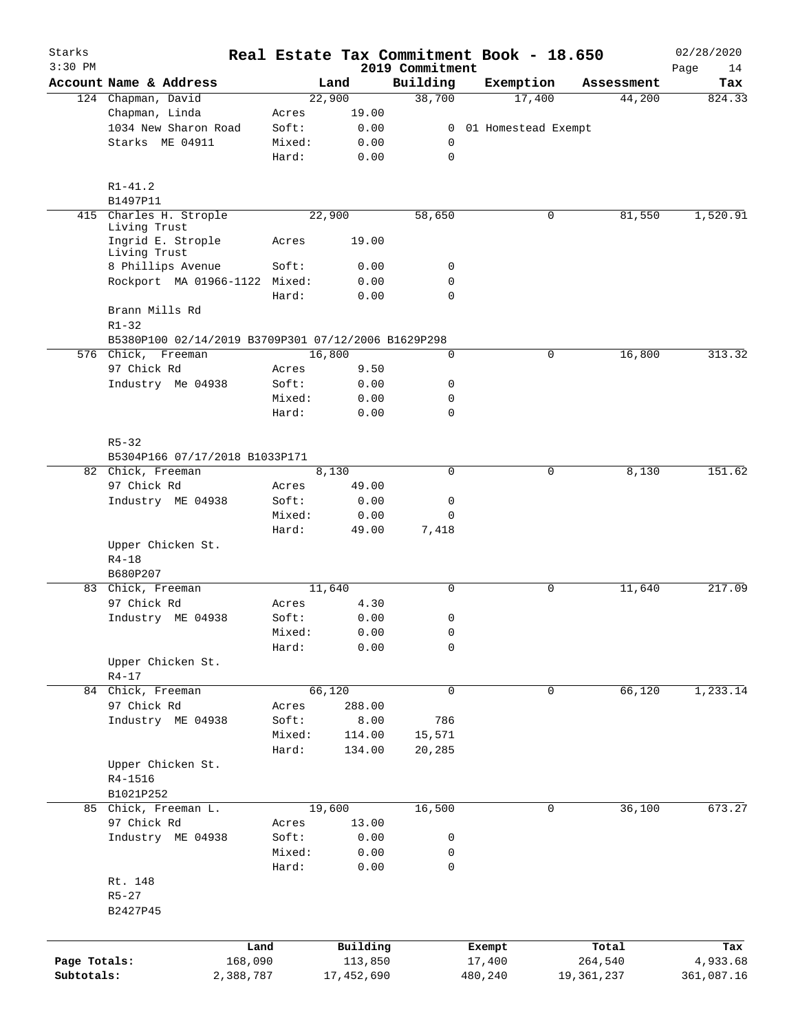# Real Estate Tax Commitment Book - 18.650

Starks 3:30 PM — 2019 Commitment — 02/28/2020

| Account Name & Address | | Land | Building | Exemption | Assessment | Tax |
|---|---|---|---|---|---|---|
| 124 Chapman, David | | 22,900 | 38,700 | 17,400 | 44,200 | 824.33 |
| Chapman, Linda | Acres | 19.00 | | | | |
| 1034 New Sharon Road | Soft: | 0.00 | 0 | 01 Homestead Exempt | | |
| Starks ME 04911 | Mixed: | 0.00 | 0 | | | |
| | Hard: | 0.00 | 0 | | | |
| R1-41.2 | | | | | | |
| B1497P11 | | | | | | |
| 415 Charles H. Strople Living Trust | | 22,900 | 58,650 | 0 | 81,550 | 1,520.91 |
| Ingrid E. Strople Living Trust | Acres | 19.00 | | | | |
| 8 Phillips Avenue | Soft: | 0.00 | 0 | | | |
| Rockport MA 01966-1122 | Mixed: | 0.00 | 0 | | | |
| | Hard: | 0.00 | 0 | | | |
| Brann Mills Rd | | | | | | |
| R1-32 | | | | | | |
| B5380P100 02/14/2019 B3709P301 07/12/2006 B1629P298 | | | | | | |
| 576 Chick, Freeman | | 16,800 | 0 | 0 | 16,800 | 313.32 |
| 97 Chick Rd | Acres | 9.50 | | | | |
| Industry Me 04938 | Soft: | 0.00 | 0 | | | |
| | Mixed: | 0.00 | 0 | | | |
| | Hard: | 0.00 | 0 | | | |
| R5-32 | | | | | | |
| B5304P166 07/17/2018 B1033P171 | | | | | | |
| 82 Chick, Freeman | | 8,130 | 0 | 0 | 8,130 | 151.62 |
| 97 Chick Rd | Acres | 49.00 | | | | |
| Industry ME 04938 | Soft: | 0.00 | 0 | | | |
| | Mixed: | 0.00 | 0 | | | |
| | Hard: | 49.00 | 7,418 | | | |
| Upper Chicken St. | | | | | | |
| R4-18 | | | | | | |
| B680P207 | | | | | | |
| 83 Chick, Freeman | | 11,640 | 0 | 0 | 11,640 | 217.09 |
| 97 Chick Rd | Acres | 4.30 | | | | |
| Industry ME 04938 | Soft: | 0.00 | 0 | | | |
| | Mixed: | 0.00 | 0 | | | |
| | Hard: | 0.00 | 0 | | | |
| Upper Chicken St. | | | | | | |
| R4-17 | | | | | | |
| 84 Chick, Freeman | | 66,120 | 0 | 0 | 66,120 | 1,233.14 |
| 97 Chick Rd | Acres | 288.00 | | | | |
| Industry ME 04938 | Soft: | 8.00 | 786 | | | |
| | Mixed: | 114.00 | 15,571 | | | |
| | Hard: | 134.00 | 20,285 | | | |
| Upper Chicken St. | | | | | | |
| R4-1516 | | | | | | |
| B1021P252 | | | | | | |
| 85 Chick, Freeman L. | | 19,600 | 16,500 | 0 | 36,100 | 673.27 |
| 97 Chick Rd | Acres | 13.00 | | | | |
| Industry ME 04938 | Soft: | 0.00 | 0 | | | |
| | Mixed: | 0.00 | 0 | | | |
| | Hard: | 0.00 | 0 | | | |
| Rt. 148 | | | | | | |
| R5-27 | | | | | | |
| B2427P45 | | | | | | |

| | Land | Building | Exempt | Total | Tax |
|---|---|---|---|---|---|
| Page Totals: | 168,090 | 113,850 | 17,400 | 264,540 | 4,933.68 |
| Subtotals: | 2,388,787 | 17,452,690 | 480,240 | 19,361,237 | 361,087.16 |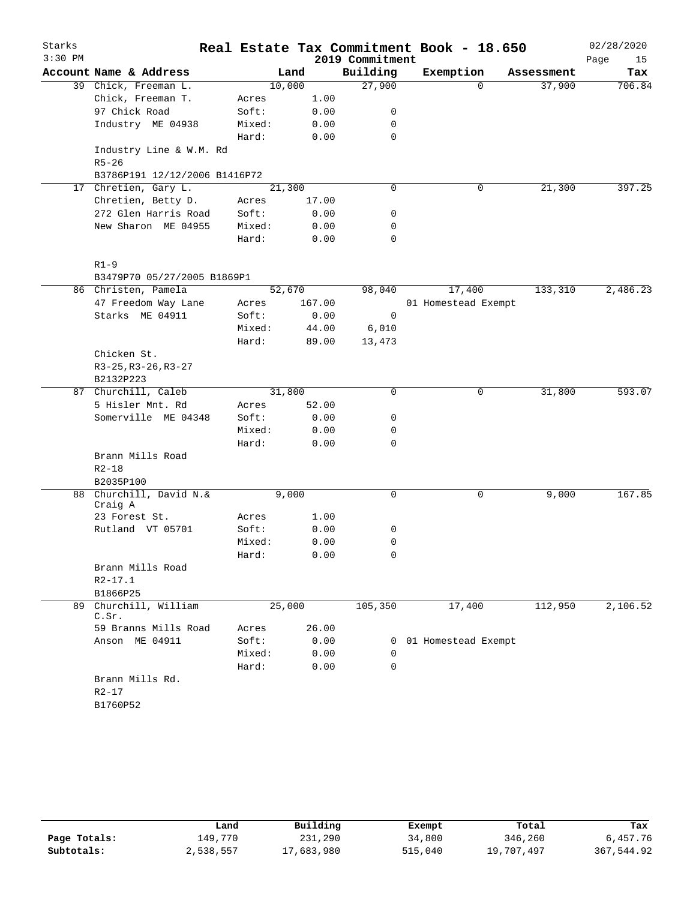# Real Estate Tax Commitment Book - 18.650

Starks
3:30 PM

2019 Commitment

02/28/2020

| Account | Name & Address | | Land | Building | Exemption | Assessment | Tax |
|---|---|---|---|---|---|---|---|
| 39 | Chick, Freeman L. | | 10,000 | 27,900 | 0 | 37,900 | 706.84 |
| | Chick, Freeman T. | Acres | 1.00 | | | | |
| | 97 Chick Road | Soft: | 0.00 | 0 | | | |
| | Industry ME 04938 | Mixed: | 0.00 | 0 | | | |
| | | Hard: | 0.00 | 0 | | | |
| | Industry Line & W.M. Rd | | | | | | |
| | R5-26 | | | | | | |
| | B3786P191 12/12/2006 B1416P72 | | | | | | |
| 17 | Chretien, Gary L. | | 21,300 | 0 | 0 | 21,300 | 397.25 |
| | Chretien, Betty D. | Acres | 17.00 | | | | |
| | 272 Glen Harris Road | Soft: | 0.00 | 0 | | | |
| | New Sharon ME 04955 | Mixed: | 0.00 | 0 | | | |
| | | Hard: | 0.00 | 0 | | | |
| | R1-9 | | | | | | |
| | B3479P70 05/27/2005 B1869P1 | | | | | | |
| 86 | Christen, Pamela | | 52,670 | 98,040 | 17,400 | 133,310 | 2,486.23 |
| | 47 Freedom Way Lane | Acres | 167.00 | | 01 Homestead Exempt | | |
| | Starks ME 04911 | Soft: | 0.00 | 0 | | | |
| | | Mixed: | 44.00 | 6,010 | | | |
| | | Hard: | 89.00 | 13,473 | | | |
| | Chicken St. | | | | | | |
| | R3-25,R3-26,R3-27 | | | | | | |
| | B2132P223 | | | | | | |
| 87 | Churchill, Caleb | | 31,800 | 0 | 0 | 31,800 | 593.07 |
| | 5 Hisler Mnt. Rd | Acres | 52.00 | | | | |
| | Somerville ME 04348 | Soft: | 0.00 | 0 | | | |
| | | Mixed: | 0.00 | 0 | | | |
| | | Hard: | 0.00 | 0 | | | |
| | Brann Mills Road | | | | | | |
| | R2-18 | | | | | | |
| | B2035P100 | | | | | | |
| 88 | Churchill, David N.& Craig A | | 9,000 | 0 | 0 | 9,000 | 167.85 |
| | 23 Forest St. | Acres | 1.00 | | | | |
| | Rutland VT 05701 | Soft: | 0.00 | 0 | | | |
| | | Mixed: | 0.00 | 0 | | | |
| | | Hard: | 0.00 | 0 | | | |
| | Brann Mills Road | | | | | | |
| | R2-17.1 | | | | | | |
| | B1866P25 | | | | | | |
| 89 | Churchill, William C.Sr. | | 25,000 | 105,350 | 17,400 | 112,950 | 2,106.52 |
| | 59 Branns Mills Road | Acres | 26.00 | | | | |
| | Anson ME 04911 | Soft: | 0.00 | 0 | 01 Homestead Exempt | | |
| | | Mixed: | 0.00 | 0 | | | |
| | | Hard: | 0.00 | 0 | | | |
| | Brann Mills Rd. | | | | | | |
| | R2-17 | | | | | | |
| | B1760P52 | | | | | | |

| | Land | Building | Exempt | Total | Tax |
|---|---|---|---|---|---|
| Page Totals: | 149,770 | 231,290 | 34,800 | 346,260 | 6,457.76 |
| Subtotals: | 2,538,557 | 17,683,980 | 515,040 | 19,707,497 | 367,544.92 |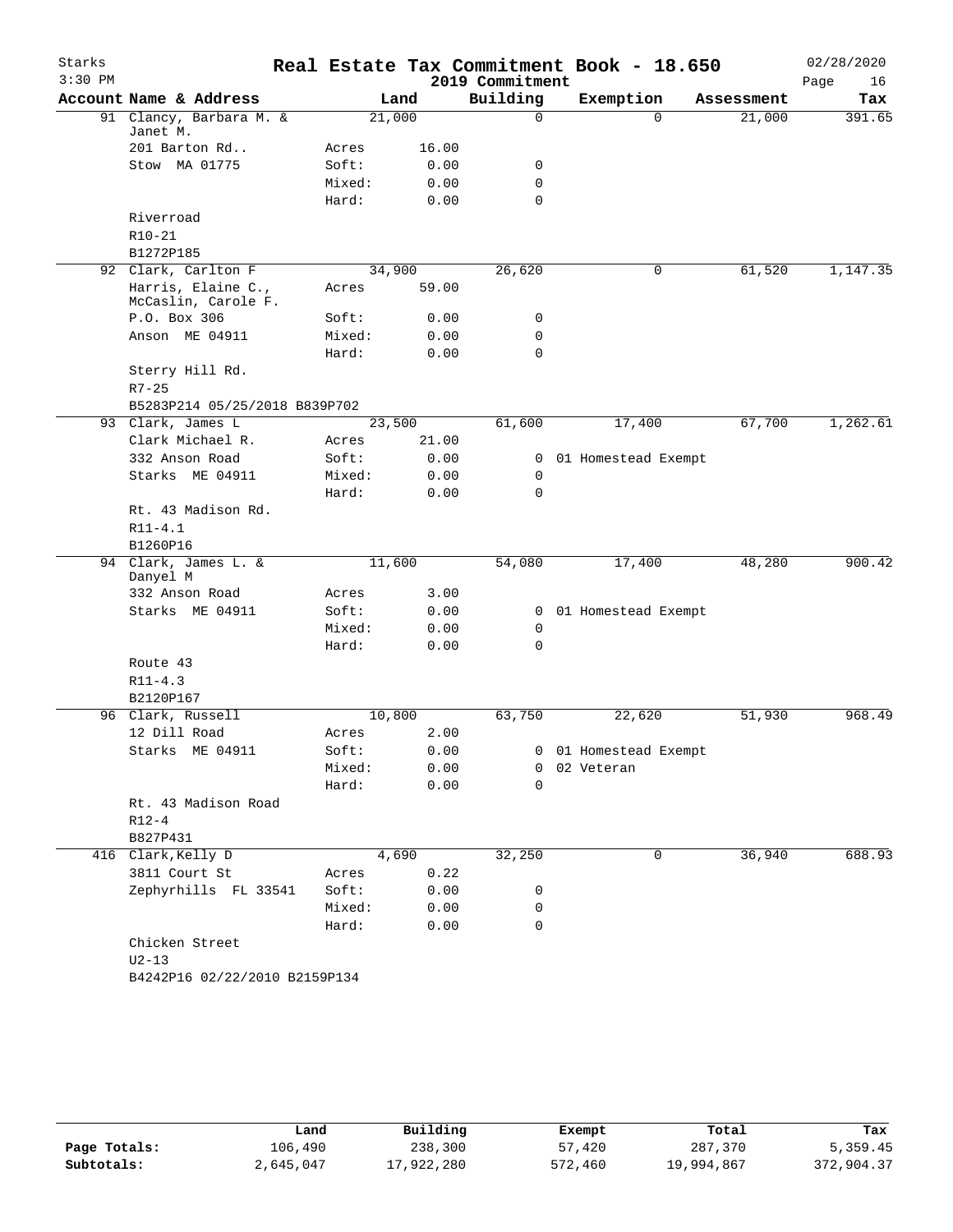# Real Estate Tax Commitment Book - 18.650

Starks
3:30 PM

2019 Commitment

02/28/2020

| Account Name & Address | | Land | Building | Exemption | Assessment | Tax |
|---|---|---|---|---|---|---|
| 91 Clancy, Barbara M. & Janet M. | | 21,000 | 0 | 0 | 21,000 | 391.65 |
| 201 Barton Rd.. | Acres | 16.00 | | | | |
| Stow MA 01775 | Soft: | 0.00 | 0 | | | |
| | Mixed: | 0.00 | 0 | | | |
| | Hard: | 0.00 | 0 | | | |
| Riverroad | | | | | | |
| R10-21 | | | | | | |
| B1272P185 | | | | | | |
| 92 Clark, Carlton F | | 34,900 | 26,620 | 0 | 61,520 | 1,147.35 |
| Harris, Elaine C., McCaslin, Carole F. | Acres | 59.00 | | | | |
| P.O. Box 306 | Soft: | 0.00 | 0 | | | |
| Anson ME 04911 | Mixed: | 0.00 | 0 | | | |
| | Hard: | 0.00 | 0 | | | |
| Sterry Hill Rd. | | | | | | |
| R7-25 | | | | | | |
| B5283P214 05/25/2018 B839P702 | | | | | | |
| 93 Clark, James L | | 23,500 | 61,600 | 17,400 | 67,700 | 1,262.61 |
| Clark Michael R. | Acres | 21.00 | | | | |
| 332 Anson Road | Soft: | 0.00 | 0 | 01 Homestead Exempt | | |
| Starks ME 04911 | Mixed: | 0.00 | 0 | | | |
| | Hard: | 0.00 | 0 | | | |
| Rt. 43 Madison Rd. | | | | | | |
| R11-4.1 | | | | | | |
| B1260P16 | | | | | | |
| 94 Clark, James L. & Danyel M | | 11,600 | 54,080 | 17,400 | 48,280 | 900.42 |
| 332 Anson Road | Acres | 3.00 | | | | |
| Starks ME 04911 | Soft: | 0.00 | 0 | 01 Homestead Exempt | | |
| | Mixed: | 0.00 | 0 | | | |
| | Hard: | 0.00 | 0 | | | |
| Route 43 | | | | | | |
| R11-4.3 | | | | | | |
| B2120P167 | | | | | | |
| 96 Clark, Russell | | 10,800 | 63,750 | 22,620 | 51,930 | 968.49 |
| 12 Dill Road | Acres | 2.00 | | | | |
| Starks ME 04911 | Soft: | 0.00 | 0 | 01 Homestead Exempt | | |
| | Mixed: | 0.00 | 0 | 02 Veteran | | |
| | Hard: | 0.00 | 0 | | | |
| Rt. 43 Madison Road | | | | | | |
| R12-4 | | | | | | |
| B827P431 | | | | | | |
| 416 Clark,Kelly D | | 4,690 | 32,250 | 0 | 36,940 | 688.93 |
| 3811 Court St | Acres | 0.22 | | | | |
| Zephyrhills FL 33541 | Soft: | 0.00 | 0 | | | |
| | Mixed: | 0.00 | 0 | | | |
| | Hard: | 0.00 | 0 | | | |
| Chicken Street | | | | | | |
| U2-13 | | | | | | |
| B4242P16 02/22/2010 B2159P134 | | | | | | |

| | Land | Building | Exempt | Total | Tax |
|---|---|---|---|---|---|
| Page Totals: | 106,490 | 238,300 | 57,420 | 287,370 | 5,359.45 |
| Subtotals: | 2,645,047 | 17,922,280 | 572,460 | 19,994,867 | 372,904.37 |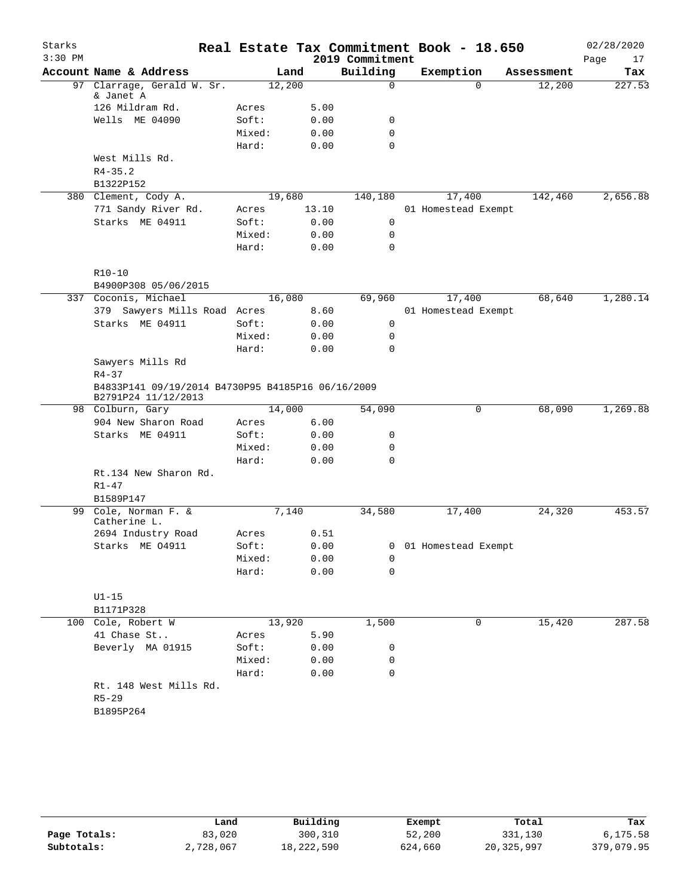# Real Estate Tax Commitment Book - 18.650

Starks
3:30 PM

2019 Commitment

02/28/2020

| Account | Name & Address | | Land | Building | Exemption | Assessment | Tax |
|---|---|---|---|---|---|---|---|
| 97 | Clarrage, Gerald W. Sr. & Janet A | | 12,200 | 0 | 0 | 12,200 | 227.53 |
| | 126 Mildram Rd. | Acres | 5.00 | | | | |
| | Wells ME 04090 | Soft: | 0.00 | 0 | | | |
| | | Mixed: | 0.00 | 0 | | | |
| | | Hard: | 0.00 | 0 | | | |
| | West Mills Rd. | | | | | | |
| | R4-35.2 | | | | | | |
| | B1322P152 | | | | | | |
| 380 | Clement, Cody A. | | 19,680 | 140,180 | 17,400 | 142,460 | 2,656.88 |
| | 771 Sandy River Rd. | Acres | 13.10 | | 01 Homestead Exempt | | |
| | Starks ME 04911 | Soft: | 0.00 | 0 | | | |
| | | Mixed: | 0.00 | 0 | | | |
| | | Hard: | 0.00 | 0 | | | |
| | R10-10 | | | | | | |
| | B4900P308 05/06/2015 | | | | | | |
| 337 | Coconis, Michael | | 16,080 | 69,960 | 17,400 | 68,640 | 1,280.14 |
| | 379 Sawyers Mills Road | Acres | 8.60 | | 01 Homestead Exempt | | |
| | Starks ME 04911 | Soft: | 0.00 | 0 | | | |
| | | Mixed: | 0.00 | 0 | | | |
| | | Hard: | 0.00 | 0 | | | |
| | Sawyers Mills Rd | | | | | | |
| | R4-37 | | | | | | |
| | B4833P141 09/19/2014 B4730P95 B4185P16 06/16/2009 B2791P24 11/12/2013 | | | | | | |
| 98 | Colburn, Gary | | 14,000 | 54,090 | 0 | 68,090 | 1,269.88 |
| | 904 New Sharon Road | Acres | 6.00 | | | | |
| | Starks ME 04911 | Soft: | 0.00 | 0 | | | |
| | | Mixed: | 0.00 | 0 | | | |
| | | Hard: | 0.00 | 0 | | | |
| | Rt.134 New Sharon Rd. | | | | | | |
| | R1-47 | | | | | | |
| | B1589P147 | | | | | | |
| 99 | Cole, Norman F. & Catherine L. | | 7,140 | 34,580 | 17,400 | 24,320 | 453.57 |
| | 2694 Industry Road | Acres | 0.51 | | | | |
| | Starks ME 04911 | Soft: | 0.00 | 0 | 01 Homestead Exempt | | |
| | | Mixed: | 0.00 | 0 | | | |
| | | Hard: | 0.00 | 0 | | | |
| | U1-15 | | | | | | |
| | B1171P328 | | | | | | |
| 100 | Cole, Robert W | | 13,920 | 1,500 | 0 | 15,420 | 287.58 |
| | 41 Chase St.. | Acres | 5.90 | | | | |
| | Beverly MA 01915 | Soft: | 0.00 | 0 | | | |
| | | Mixed: | 0.00 | 0 | | | |
| | | Hard: | 0.00 | 0 | | | |
| | Rt. 148 West Mills Rd. | | | | | | |
| | R5-29 | | | | | | |
| | B1895P264 | | | | | | |

| | Land | Building | Exempt | Total | Tax |
|---|---|---|---|---|---|
| Page Totals: | 83,020 | 300,310 | 52,200 | 331,130 | 6,175.58 |
| Subtotals: | 2,728,067 | 18,222,590 | 624,660 | 20,325,997 | 379,079.95 |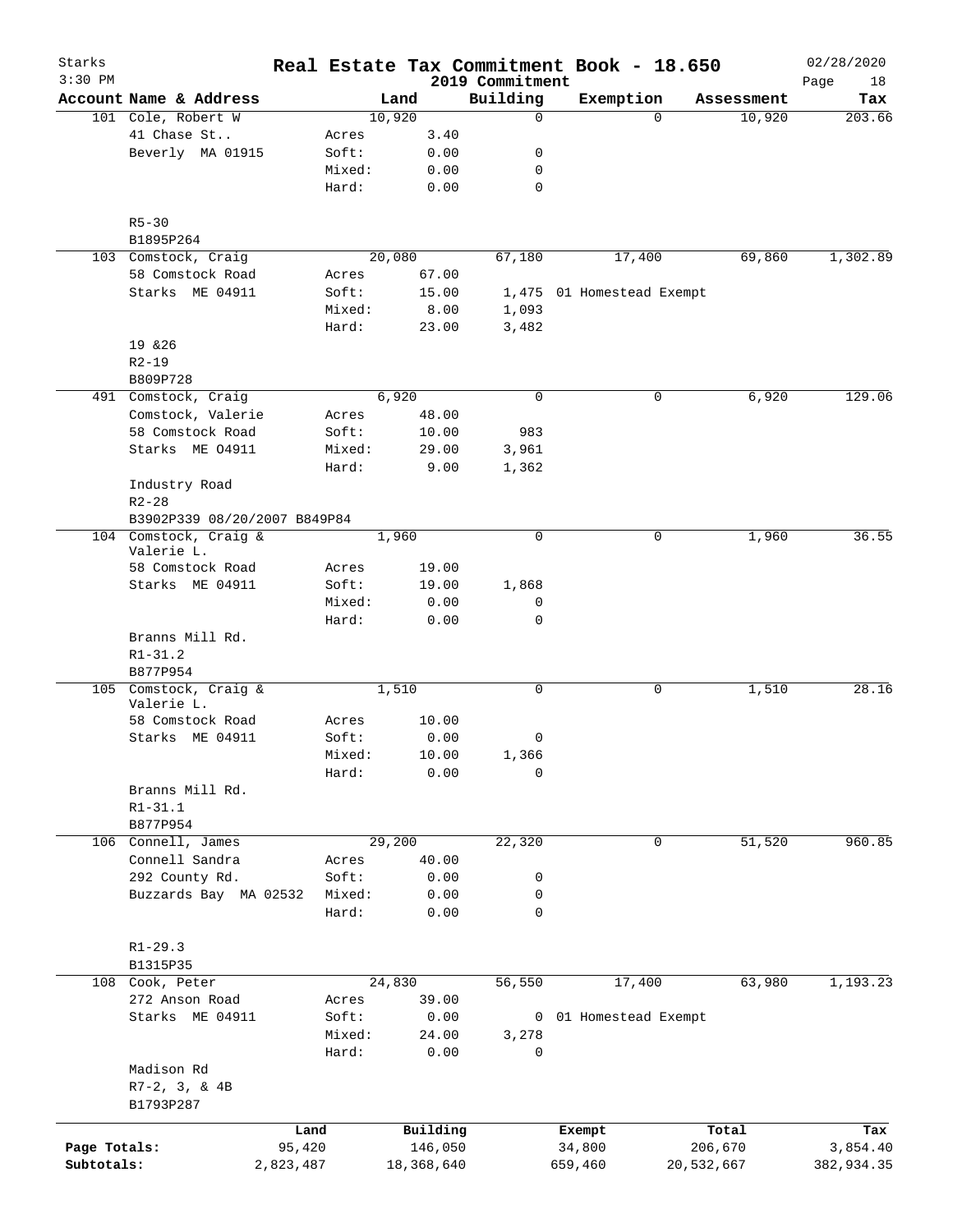# Real Estate Tax Commitment Book - 18.650

Starks
3:30 PM

2019 Commitment

02/28/2020

| Account | Name & Address | | Land | Building | Exemption | Assessment | Tax |
|---|---|---|---|---|---|---|---|
| 101 | Cole, Robert W | | 10,920 | 0 | 0 | 10,920 | 203.66 |
| | 41 Chase St.. | Acres | 3.40 | | | | |
| | Beverly MA 01915 | Soft: | 0.00 | 0 | | | |
| | | Mixed: | 0.00 | 0 | | | |
| | | Hard: | 0.00 | 0 | | | |
| | R5-30 | | | | | | |
| | B1895P264 | | | | | | |
| 103 | Comstock, Craig | | 20,080 | 67,180 | 17,400 | 69,860 | 1,302.89 |
| | 58 Comstock Road | Acres | 67.00 | | | | |
| | Starks ME 04911 | Soft: | 15.00 | 1,475 | 01 Homestead Exempt | | |
| | | Mixed: | 8.00 | 1,093 | | | |
| | | Hard: | 23.00 | 3,482 | | | |
| | 19 &26 | | | | | | |
| | R2-19 | | | | | | |
| | B809P728 | | | | | | |
| 491 | Comstock, Craig | | 6,920 | 0 | 0 | 6,920 | 129.06 |
| | Comstock, Valerie | Acres | 48.00 | | | | |
| | 58 Comstock Road | Soft: | 10.00 | 983 | | | |
| | Starks ME 04911 | Mixed: | 29.00 | 3,961 | | | |
| | | Hard: | 9.00 | 1,362 | | | |
| | Industry Road | | | | | | |
| | R2-28 | | | | | | |
| | B3902P339 08/20/2007 B849P84 | | | | | | |
| 104 | Comstock, Craig & Valerie L. | | 1,960 | 0 | 0 | 1,960 | 36.55 |
| | 58 Comstock Road | Acres | 19.00 | | | | |
| | Starks ME 04911 | Soft: | 19.00 | 1,868 | | | |
| | | Mixed: | 0.00 | 0 | | | |
| | | Hard: | 0.00 | 0 | | | |
| | Branns Mill Rd. | | | | | | |
| | R1-31.2 | | | | | | |
| | B877P954 | | | | | | |
| 105 | Comstock, Craig & Valerie L. | | 1,510 | 0 | 0 | 1,510 | 28.16 |
| | 58 Comstock Road | Acres | 10.00 | | | | |
| | Starks ME 04911 | Soft: | 0.00 | 0 | | | |
| | | Mixed: | 10.00 | 1,366 | | | |
| | | Hard: | 0.00 | 0 | | | |
| | Branns Mill Rd. | | | | | | |
| | R1-31.1 | | | | | | |
| | B877P954 | | | | | | |
| 106 | Connell, James | | 29,200 | 22,320 | 0 | 51,520 | 960.85 |
| | Connell Sandra | Acres | 40.00 | | | | |
| | 292 County Rd. | Soft: | 0.00 | 0 | | | |
| | Buzzards Bay MA 02532 | Mixed: | 0.00 | 0 | | | |
| | | Hard: | 0.00 | 0 | | | |
| | R1-29.3 | | | | | | |
| | B1315P35 | | | | | | |
| 108 | Cook, Peter | | 24,830 | 56,550 | 17,400 | 63,980 | 1,193.23 |
| | 272 Anson Road | Acres | 39.00 | | | | |
| | Starks ME 04911 | Soft: | 0.00 | 0 | 01 Homestead Exempt | | |
| | | Mixed: | 24.00 | 3,278 | | | |
| | | Hard: | 0.00 | 0 | | | |
| | Madison Rd | | | | | | |
| | R7-2, 3, & 4B | | | | | | |
| | B1793P287 | | | | | | |

| | Land | Building | Exempt | Total | Tax |
|---|---|---|---|---|---|
| Page Totals: | 95,420 | 146,050 | 34,800 | 206,670 | 3,854.40 |
| Subtotals: | 2,823,487 | 18,368,640 | 659,460 | 20,532,667 | 382,934.35 |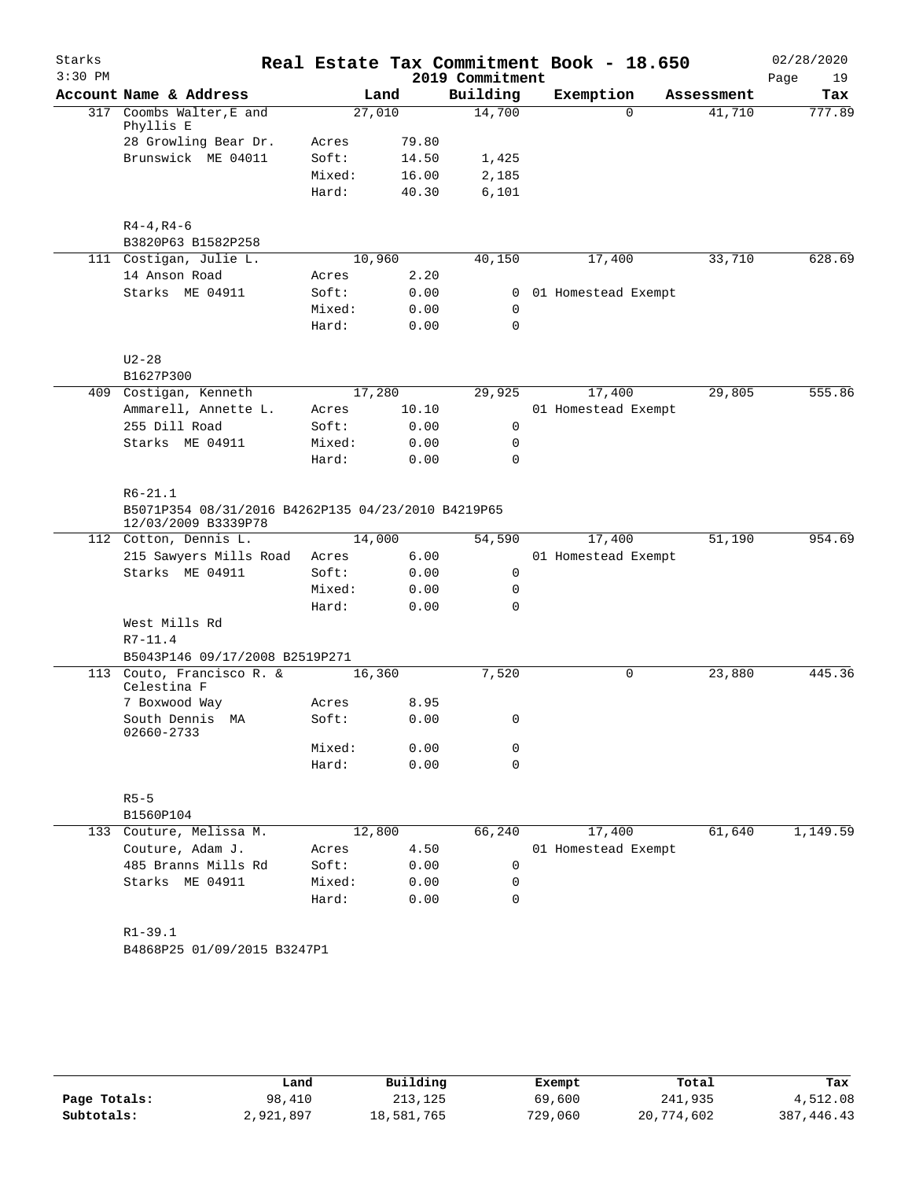# Real Estate Tax Commitment Book - 18.650

Starks
3:30 PM

2019 Commitment

02/28/2020

| Account | Name & Address | | Land | Building | Exemption | Assessment | Tax |
|---|---|---|---|---|---|---|---|
| 317 | Coombs Walter,E and Phyllis E | | 27,010 | 14,700 | 0 | 41,710 | 777.89 |
| | 28 Growling Bear Dr. | Acres | 79.80 | | | | |
| | Brunswick ME 04011 | Soft: | 14.50 | 1,425 | | | |
| | | Mixed: | 16.00 | 2,185 | | | |
| | | Hard: | 40.30 | 6,101 | | | |
| | R4-4,R4-6 | | | | | | |
| | B3820P63 B1582P258 | | | | | | |
| 111 | Costigan, Julie L. | | 10,960 | 40,150 | 17,400 | 33,710 | 628.69 |
| | 14 Anson Road | Acres | 2.20 | | | | |
| | Starks ME 04911 | Soft: | 0.00 | 0 | 01 Homestead Exempt | | |
| | | Mixed: | 0.00 | 0 | | | |
| | | Hard: | 0.00 | 0 | | | |
| | U2-28 | | | | | | |
| | B1627P300 | | | | | | |
| 409 | Costigan, Kenneth | | 17,280 | 29,925 | 17,400 | 29,805 | 555.86 |
| | Ammarell, Annette L. | Acres | 10.10 | | 01 Homestead Exempt | | |
| | 255 Dill Road | Soft: | 0.00 | 0 | | | |
| | Starks ME 04911 | Mixed: | 0.00 | 0 | | | |
| | | Hard: | 0.00 | 0 | | | |
| | R6-21.1 | | | | | | |
| | B5071P354 08/31/2016 B4262P135 04/23/2010 B4219P65 12/03/2009 B3339P78 | | | | | | |
| 112 | Cotton, Dennis L. | | 14,000 | 54,590 | 17,400 | 51,190 | 954.69 |
| | 215 Sawyers Mills Road | Acres | 6.00 | | 01 Homestead Exempt | | |
| | Starks ME 04911 | Soft: | 0.00 | 0 | | | |
| | | Mixed: | 0.00 | 0 | | | |
| | | Hard: | 0.00 | 0 | | | |
| | West Mills Rd | | | | | | |
| | R7-11.4 | | | | | | |
| | B5043P146 09/17/2008 B2519P271 | | | | | | |
| 113 | Couto, Francisco R. & Celestina F | | 16,360 | 7,520 | 0 | 23,880 | 445.36 |
| | 7 Boxwood Way | Acres | 8.95 | | | | |
| | South Dennis MA 02660-2733 | Soft: | 0.00 | 0 | | | |
| | | Mixed: | 0.00 | 0 | | | |
| | | Hard: | 0.00 | 0 | | | |
| | R5-5 | | | | | | |
| | B1560P104 | | | | | | |
| 133 | Couture, Melissa M. | | 12,800 | 66,240 | 17,400 | 61,640 | 1,149.59 |
| | Couture, Adam J. | Acres | 4.50 | | 01 Homestead Exempt | | |
| | 485 Branns Mills Rd | Soft: | 0.00 | 0 | | | |
| | Starks ME 04911 | Mixed: | 0.00 | 0 | | | |
| | | Hard: | 0.00 | 0 | | | |
| | R1-39.1 | | | | | | |
| | B4868P25 01/09/2015 B3247P1 | | | | | | |

| | Land | Building | Exempt | Total | Tax |
|---|---|---|---|---|---|
| Page Totals: | 98,410 | 213,125 | 69,600 | 241,935 | 4,512.08 |
| Subtotals: | 2,921,897 | 18,581,765 | 729,060 | 20,774,602 | 387,446.43 |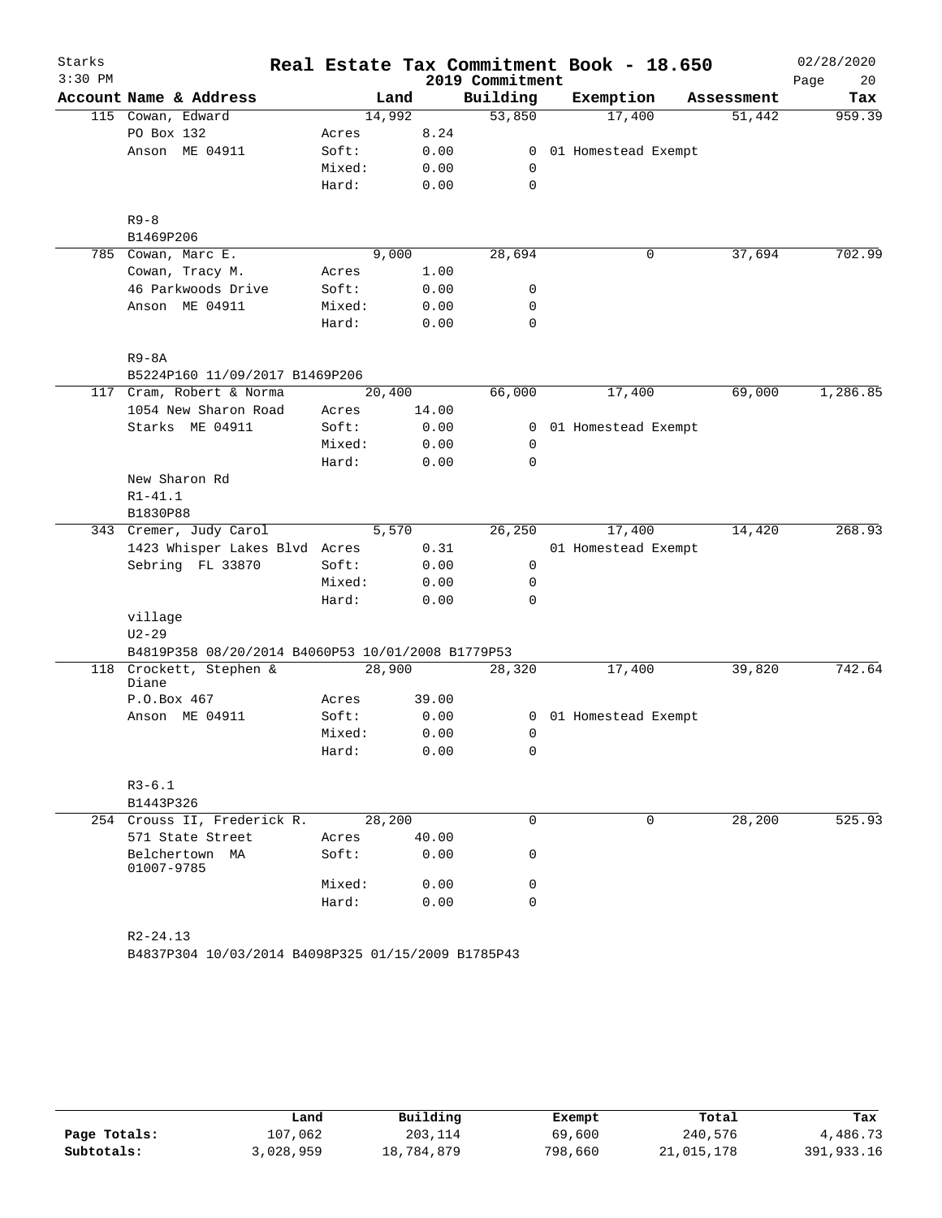# Starks — Real Estate Tax Commitment Book - 18.650 — 2019 Commitment

02/28/2020 3:30 PM

| Account | Name & Address | | Land | Building | Exemption | Assessment | Tax |
|---|---|---|---|---|---|---|---|
| 115 | Cowan, Edward | | 14,992 | 53,850 | 17,400 | 51,442 | 959.39 |
| | PO Box 132 | Acres | 8.24 | | | | |
| | Anson ME 04911 | Soft: | 0.00 | 0 | 01 Homestead Exempt | | |
| | | Mixed: | 0.00 | 0 | | | |
| | | Hard: | 0.00 | 0 | | | |
| | R9-8 | | | | | | |
| | B1469P206 | | | | | | |
| 785 | Cowan, Marc E. | | 9,000 | 28,694 | 0 | 37,694 | 702.99 |
| | Cowan, Tracy M. | Acres | 1.00 | | | | |
| | 46 Parkwoods Drive | Soft: | 0.00 | 0 | | | |
| | Anson ME 04911 | Mixed: | 0.00 | 0 | | | |
| | | Hard: | 0.00 | 0 | | | |
| | R9-8A | | | | | | |
| | B5224P160 11/09/2017 B1469P206 | | | | | | |
| 117 | Cram, Robert & Norma | | 20,400 | 66,000 | 17,400 | 69,000 | 1,286.85 |
| | 1054 New Sharon Road | Acres | 14.00 | | | | |
| | Starks ME 04911 | Soft: | 0.00 | 0 | 01 Homestead Exempt | | |
| | | Mixed: | 0.00 | 0 | | | |
| | | Hard: | 0.00 | 0 | | | |
| | New Sharon Rd | | | | | | |
| | R1-41.1 | | | | | | |
| | B1830P88 | | | | | | |
| 343 | Cremer, Judy Carol | | 5,570 | 26,250 | 17,400 | 14,420 | 268.93 |
| | 1423 Whisper Lakes Blvd | Acres | 0.31 | | 01 Homestead Exempt | | |
| | Sebring FL 33870 | Soft: | 0.00 | 0 | | | |
| | | Mixed: | 0.00 | 0 | | | |
| | | Hard: | 0.00 | 0 | | | |
| | village | | | | | | |
| | U2-29 | | | | | | |
| | B4819P358 08/20/2014 B4060P53 10/01/2008 B1779P53 | | | | | | |
| 118 | Crockett, Stephen & Diane | | 28,900 | 28,320 | 17,400 | 39,820 | 742.64 |
| | P.O.Box 467 | Acres | 39.00 | | | | |
| | Anson ME 04911 | Soft: | 0.00 | 0 | 01 Homestead Exempt | | |
| | | Mixed: | 0.00 | 0 | | | |
| | | Hard: | 0.00 | 0 | | | |
| | R3-6.1 | | | | | | |
| | B1443P326 | | | | | | |
| 254 | Crouss II, Frederick R. | | 28,200 | 0 | 0 | 28,200 | 525.93 |
| | 571 State Street | Acres | 40.00 | | | | |
| | Belchertown MA 01007-9785 | Soft: | 0.00 | 0 | | | |
| | | Mixed: | 0.00 | 0 | | | |
| | | Hard: | 0.00 | 0 | | | |
| | R2-24.13 | | | | | | |
| | B4837P304 10/03/2014 B4098P325 01/15/2009 B1785P43 | | | | | | |

| | Land | Building | Exempt | Total | Tax |
|---|---|---|---|---|---|
| Page Totals: | 107,062 | 203,114 | 69,600 | 240,576 | 4,486.73 |
| Subtotals: | 3,028,959 | 18,784,879 | 798,660 | 21,015,178 | 391,933.16 |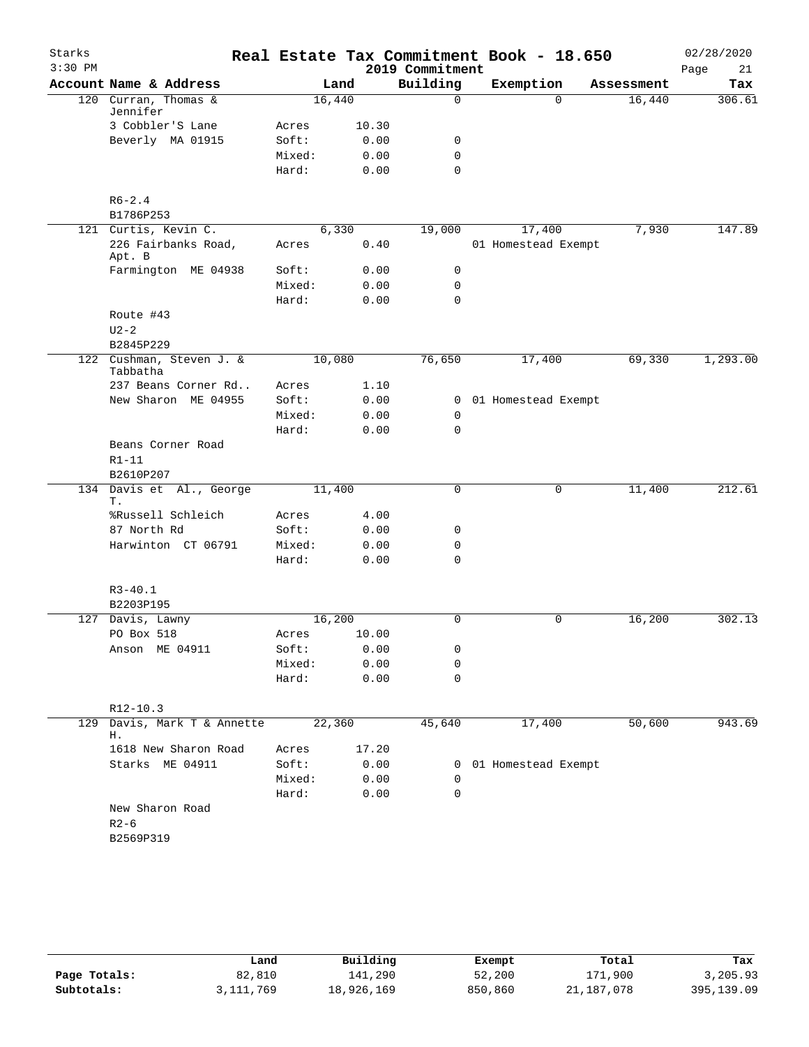# Real Estate Tax Commitment Book - 18.650

Starks
3:30 PM

2019 Commitment

02/28/2020

| Account | Name & Address | Land | | Building | Exemption | Assessment | Tax |
|---|---|---|---|---|---|---|---|
| 120 | Curran, Thomas & Jennifer | 16,440 | | 0 | 0 | 16,440 | 306.61 |
| | 3 Cobbler'S Lane | Acres | 10.30 | | | | |
| | Beverly MA 01915 | Soft: | 0.00 | 0 | | | |
| | | Mixed: | 0.00 | 0 | | | |
| | | Hard: | 0.00 | 0 | | | |
| | R6-2.4 | | | | | | |
| | B1786P253 | | | | | | |
| 121 | Curtis, Kevin C. | 6,330 | | 19,000 | 17,400 | 7,930 | 147.89 |
| | 226 Fairbanks Road, Apt. B | Acres | 0.40 | | 01 Homestead Exempt | | |
| | Farmington ME 04938 | Soft: | 0.00 | 0 | | | |
| | | Mixed: | 0.00 | 0 | | | |
| | | Hard: | 0.00 | 0 | | | |
| | Route #43 | | | | | | |
| | U2-2 | | | | | | |
| | B2845P229 | | | | | | |
| 122 | Cushman, Steven J. & Tabbatha | 10,080 | | 76,650 | 17,400 | 69,330 | 1,293.00 |
| | 237 Beans Corner Rd.. | Acres | 1.10 | | | | |
| | New Sharon ME 04955 | Soft: | 0.00 | 0 | 01 Homestead Exempt | | |
| | | Mixed: | 0.00 | 0 | | | |
| | | Hard: | 0.00 | 0 | | | |
| | Beans Corner Road | | | | | | |
| | R1-11 | | | | | | |
| | B2610P207 | | | | | | |
| 134 | Davis et Al., George T. | 11,400 | | 0 | 0 | 11,400 | 212.61 |
| | %Russell Schleich | Acres | 4.00 | | | | |
| | 87 North Rd | Soft: | 0.00 | 0 | | | |
| | Harwinton CT 06791 | Mixed: | 0.00 | 0 | | | |
| | | Hard: | 0.00 | 0 | | | |
| | R3-40.1 | | | | | | |
| | B2203P195 | | | | | | |
| 127 | Davis, Lawny | 16,200 | | 0 | 0 | 16,200 | 302.13 |
| | PO Box 518 | Acres | 10.00 | | | | |
| | Anson ME 04911 | Soft: | 0.00 | 0 | | | |
| | | Mixed: | 0.00 | 0 | | | |
| | | Hard: | 0.00 | 0 | | | |
| | R12-10.3 | | | | | | |
| 129 | Davis, Mark T & Annette H. | 22,360 | | 45,640 | 17,400 | 50,600 | 943.69 |
| | 1618 New Sharon Road | Acres | 17.20 | | | | |
| | Starks ME 04911 | Soft: | 0.00 | 0 | 01 Homestead Exempt | | |
| | | Mixed: | 0.00 | 0 | | | |
| | | Hard: | 0.00 | 0 | | | |
| | New Sharon Road | | | | | | |
| | R2-6 | | | | | | |
| | B2569P319 | | | | | | |

| | Land | Building | Exempt | Total | Tax |
|---|---|---|---|---|---|
| Page Totals: | 82,810 | 141,290 | 52,200 | 171,900 | 3,205.93 |
| Subtotals: | 3,111,769 | 18,926,169 | 850,860 | 21,187,078 | 395,139.09 |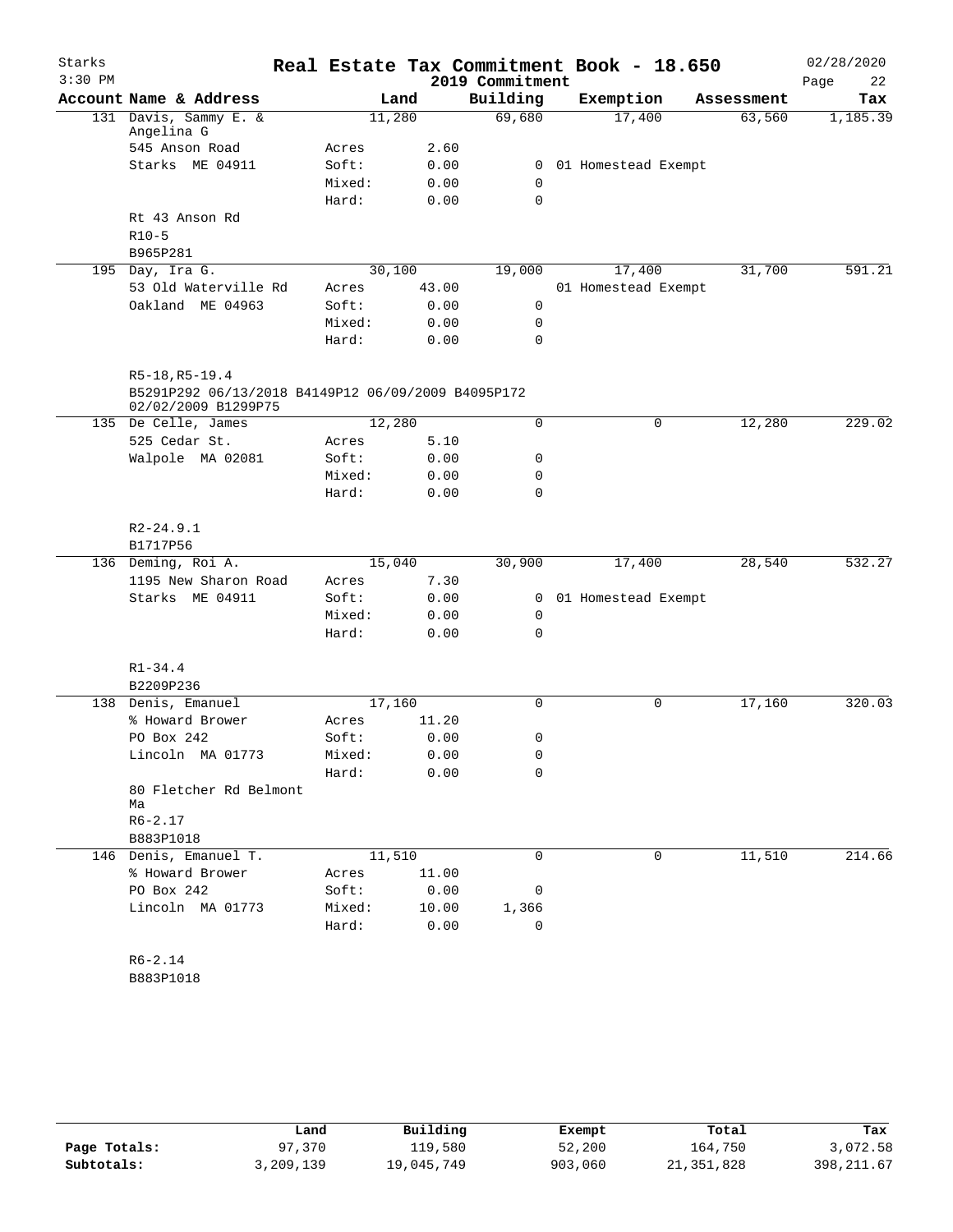# Real Estate Tax Commitment Book - 18.650

Starks
3:30 PM

2019 Commitment

02/28/2020

| Account Name & Address | | Land | Building | Exemption | Assessment | Tax |
|---|---|---|---|---|---|---|
| 131 Davis, Sammy E. & Angelina G | | 11,280 | 69,680 | 17,400 | 63,560 | 1,185.39 |
| 545 Anson Road | Acres | 2.60 | | | | |
| Starks ME 04911 | Soft: | 0.00 | 0 | 01 Homestead Exempt | | |
| | Mixed: | 0.00 | 0 | | | |
| | Hard: | 0.00 | 0 | | | |
| Rt 43 Anson Rd | | | | | | |
| R10-5 | | | | | | |
| B965P281 | | | | | | |
| 195 Day, Ira G. | | 30,100 | 19,000 | 17,400 | 31,700 | 591.21 |
| 53 Old Waterville Rd | Acres | 43.00 | | 01 Homestead Exempt | | |
| Oakland ME 04963 | Soft: | 0.00 | 0 | | | |
| | Mixed: | 0.00 | 0 | | | |
| | Hard: | 0.00 | 0 | | | |
| R5-18,R5-19.4 | | | | | | |
| B5291P292 06/13/2018 B4149P12 06/09/2009 B4095P172 02/02/2009 B1299P75 | | | | | | |
| 135 De Celle, James | | 12,280 | 0 | 0 | 12,280 | 229.02 |
| 525 Cedar St. | Acres | 5.10 | | | | |
| Walpole MA 02081 | Soft: | 0.00 | 0 | | | |
| | Mixed: | 0.00 | 0 | | | |
| | Hard: | 0.00 | 0 | | | |
| R2-24.9.1 | | | | | | |
| B1717P56 | | | | | | |
| 136 Deming, Roi A. | | 15,040 | 30,900 | 17,400 | 28,540 | 532.27 |
| 1195 New Sharon Road | Acres | 7.30 | | | | |
| Starks ME 04911 | Soft: | 0.00 | 0 | 01 Homestead Exempt | | |
| | Mixed: | 0.00 | 0 | | | |
| | Hard: | 0.00 | 0 | | | |
| R1-34.4 | | | | | | |
| B2209P236 | | | | | | |
| 138 Denis, Emanuel | | 17,160 | 0 | 0 | 17,160 | 320.03 |
| % Howard Brower | Acres | 11.20 | | | | |
| PO Box 242 | Soft: | 0.00 | 0 | | | |
| Lincoln MA 01773 | Mixed: | 0.00 | 0 | | | |
| | Hard: | 0.00 | 0 | | | |
| 80 Fletcher Rd Belmont Ma | | | | | | |
| R6-2.17 | | | | | | |
| B883P1018 | | | | | | |
| 146 Denis, Emanuel T. | | 11,510 | 0 | 0 | 11,510 | 214.66 |
| % Howard Brower | Acres | 11.00 | | | | |
| PO Box 242 | Soft: | 0.00 | 0 | | | |
| Lincoln MA 01773 | Mixed: | 10.00 | 1,366 | | | |
| | Hard: | 0.00 | 0 | | | |
| R6-2.14 | | | | | | |
| B883P1018 | | | | | | |

| | Land | Building | Exempt | Total | Tax |
|---|---|---|---|---|---|
| Page Totals: | 97,370 | 119,580 | 52,200 | 164,750 | 3,072.58 |
| Subtotals: | 3,209,139 | 19,045,749 | 903,060 | 21,351,828 | 398,211.67 |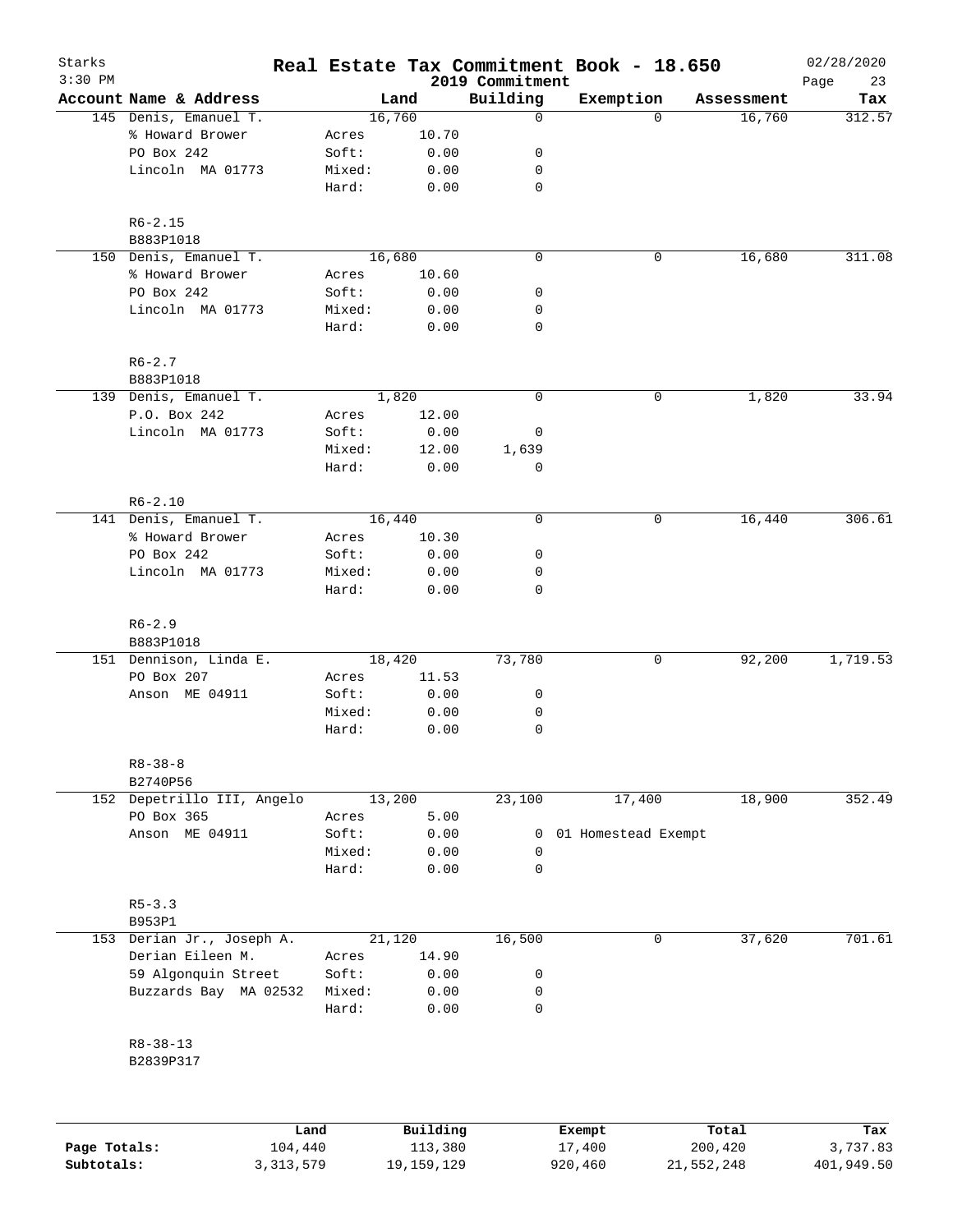# Real Estate Tax Commitment Book - 18.650

Starks
3:30 PM

2019 Commitment

02/28/2020

| Account | Name & Address | | Land | Building | Exemption | Assessment | Tax |
|---|---|---|---|---|---|---|---|
| 145 | Denis, Emanuel T. | | 16,760 | 0 | 0 | 16,760 | 312.57 |
| | % Howard Brower | Acres | 10.70 | | | | |
| | PO Box 242 | Soft: | 0.00 | 0 | | | |
| | Lincoln MA 01773 | Mixed: | 0.00 | 0 | | | |
| | | Hard: | 0.00 | 0 | | | |
| | R6-2.15 | | | | | | |
| | B883P1018 | | | | | | |
| 150 | Denis, Emanuel T. | | 16,680 | 0 | 0 | 16,680 | 311.08 |
| | % Howard Brower | Acres | 10.60 | | | | |
| | PO Box 242 | Soft: | 0.00 | 0 | | | |
| | Lincoln MA 01773 | Mixed: | 0.00 | 0 | | | |
| | | Hard: | 0.00 | 0 | | | |
| | R6-2.7 | | | | | | |
| | B883P1018 | | | | | | |
| 139 | Denis, Emanuel T. | | 1,820 | 0 | 0 | 1,820 | 33.94 |
| | P.O. Box 242 | Acres | 12.00 | | | | |
| | Lincoln MA 01773 | Soft: | 0.00 | 0 | | | |
| | | Mixed: | 12.00 | 1,639 | | | |
| | | Hard: | 0.00 | 0 | | | |
| | R6-2.10 | | | | | | |
| 141 | Denis, Emanuel T. | | 16,440 | 0 | 0 | 16,440 | 306.61 |
| | % Howard Brower | Acres | 10.30 | | | | |
| | PO Box 242 | Soft: | 0.00 | 0 | | | |
| | Lincoln MA 01773 | Mixed: | 0.00 | 0 | | | |
| | | Hard: | 0.00 | 0 | | | |
| | R6-2.9 | | | | | | |
| | B883P1018 | | | | | | |
| 151 | Dennison, Linda E. | | 18,420 | 73,780 | 0 | 92,200 | 1,719.53 |
| | PO Box 207 | Acres | 11.53 | | | | |
| | Anson ME 04911 | Soft: | 0.00 | 0 | | | |
| | | Mixed: | 0.00 | 0 | | | |
| | | Hard: | 0.00 | 0 | | | |
| | R8-38-8 | | | | | | |
| | B2740P56 | | | | | | |
| 152 | Depetrillo III, Angelo | | 13,200 | 23,100 | 17,400 | 18,900 | 352.49 |
| | PO Box 365 | Acres | 5.00 | | | | |
| | Anson ME 04911 | Soft: | 0.00 | 0 | 01 Homestead Exempt | | |
| | | Mixed: | 0.00 | 0 | | | |
| | | Hard: | 0.00 | 0 | | | |
| | R5-3.3 | | | | | | |
| | B953P1 | | | | | | |
| 153 | Derian Jr., Joseph A. | | 21,120 | 16,500 | 0 | 37,620 | 701.61 |
| | Derian Eileen M. | Acres | 14.90 | | | | |
| | 59 Algonquin Street | Soft: | 0.00 | 0 | | | |
| | Buzzards Bay MA 02532 | Mixed: | 0.00 | 0 | | | |
| | | Hard: | 0.00 | 0 | | | |
| | R8-38-13 | | | | | | |
| | B2839P317 | | | | | | |

| | Land | Building | Exempt | Total | Tax |
|---|---|---|---|---|---|
| Page Totals: | 104,440 | 113,380 | 17,400 | 200,420 | 3,737.83 |
| Subtotals: | 3,313,579 | 19,159,129 | 920,460 | 21,552,248 | 401,949.50 |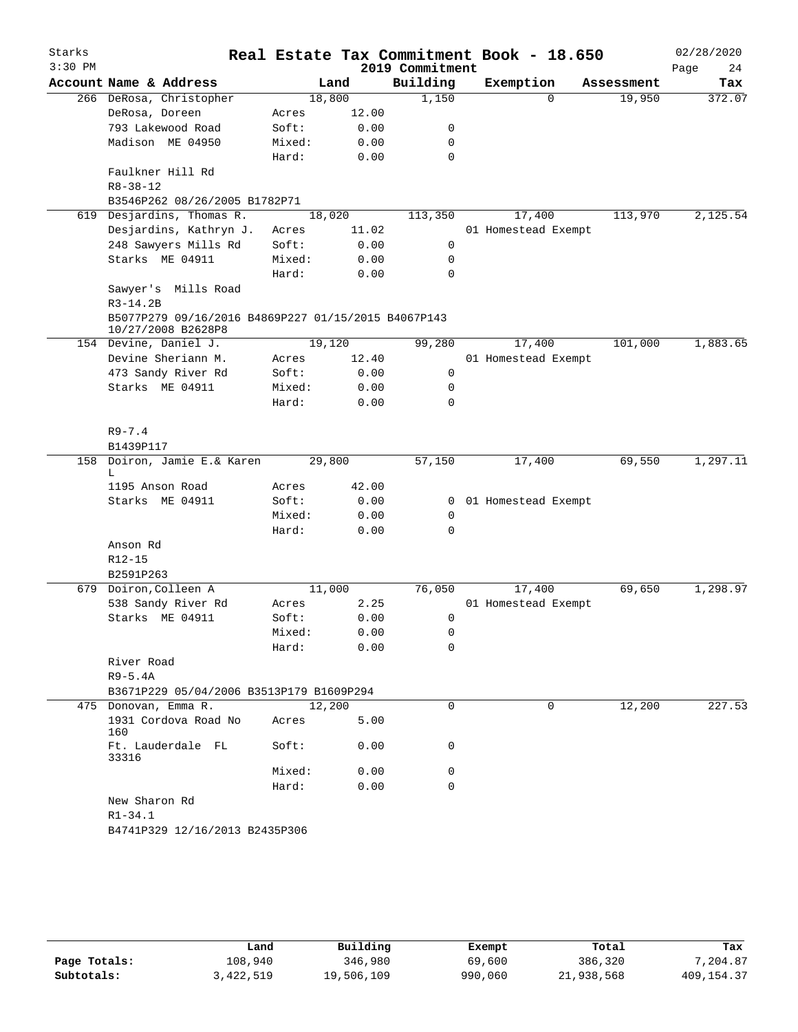# Real Estate Tax Commitment Book - 18.650

Starks
3:30 PM

2019 Commitment

02/28/2020

| Account Name & Address | | Land | Building | Exemption | Assessment | Tax |
|---|---|---|---|---|---|---|
| 266 DeRosa, Christopher | | 18,800 | 1,150 | 0 | 19,950 | 372.07 |
| DeRosa, Doreen | Acres | 12.00 | | | | |
| 793 Lakewood Road | Soft: | 0.00 | 0 | | | |
| Madison ME 04950 | Mixed: | 0.00 | 0 | | | |
| | Hard: | 0.00 | 0 | | | |
| Faulkner Hill Rd | | | | | | |
| R8-38-12 | | | | | | |
| B3546P262 08/26/2005 B1782P71 | | | | | | |
| 619 Desjardins, Thomas R. | | 18,020 | 113,350 | 17,400 | 113,970 | 2,125.54 |
| Desjardins, Kathryn J. | Acres | 11.02 | | 01 Homestead Exempt | | |
| 248 Sawyers Mills Rd | Soft: | 0.00 | 0 | | | |
| Starks ME 04911 | Mixed: | 0.00 | 0 | | | |
| | Hard: | 0.00 | 0 | | | |
| Sawyer's Mills Road | | | | | | |
| R3-14.2B | | | | | | |
| B5077P279 09/16/2016 B4869P227 01/15/2015 B4067P143 10/27/2008 B2628P8 | | | | | | |
| 154 Devine, Daniel J. | | 19,120 | 99,280 | 17,400 | 101,000 | 1,883.65 |
| Devine Sheriann M. | Acres | 12.40 | | 01 Homestead Exempt | | |
| 473 Sandy River Rd | Soft: | 0.00 | 0 | | | |
| Starks ME 04911 | Mixed: | 0.00 | 0 | | | |
| | Hard: | 0.00 | 0 | | | |
| R9-7.4 | | | | | | |
| B1439P117 | | | | | | |
| 158 Doiron, Jamie E.& Karen L | | 29,800 | 57,150 | 17,400 | 69,550 | 1,297.11 |
| 1195 Anson Road | Acres | 42.00 | | | | |
| Starks ME 04911 | Soft: | 0.00 | 0 | 01 Homestead Exempt | | |
| | Mixed: | 0.00 | 0 | | | |
| | Hard: | 0.00 | 0 | | | |
| Anson Rd | | | | | | |
| R12-15 | | | | | | |
| B2591P263 | | | | | | |
| 679 Doiron,Colleen A | | 11,000 | 76,050 | 17,400 | 69,650 | 1,298.97 |
| 538 Sandy River Rd | Acres | 2.25 | | 01 Homestead Exempt | | |
| Starks ME 04911 | Soft: | 0.00 | 0 | | | |
| | Mixed: | 0.00 | 0 | | | |
| | Hard: | 0.00 | 0 | | | |
| River Road | | | | | | |
| R9-5.4A | | | | | | |
| B3671P229 05/04/2006 B3513P179 B1609P294 | | | | | | |
| 475 Donovan, Emma R. | | 12,200 | 0 | 0 | 12,200 | 227.53 |
| 1931 Cordova Road No 160 | Acres | 5.00 | | | | |
| Ft. Lauderdale FL 33316 | Soft: | 0.00 | 0 | | | |
| | Mixed: | 0.00 | 0 | | | |
| | Hard: | 0.00 | 0 | | | |
| New Sharon Rd | | | | | | |
| R1-34.1 | | | | | | |
| B4741P329 12/16/2013 B2435P306 | | | | | | |

| | Land | Building | Exempt | Total | Tax |
|---|---|---|---|---|---|
| Page Totals: | 108,940 | 346,980 | 69,600 | 386,320 | 7,204.87 |
| Subtotals: | 3,422,519 | 19,506,109 | 990,060 | 21,938,568 | 409,154.37 |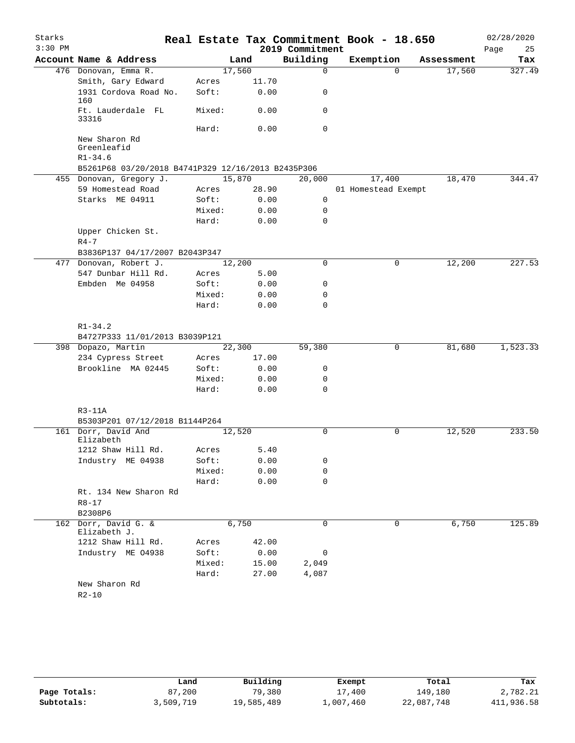# Real Estate Tax Commitment Book - 18.650

2019 Commitment

| Account | Name & Address | | Land | Building | Exemption | Assessment | Tax |
|---|---|---|---|---|---|---|---|
| 476 | Donovan, Emma R. | | 17,560 | 0 | 0 | 17,560 | 327.49 |
| | Smith, Gary Edward | Acres | 11.70 | | | | |
| | 1931 Cordova Road No. 160 | Soft: | 0.00 | 0 | | | |
| | Ft. Lauderdale FL 33316 | Mixed: | 0.00 | 0 | | | |
| | | Hard: | 0.00 | 0 | | | |
| | New Sharon Rd Greenleafid | | | | | | |
| | R1-34.6 | | | | | | |
| | B5261P68 03/20/2018 B4741P329 12/16/2013 B2435P306 | | | | | | |
| 455 | Donovan, Gregory J. | | 15,870 | 20,000 | 17,400 | 18,470 | 344.47 |
| | 59 Homestead Road | Acres | 28.90 | | 01 Homestead Exempt | | |
| | Starks ME 04911 | Soft: | 0.00 | 0 | | | |
| | | Mixed: | 0.00 | 0 | | | |
| | | Hard: | 0.00 | 0 | | | |
| | Upper Chicken St. | | | | | | |
| | R4-7 | | | | | | |
| | B3836P137 04/17/2007 B2043P347 | | | | | | |
| 477 | Donovan, Robert J. | | 12,200 | 0 | 0 | 12,200 | 227.53 |
| | 547 Dunbar Hill Rd. | Acres | 5.00 | | | | |
| | Embden Me 04958 | Soft: | 0.00 | 0 | | | |
| | | Mixed: | 0.00 | 0 | | | |
| | | Hard: | 0.00 | 0 | | | |
| | R1-34.2 | | | | | | |
| | B4727P333 11/01/2013 B3039P121 | | | | | | |
| 398 | Dopazo, Martin | | 22,300 | 59,380 | 0 | 81,680 | 1,523.33 |
| | 234 Cypress Street | Acres | 17.00 | | | | |
| | Brookline MA 02445 | Soft: | 0.00 | 0 | | | |
| | | Mixed: | 0.00 | 0 | | | |
| | | Hard: | 0.00 | 0 | | | |
| | R3-11A | | | | | | |
| | B5303P201 07/12/2018 B1144P264 | | | | | | |
| 161 | Dorr, David And Elizabeth | | 12,520 | 0 | 0 | 12,520 | 233.50 |
| | 1212 Shaw Hill Rd. | Acres | 5.40 | | | | |
| | Industry ME 04938 | Soft: | 0.00 | 0 | | | |
| | | Mixed: | 0.00 | 0 | | | |
| | | Hard: | 0.00 | 0 | | | |
| | Rt. 134 New Sharon Rd | | | | | | |
| | R8-17 | | | | | | |
| | B2308P6 | | | | | | |
| 162 | Dorr, David G. & Elizabeth J. | | 6,750 | 0 | 0 | 6,750 | 125.89 |
| | 1212 Shaw Hill Rd. | Acres | 42.00 | | | | |
| | Industry ME O4938 | Soft: | 0.00 | 0 | | | |
| | | Mixed: | 15.00 | 2,049 | | | |
| | | Hard: | 27.00 | 4,087 | | | |
| | New Sharon Rd | | | | | | |
| | R2-10 | | | | | | |

| | Land | Building | Exempt | Total | Tax |
|---|---|---|---|---|---|
| Page Totals: | 87,200 | 79,380 | 17,400 | 149,180 | 2,782.21 |
| Subtotals: | 3,509,719 | 19,585,489 | 1,007,460 | 22,087,748 | 411,936.58 |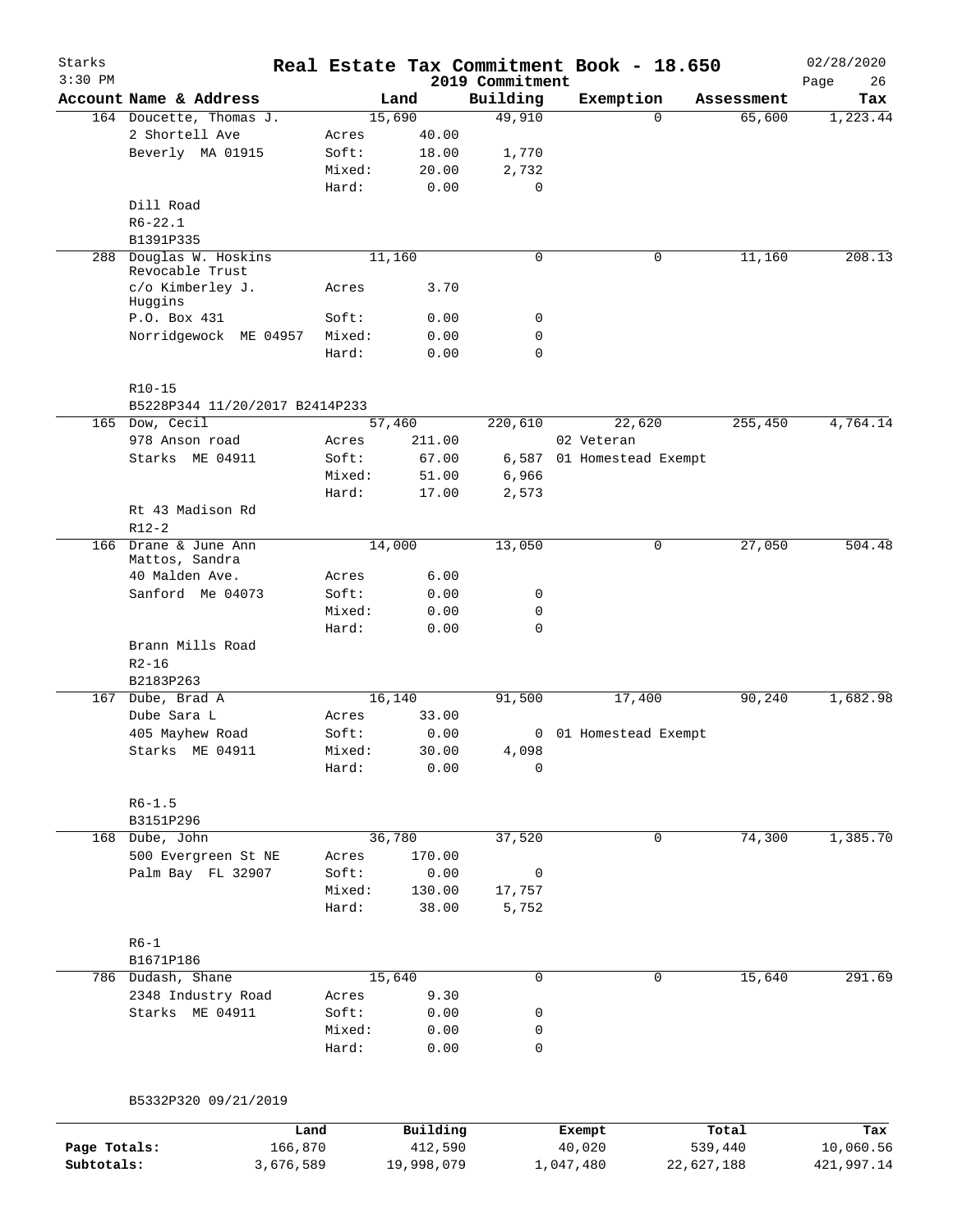# Real Estate Tax Commitment Book - 18.650

Starks 3:30 PM — 2019 Commitment — 02/28/2020

| Account | Name & Address | | Land | Building | Exemption | Assessment | Tax |
|---|---|---|---|---|---|---|---|
| 164 | Doucette, Thomas J. | | 15,690 | 49,910 | 0 | 65,600 | 1,223.44 |
| | 2 Shortell Ave | Acres | 40.00 | | | | |
| | Beverly MA 01915 | Soft: | 18.00 | 1,770 | | | |
| | | Mixed: | 20.00 | 2,732 | | | |
| | | Hard: | 0.00 | 0 | | | |
| | Dill Road | | | | | | |
| | R6-22.1 | | | | | | |
| | B1391P335 | | | | | | |
| 288 | Douglas W. Hoskins Revocable Trust | | 11,160 | 0 | 0 | 11,160 | 208.13 |
| | c/o Kimberley J. Huggins | Acres | 3.70 | | | | |
| | P.O. Box 431 | Soft: | 0.00 | 0 | | | |
| | Norridgewock ME 04957 | Mixed: | 0.00 | 0 | | | |
| | | Hard: | 0.00 | 0 | | | |
| | R10-15 | | | | | | |
| | B5228P344 11/20/2017 B2414P233 | | | | | | |
| 165 | Dow, Cecil | | 57,460 | 220,610 | 22,620 | 255,450 | 4,764.14 |
| | 978 Anson road | Acres | 211.00 | | 02 Veteran | | |
| | Starks ME 04911 | Soft: | 67.00 | 6,587 | 01 Homestead Exempt | | |
| | | Mixed: | 51.00 | 6,966 | | | |
| | | Hard: | 17.00 | 2,573 | | | |
| | Rt 43 Madison Rd | | | | | | |
| | R12-2 | | | | | | |
| 166 | Drane & June Ann Mattos, Sandra | | 14,000 | 13,050 | 0 | 27,050 | 504.48 |
| | 40 Malden Ave. | Acres | 6.00 | | | | |
| | Sanford Me 04073 | Soft: | 0.00 | 0 | | | |
| | | Mixed: | 0.00 | 0 | | | |
| | | Hard: | 0.00 | 0 | | | |
| | Brann Mills Road | | | | | | |
| | R2-16 | | | | | | |
| | B2183P263 | | | | | | |
| 167 | Dube, Brad A | | 16,140 | 91,500 | 17,400 | 90,240 | 1,682.98 |
| | Dube Sara L | Acres | 33.00 | | | | |
| | 405 Mayhew Road | Soft: | 0.00 | 0 | 01 Homestead Exempt | | |
| | Starks ME 04911 | Mixed: | 30.00 | 4,098 | | | |
| | | Hard: | 0.00 | 0 | | | |
| | R6-1.5 | | | | | | |
| | B3151P296 | | | | | | |
| 168 | Dube, John | | 36,780 | 37,520 | 0 | 74,300 | 1,385.70 |
| | 500 Evergreen St NE | Acres | 170.00 | | | | |
| | Palm Bay FL 32907 | Soft: | 0.00 | 0 | | | |
| | | Mixed: | 130.00 | 17,757 | | | |
| | | Hard: | 38.00 | 5,752 | | | |
| | R6-1 | | | | | | |
| | B1671P186 | | | | | | |
| 786 | Dudash, Shane | | 15,640 | 0 | 0 | 15,640 | 291.69 |
| | 2348 Industry Road | Acres | 9.30 | | | | |
| | Starks ME 04911 | Soft: | 0.00 | 0 | | | |
| | | Mixed: | 0.00 | 0 | | | |
| | | Hard: | 0.00 | 0 | | | |
| | B5332P320 09/21/2019 | | | | | | |

| | Land | Building | Exempt | Total | Tax |
|---|---|---|---|---|---|
| Page Totals: | 166,870 | 412,590 | 40,020 | 539,440 | 10,060.56 |
| Subtotals: | 3,676,589 | 19,998,079 | 1,047,480 | 22,627,188 | 421,997.14 |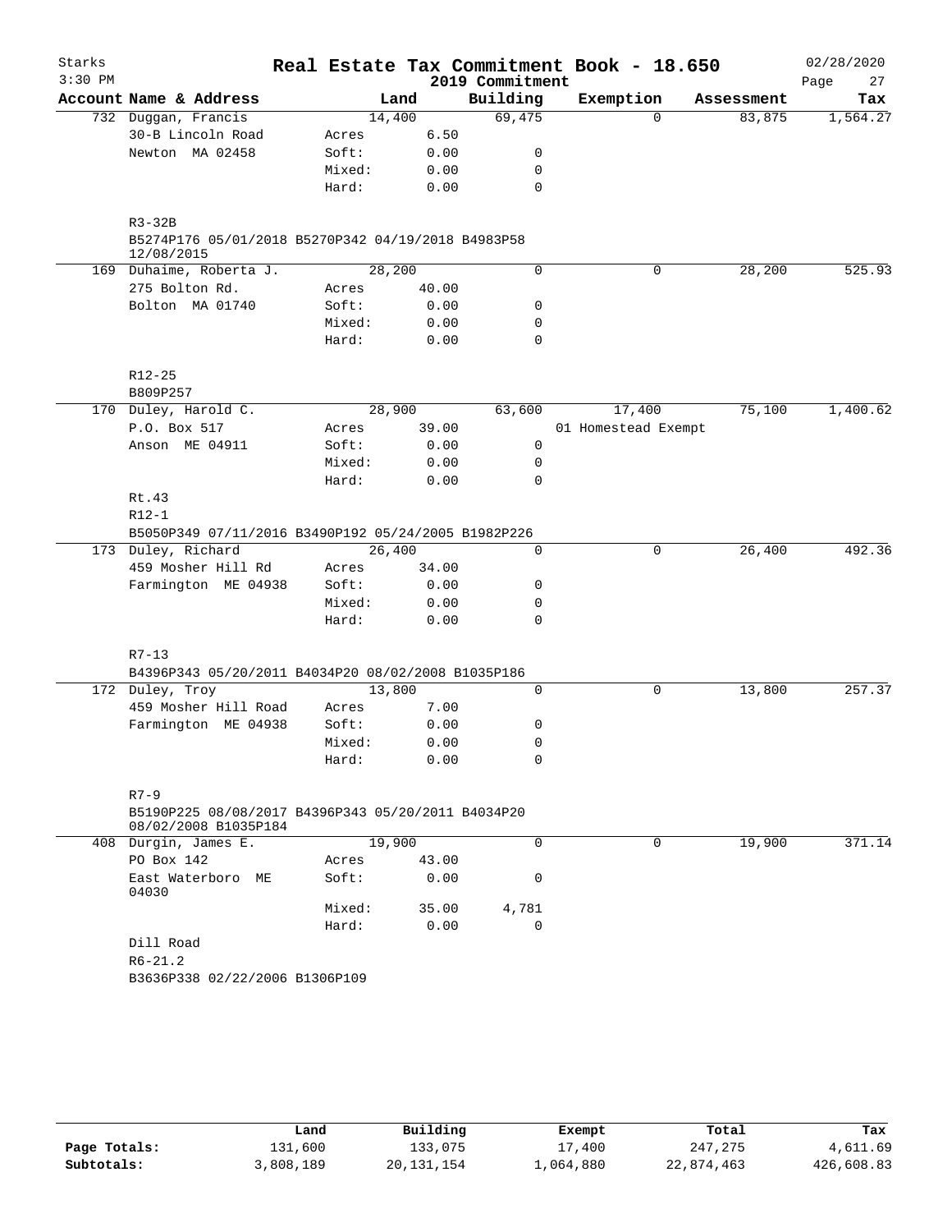# Real Estate Tax Commitment Book - 18.650

Starks
3:30 PM

2019 Commitment

02/28/2020

| Account Name & Address | | Land | Building | Exemption | Assessment | Tax |
|---|---|---|---|---|---|---|
| 732 Duggan, Francis | | 14,400 | 69,475 | 0 | 83,875 | 1,564.27 |
| 30-B Lincoln Road | Acres | 6.50 | | | | |
| Newton MA 02458 | Soft: | 0.00 | 0 | | | |
| | Mixed: | 0.00 | 0 | | | |
| | Hard: | 0.00 | 0 | | | |
| R3-32B | | | | | | |
| B5274P176 05/01/2018 B5270P342 04/19/2018 B4983P58 12/08/2015 | | | | | | |
| 169 Duhaime, Roberta J. | | 28,200 | 0 | 0 | 28,200 | 525.93 |
| 275 Bolton Rd. | Acres | 40.00 | | | | |
| Bolton MA 01740 | Soft: | 0.00 | 0 | | | |
| | Mixed: | 0.00 | 0 | | | |
| | Hard: | 0.00 | 0 | | | |
| R12-25 | | | | | | |
| B809P257 | | | | | | |
| 170 Duley, Harold C. | | 28,900 | 63,600 | 17,400 | 75,100 | 1,400.62 |
| P.O. Box 517 | Acres | 39.00 | | 01 Homestead Exempt | | |
| Anson ME 04911 | Soft: | 0.00 | 0 | | | |
| | Mixed: | 0.00 | 0 | | | |
| | Hard: | 0.00 | 0 | | | |
| Rt.43 | | | | | | |
| R12-1 | | | | | | |
| B5050P349 07/11/2016 B3490P192 05/24/2005 B1982P226 | | | | | | |
| 173 Duley, Richard | | 26,400 | 0 | 0 | 26,400 | 492.36 |
| 459 Mosher Hill Rd | Acres | 34.00 | | | | |
| Farmington ME 04938 | Soft: | 0.00 | 0 | | | |
| | Mixed: | 0.00 | 0 | | | |
| | Hard: | 0.00 | 0 | | | |
| R7-13 | | | | | | |
| B4396P343 05/20/2011 B4034P20 08/02/2008 B1035P186 | | | | | | |
| 172 Duley, Troy | | 13,800 | 0 | 0 | 13,800 | 257.37 |
| 459 Mosher Hill Road | Acres | 7.00 | | | | |
| Farmington ME 04938 | Soft: | 0.00 | 0 | | | |
| | Mixed: | 0.00 | 0 | | | |
| | Hard: | 0.00 | 0 | | | |
| R7-9 | | | | | | |
| B5190P225 08/08/2017 B4396P343 05/20/2011 B4034P20 08/02/2008 B1035P184 | | | | | | |
| 408 Durgin, James E. | | 19,900 | 0 | 0 | 19,900 | 371.14 |
| PO Box 142 | Acres | 43.00 | | | | |
| East Waterboro ME 04030 | Soft: | 0.00 | 0 | | | |
| | Mixed: | 35.00 | 4,781 | | | |
| | Hard: | 0.00 | 0 | | | |
| Dill Road | | | | | | |
| R6-21.2 | | | | | | |
| B3636P338 02/22/2006 B1306P109 | | | | | | |

| | Land | Building | Exempt | Total | Tax |
|---|---|---|---|---|---|
| Page Totals: | 131,600 | 133,075 | 17,400 | 247,275 | 4,611.69 |
| Subtotals: | 3,808,189 | 20,131,154 | 1,064,880 | 22,874,463 | 426,608.83 |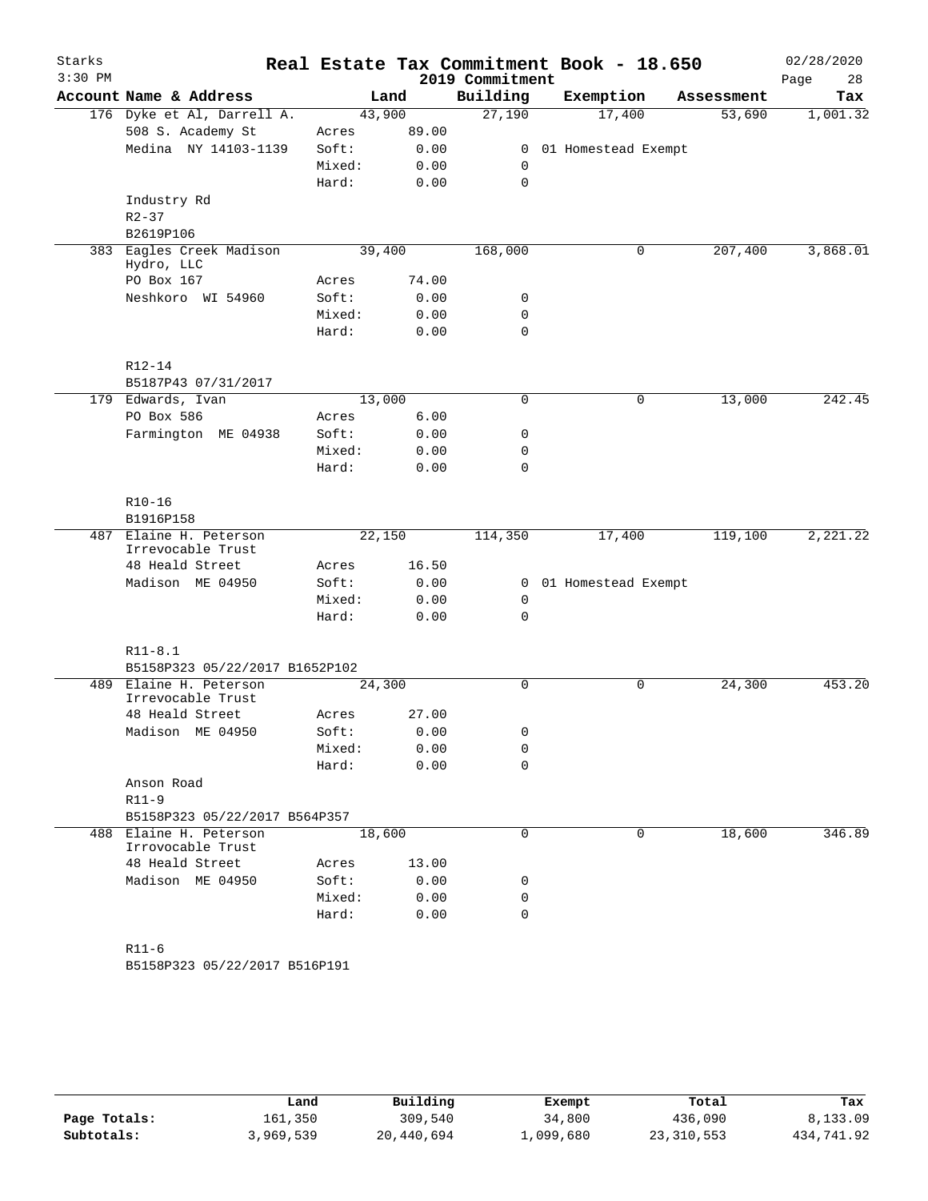Starks 3:30 PM

# Real Estate Tax Commitment Book - 18.650

2019 Commitment

02/28/2020

| Account Name & Address | | Land | Building | Exemption | Assessment | Tax |
|---|---|---|---|---|---|---|
| 176 Dyke et Al, Darrell A. | | 43,900 | 27,190 | 17,400 | 53,690 | 1,001.32 |
| 508 S. Academy St | Acres | 89.00 | | | | |
| Medina NY 14103-1139 | Soft: | 0.00 | 0 | 01 Homestead Exempt | | |
| | Mixed: | 0.00 | 0 | | | |
| | Hard: | 0.00 | 0 | | | |
| Industry Rd | | | | | | |
| R2-37 | | | | | | |
| B2619P106 | | | | | | |
| 383 Eagles Creek Madison Hydro, LLC | | 39,400 | 168,000 | 0 | 207,400 | 3,868.01 |
| PO Box 167 | Acres | 74.00 | | | | |
| Neshkoro WI 54960 | Soft: | 0.00 | 0 | | | |
| | Mixed: | 0.00 | 0 | | | |
| | Hard: | 0.00 | 0 | | | |
| R12-14 | | | | | | |
| B5187P43 07/31/2017 | | | | | | |
| 179 Edwards, Ivan | | 13,000 | 0 | 0 | 13,000 | 242.45 |
| PO Box 586 | Acres | 6.00 | | | | |
| Farmington ME 04938 | Soft: | 0.00 | 0 | | | |
| | Mixed: | 0.00 | 0 | | | |
| | Hard: | 0.00 | 0 | | | |
| R10-16 | | | | | | |
| B1916P158 | | | | | | |
| 487 Elaine H. Peterson Irrevocable Trust | | 22,150 | 114,350 | 17,400 | 119,100 | 2,221.22 |
| 48 Heald Street | Acres | 16.50 | | | | |
| Madison ME 04950 | Soft: | 0.00 | 0 | 01 Homestead Exempt | | |
| | Mixed: | 0.00 | 0 | | | |
| | Hard: | 0.00 | 0 | | | |
| R11-8.1 | | | | | | |
| B5158P323 05/22/2017 B1652P102 | | | | | | |
| 489 Elaine H. Peterson Irrevocable Trust | | 24,300 | 0 | 0 | 24,300 | 453.20 |
| 48 Heald Street | Acres | 27.00 | | | | |
| Madison ME 04950 | Soft: | 0.00 | 0 | | | |
| | Mixed: | 0.00 | 0 | | | |
| | Hard: | 0.00 | 0 | | | |
| Anson Road | | | | | | |
| R11-9 | | | | | | |
| B5158P323 05/22/2017 B564P357 | | | | | | |
| 488 Elaine H. Peterson Irrovocable Trust | | 18,600 | 0 | 0 | 18,600 | 346.89 |
| 48 Heald Street | Acres | 13.00 | | | | |
| Madison ME 04950 | Soft: | 0.00 | 0 | | | |
| | Mixed: | 0.00 | 0 | | | |
| | Hard: | 0.00 | 0 | | | |
| R11-6 | | | | | | |
| B5158P323 05/22/2017 B516P191 | | | | | | |

| | Land | Building | Exempt | Total | Tax |
|---|---|---|---|---|---|
| Page Totals: | 161,350 | 309,540 | 34,800 | 436,090 | 8,133.09 |
| Subtotals: | 3,969,539 | 20,440,694 | 1,099,680 | 23,310,553 | 434,741.92 |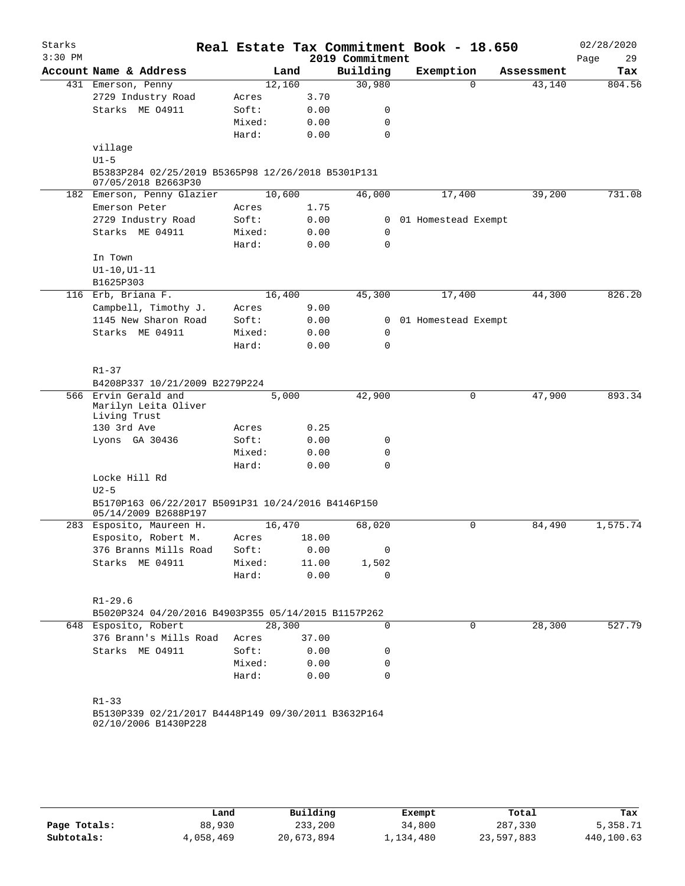# Real Estate Tax Commitment Book - 18.650

Starks
3:30 PM

2019 Commitment

02/28/2020

| Account | Name & Address | | Land | | Building | Exemption | Assessment | Tax |
|---|---|---|---|---|---|---|---|---|
| 431 | Emerson, Penny | | 12,160 | | 30,980 | 0 | 43,140 | 804.56 |
| | 2729 Industry Road | Acres | | 3.70 | | | | |
| | Starks ME 04911 | Soft: | | 0.00 | 0 | | | |
| | | Mixed: | | 0.00 | 0 | | | |
| | | Hard: | | 0.00 | 0 | | | |
| | village | | | | | | | |
| | U1-5 | | | | | | | |
| | B5383P284 02/25/2019 B5365P98 12/26/2018 B5301P131 07/05/2018 B2663P30 | | | | | | | |
| 182 | Emerson, Penny Glazier | | 10,600 | | 46,000 | 17,400 | 39,200 | 731.08 |
| | Emerson Peter | Acres | | 1.75 | | | | |
| | 2729 Industry Road | Soft: | | 0.00 | 0 | 01 Homestead Exempt | | |
| | Starks ME 04911 | Mixed: | | 0.00 | 0 | | | |
| | | Hard: | | 0.00 | 0 | | | |
| | In Town | | | | | | | |
| | U1-10,U1-11 | | | | | | | |
| | B1625P303 | | | | | | | |
| 116 | Erb, Briana F. | | 16,400 | | 45,300 | 17,400 | 44,300 | 826.20 |
| | Campbell, Timothy J. | Acres | | 9.00 | | | | |
| | 1145 New Sharon Road | Soft: | | 0.00 | 0 | 01 Homestead Exempt | | |
| | Starks ME 04911 | Mixed: | | 0.00 | 0 | | | |
| | | Hard: | | 0.00 | 0 | | | |
| | R1-37 | | | | | | | |
| | B4208P337 10/21/2009 B2279P224 | | | | | | | |
| 566 | Ervin Gerald and Marilyn Leita Oliver Living Trust | | 5,000 | | 42,900 | 0 | 47,900 | 893.34 |
| | 130 3rd Ave | Acres | | 0.25 | | | | |
| | Lyons GA 30436 | Soft: | | 0.00 | 0 | | | |
| | | Mixed: | | 0.00 | 0 | | | |
| | | Hard: | | 0.00 | 0 | | | |
| | Locke Hill Rd | | | | | | | |
| | U2-5 | | | | | | | |
| | B5170P163 06/22/2017 B5091P31 10/24/2016 B4146P150 05/14/2009 B2688P197 | | | | | | | |
| 283 | Esposito, Maureen H. | | 16,470 | | 68,020 | 0 | 84,490 | 1,575.74 |
| | Esposito, Robert M. | Acres | | 18.00 | | | | |
| | 376 Branns Mills Road | Soft: | | 0.00 | 0 | | | |
| | Starks ME 04911 | Mixed: | | 11.00 | 1,502 | | | |
| | | Hard: | | 0.00 | 0 | | | |
| | R1-29.6 | | | | | | | |
| | B5020P324 04/20/2016 B4903P355 05/14/2015 B1157P262 | | | | | | | |
| 648 | Esposito, Robert | | 28,300 | | 0 | 0 | 28,300 | 527.79 |
| | 376 Brann's Mills Road | Acres | | 37.00 | | | | |
| | Starks ME 04911 | Soft: | | 0.00 | 0 | | | |
| | | Mixed: | | 0.00 | 0 | | | |
| | | Hard: | | 0.00 | 0 | | | |
| | R1-33 | | | | | | | |
| | B5130P339 02/21/2017 B4448P149 09/30/2011 B3632P164 02/10/2006 B1430P228 | | | | | | | |

| | Land | Building | Exempt | Total | Tax |
|---|---|---|---|---|---|
| Page Totals: | 88,930 | 233,200 | 34,800 | 287,330 | 5,358.71 |
| Subtotals: | 4,058,469 | 20,673,894 | 1,134,480 | 23,597,883 | 440,100.63 |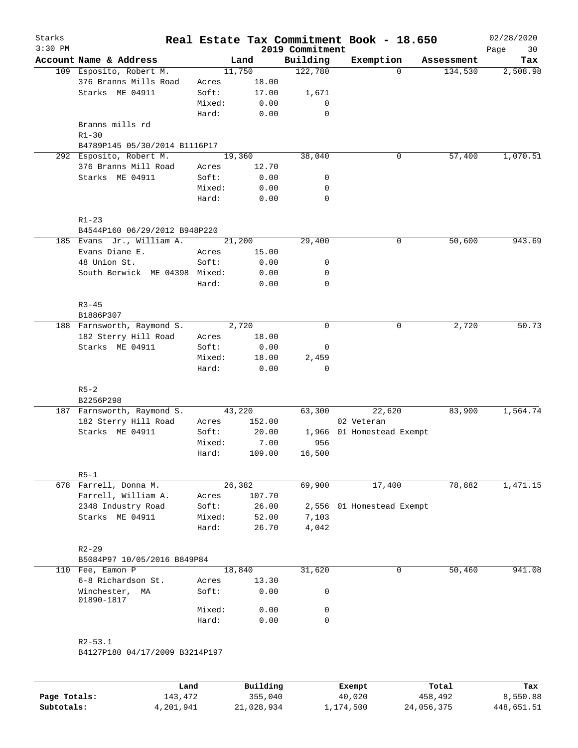# Real Estate Tax Commitment Book - 18.650

Starks 3:30 PM — 2019 Commitment — 02/28/2020

| Account Name & Address | | Land | Building | Exemption | Assessment | Tax |
|---|---|---|---|---|---|---|
| 109 Esposito, Robert M. | | 11,750 | 122,780 | 0 | 134,530 | 2,508.98 |
| 376 Branns Mills Road | Acres | 18.00 | | | | |
| Starks ME 04911 | Soft: | 17.00 | 1,671 | | | |
| | Mixed: | 0.00 | 0 | | | |
| | Hard: | 0.00 | 0 | | | |
| Branns mills rd | | | | | | |
| R1-30 | | | | | | |
| B4789P145 05/30/2014 B1116P17 | | | | | | |
| 292 Esposito, Robert M. | | 19,360 | 38,040 | 0 | 57,400 | 1,070.51 |
| 376 Branns Mill Road | Acres | 12.70 | | | | |
| Starks ME 04911 | Soft: | 0.00 | 0 | | | |
| | Mixed: | 0.00 | 0 | | | |
| | Hard: | 0.00 | 0 | | | |
| R1-23 | | | | | | |
| B4544P160 06/29/2012 B948P220 | | | | | | |
| 185 Evans Jr., William A. | | 21,200 | 29,400 | 0 | 50,600 | 943.69 |
| Evans Diane E. | Acres | 15.00 | | | | |
| 48 Union St. | Soft: | 0.00 | 0 | | | |
| South Berwick ME 04398 | Mixed: | 0.00 | 0 | | | |
| | Hard: | 0.00 | 0 | | | |
| R3-45 | | | | | | |
| B1886P307 | | | | | | |
| 188 Farnsworth, Raymond S. | | 2,720 | 0 | 0 | 2,720 | 50.73 |
| 182 Sterry Hill Road | Acres | 18.00 | | | | |
| Starks ME 04911 | Soft: | 0.00 | 0 | | | |
| | Mixed: | 18.00 | 2,459 | | | |
| | Hard: | 0.00 | 0 | | | |
| R5-2 | | | | | | |
| B2256P298 | | | | | | |
| 187 Farnsworth, Raymond S. | | 43,220 | 63,300 | 22,620 | 83,900 | 1,564.74 |
| 182 Sterry Hill Road | Acres | 152.00 | | 02 Veteran | | |
| Starks ME 04911 | Soft: | 20.00 | 1,966 | 01 Homestead Exempt | | |
| | Mixed: | 7.00 | 956 | | | |
| | Hard: | 109.00 | 16,500 | | | |
| R5-1 | | | | | | |
| 678 Farrell, Donna M. | | 26,382 | 69,900 | 17,400 | 78,882 | 1,471.15 |
| Farrell, William A. | Acres | 107.70 | | | | |
| 2348 Industry Road | Soft: | 26.00 | 2,556 | 01 Homestead Exempt | | |
| Starks ME 04911 | Mixed: | 52.00 | 7,103 | | | |
| | Hard: | 26.70 | 4,042 | | | |
| R2-29 | | | | | | |
| B5084P97 10/05/2016 B849P84 | | | | | | |
| 110 Fee, Eamon P | | 18,840 | 31,620 | 0 | 50,460 | 941.08 |
| 6-8 Richardson St. | Acres | 13.30 | | | | |
| Winchester, MA 01890-1817 | Soft: | 0.00 | 0 | | | |
| | Mixed: | 0.00 | 0 | | | |
| | Hard: | 0.00 | 0 | | | |
| R2-53.1 | | | | | | |
| B4127P180 04/17/2009 B3214P197 | | | | | | |

| | Land | Building | Exempt | Total | Tax |
|---|---|---|---|---|---|
| Page Totals: | 143,472 | 355,040 | 40,020 | 458,492 | 8,550.88 |
| Subtotals: | 4,201,941 | 21,028,934 | 1,174,500 | 24,056,375 | 448,651.51 |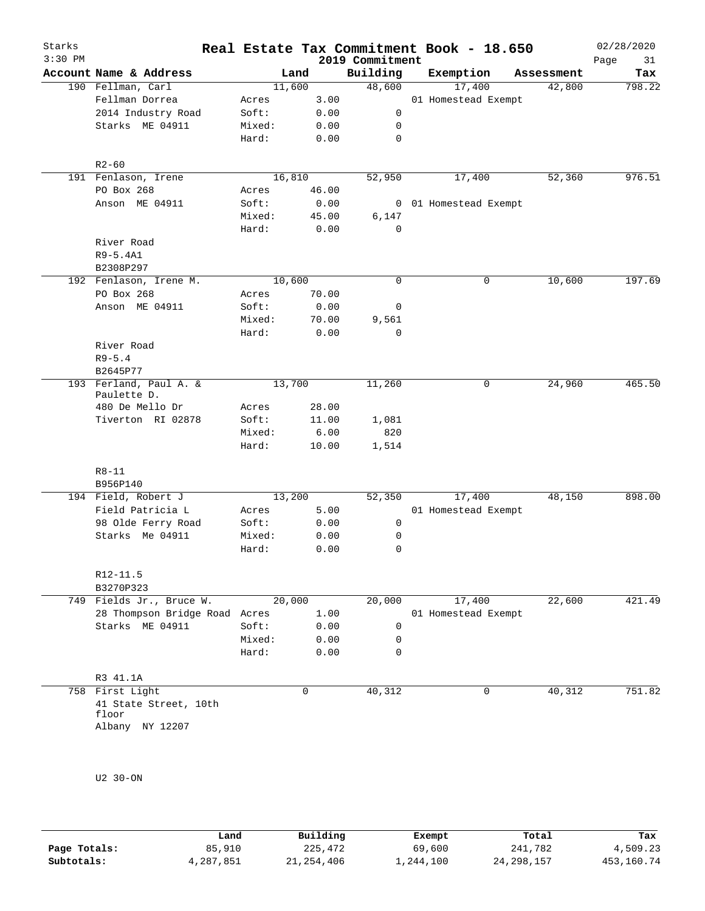# Real Estate Tax Commitment Book - 18.650

Starks
3:30 PM

2019 Commitment

02/28/2020

| Account Name & Address | | Land | Building | Exemption | Assessment | Tax |
|---|---|---|---|---|---|---|
| 190 Fellman, Carl | | 11,600 | 48,600 | 17,400 | 42,800 | 798.22 |
| Fellman Dorrea | Acres | 3.00 | | 01 Homestead Exempt | | |
| 2014 Industry Road | Soft: | 0.00 | 0 | | | |
| Starks ME 04911 | Mixed: | 0.00 | 0 | | | |
| | Hard: | 0.00 | 0 | | | |
| R2-60 | | | | | | |
| 191 Fenlason, Irene | | 16,810 | 52,950 | 17,400 | 52,360 | 976.51 |
| PO Box 268 | Acres | 46.00 | | | | |
| Anson ME 04911 | Soft: | 0.00 | 0 | 01 Homestead Exempt | | |
| | Mixed: | 45.00 | 6,147 | | | |
| | Hard: | 0.00 | 0 | | | |
| River Road | | | | | | |
| R9-5.4A1 | | | | | | |
| B2308P297 | | | | | | |
| 192 Fenlason, Irene M. | | 10,600 | 0 | 0 | 10,600 | 197.69 |
| PO Box 268 | Acres | 70.00 | | | | |
| Anson ME 04911 | Soft: | 0.00 | 0 | | | |
| | Mixed: | 70.00 | 9,561 | | | |
| | Hard: | 0.00 | 0 | | | |
| River Road | | | | | | |
| R9-5.4 | | | | | | |
| B2645P77 | | | | | | |
| 193 Ferland, Paul A. & Paulette D. | | 13,700 | 11,260 | 0 | 24,960 | 465.50 |
| 480 De Mello Dr | Acres | 28.00 | | | | |
| Tiverton RI 02878 | Soft: | 11.00 | 1,081 | | | |
| | Mixed: | 6.00 | 820 | | | |
| | Hard: | 10.00 | 1,514 | | | |
| R8-11 | | | | | | |
| B956P140 | | | | | | |
| 194 Field, Robert J | | 13,200 | 52,350 | 17,400 | 48,150 | 898.00 |
| Field Patricia L | Acres | 5.00 | | 01 Homestead Exempt | | |
| 98 Olde Ferry Road | Soft: | 0.00 | 0 | | | |
| Starks Me 04911 | Mixed: | 0.00 | 0 | | | |
| | Hard: | 0.00 | 0 | | | |
| R12-11.5 | | | | | | |
| B3270P323 | | | | | | |
| 749 Fields Jr., Bruce W. | | 20,000 | 20,000 | 17,400 | 22,600 | 421.49 |
| 28 Thompson Bridge Road | Acres | 1.00 | | 01 Homestead Exempt | | |
| Starks ME 04911 | Soft: | 0.00 | 0 | | | |
| | Mixed: | 0.00 | 0 | | | |
| | Hard: | 0.00 | 0 | | | |
| R3 41.1A | | | | | | |
| 758 First Light | | 0 | 40,312 | 0 | 40,312 | 751.82 |
| 41 State Street, 10th floor | | | | | | |
| Albany NY 12207 | | | | | | |
| U2 30-ON | | | | | | |

| | Land | Building | Exempt | Total | Tax |
|---|---|---|---|---|---|
| Page Totals: | 85,910 | 225,472 | 69,600 | 241,782 | 4,509.23 |
| Subtotals: | 4,287,851 | 21,254,406 | 1,244,100 | 24,298,157 | 453,160.74 |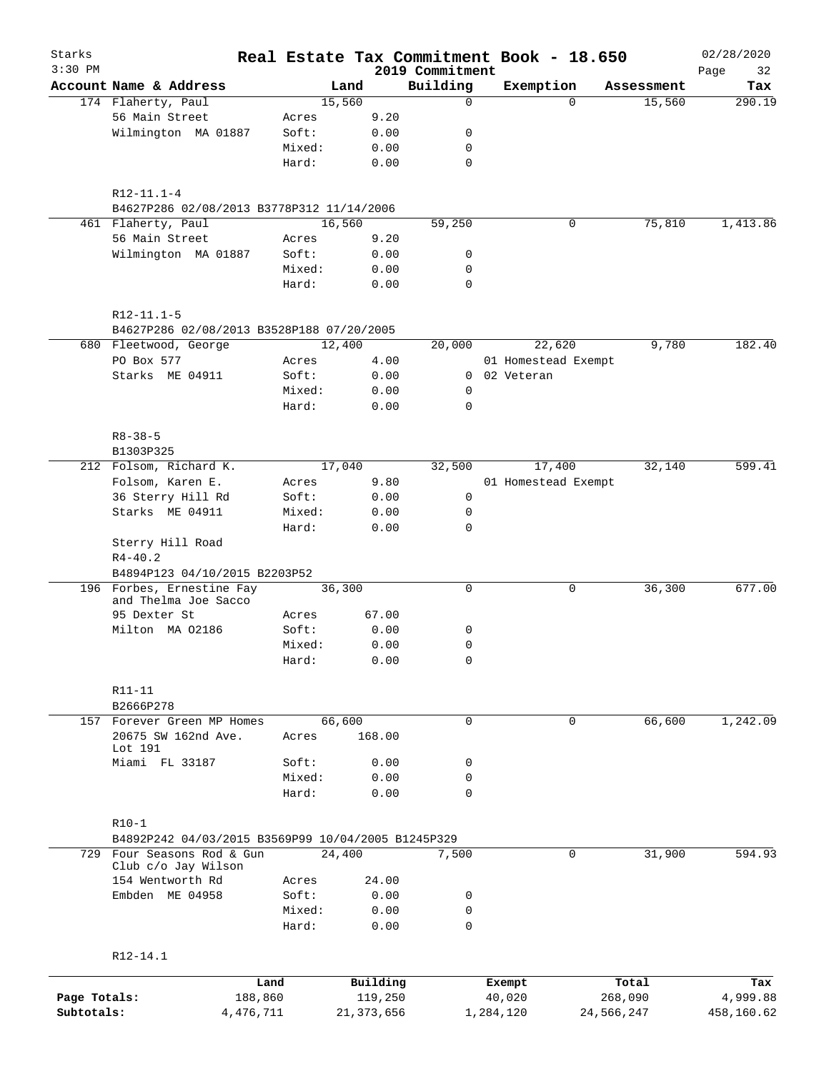Starks 3:30 PM

# Real Estate Tax Commitment Book - 18.650

2019 Commitment

02/28/2020

| Account Name & Address | | Land | Building | Exemption | Assessment | Tax |
|---|---|---|---|---|---|---|
| 174 Flaherty, Paul | | 15,560 | 0 | 0 | 15,560 | 290.19 |
| 56 Main Street | Acres | 9.20 | | | | |
| Wilmington MA 01887 | Soft: | 0.00 | 0 | | | |
| | Mixed: | 0.00 | 0 | | | |
| | Hard: | 0.00 | 0 | | | |
| R12-11.1-4 | | | | | | |
| B4627P286 02/08/2013 B3778P312 11/14/2006 | | | | | | |
| 461 Flaherty, Paul | | 16,560 | 59,250 | 0 | 75,810 | 1,413.86 |
| 56 Main Street | Acres | 9.20 | | | | |
| Wilmington MA 01887 | Soft: | 0.00 | 0 | | | |
| | Mixed: | 0.00 | 0 | | | |
| | Hard: | 0.00 | 0 | | | |
| R12-11.1-5 | | | | | | |
| B4627P286 02/08/2013 B3528P188 07/20/2005 | | | | | | |
| 680 Fleetwood, George | | 12,400 | 20,000 | 22,620 | 9,780 | 182.40 |
| PO Box 577 | Acres | 4.00 | | 01 Homestead Exempt | | |
| Starks ME 04911 | Soft: | 0.00 | 0 | 02 Veteran | | |
| | Mixed: | 0.00 | 0 | | | |
| | Hard: | 0.00 | 0 | | | |
| R8-38-5 | | | | | | |
| B1303P325 | | | | | | |
| 212 Folsom, Richard K. | | 17,040 | 32,500 | 17,400 | 32,140 | 599.41 |
| Folsom, Karen E. | Acres | 9.80 | | 01 Homestead Exempt | | |
| 36 Sterry Hill Rd | Soft: | 0.00 | 0 | | | |
| Starks ME 04911 | Mixed: | 0.00 | 0 | | | |
| | Hard: | 0.00 | 0 | | | |
| Sterry Hill Road | | | | | | |
| R4-40.2 | | | | | | |
| B4894P123 04/10/2015 B2203P52 | | | | | | |
| 196 Forbes, Ernestine Fay and Thelma Joe Sacco | | 36,300 | 0 | 0 | 36,300 | 677.00 |
| 95 Dexter St | Acres | 67.00 | | | | |
| Milton MA 02186 | Soft: | 0.00 | 0 | | | |
| | Mixed: | 0.00 | 0 | | | |
| | Hard: | 0.00 | 0 | | | |
| R11-11 | | | | | | |
| B2666P278 | | | | | | |
| 157 Forever Green MP Homes | | 66,600 | 0 | 0 | 66,600 | 1,242.09 |
| 20675 SW 162nd Ave. Lot 191 | Acres | 168.00 | | | | |
| Miami FL 33187 | Soft: | 0.00 | 0 | | | |
| | Mixed: | 0.00 | 0 | | | |
| | Hard: | 0.00 | 0 | | | |
| R10-1 | | | | | | |
| B4892P242 04/03/2015 B3569P99 10/04/2005 B1245P329 | | | | | | |
| 729 Four Seasons Rod & Gun Club c/o Jay Wilson | | 24,400 | 7,500 | 0 | 31,900 | 594.93 |
| 154 Wentworth Rd | Acres | 24.00 | | | | |
| Embden ME 04958 | Soft: | 0.00 | 0 | | | |
| | Mixed: | 0.00 | 0 | | | |
| | Hard: | 0.00 | 0 | | | |
| R12-14.1 | | | | | | |

| | Land | Building | Exempt | Total | Tax |
|---|---|---|---|---|---|
| Page Totals: | 188,860 | 119,250 | 40,020 | 268,090 | 4,999.88 |
| Subtotals: | 4,476,711 | 21,373,656 | 1,284,120 | 24,566,247 | 458,160.62 |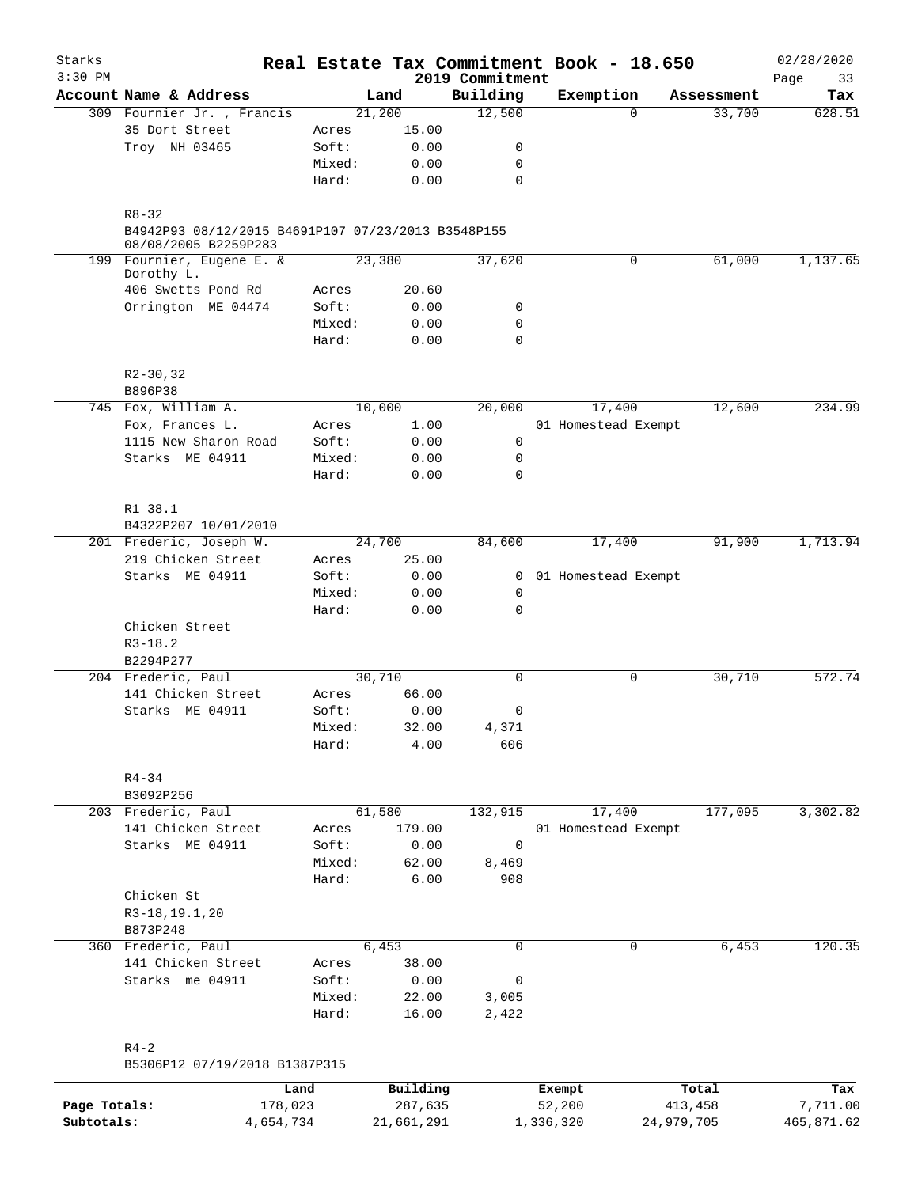# Starks — Real Estate Tax Commitment Book - 18.650

3:30 PM — 2019 Commitment — 02/28/2020

| Account | Name & Address | Land | | Building | Exemption | Assessment | Tax |
|---|---|---|---|---|---|---|---|
| 309 | Fournier Jr. , Francis | | 21,200 | 12,500 | 0 | 33,700 | 628.51 |
| | 35 Dort Street | Acres | 15.00 | | | | |
| | Troy NH 03465 | Soft: | 0.00 | 0 | | | |
| | | Mixed: | 0.00 | 0 | | | |
| | | Hard: | 0.00 | 0 | | | |
| | R8-32 | | | | | | |
| | B4942P93 08/12/2015 B4691P107 07/23/2013 B3548P155 08/08/2005 B2259P283 | | | | | | |
| 199 | Fournier, Eugene E. & Dorothy L. | | 23,380 | 37,620 | 0 | 61,000 | 1,137.65 |
| | 406 Swetts Pond Rd | Acres | 20.60 | | | | |
| | Orrington ME 04474 | Soft: | 0.00 | 0 | | | |
| | | Mixed: | 0.00 | 0 | | | |
| | | Hard: | 0.00 | 0 | | | |
| | R2-30,32 | | | | | | |
| | B896P38 | | | | | | |
| 745 | Fox, William A. | | 10,000 | 20,000 | 17,400 | 12,600 | 234.99 |
| | Fox, Frances L. | Acres | 1.00 | | 01 Homestead Exempt | | |
| | 1115 New Sharon Road | Soft: | 0.00 | 0 | | | |
| | Starks ME 04911 | Mixed: | 0.00 | 0 | | | |
| | | Hard: | 0.00 | 0 | | | |
| | R1 38.1 | | | | | | |
| | B4322P207 10/01/2010 | | | | | | |
| 201 | Frederic, Joseph W. | | 24,700 | 84,600 | 17,400 | 91,900 | 1,713.94 |
| | 219 Chicken Street | Acres | 25.00 | | | | |
| | Starks ME 04911 | Soft: | 0.00 | 0 | 01 Homestead Exempt | | |
| | | Mixed: | 0.00 | 0 | | | |
| | | Hard: | 0.00 | 0 | | | |
| | Chicken Street | | | | | | |
| | R3-18.2 | | | | | | |
| | B2294P277 | | | | | | |
| 204 | Frederic, Paul | | 30,710 | 0 | 0 | 30,710 | 572.74 |
| | 141 Chicken Street | Acres | 66.00 | | | | |
| | Starks ME 04911 | Soft: | 0.00 | 0 | | | |
| | | Mixed: | 32.00 | 4,371 | | | |
| | | Hard: | 4.00 | 606 | | | |
| | R4-34 | | | | | | |
| | B3092P256 | | | | | | |
| 203 | Frederic, Paul | | 61,580 | 132,915 | 17,400 | 177,095 | 3,302.82 |
| | 141 Chicken Street | Acres | 179.00 | | 01 Homestead Exempt | | |
| | Starks ME 04911 | Soft: | 0.00 | 0 | | | |
| | | Mixed: | 62.00 | 8,469 | | | |
| | | Hard: | 6.00 | 908 | | | |
| | Chicken St | | | | | | |
| | R3-18,19.1,20 | | | | | | |
| | B873P248 | | | | | | |
| 360 | Frederic, Paul | | 6,453 | 0 | 0 | 6,453 | 120.35 |
| | 141 Chicken Street | Acres | 38.00 | | | | |
| | Starks me 04911 | Soft: | 0.00 | 0 | | | |
| | | Mixed: | 22.00 | 3,005 | | | |
| | | Hard: | 16.00 | 2,422 | | | |
| | R4-2 | | | | | | |
| | B5306P12 07/19/2018 B1387P315 | | | | | | |

| | Land | Building | Exempt | Total | Tax |
|---|---|---|---|---|---|
| Page Totals: | 178,023 | 287,635 | 52,200 | 413,458 | 7,711.00 |
| Subtotals: | 4,654,734 | 21,661,291 | 1,336,320 | 24,979,705 | 465,871.62 |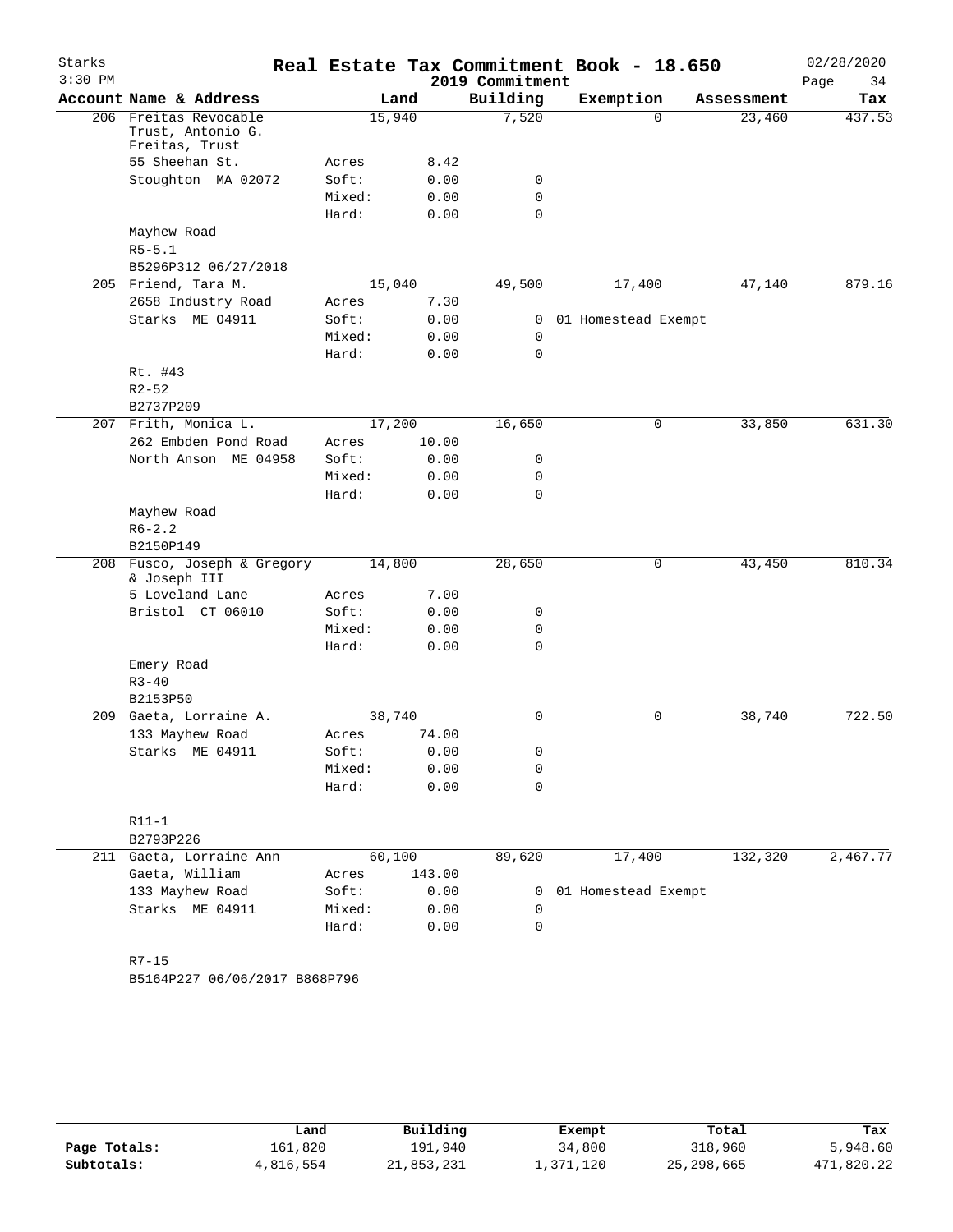# Real Estate Tax Commitment Book - 18.650

Starks
3:30 PM

2019 Commitment

02/28/2020

| Account | Name & Address | | Land | Building | Exemption | Assessment | Tax |
|---|---|---|---|---|---|---|---|
| 206 | Freitas Revocable Trust, Antonio G. Freitas, Trust | | 15,940 | 7,520 | 0 | 23,460 | 437.53 |
| | 55 Sheehan St. | Acres | 8.42 | | | | |
| | Stoughton MA 02072 | Soft: | 0.00 | 0 | | | |
| | | Mixed: | 0.00 | 0 | | | |
| | | Hard: | 0.00 | 0 | | | |
| | Mayhew Road | | | | | | |
| | R5-5.1 | | | | | | |
| | B5296P312 06/27/2018 | | | | | | |
| 205 | Friend, Tara M. | | 15,040 | 49,500 | 17,400 | 47,140 | 879.16 |
| | 2658 Industry Road | Acres | 7.30 | | | | |
| | Starks ME O4911 | Soft: | 0.00 | 0 | 01 Homestead Exempt | | |
| | | Mixed: | 0.00 | 0 | | | |
| | | Hard: | 0.00 | 0 | | | |
| | Rt. #43 | | | | | | |
| | R2-52 | | | | | | |
| | B2737P209 | | | | | | |
| 207 | Frith, Monica L. | | 17,200 | 16,650 | 0 | 33,850 | 631.30 |
| | 262 Embden Pond Road | Acres | 10.00 | | | | |
| | North Anson ME 04958 | Soft: | 0.00 | 0 | | | |
| | | Mixed: | 0.00 | 0 | | | |
| | | Hard: | 0.00 | 0 | | | |
| | Mayhew Road | | | | | | |
| | R6-2.2 | | | | | | |
| | B2150P149 | | | | | | |
| 208 | Fusco, Joseph & Gregory & Joseph III | | 14,800 | 28,650 | 0 | 43,450 | 810.34 |
| | 5 Loveland Lane | Acres | 7.00 | | | | |
| | Bristol CT 06010 | Soft: | 0.00 | 0 | | | |
| | | Mixed: | 0.00 | 0 | | | |
| | | Hard: | 0.00 | 0 | | | |
| | Emery Road | | | | | | |
| | R3-40 | | | | | | |
| | B2153P50 | | | | | | |
| 209 | Gaeta, Lorraine A. | | 38,740 | 0 | 0 | 38,740 | 722.50 |
| | 133 Mayhew Road | Acres | 74.00 | | | | |
| | Starks ME 04911 | Soft: | 0.00 | 0 | | | |
| | | Mixed: | 0.00 | 0 | | | |
| | | Hard: | 0.00 | 0 | | | |
| | R11-1 | | | | | | |
| | B2793P226 | | | | | | |
| 211 | Gaeta, Lorraine Ann | | 60,100 | 89,620 | 17,400 | 132,320 | 2,467.77 |
| | Gaeta, William | Acres | 143.00 | | | | |
| | 133 Mayhew Road | Soft: | 0.00 | 0 | 01 Homestead Exempt | | |
| | Starks ME 04911 | Mixed: | 0.00 | 0 | | | |
| | | Hard: | 0.00 | 0 | | | |
| | R7-15 | | | | | | |
| | B5164P227 06/06/2017 B868P796 | | | | | | |

| | Land | Building | Exempt | Total | Tax |
|---|---|---|---|---|---|
| **Page Totals:** | 161,820 | 191,940 | 34,800 | 318,960 | 5,948.60 |
| **Subtotals:** | 4,816,554 | 21,853,231 | 1,371,120 | 25,298,665 | 471,820.22 |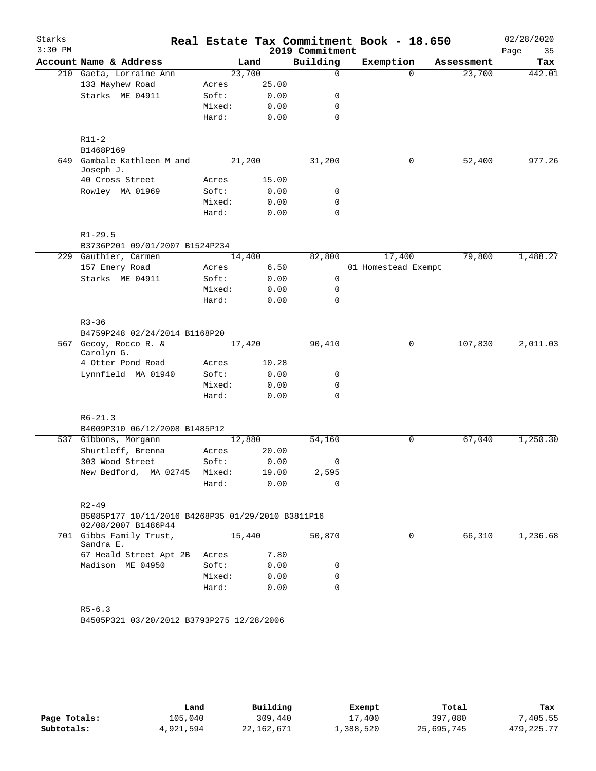# Starks — Real Estate Tax Commitment Book - 18.650

3:30 PM — 2019 Commitment — 02/28/2020

| Account | Name & Address | | Land | Building | Exemption | Assessment | Tax |
|---|---|---|---|---|---|---|---|
| 210 | Gaeta, Lorraine Ann | | 23,700 | 0 | 0 | 23,700 | 442.01 |
| | 133 Mayhew Road | Acres | 25.00 | | | | |
| | Starks ME 04911 | Soft: | 0.00 | 0 | | | |
| | | Mixed: | 0.00 | 0 | | | |
| | | Hard: | 0.00 | 0 | | | |
| | R11-2 | | | | | | |
| | B1468P169 | | | | | | |
| 649 | Gambale Kathleen M and Joseph J. | | 21,200 | 31,200 | 0 | 52,400 | 977.26 |
| | 40 Cross Street | Acres | 15.00 | | | | |
| | Rowley MA 01969 | Soft: | 0.00 | 0 | | | |
| | | Mixed: | 0.00 | 0 | | | |
| | | Hard: | 0.00 | 0 | | | |
| | R1-29.5 | | | | | | |
| | B3736P201 09/01/2007 B1524P234 | | | | | | |
| 229 | Gauthier, Carmen | | 14,400 | 82,800 | 17,400 | 79,800 | 1,488.27 |
| | 157 Emery Road | Acres | 6.50 | | 01 Homestead Exempt | | |
| | Starks ME 04911 | Soft: | 0.00 | 0 | | | |
| | | Mixed: | 0.00 | 0 | | | |
| | | Hard: | 0.00 | 0 | | | |
| | R3-36 | | | | | | |
| | B4759P248 02/24/2014 B1168P20 | | | | | | |
| 567 | Gecoy, Rocco R. & Carolyn G. | | 17,420 | 90,410 | 0 | 107,830 | 2,011.03 |
| | 4 Otter Pond Road | Acres | 10.28 | | | | |
| | Lynnfield MA 01940 | Soft: | 0.00 | 0 | | | |
| | | Mixed: | 0.00 | 0 | | | |
| | | Hard: | 0.00 | 0 | | | |
| | R6-21.3 | | | | | | |
| | B4009P310 06/12/2008 B1485P12 | | | | | | |
| 537 | Gibbons, Morgann | | 12,880 | 54,160 | 0 | 67,040 | 1,250.30 |
| | Shurtleff, Brenna | Acres | 20.00 | | | | |
| | 303 Wood Street | Soft: | 0.00 | 0 | | | |
| | New Bedford, MA 02745 | Mixed: | 19.00 | 2,595 | | | |
| | | Hard: | 0.00 | 0 | | | |
| | R2-49 | | | | | | |
| | B5085P177 10/11/2016 B4268P35 01/29/2010 B3811P16 02/08/2007 B1486P44 | | | | | | |
| 701 | Gibbs Family Trust, Sandra E. | | 15,440 | 50,870 | 0 | 66,310 | 1,236.68 |
| | 67 Heald Street Apt 2B | Acres | 7.80 | | | | |
| | Madison ME 04950 | Soft: | 0.00 | 0 | | | |
| | | Mixed: | 0.00 | 0 | | | |
| | | Hard: | 0.00 | 0 | | | |
| | R5-6.3 | | | | | | |
| | B4505P321 03/20/2012 B3793P275 12/28/2006 | | | | | | |

| | Land | Building | Exempt | Total | Tax |
|---|---|---|---|---|---|
| Page Totals: | 105,040 | 309,440 | 17,400 | 397,080 | 7,405.55 |
| Subtotals: | 4,921,594 | 22,162,671 | 1,388,520 | 25,695,745 | 479,225.77 |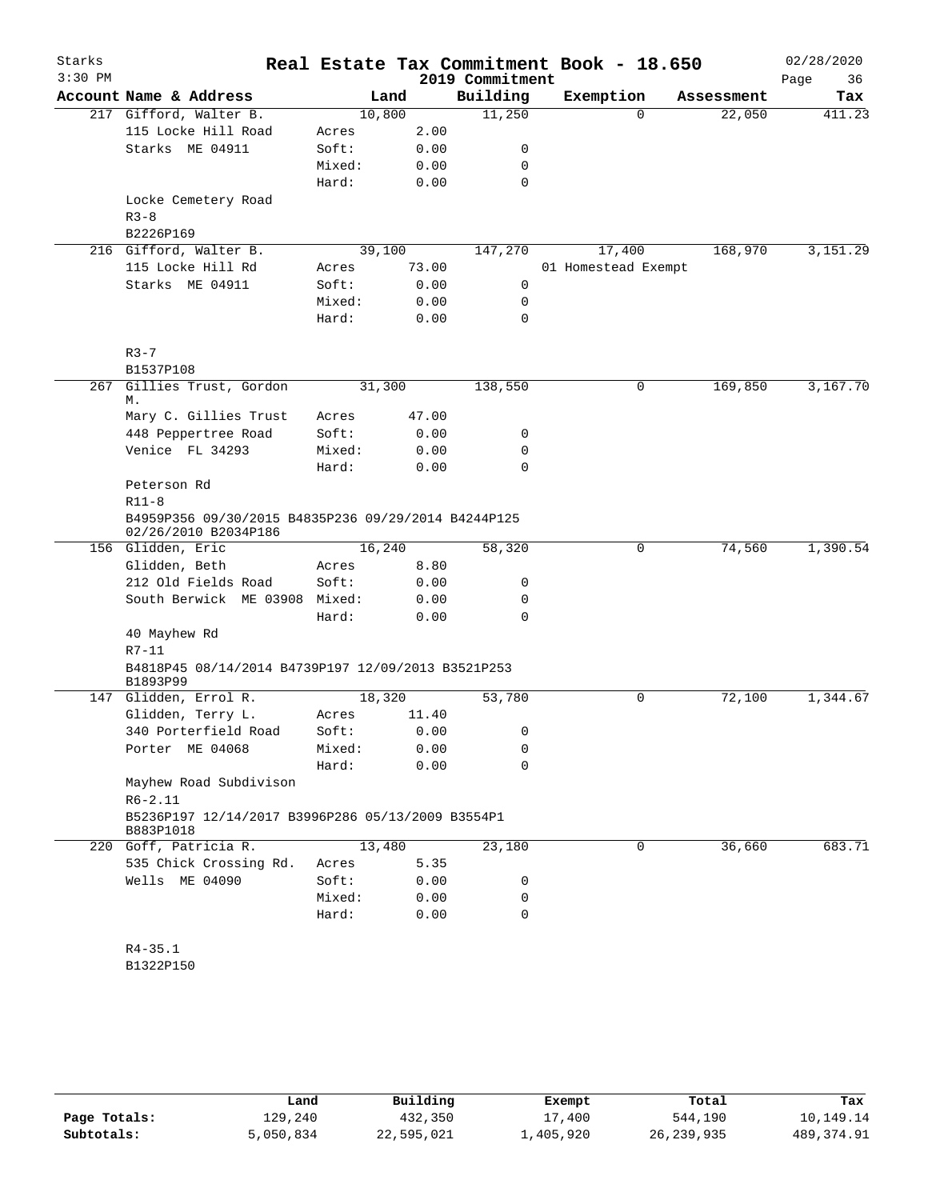# Real Estate Tax Commitment Book - 18.650

Starks
3:30 PM

2019 Commitment

02/28/2020

| Account | Name & Address | | Land | Building | Exemption | Assessment | Tax |
|---|---|---|---|---|---|---|---|
| 217 | Gifford, Walter B. | | 10,800 | 11,250 | 0 | 22,050 | 411.23 |
| | 115 Locke Hill Road | Acres | 2.00 | | | | |
| | Starks ME 04911 | Soft: | 0.00 | 0 | | | |
| | | Mixed: | 0.00 | 0 | | | |
| | | Hard: | 0.00 | 0 | | | |
| | Locke Cemetery Road | | | | | | |
| | R3-8 | | | | | | |
| | B2226P169 | | | | | | |
| 216 | Gifford, Walter B. | | 39,100 | 147,270 | 17,400 | 168,970 | 3,151.29 |
| | 115 Locke Hill Rd | Acres | 73.00 | | 01 Homestead Exempt | | |
| | Starks ME 04911 | Soft: | 0.00 | 0 | | | |
| | | Mixed: | 0.00 | 0 | | | |
| | | Hard: | 0.00 | 0 | | | |
| | R3-7 | | | | | | |
| | B1537P108 | | | | | | |
| 267 | Gillies Trust, Gordon M. | | 31,300 | 138,550 | 0 | 169,850 | 3,167.70 |
| | Mary C. Gillies Trust | Acres | 47.00 | | | | |
| | 448 Peppertree Road | Soft: | 0.00 | 0 | | | |
| | Venice FL 34293 | Mixed: | 0.00 | 0 | | | |
| | | Hard: | 0.00 | 0 | | | |
| | Peterson Rd | | | | | | |
| | R11-8 | | | | | | |
| | B4959P356 09/30/2015 B4835P236 09/29/2014 B4244P125 02/26/2010 B2034P186 | | | | | | |
| 156 | Glidden, Eric | | 16,240 | 58,320 | 0 | 74,560 | 1,390.54 |
| | Glidden, Beth | Acres | 8.80 | | | | |
| | 212 Old Fields Road | Soft: | 0.00 | 0 | | | |
| | South Berwick ME 03908 | Mixed: | 0.00 | 0 | | | |
| | | Hard: | 0.00 | 0 | | | |
| | 40 Mayhew Rd | | | | | | |
| | R7-11 | | | | | | |
| | B4818P45 08/14/2014 B4739P197 12/09/2013 B3521P253 B1893P99 | | | | | | |
| 147 | Glidden, Errol R. | | 18,320 | 53,780 | 0 | 72,100 | 1,344.67 |
| | Glidden, Terry L. | Acres | 11.40 | | | | |
| | 340 Porterfield Road | Soft: | 0.00 | 0 | | | |
| | Porter ME 04068 | Mixed: | 0.00 | 0 | | | |
| | | Hard: | 0.00 | 0 | | | |
| | Mayhew Road Subdivison | | | | | | |
| | R6-2.11 | | | | | | |
| | B5236P197 12/14/2017 B3996P286 05/13/2009 B3554P1 B883P1018 | | | | | | |
| 220 | Goff, Patricia R. | | 13,480 | 23,180 | 0 | 36,660 | 683.71 |
| | 535 Chick Crossing Rd. | Acres | 5.35 | | | | |
| | Wells ME 04090 | Soft: | 0.00 | 0 | | | |
| | | Mixed: | 0.00 | 0 | | | |
| | | Hard: | 0.00 | 0 | | | |
| | R4-35.1 | | | | | | |
| | B1322P150 | | | | | | |

| | Land | Building | Exempt | Total | Tax |
|---|---|---|---|---|---|
| Page Totals: | 129,240 | 432,350 | 17,400 | 544,190 | 10,149.14 |
| Subtotals: | 5,050,834 | 22,595,021 | 1,405,920 | 26,239,935 | 489,374.91 |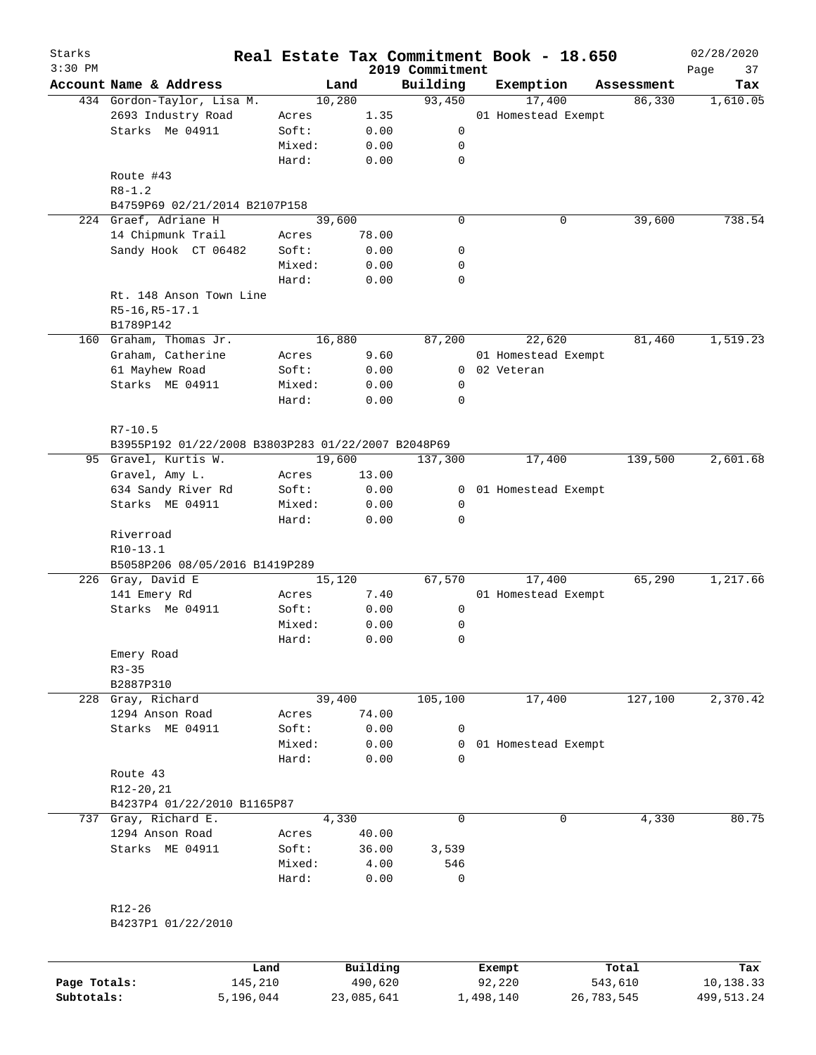Starks
3:30 PM

# Real Estate Tax Commitment Book - 18.650

2019 Commitment

02/28/2020

| Account Name & Address | | Land | Building | Exemption | Assessment | Tax |
|---|---|---|---|---|---|---|
| 434 Gordon-Taylor, Lisa M. | | 10,280 | 93,450 | 17,400 | 86,330 | 1,610.05 |
| 2693 Industry Road | Acres | 1.35 | | 01 Homestead Exempt | | |
| Starks Me 04911 | Soft: | 0.00 | 0 | | | |
| | Mixed: | 0.00 | 0 | | | |
| | Hard: | 0.00 | 0 | | | |
| Route #43 | | | | | | |
| R8-1.2 | | | | | | |
| B4759P69 02/21/2014 B2107P158 | | | | | | |
| 224 Graef, Adriane H | | 39,600 | 0 | 0 | 39,600 | 738.54 |
| 14 Chipmunk Trail | Acres | 78.00 | | | | |
| Sandy Hook CT 06482 | Soft: | 0.00 | 0 | | | |
| | Mixed: | 0.00 | 0 | | | |
| | Hard: | 0.00 | 0 | | | |
| Rt. 148 Anson Town Line | | | | | | |
| R5-16,R5-17.1 | | | | | | |
| B1789P142 | | | | | | |
| 160 Graham, Thomas Jr. | | 16,880 | 87,200 | 22,620 | 81,460 | 1,519.23 |
| Graham, Catherine | Acres | 9.60 | | 01 Homestead Exempt | | |
| 61 Mayhew Road | Soft: | 0.00 | 0 | 02 Veteran | | |
| Starks ME 04911 | Mixed: | 0.00 | 0 | | | |
| | Hard: | 0.00 | 0 | | | |
| R7-10.5 | | | | | | |
| B3955P192 01/22/2008 B3803P283 01/22/2007 B2048P69 | | | | | | |
| 95 Gravel, Kurtis W. | | 19,600 | 137,300 | 17,400 | 139,500 | 2,601.68 |
| Gravel, Amy L. | Acres | 13.00 | | | | |
| 634 Sandy River Rd | Soft: | 0.00 | 0 | 01 Homestead Exempt | | |
| Starks ME 04911 | Mixed: | 0.00 | 0 | | | |
| | Hard: | 0.00 | 0 | | | |
| Riverroad | | | | | | |
| R10-13.1 | | | | | | |
| B5058P206 08/05/2016 B1419P289 | | | | | | |
| 226 Gray, David E | | 15,120 | 67,570 | 17,400 | 65,290 | 1,217.66 |
| 141 Emery Rd | Acres | 7.40 | | 01 Homestead Exempt | | |
| Starks Me 04911 | Soft: | 0.00 | 0 | | | |
| | Mixed: | 0.00 | 0 | | | |
| | Hard: | 0.00 | 0 | | | |
| Emery Road | | | | | | |
| R3-35 | | | | | | |
| B2887P310 | | | | | | |
| 228 Gray, Richard | | 39,400 | 105,100 | 17,400 | 127,100 | 2,370.42 |
| 1294 Anson Road | Acres | 74.00 | | | | |
| Starks ME 04911 | Soft: | 0.00 | 0 | | | |
| | Mixed: | 0.00 | 0 | 01 Homestead Exempt | | |
| | Hard: | 0.00 | 0 | | | |
| Route 43 | | | | | | |
| R12-20,21 | | | | | | |
| B4237P4 01/22/2010 B1165P87 | | | | | | |
| 737 Gray, Richard E. | | 4,330 | 0 | 0 | 4,330 | 80.75 |
| 1294 Anson Road | Acres | 40.00 | | | | |
| Starks ME 04911 | Soft: | 36.00 | 3,539 | | | |
| | Mixed: | 4.00 | 546 | | | |
| | Hard: | 0.00 | 0 | | | |
| R12-26 | | | | | | |
| B4237P1 01/22/2010 | | | | | | |

| | Land | Building | Exempt | Total | Tax |
|---|---|---|---|---|---|
| Page Totals: | 145,210 | 490,620 | 92,220 | 543,610 | 10,138.33 |
| Subtotals: | 5,196,044 | 23,085,641 | 1,498,140 | 26,783,545 | 499,513.24 |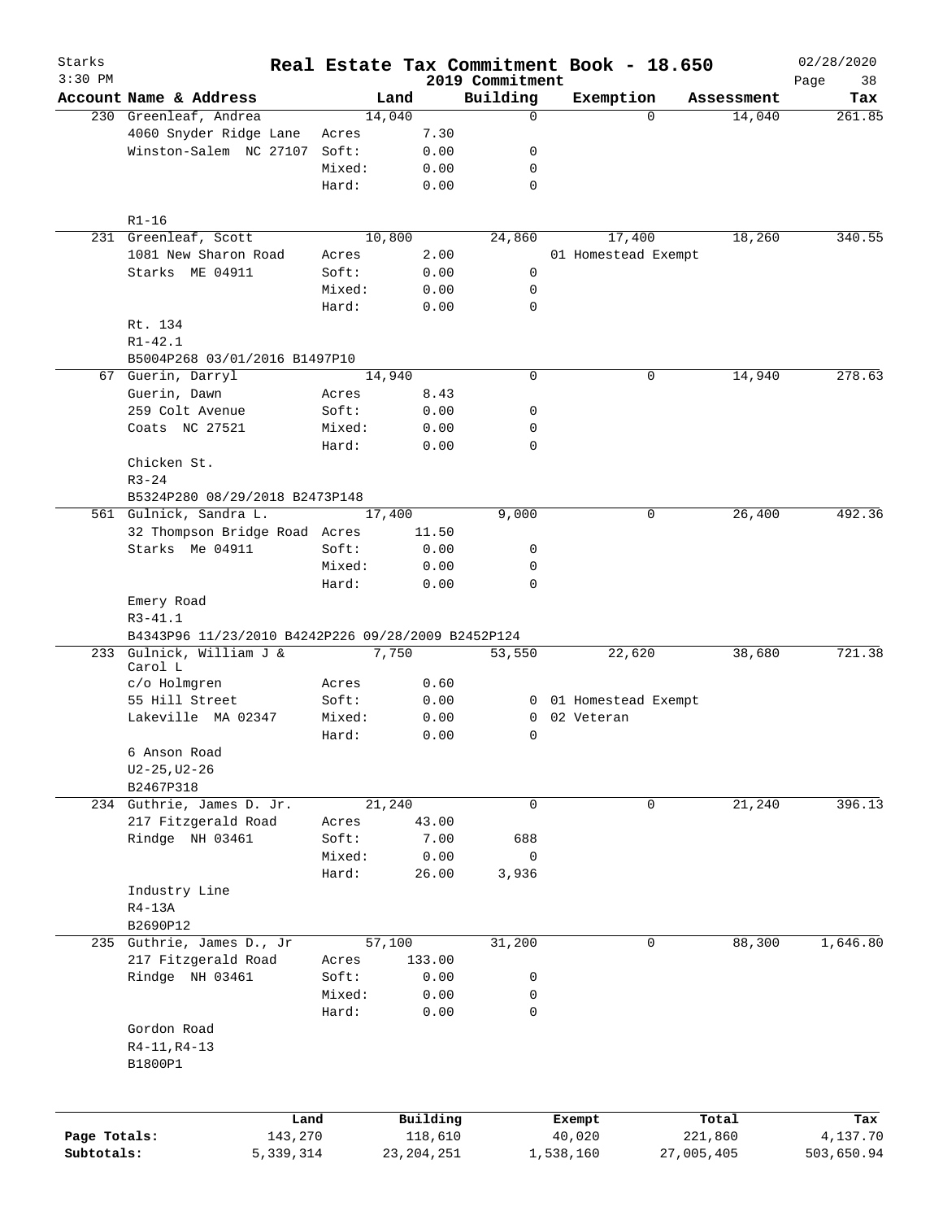# Real Estate Tax Commitment Book - 18.650

Starks — 2019 Commitment — 02/28/2020 — 3:30 PM

| Account Name & Address | | Land | Building | Exemption | Assessment | Tax |
|---|---|---|---|---|---|---|
| 230 Greenleaf, Andrea | | 14,040 | 0 | 0 | 14,040 | 261.85 |
| 4060 Snyder Ridge Lane | Acres | 7.30 | | | | |
| Winston-Salem NC 27107 | Soft: | 0.00 | 0 | | | |
| | Mixed: | 0.00 | 0 | | | |
| | Hard: | 0.00 | 0 | | | |
| R1-16 | | | | | | |
| 231 Greenleaf, Scott | | 10,800 | 24,860 | 17,400 | 18,260 | 340.55 |
| 1081 New Sharon Road | Acres | 2.00 | | 01 Homestead Exempt | | |
| Starks ME 04911 | Soft: | 0.00 | 0 | | | |
| | Mixed: | 0.00 | 0 | | | |
| | Hard: | 0.00 | 0 | | | |
| Rt. 134 | | | | | | |
| R1-42.1 | | | | | | |
| B5004P268 03/01/2016 B1497P10 | | | | | | |
| 67 Guerin, Darryl | | 14,940 | 0 | 0 | 14,940 | 278.63 |
| Guerin, Dawn | Acres | 8.43 | | | | |
| 259 Colt Avenue | Soft: | 0.00 | 0 | | | |
| Coats NC 27521 | Mixed: | 0.00 | 0 | | | |
| | Hard: | 0.00 | 0 | | | |
| Chicken St. | | | | | | |
| R3-24 | | | | | | |
| B5324P280 08/29/2018 B2473P148 | | | | | | |
| 561 Gulnick, Sandra L. | | 17,400 | 9,000 | 0 | 26,400 | 492.36 |
| 32 Thompson Bridge Road | Acres | 11.50 | | | | |
| Starks Me 04911 | Soft: | 0.00 | 0 | | | |
| | Mixed: | 0.00 | 0 | | | |
| | Hard: | 0.00 | 0 | | | |
| Emery Road | | | | | | |
| R3-41.1 | | | | | | |
| B4343P96 11/23/2010 B4242P226 09/28/2009 B2452P124 | | | | | | |
| 233 Gulnick, William J & Carol L | | 7,750 | 53,550 | 22,620 | 38,680 | 721.38 |
| c/o Holmgren | Acres | 0.60 | | | | |
| 55 Hill Street | Soft: | 0.00 | 0 | 01 Homestead Exempt | | |
| Lakeville MA 02347 | Mixed: | 0.00 | 0 | 02 Veteran | | |
| | Hard: | 0.00 | 0 | | | |
| 6 Anson Road | | | | | | |
| U2-25,U2-26 | | | | | | |
| B2467P318 | | | | | | |
| 234 Guthrie, James D. Jr. | | 21,240 | 0 | 0 | 21,240 | 396.13 |
| 217 Fitzgerald Road | Acres | 43.00 | | | | |
| Rindge NH 03461 | Soft: | 7.00 | 688 | | | |
| | Mixed: | 0.00 | 0 | | | |
| | Hard: | 26.00 | 3,936 | | | |
| Industry Line | | | | | | |
| R4-13A | | | | | | |
| B2690P12 | | | | | | |
| 235 Guthrie, James D., Jr | | 57,100 | 31,200 | 0 | 88,300 | 1,646.80 |
| 217 Fitzgerald Road | Acres | 133.00 | | | | |
| Rindge NH 03461 | Soft: | 0.00 | 0 | | | |
| | Mixed: | 0.00 | 0 | | | |
| | Hard: | 0.00 | 0 | | | |
| Gordon Road | | | | | | |
| R4-11,R4-13 | | | | | | |
| B1800P1 | | | | | | |

| | Land | Building | Exempt | Total | Tax |
|---|---|---|---|---|---|
| Page Totals: | 143,270 | 118,610 | 40,020 | 221,860 | 4,137.70 |
| Subtotals: | 5,339,314 | 23,204,251 | 1,538,160 | 27,005,405 | 503,650.94 |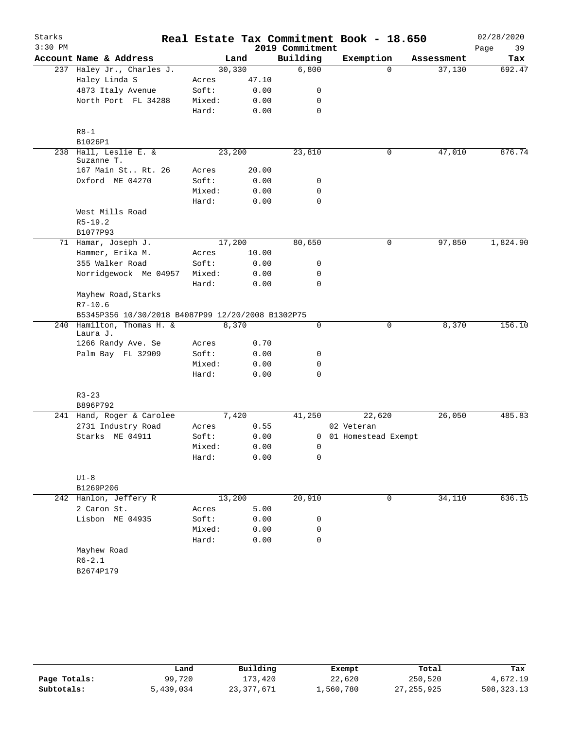# Starks — Real Estate Tax Commitment Book - 18.650

3:30 PM — 2019 Commitment — 02/28/2020

| Account Name & Address | | Land | Building | Exemption | Assessment | Tax |
|---|---|---|---|---|---|---|
| 237 Haley Jr., Charles J. | | 30,330 | 6,800 | 0 | 37,130 | 692.47 |
| Haley Linda S | Acres | 47.10 | | | | |
| 4873 Italy Avenue | Soft: | 0.00 | 0 | | | |
| North Port FL 34288 | Mixed: | 0.00 | 0 | | | |
| | Hard: | 0.00 | 0 | | | |
| R8-1 | | | | | | |
| B1026P1 | | | | | | |
| 238 Hall, Leslie E. & Suzanne T. | | 23,200 | 23,810 | 0 | 47,010 | 876.74 |
| 167 Main St.. Rt. 26 | Acres | 20.00 | | | | |
| Oxford ME 04270 | Soft: | 0.00 | 0 | | | |
| | Mixed: | 0.00 | 0 | | | |
| | Hard: | 0.00 | 0 | | | |
| West Mills Road | | | | | | |
| R5-19.2 | | | | | | |
| B1077P93 | | | | | | |
| 71 Hamar, Joseph J. | | 17,200 | 80,650 | 0 | 97,850 | 1,824.90 |
| Hammer, Erika M. | Acres | 10.00 | | | | |
| 355 Walker Road | Soft: | 0.00 | 0 | | | |
| Norridgewock Me 04957 | Mixed: | 0.00 | 0 | | | |
| | Hard: | 0.00 | 0 | | | |
| Mayhew Road,Starks | | | | | | |
| R7-10.6 | | | | | | |
| B5345P356 10/30/2018 B4087P99 12/20/2008 B1302P75 | | | | | | |
| 240 Hamilton, Thomas H. & Laura J. | | 8,370 | 0 | 0 | 8,370 | 156.10 |
| 1266 Randy Ave. Se | Acres | 0.70 | | | | |
| Palm Bay FL 32909 | Soft: | 0.00 | 0 | | | |
| | Mixed: | 0.00 | 0 | | | |
| | Hard: | 0.00 | 0 | | | |
| R3-23 | | | | | | |
| B896P792 | | | | | | |
| 241 Hand, Roger & Carolee | | 7,420 | 41,250 | 22,620 | 26,050 | 485.83 |
| 2731 Industry Road | Acres | 0.55 | | 02 Veteran | | |
| Starks ME 04911 | Soft: | 0.00 | 0 | 01 Homestead Exempt | | |
| | Mixed: | 0.00 | 0 | | | |
| | Hard: | 0.00 | 0 | | | |
| U1-8 | | | | | | |
| B1269P206 | | | | | | |
| 242 Hanlon, Jeffery R | | 13,200 | 20,910 | 0 | 34,110 | 636.15 |
| 2 Caron St. | Acres | 5.00 | | | | |
| Lisbon ME 04935 | Soft: | 0.00 | 0 | | | |
| | Mixed: | 0.00 | 0 | | | |
| | Hard: | 0.00 | 0 | | | |
| Mayhew Road | | | | | | |
| R6-2.1 | | | | | | |
| B2674P179 | | | | | | |

| | Land | Building | Exempt | Total | Tax |
|---|---|---|---|---|---|
| Page Totals: | 99,720 | 173,420 | 22,620 | 250,520 | 4,672.19 |
| Subtotals: | 5,439,034 | 23,377,671 | 1,560,780 | 27,255,925 | 508,323.13 |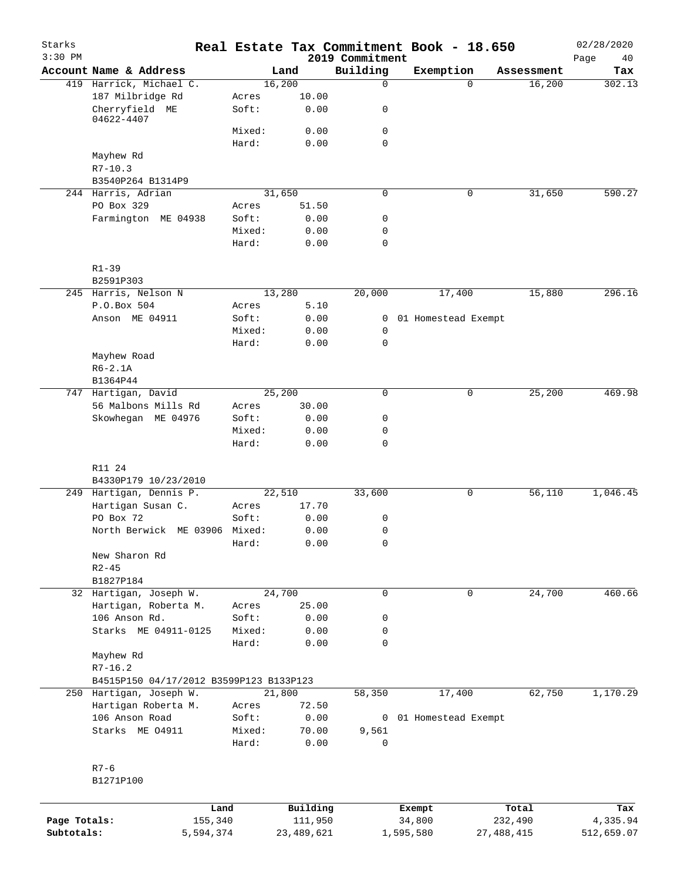# Real Estate Tax Commitment Book - 18.650

Starks
2019 Commitment

| Account | Name & Address | | Land | Building | Exemption | Assessment | Tax |
|---|---|---|---|---|---|---|---|
| 419 | Harrick, Michael C. | | 16,200 | 0 | 0 | 16,200 | 302.13 |
| | 187 Milbridge Rd | Acres | 10.00 | | | | |
| | Cherryfield ME 04622-4407 | Soft: | 0.00 | 0 | | | |
| | | Mixed: | 0.00 | 0 | | | |
| | | Hard: | 0.00 | 0 | | | |
| | Mayhew Rd | | | | | | |
| | R7-10.3 | | | | | | |
| | B3540P264 B1314P9 | | | | | | |
| 244 | Harris, Adrian | | 31,650 | 0 | 0 | 31,650 | 590.27 |
| | PO Box 329 | Acres | 51.50 | | | | |
| | Farmington ME 04938 | Soft: | 0.00 | 0 | | | |
| | | Mixed: | 0.00 | 0 | | | |
| | | Hard: | 0.00 | 0 | | | |
| | R1-39 | | | | | | |
| | B2591P303 | | | | | | |
| 245 | Harris, Nelson N | | 13,280 | 20,000 | 17,400 | 15,880 | 296.16 |
| | P.O.Box 504 | Acres | 5.10 | | | | |
| | Anson ME 04911 | Soft: | 0.00 | 0 | 01 Homestead Exempt | | |
| | | Mixed: | 0.00 | 0 | | | |
| | | Hard: | 0.00 | 0 | | | |
| | Mayhew Road | | | | | | |
| | R6-2.1A | | | | | | |
| | B1364P44 | | | | | | |
| 747 | Hartigan, David | | 25,200 | 0 | 0 | 25,200 | 469.98 |
| | 56 Malbons Mills Rd | Acres | 30.00 | | | | |
| | Skowhegan ME 04976 | Soft: | 0.00 | 0 | | | |
| | | Mixed: | 0.00 | 0 | | | |
| | | Hard: | 0.00 | 0 | | | |
| | R11 24 | | | | | | |
| | B4330P179 10/23/2010 | | | | | | |
| 249 | Hartigan, Dennis P. | | 22,510 | 33,600 | 0 | 56,110 | 1,046.45 |
| | Hartigan Susan C. | Acres | 17.70 | | | | |
| | PO Box 72 | Soft: | 0.00 | 0 | | | |
| | North Berwick ME 03906 | Mixed: | 0.00 | 0 | | | |
| | | Hard: | 0.00 | 0 | | | |
| | New Sharon Rd | | | | | | |
| | R2-45 | | | | | | |
| | B1827P184 | | | | | | |
| 32 | Hartigan, Joseph W. | | 24,700 | 0 | 0 | 24,700 | 460.66 |
| | Hartigan, Roberta M. | Acres | 25.00 | | | | |
| | 106 Anson Rd. | Soft: | 0.00 | 0 | | | |
| | Starks ME 04911-0125 | Mixed: | 0.00 | 0 | | | |
| | | Hard: | 0.00 | 0 | | | |
| | Mayhew Rd | | | | | | |
| | R7-16.2 | | | | | | |
| | B4515P150 04/17/2012 B3599P123 B133P123 | | | | | | |
| 250 | Hartigan, Joseph W. | | 21,800 | 58,350 | 17,400 | 62,750 | 1,170.29 |
| | Hartigan Roberta M. | Acres | 72.50 | | | | |
| | 106 Anson Road | Soft: | 0.00 | 0 | 01 Homestead Exempt | | |
| | Starks ME O4911 | Mixed: | 70.00 | 9,561 | | | |
| | | Hard: | 0.00 | 0 | | | |
| | R7-6 | | | | | | |
| | B1271P100 | | | | | | |

| | Land | Building | Exempt | Total | Tax |
|---|---|---|---|---|---|
| Page Totals: | 155,340 | 111,950 | 34,800 | 232,490 | 4,335.94 |
| Subtotals: | 5,594,374 | 23,489,621 | 1,595,580 | 27,488,415 | 512,659.07 |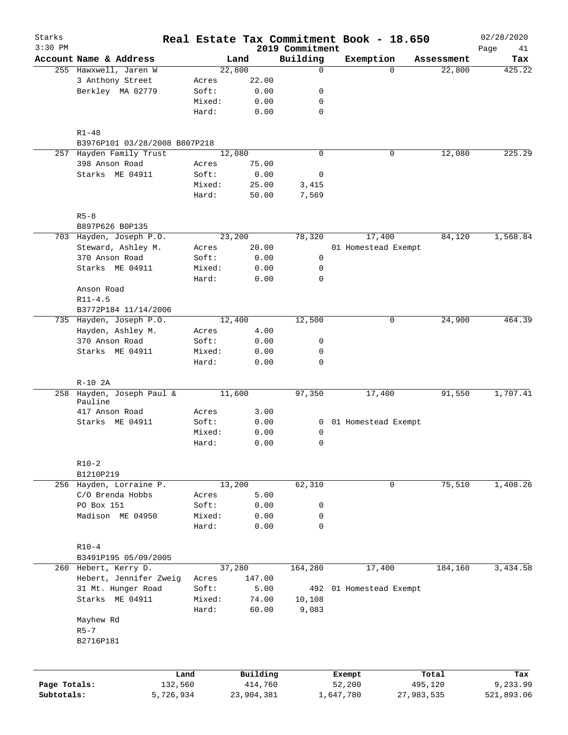# Starks Real Estate Tax Commitment Book - 18.650

2019 Commitment

| Account | Name & Address | Land | | Building | Exemption | Assessment | Tax |
|---|---|---|---|---|---|---|---|
| 255 | Hawxwell, Jaren W | 22,800 | | 0 | 0 | 22,800 | 425.22 |
| | 3 Anthony Street | Acres | 22.00 | | | | |
| | Berkley MA 02779 | Soft: | 0.00 | 0 | | | |
| | | Mixed: | 0.00 | 0 | | | |
| | | Hard: | 0.00 | 0 | | | |
| | R1-48 | | | | | | |
| | B3976P101 03/28/2008 B807P218 | | | | | | |
| 257 | Hayden Family Trust | 12,080 | | 0 | 0 | 12,080 | 225.29 |
| | 398 Anson Road | Acres | 75.00 | | | | |
| | Starks ME 04911 | Soft: | 0.00 | 0 | | | |
| | | Mixed: | 25.00 | 3,415 | | | |
| | | Hard: | 50.00 | 7,569 | | | |
| | R5-8 | | | | | | |
| | B897P626 B0P135 | | | | | | |
| 703 | Hayden, Joseph P.O. | 23,200 | | 78,320 | 17,400 | 84,120 | 1,568.84 |
| | Steward, Ashley M. | Acres | 20.00 | | 01 Homestead Exempt | | |
| | 370 Anson Road | Soft: | 0.00 | 0 | | | |
| | Starks ME 04911 | Mixed: | 0.00 | 0 | | | |
| | | Hard: | 0.00 | 0 | | | |
| | Anson Road | | | | | | |
| | R11-4.5 | | | | | | |
| | B3772P184 11/14/2006 | | | | | | |
| 735 | Hayden, Joseph P.O. | 12,400 | | 12,500 | 0 | 24,900 | 464.39 |
| | Hayden, Ashley M. | Acres | 4.00 | | | | |
| | 370 Anson Road | Soft: | 0.00 | 0 | | | |
| | Starks ME 04911 | Mixed: | 0.00 | 0 | | | |
| | | Hard: | 0.00 | 0 | | | |
| | R-10 2A | | | | | | |
| 258 | Hayden, Joseph Paul & Pauline | 11,600 | | 97,350 | 17,400 | 91,550 | 1,707.41 |
| | 417 Anson Road | Acres | 3.00 | | | | |
| | Starks ME 04911 | Soft: | 0.00 | 0 | 01 Homestead Exempt | | |
| | | Mixed: | 0.00 | 0 | | | |
| | | Hard: | 0.00 | 0 | | | |
| | R10-2 | | | | | | |
| | B1210P219 | | | | | | |
| 256 | Hayden, Lorraine P. | 13,200 | | 62,310 | 0 | 75,510 | 1,408.26 |
| | C/O Brenda Hobbs | Acres | 5.00 | | | | |
| | PO Box 151 | Soft: | 0.00 | 0 | | | |
| | Madison ME 04950 | Mixed: | 0.00 | 0 | | | |
| | | Hard: | 0.00 | 0 | | | |
| | R10-4 | | | | | | |
| | B3491P195 05/09/2005 | | | | | | |
| 260 | Hebert, Kerry D. | 37,280 | | 164,280 | 17,400 | 184,160 | 3,434.58 |
| | Hebert, Jennifer Zweig | Acres | 147.00 | | | | |
| | 31 Mt. Hunger Road | Soft: | 5.00 | 492 | 01 Homestead Exempt | | |
| | Starks ME 04911 | Mixed: | 74.00 | 10,108 | | | |
| | | Hard: | 60.00 | 9,083 | | | |
| | Mayhew Rd | | | | | | |
| | R5-7 | | | | | | |
| | B2716P181 | | | | | | |

| | Land | Building | Exempt | Total | Tax |
|---|---|---|---|---|---|
| Page Totals: | 132,560 | 414,760 | 52,200 | 495,120 | 9,233.99 |
| Subtotals: | 5,726,934 | 23,904,381 | 1,647,780 | 27,983,535 | 521,893.06 |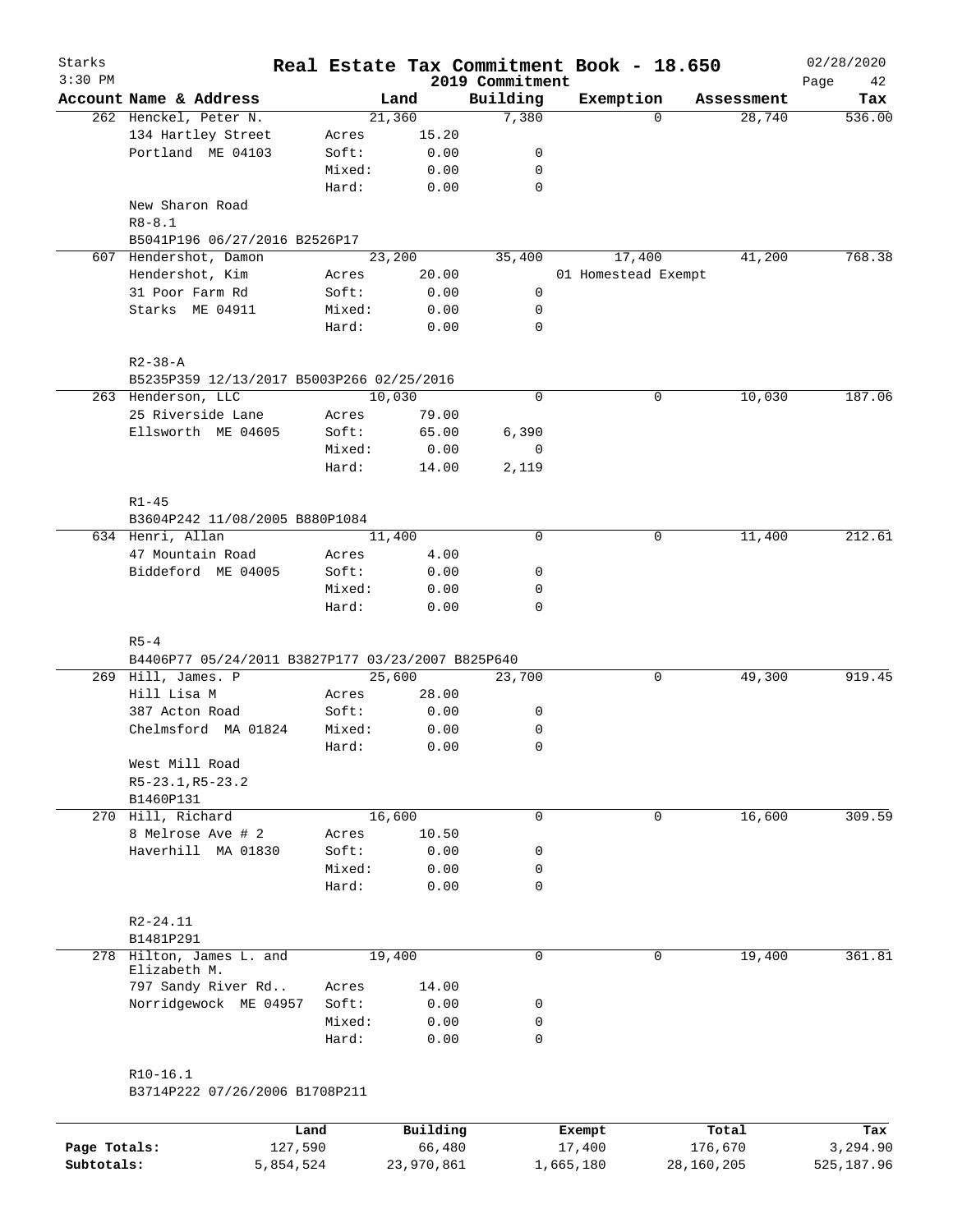# Real Estate Tax Commitment Book - 18.650

Starks
3:30 PM

2019 Commitment

02/28/2020

| Account Name & Address | | Land | Building | Exemption | Assessment | Tax |
|---|---|---|---|---|---|---|
| 262 Henckel, Peter N. | | 21,360 | 7,380 | 0 | 28,740 | 536.00 |
| 134 Hartley Street | Acres | 15.20 | | | | |
| Portland ME 04103 | Soft: | 0.00 | 0 | | | |
| | Mixed: | 0.00 | 0 | | | |
| | Hard: | 0.00 | 0 | | | |
| New Sharon Road | | | | | | |
| R8-8.1 | | | | | | |
| B5041P196 06/27/2016 B2526P17 | | | | | | |
| 607 Hendershot, Damon | | 23,200 | 35,400 | 17,400 | 41,200 | 768.38 |
| Hendershot, Kim | Acres | 20.00 | | 01 Homestead Exempt | | |
| 31 Poor Farm Rd | Soft: | 0.00 | 0 | | | |
| Starks ME 04911 | Mixed: | 0.00 | 0 | | | |
| | Hard: | 0.00 | 0 | | | |
| R2-38-A | | | | | | |
| B5235P359 12/13/2017 B5003P266 02/25/2016 | | | | | | |
| 263 Henderson, LLC | | 10,030 | 0 | 0 | 10,030 | 187.06 |
| 25 Riverside Lane | Acres | 79.00 | | | | |
| Ellsworth ME 04605 | Soft: | 65.00 | 6,390 | | | |
| | Mixed: | 0.00 | 0 | | | |
| | Hard: | 14.00 | 2,119 | | | |
| R1-45 | | | | | | |
| B3604P242 11/08/2005 B880P1084 | | | | | | |
| 634 Henri, Allan | | 11,400 | 0 | 0 | 11,400 | 212.61 |
| 47 Mountain Road | Acres | 4.00 | | | | |
| Biddeford ME 04005 | Soft: | 0.00 | 0 | | | |
| | Mixed: | 0.00 | 0 | | | |
| | Hard: | 0.00 | 0 | | | |
| R5-4 | | | | | | |
| B4406P77 05/24/2011 B3827P177 03/23/2007 B825P640 | | | | | | |
| 269 Hill, James. P | | 25,600 | 23,700 | 0 | 49,300 | 919.45 |
| Hill Lisa M | Acres | 28.00 | | | | |
| 387 Acton Road | Soft: | 0.00 | 0 | | | |
| Chelmsford MA 01824 | Mixed: | 0.00 | 0 | | | |
| | Hard: | 0.00 | 0 | | | |
| West Mill Road | | | | | | |
| R5-23.1,R5-23.2 | | | | | | |
| B1460P131 | | | | | | |
| 270 Hill, Richard | | 16,600 | 0 | 0 | 16,600 | 309.59 |
| 8 Melrose Ave # 2 | Acres | 10.50 | | | | |
| Haverhill MA 01830 | Soft: | 0.00 | 0 | | | |
| | Mixed: | 0.00 | 0 | | | |
| | Hard: | 0.00 | 0 | | | |
| R2-24.11 | | | | | | |
| B1481P291 | | | | | | |
| 278 Hilton, James L. and Elizabeth M. | | 19,400 | 0 | 0 | 19,400 | 361.81 |
| 797 Sandy River Rd.. | Acres | 14.00 | | | | |
| Norridgewock ME 04957 | Soft: | 0.00 | 0 | | | |
| | Mixed: | 0.00 | 0 | | | |
| | Hard: | 0.00 | 0 | | | |
| R10-16.1 | | | | | | |
| B3714P222 07/26/2006 B1708P211 | | | | | | |

| | Land | Building | Exempt | Total | Tax |
|---|---|---|---|---|---|
| Page Totals: | 127,590 | 66,480 | 17,400 | 176,670 | 3,294.90 |
| Subtotals: | 5,854,524 | 23,970,861 | 1,665,180 | 28,160,205 | 525,187.96 |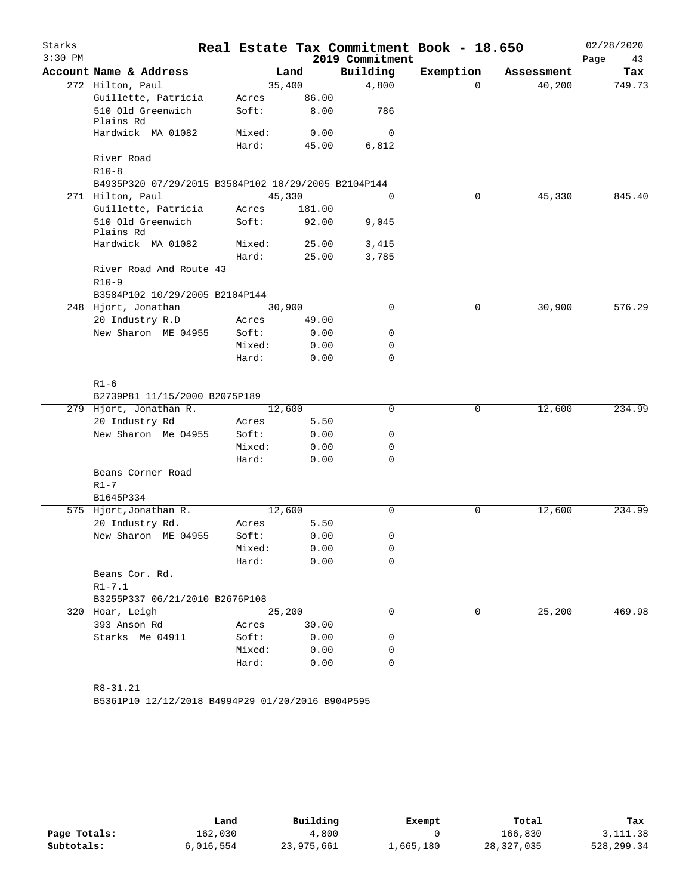Starks
3:30 PM

# Real Estate Tax Commitment Book - 18.650

2019 Commitment

02/28/2020

| Account Name & Address | | Land | Building | Exemption | Assessment | Tax |
|---|---|---|---|---|---|---|
| 272 Hilton, Paul | | 35,400 | 4,800 | 0 | 40,200 | 749.73 |
| Guillette, Patricia | Acres | 86.00 | | | | |
| 510 Old Greenwich Plains Rd | Soft: | 8.00 | 786 | | | |
| Hardwick MA 01082 | Mixed: | 0.00 | 0 | | | |
| | Hard: | 45.00 | 6,812 | | | |
| River Road | | | | | | |
| R10-8 | | | | | | |
| B4935P320 07/29/2015 B3584P102 10/29/2005 B2104P144 | | | | | | |
| 271 Hilton, Paul | | 45,330 | 0 | 0 | 45,330 | 845.40 |
| Guillette, Patricia | Acres | 181.00 | | | | |
| 510 Old Greenwich Plains Rd | Soft: | 92.00 | 9,045 | | | |
| Hardwick MA 01082 | Mixed: | 25.00 | 3,415 | | | |
| | Hard: | 25.00 | 3,785 | | | |
| River Road And Route 43 | | | | | | |
| R10-9 | | | | | | |
| B3584P102 10/29/2005 B2104P144 | | | | | | |
| 248 Hjort, Jonathan | | 30,900 | 0 | 0 | 30,900 | 576.29 |
| 20 Industry R.D | Acres | 49.00 | | | | |
| New Sharon ME 04955 | Soft: | 0.00 | 0 | | | |
| | Mixed: | 0.00 | 0 | | | |
| | Hard: | 0.00 | 0 | | | |
| R1-6 | | | | | | |
| B2739P81 11/15/2000 B2075P189 | | | | | | |
| 279 Hjort, Jonathan R. | | 12,600 | 0 | 0 | 12,600 | 234.99 |
| 20 Industry Rd | Acres | 5.50 | | | | |
| New Sharon Me O4955 | Soft: | 0.00 | 0 | | | |
| | Mixed: | 0.00 | 0 | | | |
| | Hard: | 0.00 | 0 | | | |
| Beans Corner Road | | | | | | |
| R1-7 | | | | | | |
| B1645P334 | | | | | | |
| 575 Hjort,Jonathan R. | | 12,600 | 0 | 0 | 12,600 | 234.99 |
| 20 Industry Rd. | Acres | 5.50 | | | | |
| New Sharon ME 04955 | Soft: | 0.00 | 0 | | | |
| | Mixed: | 0.00 | 0 | | | |
| | Hard: | 0.00 | 0 | | | |
| Beans Cor. Rd. | | | | | | |
| R1-7.1 | | | | | | |
| B3255P337 06/21/2010 B2676P108 | | | | | | |
| 320 Hoar, Leigh | | 25,200 | 0 | 0 | 25,200 | 469.98 |
| 393 Anson Rd | Acres | 30.00 | | | | |
| Starks Me 04911 | Soft: | 0.00 | 0 | | | |
| | Mixed: | 0.00 | 0 | | | |
| | Hard: | 0.00 | 0 | | | |
| R8-31.21 | | | | | | |
| B5361P10 12/12/2018 B4994P29 01/20/2016 B904P595 | | | | | | |

| | Land | Building | Exempt | Total | Tax |
|---|---|---|---|---|---|
| Page Totals: | 162,030 | 4,800 | 0 | 166,830 | 3,111.38 |
| Subtotals: | 6,016,554 | 23,975,661 | 1,665,180 | 28,327,035 | 528,299.34 |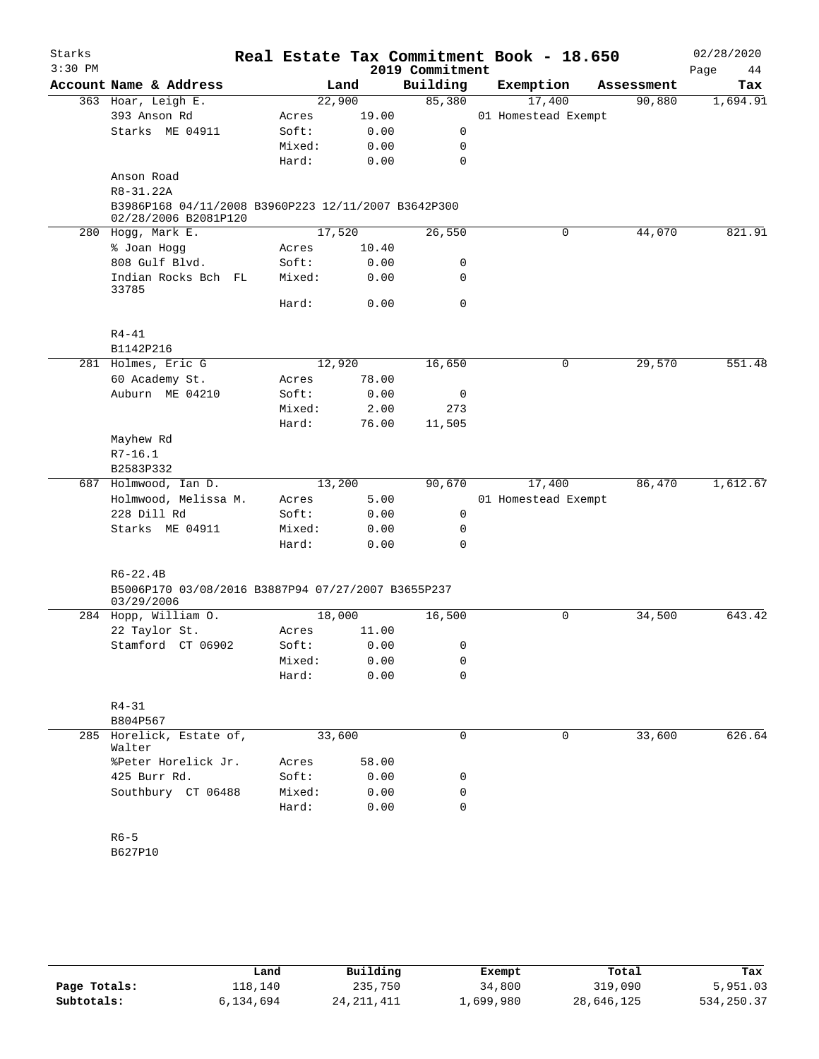Starks
3:30 PM

# Real Estate Tax Commitment Book - 18.650

02/28/2020

2019 Commitment

| Account Name & Address | | Land | Building | Exemption | Assessment | Tax |
|---|---|---|---|---|---|---|
| 363 Hoar, Leigh E. | | 22,900 | 85,380 | 17,400 | 90,880 | 1,694.91 |
| 393 Anson Rd | Acres | 19.00 | | 01 Homestead Exempt | | |
| Starks ME 04911 | Soft: | 0.00 | 0 | | | |
| | Mixed: | 0.00 | 0 | | | |
| | Hard: | 0.00 | 0 | | | |
| Anson Road | | | | | | |
| R8-31.22A | | | | | | |
| B3986P168 04/11/2008 B3960P223 12/11/2007 B3642P300 02/28/2006 B2081P120 | | | | | | |
| 280 Hogg, Mark E. | | 17,520 | 26,550 | 0 | 44,070 | 821.91 |
| % Joan Hogg | Acres | 10.40 | | | | |
| 808 Gulf Blvd. | Soft: | 0.00 | 0 | | | |
| Indian Rocks Bch FL 33785 | Mixed: | 0.00 | 0 | | | |
| | Hard: | 0.00 | 0 | | | |
| R4-41 | | | | | | |
| B1142P216 | | | | | | |
| 281 Holmes, Eric G | | 12,920 | 16,650 | 0 | 29,570 | 551.48 |
| 60 Academy St. | Acres | 78.00 | | | | |
| Auburn ME 04210 | Soft: | 0.00 | 0 | | | |
| | Mixed: | 2.00 | 273 | | | |
| | Hard: | 76.00 | 11,505 | | | |
| Mayhew Rd | | | | | | |
| R7-16.1 | | | | | | |
| B2583P332 | | | | | | |
| 687 Holmwood, Ian D. | | 13,200 | 90,670 | 17,400 | 86,470 | 1,612.67 |
| Holmwood, Melissa M. | Acres | 5.00 | | 01 Homestead Exempt | | |
| 228 Dill Rd | Soft: | 0.00 | 0 | | | |
| Starks ME 04911 | Mixed: | 0.00 | 0 | | | |
| | Hard: | 0.00 | 0 | | | |
| R6-22.4B | | | | | | |
| B5006P170 03/08/2016 B3887P94 07/27/2007 B3655P237 03/29/2006 | | | | | | |
| 284 Hopp, William O. | | 18,000 | 16,500 | 0 | 34,500 | 643.42 |
| 22 Taylor St. | Acres | 11.00 | | | | |
| Stamford CT 06902 | Soft: | 0.00 | 0 | | | |
| | Mixed: | 0.00 | 0 | | | |
| | Hard: | 0.00 | 0 | | | |
| R4-31 | | | | | | |
| B804P567 | | | | | | |
| 285 Horelick, Estate of, Walter | | 33,600 | 0 | 0 | 33,600 | 626.64 |
| %Peter Horelick Jr. | Acres | 58.00 | | | | |
| 425 Burr Rd. | Soft: | 0.00 | 0 | | | |
| Southbury CT 06488 | Mixed: | 0.00 | 0 | | | |
| | Hard: | 0.00 | 0 | | | |
| R6-5 | | | | | | |
| B627P10 | | | | | | |

| | Land | Building | Exempt | Total | Tax |
|---|---|---|---|---|---|
| Page Totals: | 118,140 | 235,750 | 34,800 | 319,090 | 5,951.03 |
| Subtotals: | 6,134,694 | 24,211,411 | 1,699,980 | 28,646,125 | 534,250.37 |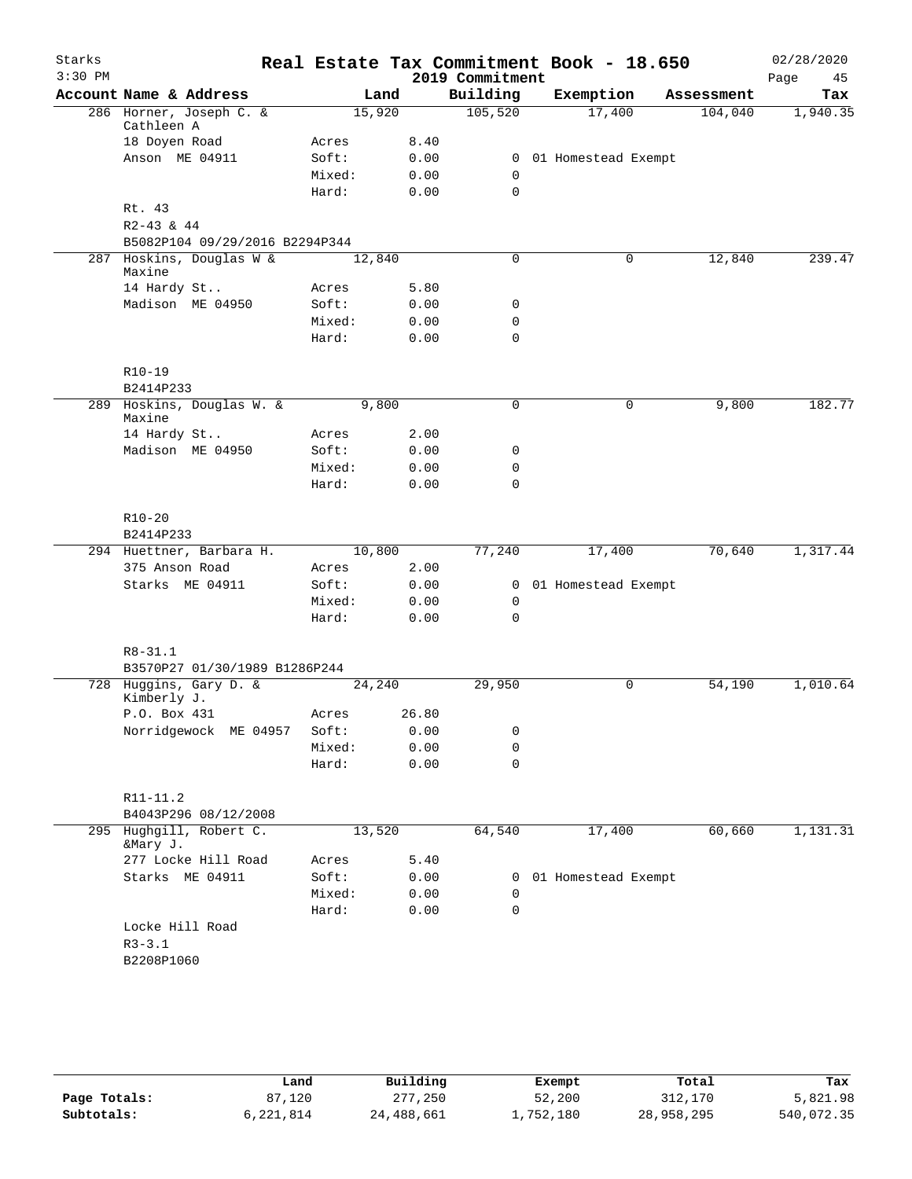# Real Estate Tax Commitment Book - 18.650

Starks 3:30 PM — 2019 Commitment — 02/28/2020

| Account Name & Address | | Land | Building | Exemption | Assessment | Tax |
|---|---|---|---|---|---|---|
| 286 Horner, Joseph C. & Cathleen A | | 15,920 | 105,520 | 17,400 | 104,040 | 1,940.35 |
| 18 Doyen Road | Acres | 8.40 | | | | |
| Anson ME 04911 | Soft: | 0.00 | 0 | 01 Homestead Exempt | | |
| | Mixed: | 0.00 | 0 | | | |
| | Hard: | 0.00 | 0 | | | |
| Rt. 43 | | | | | | |
| R2-43 & 44 | | | | | | |
| B5082P104 09/29/2016 B2294P344 | | | | | | |
| 287 Hoskins, Douglas W & Maxine | | 12,840 | 0 | 0 | 12,840 | 239.47 |
| 14 Hardy St.. | Acres | 5.80 | | | | |
| Madison ME 04950 | Soft: | 0.00 | 0 | | | |
| | Mixed: | 0.00 | 0 | | | |
| | Hard: | 0.00 | 0 | | | |
| R10-19 | | | | | | |
| B2414P233 | | | | | | |
| 289 Hoskins, Douglas W. & Maxine | | 9,800 | 0 | 0 | 9,800 | 182.77 |
| 14 Hardy St.. | Acres | 2.00 | | | | |
| Madison ME 04950 | Soft: | 0.00 | 0 | | | |
| | Mixed: | 0.00 | 0 | | | |
| | Hard: | 0.00 | 0 | | | |
| R10-20 | | | | | | |
| B2414P233 | | | | | | |
| 294 Huettner, Barbara H. | | 10,800 | 77,240 | 17,400 | 70,640 | 1,317.44 |
| 375 Anson Road | Acres | 2.00 | | | | |
| Starks ME 04911 | Soft: | 0.00 | 0 | 01 Homestead Exempt | | |
| | Mixed: | 0.00 | 0 | | | |
| | Hard: | 0.00 | 0 | | | |
| R8-31.1 | | | | | | |
| B3570P27 01/30/1989 B1286P244 | | | | | | |
| 728 Huggins, Gary D. & Kimberly J. | | 24,240 | 29,950 | 0 | 54,190 | 1,010.64 |
| P.O. Box 431 | Acres | 26.80 | | | | |
| Norridgewock ME 04957 | Soft: | 0.00 | 0 | | | |
| | Mixed: | 0.00 | 0 | | | |
| | Hard: | 0.00 | 0 | | | |
| R11-11.2 | | | | | | |
| B4043P296 08/12/2008 | | | | | | |
| 295 Hughgill, Robert C. &Mary J. | | 13,520 | 64,540 | 17,400 | 60,660 | 1,131.31 |
| 277 Locke Hill Road | Acres | 5.40 | | | | |
| Starks ME 04911 | Soft: | 0.00 | 0 | 01 Homestead Exempt | | |
| | Mixed: | 0.00 | 0 | | | |
| | Hard: | 0.00 | 0 | | | |
| Locke Hill Road | | | | | | |
| R3-3.1 | | | | | | |
| B2208P1060 | | | | | | |

| | Land | Building | Exempt | Total | Tax |
|---|---|---|---|---|---|
| **Page Totals:** | 87,120 | 277,250 | 52,200 | 312,170 | 5,821.98 |
| **Subtotals:** | 6,221,814 | 24,488,661 | 1,752,180 | 28,958,295 | 540,072.35 |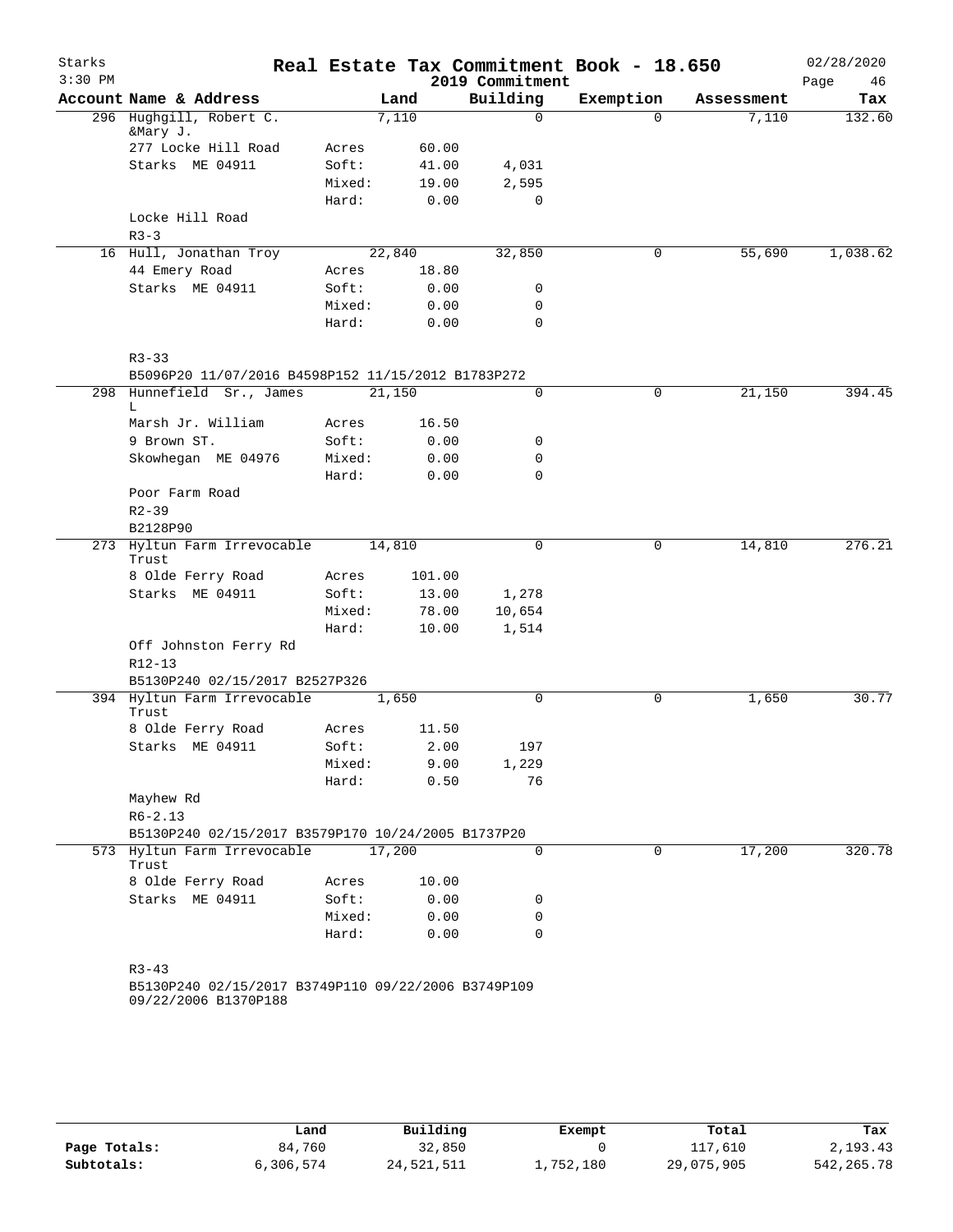# Real Estate Tax Commitment Book - 18.650

Starks
3:30 PM

2019 Commitment

02/28/2020

| Account Name & Address | | Land | Building | Exemption | Assessment | Tax |
|---|---|---|---|---|---|---|
| 296 Hughgill, Robert C. &Mary J. | | 7,110 | 0 | 0 | 7,110 | 132.60 |
| 277 Locke Hill Road | Acres | 60.00 | | | | |
| Starks ME 04911 | Soft: | 41.00 | 4,031 | | | |
| | Mixed: | 19.00 | 2,595 | | | |
| | Hard: | 0.00 | 0 | | | |
| Locke Hill Road | | | | | | |
| R3-3 | | | | | | |
| 16 Hull, Jonathan Troy | | 22,840 | 32,850 | 0 | 55,690 | 1,038.62 |
| 44 Emery Road | Acres | 18.80 | | | | |
| Starks ME 04911 | Soft: | 0.00 | 0 | | | |
| | Mixed: | 0.00 | 0 | | | |
| | Hard: | 0.00 | 0 | | | |
| R3-33 | | | | | | |
| B5096P20 11/07/2016 B4598P152 11/15/2012 B1783P272 | | | | | | |
| 298 Hunnefield Sr., James L | | 21,150 | 0 | 0 | 21,150 | 394.45 |
| Marsh Jr. William | Acres | 16.50 | | | | |
| 9 Brown ST. | Soft: | 0.00 | 0 | | | |
| Skowhegan ME 04976 | Mixed: | 0.00 | 0 | | | |
| | Hard: | 0.00 | 0 | | | |
| Poor Farm Road | | | | | | |
| R2-39 | | | | | | |
| B2128P90 | | | | | | |
| 273 Hyltun Farm Irrevocable Trust | | 14,810 | 0 | 0 | 14,810 | 276.21 |
| 8 Olde Ferry Road | Acres | 101.00 | | | | |
| Starks ME 04911 | Soft: | 13.00 | 1,278 | | | |
| | Mixed: | 78.00 | 10,654 | | | |
| | Hard: | 10.00 | 1,514 | | | |
| Off Johnston Ferry Rd | | | | | | |
| R12-13 | | | | | | |
| B5130P240 02/15/2017 B2527P326 | | | | | | |
| 394 Hyltun Farm Irrevocable Trust | | 1,650 | 0 | 0 | 1,650 | 30.77 |
| 8 Olde Ferry Road | Acres | 11.50 | | | | |
| Starks ME 04911 | Soft: | 2.00 | 197 | | | |
| | Mixed: | 9.00 | 1,229 | | | |
| | Hard: | 0.50 | 76 | | | |
| Mayhew Rd | | | | | | |
| R6-2.13 | | | | | | |
| B5130P240 02/15/2017 B3579P170 10/24/2005 B1737P20 | | | | | | |
| 573 Hyltun Farm Irrevocable Trust | | 17,200 | 0 | 0 | 17,200 | 320.78 |
| 8 Olde Ferry Road | Acres | 10.00 | | | | |
| Starks ME 04911 | Soft: | 0.00 | 0 | | | |
| | Mixed: | 0.00 | 0 | | | |
| | Hard: | 0.00 | 0 | | | |
| R3-43 | | | | | | |
| B5130P240 02/15/2017 B3749P110 09/22/2006 B3749P109 09/22/2006 B1370P188 | | | | | | |

| | Land | Building | Exempt | Total | Tax |
|---|---|---|---|---|---|
| Page Totals: | 84,760 | 32,850 | 0 | 117,610 | 2,193.43 |
| Subtotals: | 6,306,574 | 24,521,511 | 1,752,180 | 29,075,905 | 542,265.78 |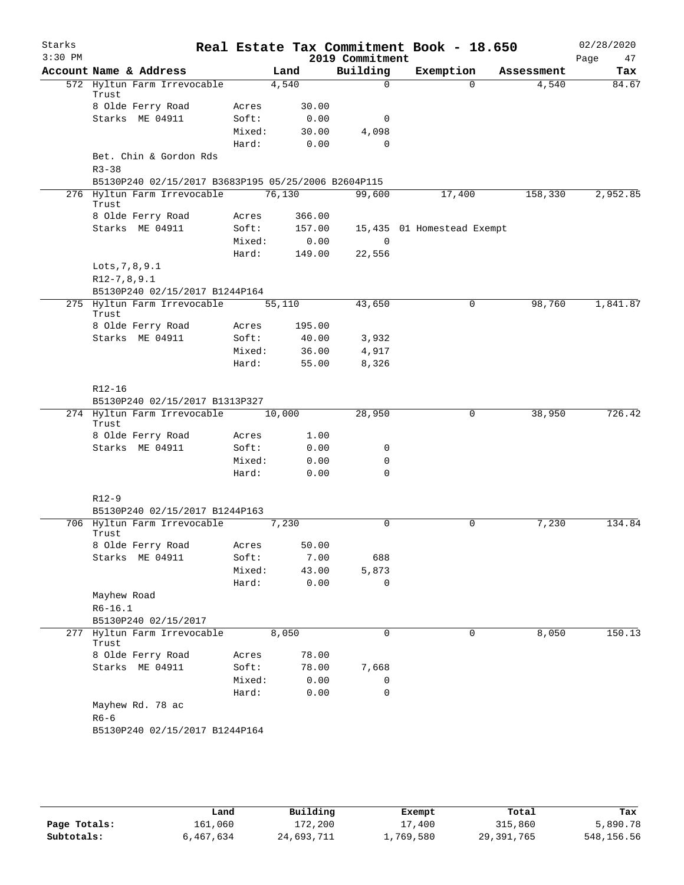# Real Estate Tax Commitment Book - 18.650

Starks
3:30 PM
2019 Commitment
02/28/2020

| Account Name & Address | | Land | Building | Exemption | Assessment | Tax |
|---|---|---|---|---|---|---|
| 572 Hyltun Farm Irrevocable Trust | | 4,540 | 0 | 0 | 4,540 | 84.67 |
| 8 Olde Ferry Road | Acres | 30.00 | | | | |
| Starks ME 04911 | Soft: | 0.00 | 0 | | | |
| | Mixed: | 30.00 | 4,098 | | | |
| | Hard: | 0.00 | 0 | | | |
| Bet. Chin & Gordon Rds | | | | | | |
| R3-38 | | | | | | |
| B5130P240 02/15/2017 B3683P195 05/25/2006 B2604P115 | | | | | | |
| 276 Hyltun Farm Irrevocable Trust | | 76,130 | 99,600 | 17,400 | 158,330 | 2,952.85 |
| 8 Olde Ferry Road | Acres | 366.00 | | | | |
| Starks ME 04911 | Soft: | 157.00 | 15,435 | 01 Homestead Exempt | | |
| | Mixed: | 0.00 | 0 | | | |
| | Hard: | 149.00 | 22,556 | | | |
| Lots,7,8,9.1 | | | | | | |
| R12-7,8,9.1 | | | | | | |
| B5130P240 02/15/2017 B1244P164 | | | | | | |
| 275 Hyltun Farm Irrevocable Trust | | 55,110 | 43,650 | 0 | 98,760 | 1,841.87 |
| 8 Olde Ferry Road | Acres | 195.00 | | | | |
| Starks ME 04911 | Soft: | 40.00 | 3,932 | | | |
| | Mixed: | 36.00 | 4,917 | | | |
| | Hard: | 55.00 | 8,326 | | | |
| R12-16 | | | | | | |
| B5130P240 02/15/2017 B1313P327 | | | | | | |
| 274 Hyltun Farm Irrevocable Trust | | 10,000 | 28,950 | 0 | 38,950 | 726.42 |
| 8 Olde Ferry Road | Acres | 1.00 | | | | |
| Starks ME 04911 | Soft: | 0.00 | 0 | | | |
| | Mixed: | 0.00 | 0 | | | |
| | Hard: | 0.00 | 0 | | | |
| R12-9 | | | | | | |
| B5130P240 02/15/2017 B1244P163 | | | | | | |
| 706 Hyltun Farm Irrevocable Trust | | 7,230 | 0 | 0 | 7,230 | 134.84 |
| 8 Olde Ferry Road | Acres | 50.00 | | | | |
| Starks ME 04911 | Soft: | 7.00 | 688 | | | |
| | Mixed: | 43.00 | 5,873 | | | |
| | Hard: | 0.00 | 0 | | | |
| Mayhew Road | | | | | | |
| R6-16.1 | | | | | | |
| B5130P240 02/15/2017 | | | | | | |
| 277 Hyltun Farm Irrevocable Trust | | 8,050 | 0 | 0 | 8,050 | 150.13 |
| 8 Olde Ferry Road | Acres | 78.00 | | | | |
| Starks ME 04911 | Soft: | 78.00 | 7,668 | | | |
| | Mixed: | 0.00 | 0 | | | |
| | Hard: | 0.00 | 0 | | | |
| Mayhew Rd. 78 ac | | | | | | |
| R6-6 | | | | | | |
| B5130P240 02/15/2017 B1244P164 | | | | | | |

| | Land | Building | Exempt | Total | Tax |
|---|---|---|---|---|---|
| Page Totals: | 161,060 | 172,200 | 17,400 | 315,860 | 5,890.78 |
| Subtotals: | 6,467,634 | 24,693,711 | 1,769,580 | 29,391,765 | 548,156.56 |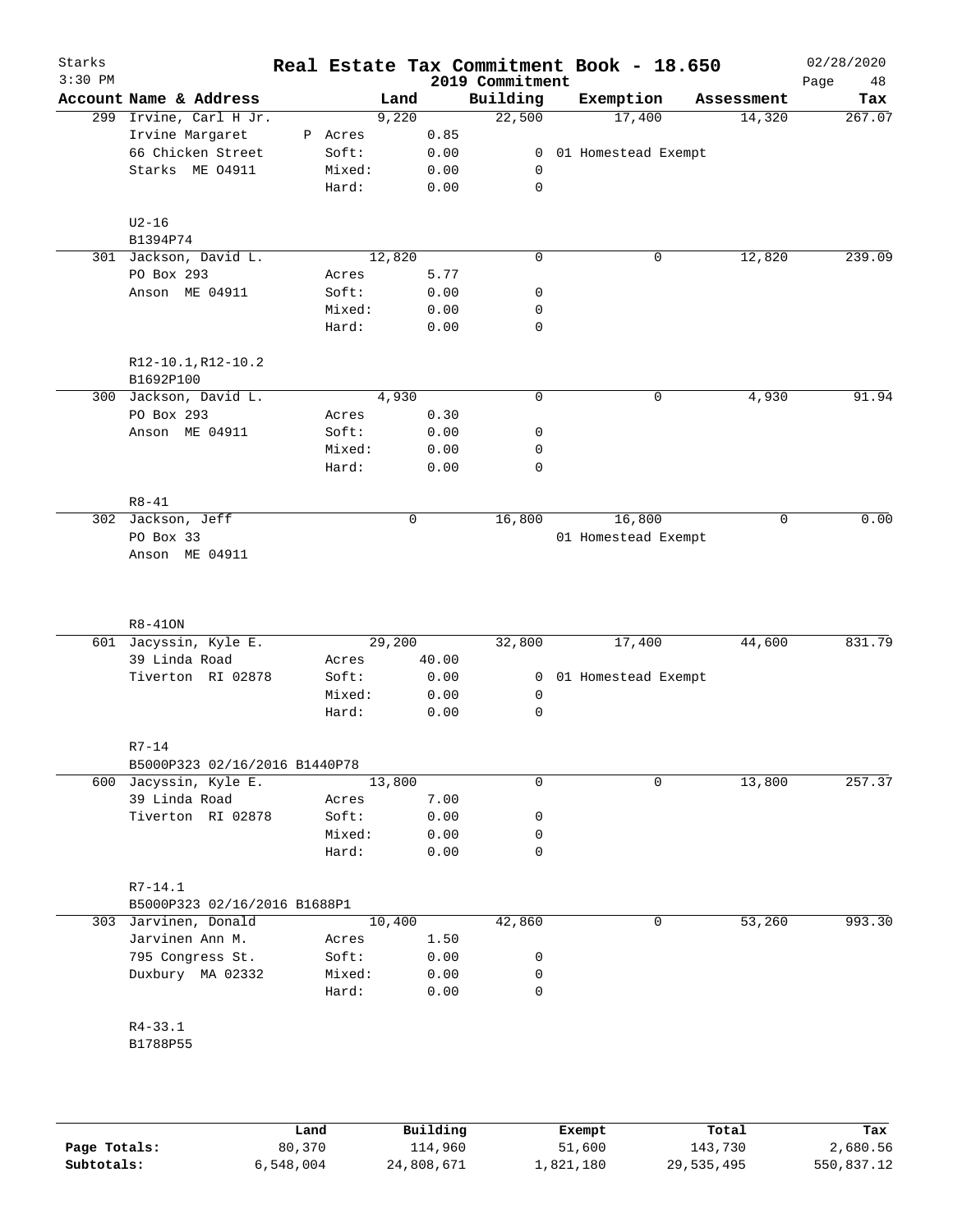# Real Estate Tax Commitment Book - 18.650

Starks
3:30 PM

2019 Commitment

02/28/2020

| Account | Name & Address | | Land | Building | Exemption | Assessment | Tax |
|---|---|---|---|---|---|---|---|
| 299 | Irvine, Carl H Jr. | | 9,220 | 22,500 | 17,400 | 14,320 | 267.07 |
| | Irvine Margaret | P Acres | 0.85 | | | | |
| | 66 Chicken Street | Soft: | 0.00 | 0 | 01 Homestead Exempt | | |
| | Starks ME O4911 | Mixed: | 0.00 | 0 | | | |
| | | Hard: | 0.00 | 0 | | | |
| | U2-16 | | | | | | |
| | B1394P74 | | | | | | |
| 301 | Jackson, David L. | | 12,820 | 0 | 0 | 12,820 | 239.09 |
| | PO Box 293 | Acres | 5.77 | | | | |
| | Anson ME 04911 | Soft: | 0.00 | 0 | | | |
| | | Mixed: | 0.00 | 0 | | | |
| | | Hard: | 0.00 | 0 | | | |
| | R12-10.1,R12-10.2 | | | | | | |
| | B1692P100 | | | | | | |
| 300 | Jackson, David L. | | 4,930 | 0 | 0 | 4,930 | 91.94 |
| | PO Box 293 | Acres | 0.30 | | | | |
| | Anson ME 04911 | Soft: | 0.00 | 0 | | | |
| | | Mixed: | 0.00 | 0 | | | |
| | | Hard: | 0.00 | 0 | | | |
| | R8-41 | | | | | | |
| 302 | Jackson, Jeff | | 0 | 16,800 | 16,800 | 0 | 0.00 |
| | PO Box 33 | | | | 01 Homestead Exempt | | |
| | Anson ME 04911 | | | | | | |
| | R8-41ON | | | | | | |
| 601 | Jacyssin, Kyle E. | | 29,200 | 32,800 | 17,400 | 44,600 | 831.79 |
| | 39 Linda Road | Acres | 40.00 | | | | |
| | Tiverton RI 02878 | Soft: | 0.00 | 0 | 01 Homestead Exempt | | |
| | | Mixed: | 0.00 | 0 | | | |
| | | Hard: | 0.00 | 0 | | | |
| | R7-14 | | | | | | |
| | B5000P323 02/16/2016 B1440P78 | | | | | | |
| 600 | Jacyssin, Kyle E. | | 13,800 | 0 | 0 | 13,800 | 257.37 |
| | 39 Linda Road | Acres | 7.00 | | | | |
| | Tiverton RI 02878 | Soft: | 0.00 | 0 | | | |
| | | Mixed: | 0.00 | 0 | | | |
| | | Hard: | 0.00 | 0 | | | |
| | R7-14.1 | | | | | | |
| | B5000P323 02/16/2016 B1688P1 | | | | | | |
| 303 | Jarvinen, Donald | | 10,400 | 42,860 | 0 | 53,260 | 993.30 |
| | Jarvinen Ann M. | Acres | 1.50 | | | | |
| | 795 Congress St. | Soft: | 0.00 | 0 | | | |
| | Duxbury MA 02332 | Mixed: | 0.00 | 0 | | | |
| | | Hard: | 0.00 | 0 | | | |
| | R4-33.1 | | | | | | |
| | B1788P55 | | | | | | |

| | Land | Building | Exempt | Total | Tax |
|---|---|---|---|---|---|
| Page Totals: | 80,370 | 114,960 | 51,600 | 143,730 | 2,680.56 |
| Subtotals: | 6,548,004 | 24,808,671 | 1,821,180 | 29,535,495 | 550,837.12 |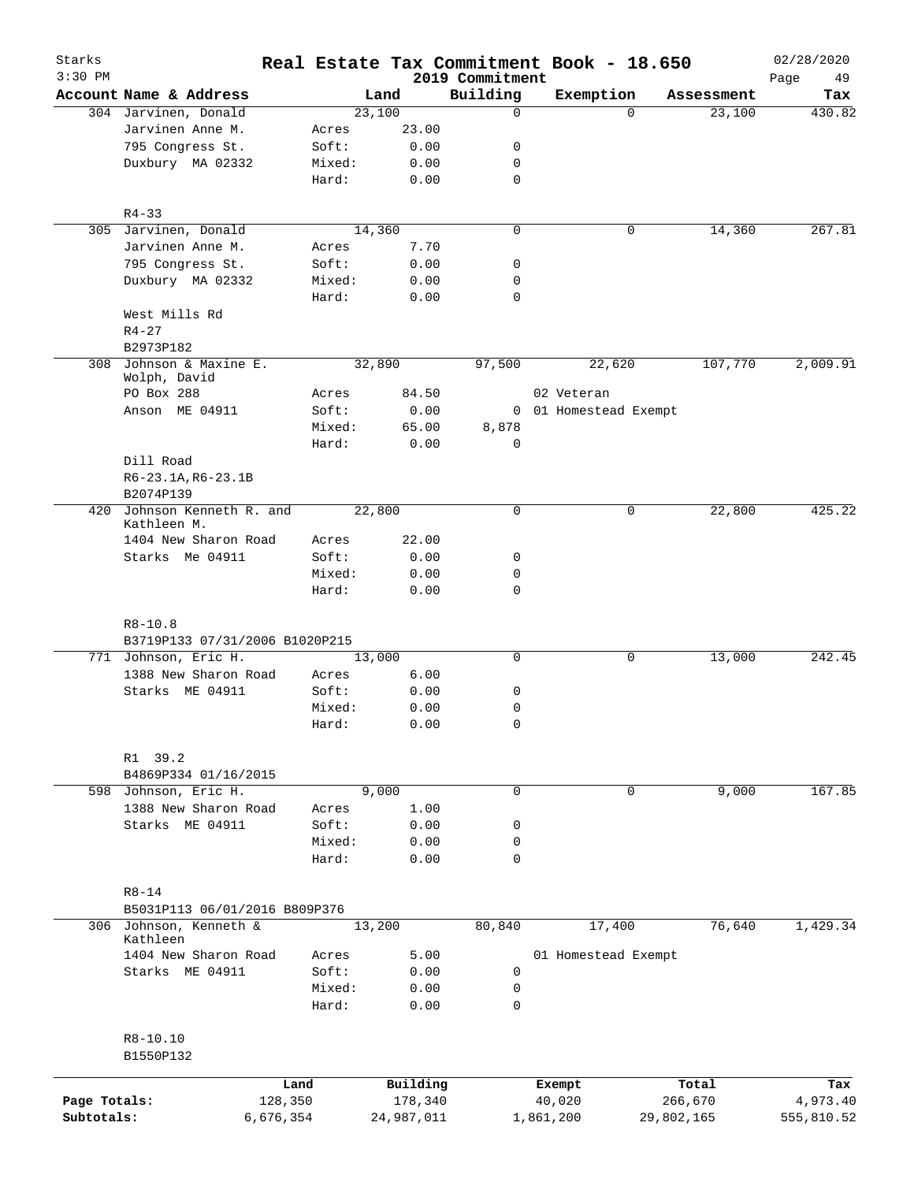# Real Estate Tax Commitment Book - 18.650

Starks
3:30 PM

2019 Commitment

02/28/2020

| Account | Name & Address | | Land | Building | Exemption | Assessment | Tax |
|---|---|---|---|---|---|---|---|
| 304 | Jarvinen, Donald | | 23,100 | 0 | 0 | 23,100 | 430.82 |
| | Jarvinen Anne M. | Acres | 23.00 | | | | |
| | 795 Congress St. | Soft: | 0.00 | 0 | | | |
| | Duxbury MA 02332 | Mixed: | 0.00 | 0 | | | |
| | | Hard: | 0.00 | 0 | | | |
| | R4-33 | | | | | | |
| 305 | Jarvinen, Donald | | 14,360 | 0 | 0 | 14,360 | 267.81 |
| | Jarvinen Anne M. | Acres | 7.70 | | | | |
| | 795 Congress St. | Soft: | 0.00 | 0 | | | |
| | Duxbury MA 02332 | Mixed: | 0.00 | 0 | | | |
| | | Hard: | 0.00 | 0 | | | |
| | West Mills Rd | | | | | | |
| | R4-27 | | | | | | |
| | B2973P182 | | | | | | |
| 308 | Johnson & Maxine E. Wolph, David | | 32,890 | 97,500 | 22,620 | 107,770 | 2,009.91 |
| | PO Box 288 | Acres | 84.50 | | 02 Veteran | | |
| | Anson ME 04911 | Soft: | 0.00 | 0 | 01 Homestead Exempt | | |
| | | Mixed: | 65.00 | 8,878 | | | |
| | | Hard: | 0.00 | 0 | | | |
| | Dill Road | | | | | | |
| | R6-23.1A,R6-23.1B | | | | | | |
| | B2074P139 | | | | | | |
| 420 | Johnson Kenneth R. and Kathleen M. | | 22,800 | 0 | 0 | 22,800 | 425.22 |
| | 1404 New Sharon Road | Acres | 22.00 | | | | |
| | Starks Me 04911 | Soft: | 0.00 | 0 | | | |
| | | Mixed: | 0.00 | 0 | | | |
| | | Hard: | 0.00 | 0 | | | |
| | R8-10.8 | | | | | | |
| | B3719P133 07/31/2006 B1020P215 | | | | | | |
| 771 | Johnson, Eric H. | | 13,000 | 0 | 0 | 13,000 | 242.45 |
| | 1388 New Sharon Road | Acres | 6.00 | | | | |
| | Starks ME 04911 | Soft: | 0.00 | 0 | | | |
| | | Mixed: | 0.00 | 0 | | | |
| | | Hard: | 0.00 | 0 | | | |
| | R1 39.2 | | | | | | |
| | B4869P334 01/16/2015 | | | | | | |
| 598 | Johnson, Eric H. | | 9,000 | 0 | 0 | 9,000 | 167.85 |
| | 1388 New Sharon Road | Acres | 1.00 | | | | |
| | Starks ME 04911 | Soft: | 0.00 | 0 | | | |
| | | Mixed: | 0.00 | 0 | | | |
| | | Hard: | 0.00 | 0 | | | |
| | R8-14 | | | | | | |
| | B5031P113 06/01/2016 B809P376 | | | | | | |
| 306 | Johnson, Kenneth & Kathleen | | 13,200 | 80,840 | 17,400 | 76,640 | 1,429.34 |
| | 1404 New Sharon Road | Acres | 5.00 | | 01 Homestead Exempt | | |
| | Starks ME 04911 | Soft: | 0.00 | 0 | | | |
| | | Mixed: | 0.00 | 0 | | | |
| | | Hard: | 0.00 | 0 | | | |
| | R8-10.10 | | | | | | |
| | B1550P132 | | | | | | |

| | Land | Building | Exempt | Total | Tax |
|---|---|---|---|---|---|
| Page Totals: | 128,350 | 178,340 | 40,020 | 266,670 | 4,973.40 |
| Subtotals: | 6,676,354 | 24,987,011 | 1,861,200 | 29,802,165 | 555,810.52 |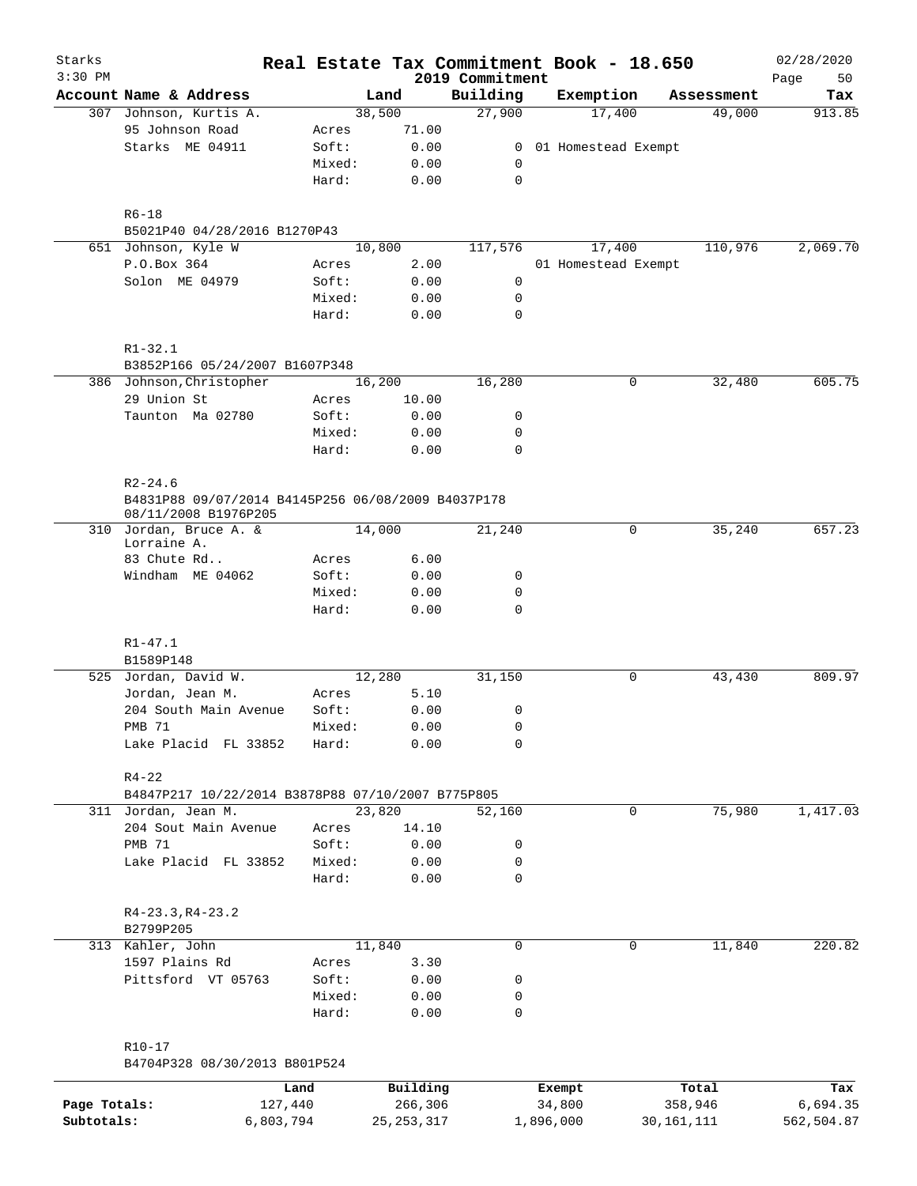Starks
3:30 PM

# Real Estate Tax Commitment Book - 18.650

2019 Commitment

02/28/2020

| Account | Name & Address | | Land | Building | Exemption | Assessment | Tax |
|---|---|---|---|---|---|---|---|
| 307 | Johnson, Kurtis A. | | 38,500 | 27,900 | 17,400 | 49,000 | 913.85 |
| | 95 Johnson Road | Acres | 71.00 | | | | |
| | Starks ME 04911 | Soft: | 0.00 | 0 | 01 Homestead Exempt | | |
| | | Mixed: | 0.00 | 0 | | | |
| | | Hard: | 0.00 | 0 | | | |
| | R6-18 | | | | | | |
| | B5021P40 04/28/2016 B1270P43 | | | | | | |
| 651 | Johnson, Kyle W | | 10,800 | 117,576 | 17,400 | 110,976 | 2,069.70 |
| | P.O.Box 364 | Acres | 2.00 | | 01 Homestead Exempt | | |
| | Solon ME 04979 | Soft: | 0.00 | 0 | | | |
| | | Mixed: | 0.00 | 0 | | | |
| | | Hard: | 0.00 | 0 | | | |
| | R1-32.1 | | | | | | |
| | B3852P166 05/24/2007 B1607P348 | | | | | | |
| 386 | Johnson, Christopher | | 16,200 | 16,280 | 0 | 32,480 | 605.75 |
| | 29 Union St | Acres | 10.00 | | | | |
| | Taunton Ma 02780 | Soft: | 0.00 | 0 | | | |
| | | Mixed: | 0.00 | 0 | | | |
| | | Hard: | 0.00 | 0 | | | |
| | R2-24.6 | | | | | | |
| | B4831P88 09/07/2014 B4145P256 06/08/2009 B4037P178 08/11/2008 B1976P205 | | | | | | |
| 310 | Jordan, Bruce A. & Lorraine A. | | 14,000 | 21,240 | 0 | 35,240 | 657.23 |
| | 83 Chute Rd.. | Acres | 6.00 | | | | |
| | Windham ME 04062 | Soft: | 0.00 | 0 | | | |
| | | Mixed: | 0.00 | 0 | | | |
| | | Hard: | 0.00 | 0 | | | |
| | R1-47.1 | | | | | | |
| | B1589P148 | | | | | | |
| 525 | Jordan, David W. | | 12,280 | 31,150 | 0 | 43,430 | 809.97 |
| | Jordan, Jean M. | Acres | 5.10 | | | | |
| | 204 South Main Avenue | Soft: | 0.00 | 0 | | | |
| | PMB 71 | Mixed: | 0.00 | 0 | | | |
| | Lake Placid FL 33852 | Hard: | 0.00 | 0 | | | |
| | R4-22 | | | | | | |
| | B4847P217 10/22/2014 B3878P88 07/10/2007 B775P805 | | | | | | |
| 311 | Jordan, Jean M. | | 23,820 | 52,160 | 0 | 75,980 | 1,417.03 |
| | 204 Sout Main Avenue | Acres | 14.10 | | | | |
| | PMB 71 | Soft: | 0.00 | 0 | | | |
| | Lake Placid FL 33852 | Mixed: | 0.00 | 0 | | | |
| | | Hard: | 0.00 | 0 | | | |
| | R4-23.3,R4-23.2 | | | | | | |
| | B2799P205 | | | | | | |
| 313 | Kahler, John | | 11,840 | 0 | 0 | 11,840 | 220.82 |
| | 1597 Plains Rd | Acres | 3.30 | | | | |
| | Pittsford VT 05763 | Soft: | 0.00 | 0 | | | |
| | | Mixed: | 0.00 | 0 | | | |
| | | Hard: | 0.00 | 0 | | | |
| | R10-17 | | | | | | |
| | B4704P328 08/30/2013 B801P524 | | | | | | |

| | Land | Building | Exempt | Total | Tax |
|---|---|---|---|---|---|
| Page Totals: | 127,440 | 266,306 | 34,800 | 358,946 | 6,694.35 |
| Subtotals: | 6,803,794 | 25,253,317 | 1,896,000 | 30,161,111 | 562,504.87 |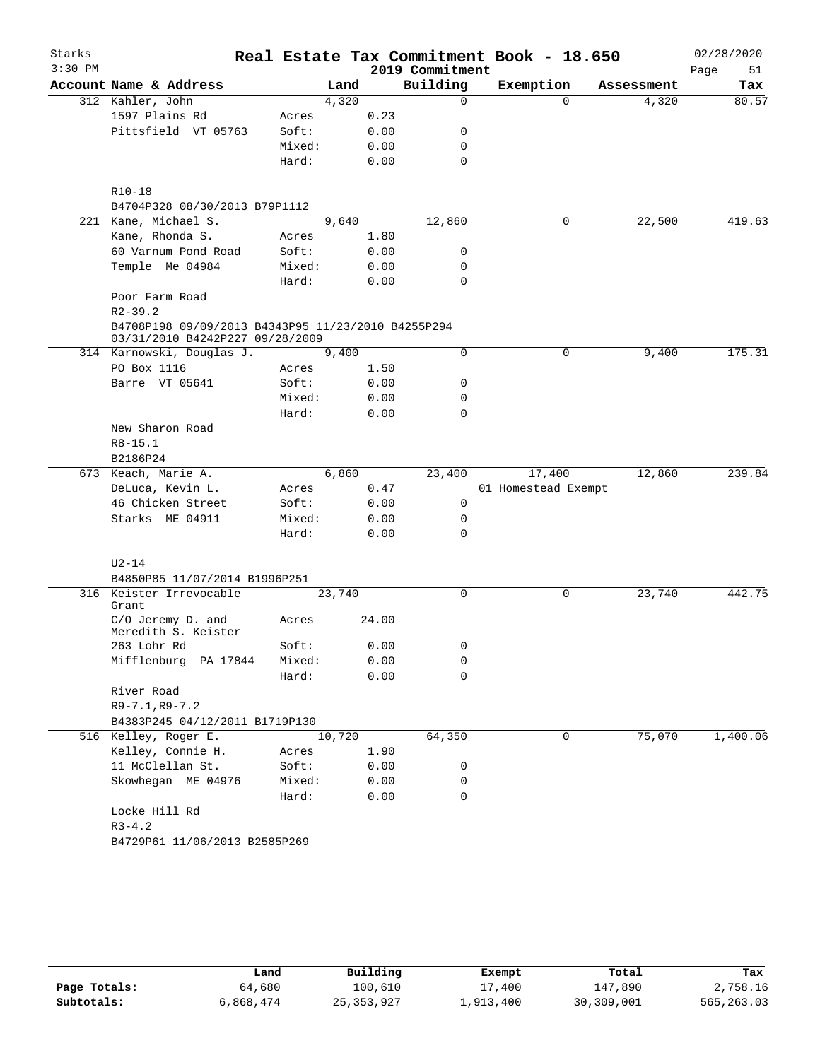# Real Estate Tax Commitment Book - 18.650

Starks
3:30 PM

2019 Commitment

02/28/2020

| Account | Name & Address | | Land | Building | Exemption | Assessment | Tax |
|---|---|---|---|---|---|---|---|
| 312 | Kahler, John | | 4,320 | 0 | 0 | 4,320 | 80.57 |
| | 1597 Plains Rd | Acres | 0.23 | | | | |
| | Pittsfield VT 05763 | Soft: | 0.00 | 0 | | | |
| | | Mixed: | 0.00 | 0 | | | |
| | | Hard: | 0.00 | 0 | | | |
| | R10-18 | | | | | | |
| | B4704P328 08/30/2013 B79P1112 | | | | | | |
| 221 | Kane, Michael S. | | 9,640 | 12,860 | 0 | 22,500 | 419.63 |
| | Kane, Rhonda S. | Acres | 1.80 | | | | |
| | 60 Varnum Pond Road | Soft: | 0.00 | 0 | | | |
| | Temple Me 04984 | Mixed: | 0.00 | 0 | | | |
| | | Hard: | 0.00 | 0 | | | |
| | Poor Farm Road | | | | | | |
| | R2-39.2 | | | | | | |
| | B4708P198 09/09/2013 B4343P95 11/23/2010 B4255P294 03/31/2010 B4242P227 09/28/2009 | | | | | | |
| 314 | Karnowski, Douglas J. | | 9,400 | 0 | 0 | 9,400 | 175.31 |
| | PO Box 1116 | Acres | 1.50 | | | | |
| | Barre VT 05641 | Soft: | 0.00 | 0 | | | |
| | | Mixed: | 0.00 | 0 | | | |
| | | Hard: | 0.00 | 0 | | | |
| | New Sharon Road | | | | | | |
| | R8-15.1 | | | | | | |
| | B2186P24 | | | | | | |
| 673 | Keach, Marie A. | | 6,860 | 23,400 | 17,400 | 12,860 | 239.84 |
| | DeLuca, Kevin L. | Acres | 0.47 | | 01 Homestead Exempt | | |
| | 46 Chicken Street | Soft: | 0.00 | 0 | | | |
| | Starks ME 04911 | Mixed: | 0.00 | 0 | | | |
| | | Hard: | 0.00 | 0 | | | |
| | U2-14 | | | | | | |
| | B4850P85 11/07/2014 B1996P251 | | | | | | |
| 316 | Keister Irrevocable Grant | | 23,740 | 0 | 0 | 23,740 | 442.75 |
| | C/O Jeremy D. and Meredith S. Keister | Acres | 24.00 | | | | |
| | 263 Lohr Rd | Soft: | 0.00 | 0 | | | |
| | Mifflenburg PA 17844 | Mixed: | 0.00 | 0 | | | |
| | | Hard: | 0.00 | 0 | | | |
| | River Road | | | | | | |
| | R9-7.1,R9-7.2 | | | | | | |
| | B4383P245 04/12/2011 B1719P130 | | | | | | |
| 516 | Kelley, Roger E. | | 10,720 | 64,350 | 0 | 75,070 | 1,400.06 |
| | Kelley, Connie H. | Acres | 1.90 | | | | |
| | 11 McClellan St. | Soft: | 0.00 | 0 | | | |
| | Skowhegan ME 04976 | Mixed: | 0.00 | 0 | | | |
| | | Hard: | 0.00 | 0 | | | |
| | Locke Hill Rd | | | | | | |
| | R3-4.2 | | | | | | |
| | B4729P61 11/06/2013 B2585P269 | | | | | | |

| | Land | Building | Exempt | Total | Tax |
|---|---|---|---|---|---|
| Page Totals: | 64,680 | 100,610 | 17,400 | 147,890 | 2,758.16 |
| Subtotals: | 6,868,474 | 25,353,927 | 1,913,400 | 30,309,001 | 565,263.03 |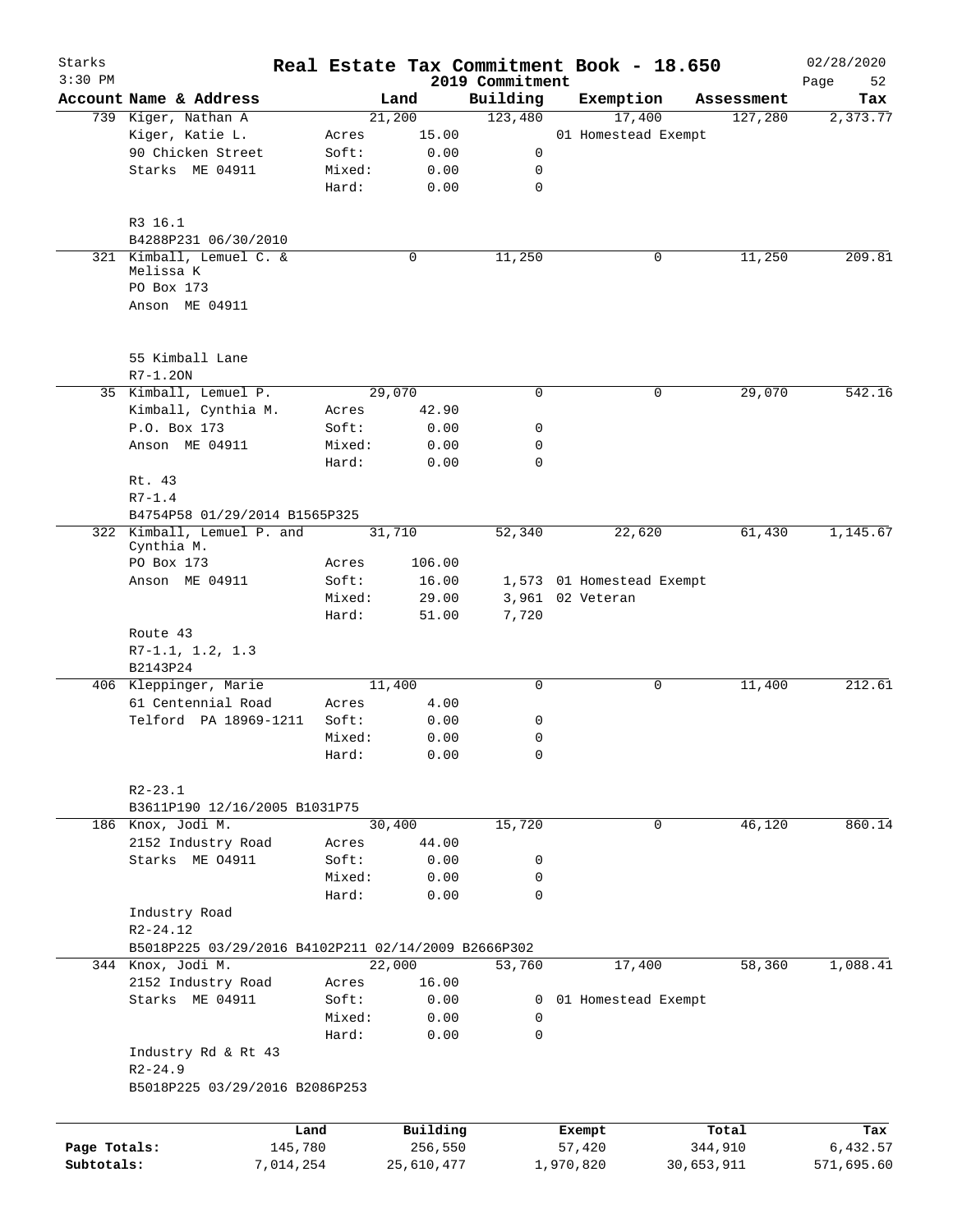# Real Estate Tax Commitment Book - 18.650

Starks
3:30 PM

2019 Commitment

02/28/2020

| Account Name & Address | Land | Building | Exemption | Assessment | Tax |
|---|---|---|---|---|---|
| 739 Kiger, Nathan A | 21,200 | 123,480 | 17,400 | 127,280 | 2,373.77 |
| Kiger, Katie L. | Acres 15.00 | | 01 Homestead Exempt | | |
| 90 Chicken Street | Soft: 0.00 | 0 | | | |
| Starks ME 04911 | Mixed: 0.00 | 0 | | | |
| | Hard: 0.00 | 0 | | | |
| R3 16.1 | | | | | |
| B4288P231 06/30/2010 | | | | | |
| 321 Kimball, Lemuel C. & Melissa K | 0 | 11,250 | 0 | 11,250 | 209.81 |
| PO Box 173 | | | | | |
| Anson ME 04911 | | | | | |
| 55 Kimball Lane | | | | | |
| R7-1.2ON | | | | | |
| 35 Kimball, Lemuel P. | 29,070 | 0 | 0 | 29,070 | 542.16 |
| Kimball, Cynthia M. | Acres 42.90 | | | | |
| P.O. Box 173 | Soft: 0.00 | 0 | | | |
| Anson ME 04911 | Mixed: 0.00 | 0 | | | |
| | Hard: 0.00 | 0 | | | |
| Rt. 43 | | | | | |
| R7-1.4 | | | | | |
| B4754P58 01/29/2014 B1565P325 | | | | | |
| 322 Kimball, Lemuel P. and Cynthia M. | 31,710 | 52,340 | 22,620 | 61,430 | 1,145.67 |
| PO Box 173 | Acres 106.00 | | | | |
| Anson ME 04911 | Soft: 16.00 | 1,573 | 01 Homestead Exempt | | |
| | Mixed: 29.00 | 3,961 | 02 Veteran | | |
| | Hard: 51.00 | 7,720 | | | |
| Route 43 | | | | | |
| R7-1.1, 1.2, 1.3 | | | | | |
| B2143P24 | | | | | |
| 406 Kleppinger, Marie | 11,400 | 0 | 0 | 11,400 | 212.61 |
| 61 Centennial Road | Acres 4.00 | | | | |
| Telford PA 18969-1211 | Soft: 0.00 | 0 | | | |
| | Mixed: 0.00 | 0 | | | |
| | Hard: 0.00 | 0 | | | |
| R2-23.1 | | | | | |
| B3611P190 12/16/2005 B1031P75 | | | | | |
| 186 Knox, Jodi M. | 30,400 | 15,720 | 0 | 46,120 | 860.14 |
| 2152 Industry Road | Acres 44.00 | | | | |
| Starks ME O4911 | Soft: 0.00 | 0 | | | |
| | Mixed: 0.00 | 0 | | | |
| | Hard: 0.00 | 0 | | | |
| Industry Road | | | | | |
| R2-24.12 | | | | | |
| B5018P225 03/29/2016 B4102P211 02/14/2009 B2666P302 | | | | | |
| 344 Knox, Jodi M. | 22,000 | 53,760 | 17,400 | 58,360 | 1,088.41 |
| 2152 Industry Road | Acres 16.00 | | | | |
| Starks ME 04911 | Soft: 0.00 | 0 | 01 Homestead Exempt | | |
| | Mixed: 0.00 | 0 | | | |
| | Hard: 0.00 | 0 | | | |
| Industry Rd & Rt 43 | | | | | |
| R2-24.9 | | | | | |
| B5018P225 03/29/2016 B2086P253 | | | | | |

| | Land | Building | Exempt | Total | Tax |
|---|---|---|---|---|---|
| Page Totals: | 145,780 | 256,550 | 57,420 | 344,910 | 6,432.57 |
| Subtotals: | 7,014,254 | 25,610,477 | 1,970,820 | 30,653,911 | 571,695.60 |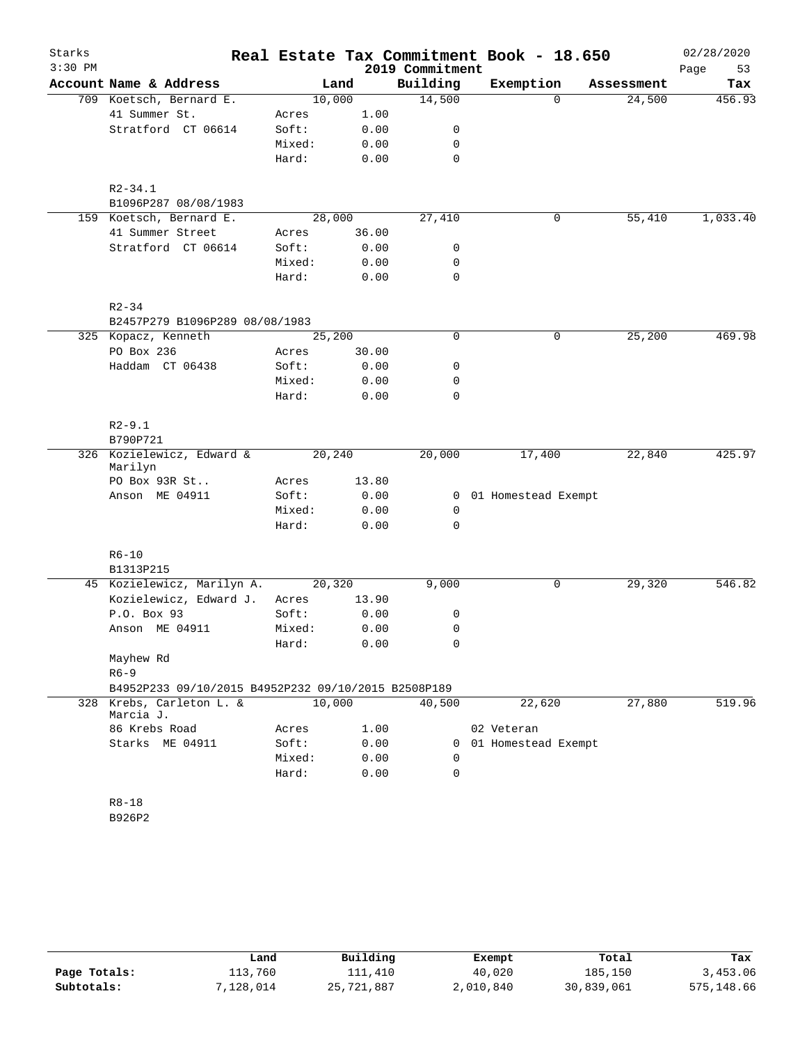# Real Estate Tax Commitment Book - 18.650

Starks
2019 Commitment

| Account | Name & Address | | Land | Building | Exemption | Assessment | Tax |
|---|---|---|---|---|---|---|---|
| 709 | Koetsch, Bernard E. | | 10,000 | 14,500 | 0 | 24,500 | 456.93 |
| | 41 Summer St. | Acres | 1.00 | | | | |
| | Stratford CT 06614 | Soft: | 0.00 | 0 | | | |
| | | Mixed: | 0.00 | 0 | | | |
| | | Hard: | 0.00 | 0 | | | |
| | R2-34.1 | | | | | | |
| | B1096P287 08/08/1983 | | | | | | |
| 159 | Koetsch, Bernard E. | | 28,000 | 27,410 | 0 | 55,410 | 1,033.40 |
| | 41 Summer Street | Acres | 36.00 | | | | |
| | Stratford CT 06614 | Soft: | 0.00 | 0 | | | |
| | | Mixed: | 0.00 | 0 | | | |
| | | Hard: | 0.00 | 0 | | | |
| | R2-34 | | | | | | |
| | B2457P279 B1096P289 08/08/1983 | | | | | | |
| 325 | Kopacz, Kenneth | | 25,200 | 0 | 0 | 25,200 | 469.98 |
| | PO Box 236 | Acres | 30.00 | | | | |
| | Haddam CT 06438 | Soft: | 0.00 | 0 | | | |
| | | Mixed: | 0.00 | 0 | | | |
| | | Hard: | 0.00 | 0 | | | |
| | R2-9.1 | | | | | | |
| | B790P721 | | | | | | |
| 326 | Kozielewicz, Edward & Marilyn | | 20,240 | 20,000 | 17,400 | 22,840 | 425.97 |
| | PO Box 93R St.. | Acres | 13.80 | | | | |
| | Anson ME 04911 | Soft: | 0.00 | 0 | 01 Homestead Exempt | | |
| | | Mixed: | 0.00 | 0 | | | |
| | | Hard: | 0.00 | 0 | | | |
| | R6-10 | | | | | | |
| | B1313P215 | | | | | | |
| 45 | Kozielewicz, Marilyn A. | | 20,320 | 9,000 | 0 | 29,320 | 546.82 |
| | Kozielewicz, Edward J. | Acres | 13.90 | | | | |
| | P.O. Box 93 | Soft: | 0.00 | 0 | | | |
| | Anson ME 04911 | Mixed: | 0.00 | 0 | | | |
| | | Hard: | 0.00 | 0 | | | |
| | Mayhew Rd | | | | | | |
| | R6-9 | | | | | | |
| | B4952P233 09/10/2015 B4952P232 09/10/2015 B2508P189 | | | | | | |
| 328 | Krebs, Carleton L. & Marcia J. | | 10,000 | 40,500 | 22,620 | 27,880 | 519.96 |
| | 86 Krebs Road | Acres | 1.00 | | 02 Veteran | | |
| | Starks ME 04911 | Soft: | 0.00 | 0 | 01 Homestead Exempt | | |
| | | Mixed: | 0.00 | 0 | | | |
| | | Hard: | 0.00 | 0 | | | |
| | R8-18 | | | | | | |
| | B926P2 | | | | | | |

| | Land | Building | Exempt | Total | Tax |
|---|---|---|---|---|---|
| Page Totals: | 113,760 | 111,410 | 40,020 | 185,150 | 3,453.06 |
| Subtotals: | 7,128,014 | 25,721,887 | 2,010,840 | 30,839,061 | 575,148.66 |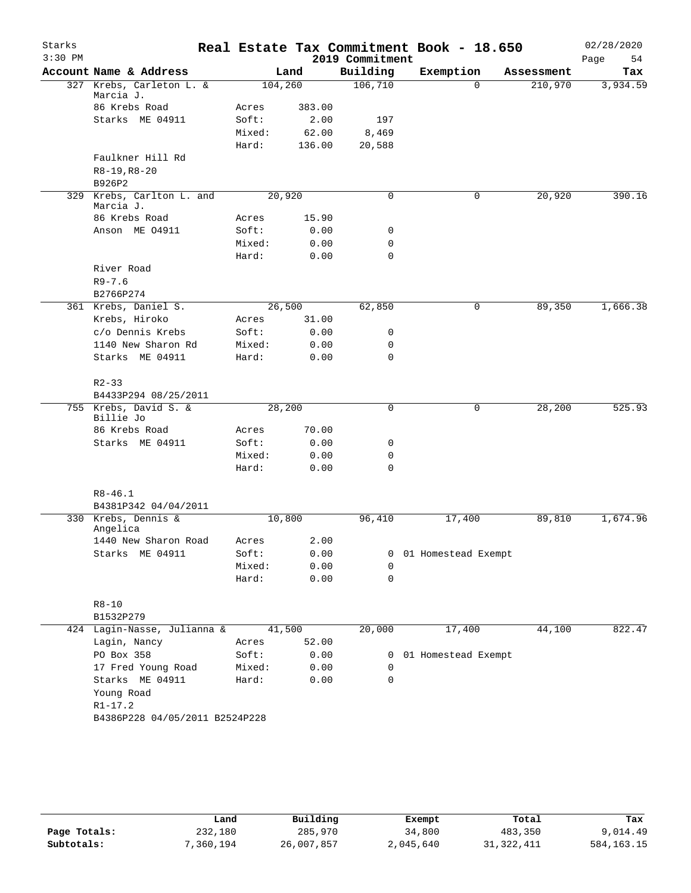Starks 3:30 PM

# Real Estate Tax Commitment Book - 18.650

2019 Commitment

02/28/2020

| Account Name & Address | | Land | Building | Exemption | Assessment | Tax |
|---|---|---|---|---|---|---|
| 327 Krebs, Carleton L. & Marcia J. | | 104,260 | 106,710 | 0 | 210,970 | 3,934.59 |
| 86 Krebs Road | Acres | 383.00 | | | | |
| Starks ME 04911 | Soft: | 2.00 | 197 | | | |
| | Mixed: | 62.00 | 8,469 | | | |
| | Hard: | 136.00 | 20,588 | | | |
| Faulkner Hill Rd | | | | | | |
| R8-19,R8-20 | | | | | | |
| B926P2 | | | | | | |
| 329 Krebs, Carlton L. and Marcia J. | | 20,920 | 0 | 0 | 20,920 | 390.16 |
| 86 Krebs Road | Acres | 15.90 | | | | |
| Anson ME 04911 | Soft: | 0.00 | 0 | | | |
| | Mixed: | 0.00 | 0 | | | |
| | Hard: | 0.00 | 0 | | | |
| River Road | | | | | | |
| R9-7.6 | | | | | | |
| B2766P274 | | | | | | |
| 361 Krebs, Daniel S. | | 26,500 | 62,850 | 0 | 89,350 | 1,666.38 |
| Krebs, Hiroko | Acres | 31.00 | | | | |
| c/o Dennis Krebs | Soft: | 0.00 | 0 | | | |
| 1140 New Sharon Rd | Mixed: | 0.00 | 0 | | | |
| Starks ME 04911 | Hard: | 0.00 | 0 | | | |
| R2-33 | | | | | | |
| B4433P294 08/25/2011 | | | | | | |
| 755 Krebs, David S. & Billie Jo | | 28,200 | 0 | 0 | 28,200 | 525.93 |
| 86 Krebs Road | Acres | 70.00 | | | | |
| Starks ME 04911 | Soft: | 0.00 | 0 | | | |
| | Mixed: | 0.00 | 0 | | | |
| | Hard: | 0.00 | 0 | | | |
| R8-46.1 | | | | | | |
| B4381P342 04/04/2011 | | | | | | |
| 330 Krebs, Dennis & Angelica | | 10,800 | 96,410 | 17,400 | 89,810 | 1,674.96 |
| 1440 New Sharon Road | Acres | 2.00 | | | | |
| Starks ME 04911 | Soft: | 0.00 | 0 | 01 Homestead Exempt | | |
| | Mixed: | 0.00 | 0 | | | |
| | Hard: | 0.00 | 0 | | | |
| R8-10 | | | | | | |
| B1532P279 | | | | | | |
| 424 Lagin-Nasse, Julianna & | | 41,500 | 20,000 | 17,400 | 44,100 | 822.47 |
| Lagin, Nancy | Acres | 52.00 | | | | |
| PO Box 358 | Soft: | 0.00 | 0 | 01 Homestead Exempt | | |
| 17 Fred Young Road | Mixed: | 0.00 | 0 | | | |
| Starks ME 04911 | Hard: | 0.00 | 0 | | | |
| Young Road | | | | | | |
| R1-17.2 | | | | | | |
| B4386P228 04/05/2011 B2524P228 | | | | | | |

| | Land | Building | Exempt | Total | Tax |
|---|---|---|---|---|---|
| Page Totals: | 232,180 | 285,970 | 34,800 | 483,350 | 9,014.49 |
| Subtotals: | 7,360,194 | 26,007,857 | 2,045,640 | 31,322,411 | 584,163.15 |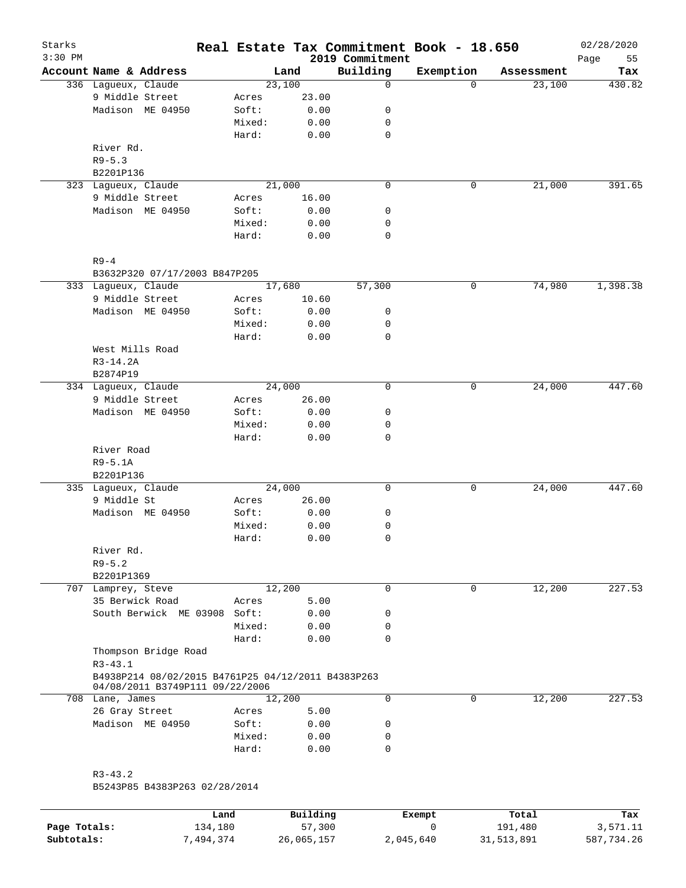Starks
3:30 PM

# Real Estate Tax Commitment Book - 18.650

2019 Commitment

02/28/2020
Page 55

| Account Name & Address | | Land | Building | Exemption | Assessment | Tax |
|---|---|---|---|---|---|---|
| 336 Lagueux, Claude | | 23,100 | 0 | 0 | 23,100 | 430.82 |
| 9 Middle Street | Acres | 23.00 | | | | |
| Madison ME 04950 | Soft: | 0.00 | 0 | | | |
| | Mixed: | 0.00 | 0 | | | |
| | Hard: | 0.00 | 0 | | | |
| River Rd. | | | | | | |
| R9-5.3 | | | | | | |
| B2201P136 | | | | | | |
| 323 Lagueux, Claude | | 21,000 | 0 | 0 | 21,000 | 391.65 |
| 9 Middle Street | Acres | 16.00 | | | | |
| Madison ME 04950 | Soft: | 0.00 | 0 | | | |
| | Mixed: | 0.00 | 0 | | | |
| | Hard: | 0.00 | 0 | | | |
| R9-4 | | | | | | |
| B3632P320 07/17/2003 B847P205 | | | | | | |
| 333 Lagueux, Claude | | 17,680 | 57,300 | 0 | 74,980 | 1,398.38 |
| 9 Middle Street | Acres | 10.60 | | | | |
| Madison ME 04950 | Soft: | 0.00 | 0 | | | |
| | Mixed: | 0.00 | 0 | | | |
| | Hard: | 0.00 | 0 | | | |
| West Mills Road | | | | | | |
| R3-14.2A | | | | | | |
| B2874P19 | | | | | | |
| 334 Lagueux, Claude | | 24,000 | 0 | 0 | 24,000 | 447.60 |
| 9 Middle Street | Acres | 26.00 | | | | |
| Madison ME 04950 | Soft: | 0.00 | 0 | | | |
| | Mixed: | 0.00 | 0 | | | |
| | Hard: | 0.00 | 0 | | | |
| River Road | | | | | | |
| R9-5.1A | | | | | | |
| B2201P136 | | | | | | |
| 335 Lagueux, Claude | | 24,000 | 0 | 0 | 24,000 | 447.60 |
| 9 Middle St | Acres | 26.00 | | | | |
| Madison ME 04950 | Soft: | 0.00 | 0 | | | |
| | Mixed: | 0.00 | 0 | | | |
| | Hard: | 0.00 | 0 | | | |
| River Rd. | | | | | | |
| R9-5.2 | | | | | | |
| B2201P1369 | | | | | | |
| 707 Lamprey, Steve | | 12,200 | 0 | 0 | 12,200 | 227.53 |
| 35 Berwick Road | Acres | 5.00 | | | | |
| South Berwick ME 03908 | Soft: | 0.00 | 0 | | | |
| | Mixed: | 0.00 | 0 | | | |
| | Hard: | 0.00 | 0 | | | |
| Thompson Bridge Road | | | | | | |
| R3-43.1 | | | | | | |
| B4938P214 08/02/2015 B4761P25 04/12/2011 B4383P263 04/08/2011 B3749P111 09/22/2006 | | | | | | |
| 708 Lane, James | | 12,200 | 0 | 0 | 12,200 | 227.53 |
| 26 Gray Street | Acres | 5.00 | | | | |
| Madison ME 04950 | Soft: | 0.00 | 0 | | | |
| | Mixed: | 0.00 | 0 | | | |
| | Hard: | 0.00 | 0 | | | |
| R3-43.2 | | | | | | |
| B5243P85 B4383P263 02/28/2014 | | | | | | |

| | Land | Building | Exempt | Total | Tax |
|---|---|---|---|---|---|
| Page Totals: | 134,180 | 57,300 | 0 | 191,480 | 3,571.11 |
| Subtotals: | 7,494,374 | 26,065,157 | 2,045,640 | 31,513,891 | 587,734.26 |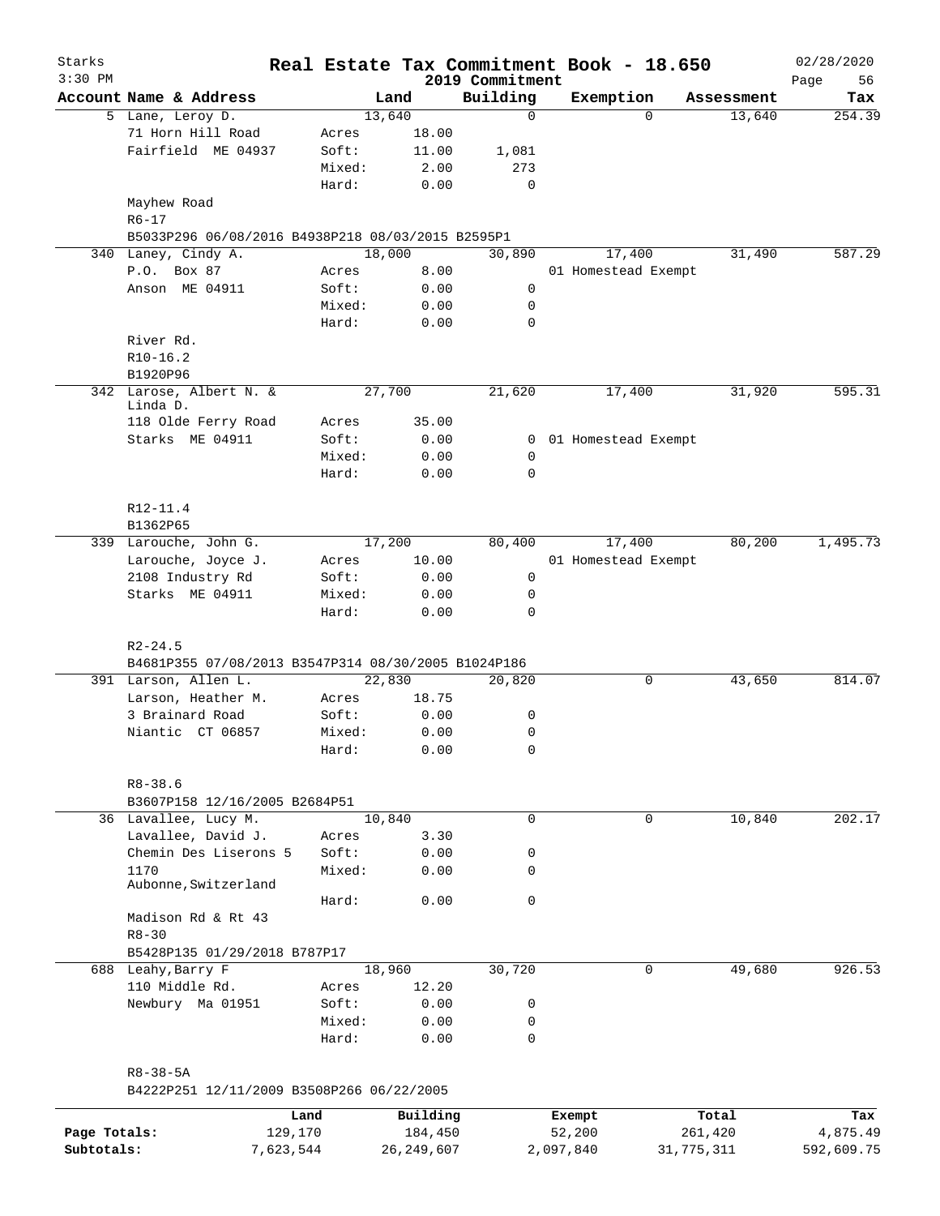# Real Estate Tax Commitment Book - 18.650

Starks
3:30 PM

2019 Commitment

02/28/2020

| Account | Name & Address | | Land | Building | Exemption | Assessment | Tax |
|---|---|---|---|---|---|---|---|
| 5 | Lane, Leroy D. | | 13,640 | 0 | 0 | 13,640 | 254.39 |
| | 71 Horn Hill Road | Acres | 18.00 | | | | |
| | Fairfield ME 04937 | Soft: | 11.00 | 1,081 | | | |
| | | Mixed: | 2.00 | 273 | | | |
| | | Hard: | 0.00 | 0 | | | |
| | Mayhew Road | | | | | | |
| | R6-17 | | | | | | |
| | B5033P296 06/08/2016 B4938P218 08/03/2015 B2595P1 | | | | | | |
| 340 | Laney, Cindy A. | | 18,000 | 30,890 | 17,400 | 31,490 | 587.29 |
| | P.O. Box 87 | Acres | 8.00 | | 01 Homestead Exempt | | |
| | Anson ME 04911 | Soft: | 0.00 | 0 | | | |
| | | Mixed: | 0.00 | 0 | | | |
| | | Hard: | 0.00 | 0 | | | |
| | River Rd. | | | | | | |
| | R10-16.2 | | | | | | |
| | B1920P96 | | | | | | |
| 342 | Larose, Albert N. & Linda D. | | 27,700 | 21,620 | 17,400 | 31,920 | 595.31 |
| | 118 Olde Ferry Road | Acres | 35.00 | | | | |
| | Starks ME 04911 | Soft: | 0.00 | 0 | 01 Homestead Exempt | | |
| | | Mixed: | 0.00 | 0 | | | |
| | | Hard: | 0.00 | 0 | | | |
| | R12-11.4 | | | | | | |
| | B1362P65 | | | | | | |
| 339 | Larouche, John G. | | 17,200 | 80,400 | 17,400 | 80,200 | 1,495.73 |
| | Larouche, Joyce J. | Acres | 10.00 | | 01 Homestead Exempt | | |
| | 2108 Industry Rd | Soft: | 0.00 | 0 | | | |
| | Starks ME 04911 | Mixed: | 0.00 | 0 | | | |
| | | Hard: | 0.00 | 0 | | | |
| | R2-24.5 | | | | | | |
| | B4681P355 07/08/2013 B3547P314 08/30/2005 B1024P186 | | | | | | |
| 391 | Larson, Allen L. | | 22,830 | 20,820 | 0 | 43,650 | 814.07 |
| | Larson, Heather M. | Acres | 18.75 | | | | |
| | 3 Brainard Road | Soft: | 0.00 | 0 | | | |
| | Niantic CT 06857 | Mixed: | 0.00 | 0 | | | |
| | | Hard: | 0.00 | 0 | | | |
| | R8-38.6 | | | | | | |
| | B3607P158 12/16/2005 B2684P51 | | | | | | |
| 36 | Lavallee, Lucy M. | | 10,840 | 0 | 0 | 10,840 | 202.17 |
| | Lavallee, David J. | Acres | 3.30 | | | | |
| | Chemin Des Liserons 5 | Soft: | 0.00 | 0 | | | |
| | 1170 Aubonne,Switzerland | Mixed: | 0.00 | 0 | | | |
| | | Hard: | 0.00 | 0 | | | |
| | Madison Rd & Rt 43 | | | | | | |
| | R8-30 | | | | | | |
| | B5428P135 01/29/2018 B787P17 | | | | | | |
| 688 | Leahy,Barry F | | 18,960 | 30,720 | 0 | 49,680 | 926.53 |
| | 110 Middle Rd. | Acres | 12.20 | | | | |
| | Newbury Ma 01951 | Soft: | 0.00 | 0 | | | |
| | | Mixed: | 0.00 | 0 | | | |
| | | Hard: | 0.00 | 0 | | | |
| | R8-38-5A | | | | | | |
| | B4222P251 12/11/2009 B3508P266 06/22/2005 | | | | | | |

| | Land | Building | Exempt | Total | Tax |
|---|---|---|---|---|---|
| Page Totals: | 129,170 | 184,450 | 52,200 | 261,420 | 4,875.49 |
| Subtotals: | 7,623,544 | 26,249,607 | 2,097,840 | 31,775,311 | 592,609.75 |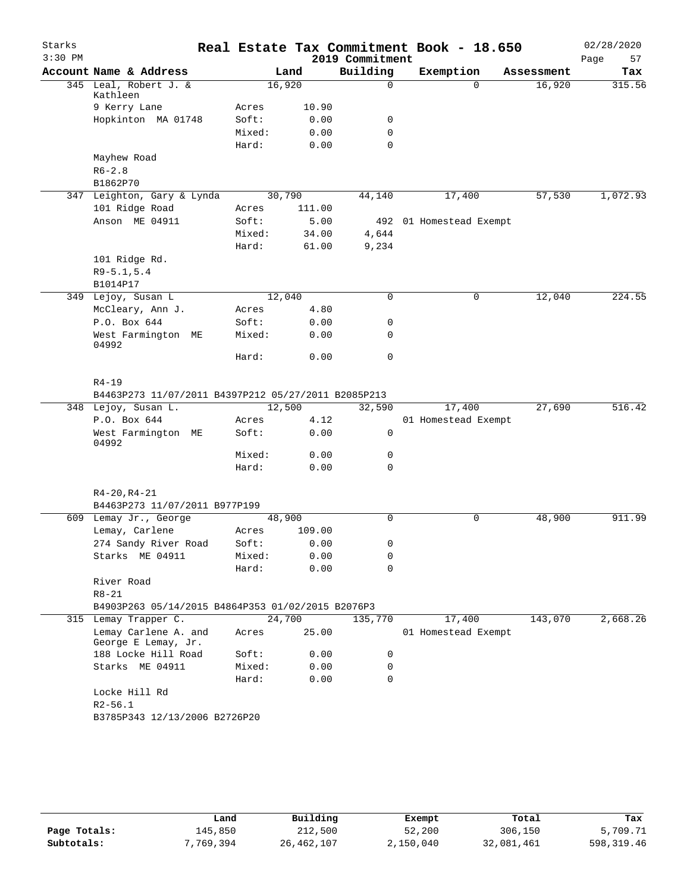# Real Estate Tax Commitment Book - 18.650

Starks
3:30 PM

2019 Commitment

02/28/2020

| Account | Name & Address | | Land | Building | Exemption | Assessment | Tax |
|---|---|---|---|---|---|---|---|
| 345 | Leal, Robert J. & Kathleen | | 16,920 | 0 | 0 | 16,920 | 315.56 |
| | 9 Kerry Lane | Acres | 10.90 | | | | |
| | Hopkinton MA 01748 | Soft: | 0.00 | 0 | | | |
| | | Mixed: | 0.00 | 0 | | | |
| | | Hard: | 0.00 | 0 | | | |
| | Mayhew Road | | | | | | |
| | R6-2.8 | | | | | | |
| | B1862P70 | | | | | | |
| 347 | Leighton, Gary & Lynda | | 30,790 | 44,140 | 17,400 | 57,530 | 1,072.93 |
| | 101 Ridge Road | Acres | 111.00 | | | | |
| | Anson ME 04911 | Soft: | 5.00 | 492 | 01 Homestead Exempt | | |
| | | Mixed: | 34.00 | 4,644 | | | |
| | | Hard: | 61.00 | 9,234 | | | |
| | 101 Ridge Rd. | | | | | | |
| | R9-5.1,5.4 | | | | | | |
| | B1014P17 | | | | | | |
| 349 | Lejoy, Susan L | | 12,040 | 0 | 0 | 12,040 | 224.55 |
| | McCleary, Ann J. | Acres | 4.80 | | | | |
| | P.O. Box 644 | Soft: | 0.00 | 0 | | | |
| | West Farmington ME 04992 | Mixed: | 0.00 | 0 | | | |
| | | Hard: | 0.00 | 0 | | | |
| | R4-19 | | | | | | |
| | B4463P273 11/07/2011 B4397P212 05/27/2011 B2085P213 | | | | | | |
| 348 | Lejoy, Susan L. | | 12,500 | 32,590 | 17,400 | 27,690 | 516.42 |
| | P.O. Box 644 | Acres | 4.12 | | 01 Homestead Exempt | | |
| | West Farmington ME 04992 | Soft: | 0.00 | 0 | | | |
| | | Mixed: | 0.00 | 0 | | | |
| | | Hard: | 0.00 | 0 | | | |
| | R4-20,R4-21 | | | | | | |
| | B4463P273 11/07/2011 B977P199 | | | | | | |
| 609 | Lemay Jr., George | | 48,900 | 0 | 0 | 48,900 | 911.99 |
| | Lemay, Carlene | Acres | 109.00 | | | | |
| | 274 Sandy River Road | Soft: | 0.00 | 0 | | | |
| | Starks ME 04911 | Mixed: | 0.00 | 0 | | | |
| | | Hard: | 0.00 | 0 | | | |
| | River Road | | | | | | |
| | R8-21 | | | | | | |
| | B4903P263 05/14/2015 B4864P353 01/02/2015 B2076P3 | | | | | | |
| 315 | Lemay Trapper C. | | 24,700 | 135,770 | 17,400 | 143,070 | 2,668.26 |
| | Lemay Carlene A. and George E Lemay, Jr. | Acres | 25.00 | | 01 Homestead Exempt | | |
| | 188 Locke Hill Road | Soft: | 0.00 | 0 | | | |
| | Starks ME 04911 | Mixed: | 0.00 | 0 | | | |
| | | Hard: | 0.00 | 0 | | | |
| | Locke Hill Rd | | | | | | |
| | R2-56.1 | | | | | | |
| | B3785P343 12/13/2006 B2726P20 | | | | | | |

| | Land | Building | Exempt | Total | Tax |
|---|---|---|---|---|---|
| Page Totals: | 145,850 | 212,500 | 52,200 | 306,150 | 5,709.71 |
| Subtotals: | 7,769,394 | 26,462,107 | 2,150,040 | 32,081,461 | 598,319.46 |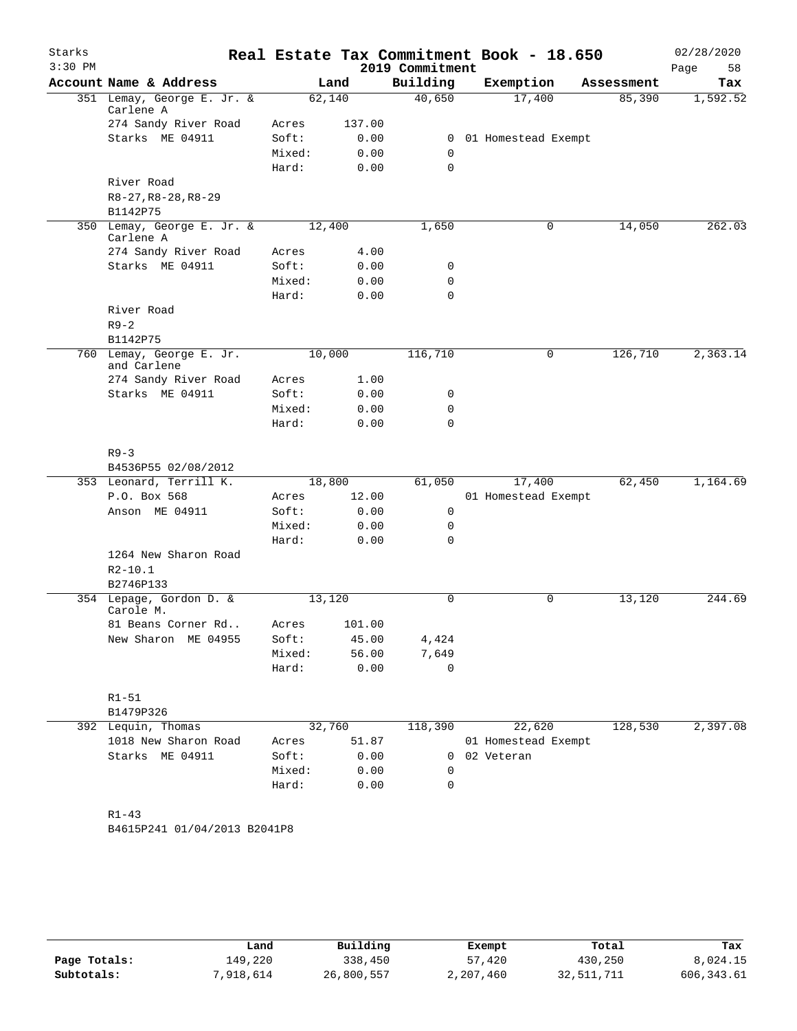# Real Estate Tax Commitment Book - 18.650

Starks
3:30 PM

2019 Commitment

02/28/2020

| Account Name & Address | | Land | Building | Exemption | Assessment | Tax |
|---|---|---|---|---|---|---|
| 351 Lemay, George E. Jr. & Carlene A | | 62,140 | 40,650 | 17,400 | 85,390 | 1,592.52 |
| 274 Sandy River Road | Acres | 137.00 | | | | |
| Starks ME 04911 | Soft: | 0.00 | 0 | 01 Homestead Exempt | | |
| | Mixed: | 0.00 | 0 | | | |
| | Hard: | 0.00 | 0 | | | |
| River Road | | | | | | |
| R8-27,R8-28,R8-29 | | | | | | |
| B1142P75 | | | | | | |
| 350 Lemay, George E. Jr. & Carlene A | | 12,400 | 1,650 | 0 | 14,050 | 262.03 |
| 274 Sandy River Road | Acres | 4.00 | | | | |
| Starks ME 04911 | Soft: | 0.00 | 0 | | | |
| | Mixed: | 0.00 | 0 | | | |
| | Hard: | 0.00 | 0 | | | |
| River Road | | | | | | |
| R9-2 | | | | | | |
| B1142P75 | | | | | | |
| 760 Lemay, George E. Jr. and Carlene | | 10,000 | 116,710 | 0 | 126,710 | 2,363.14 |
| 274 Sandy River Road | Acres | 1.00 | | | | |
| Starks ME 04911 | Soft: | 0.00 | 0 | | | |
| | Mixed: | 0.00 | 0 | | | |
| | Hard: | 0.00 | 0 | | | |
| R9-3 | | | | | | |
| B4536P55 02/08/2012 | | | | | | |
| 353 Leonard, Terrill K. | | 18,800 | 61,050 | 17,400 | 62,450 | 1,164.69 |
| P.O. Box 568 | Acres | 12.00 | | 01 Homestead Exempt | | |
| Anson ME 04911 | Soft: | 0.00 | 0 | | | |
| | Mixed: | 0.00 | 0 | | | |
| | Hard: | 0.00 | 0 | | | |
| 1264 New Sharon Road | | | | | | |
| R2-10.1 | | | | | | |
| B2746P133 | | | | | | |
| 354 Lepage, Gordon D. & Carole M. | | 13,120 | 0 | 0 | 13,120 | 244.69 |
| 81 Beans Corner Rd.. | Acres | 101.00 | | | | |
| New Sharon ME 04955 | Soft: | 45.00 | 4,424 | | | |
| | Mixed: | 56.00 | 7,649 | | | |
| | Hard: | 0.00 | 0 | | | |
| R1-51 | | | | | | |
| B1479P326 | | | | | | |
| 392 Lequin, Thomas | | 32,760 | 118,390 | 22,620 | 128,530 | 2,397.08 |
| 1018 New Sharon Road | Acres | 51.87 | | 01 Homestead Exempt | | |
| Starks ME 04911 | Soft: | 0.00 | 0 | 02 Veteran | | |
| | Mixed: | 0.00 | 0 | | | |
| | Hard: | 0.00 | 0 | | | |
| R1-43 | | | | | | |
| B4615P241 01/04/2013 B2041P8 | | | | | | |

| | Land | Building | Exempt | Total | Tax |
|---|---|---|---|---|---|
| Page Totals: | 149,220 | 338,450 | 57,420 | 430,250 | 8,024.15 |
| Subtotals: | 7,918,614 | 26,800,557 | 2,207,460 | 32,511,711 | 606,343.61 |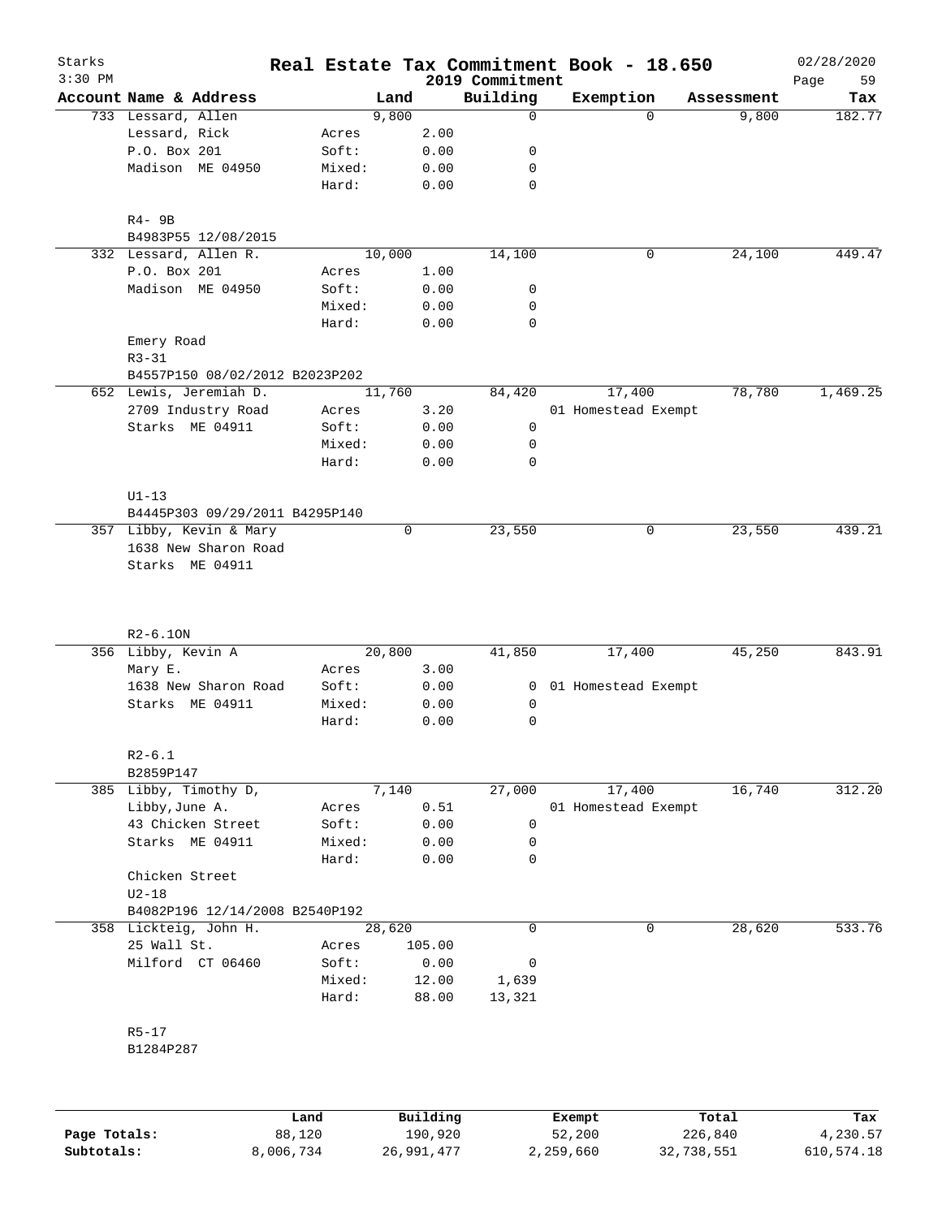# Real Estate Tax Commitment Book - 18.650

Starks
3:30 PM
2019 Commitment
02/28/2020

| Account Name & Address | | Land | Building | Exemption | Assessment | Tax |
|---|---|---|---|---|---|---|
| 733 Lessard, Allen | | 9,800 | 0 | 0 | 9,800 | 182.77 |
| Lessard, Rick | Acres | 2.00 | | | | |
| P.O. Box 201 | Soft: | 0.00 | 0 | | | |
| Madison ME 04950 | Mixed: | 0.00 | 0 | | | |
| | Hard: | 0.00 | 0 | | | |
| R4- 9B | | | | | | |
| B4983P55 12/08/2015 | | | | | | |
| 332 Lessard, Allen R. | | 10,000 | 14,100 | 0 | 24,100 | 449.47 |
| P.O. Box 201 | Acres | 1.00 | | | | |
| Madison ME 04950 | Soft: | 0.00 | 0 | | | |
| | Mixed: | 0.00 | 0 | | | |
| | Hard: | 0.00 | 0 | | | |
| Emery Road | | | | | | |
| R3-31 | | | | | | |
| B4557P150 08/02/2012 B2023P202 | | | | | | |
| 652 Lewis, Jeremiah D. | | 11,760 | 84,420 | 17,400 | 78,780 | 1,469.25 |
| 2709 Industry Road | Acres | 3.20 | | 01 Homestead Exempt | | |
| Starks ME 04911 | Soft: | 0.00 | 0 | | | |
| | Mixed: | 0.00 | 0 | | | |
| | Hard: | 0.00 | 0 | | | |
| U1-13 | | | | | | |
| B4445P303 09/29/2011 B4295P140 | | | | | | |
| 357 Libby, Kevin & Mary | | 0 | 23,550 | 0 | 23,550 | 439.21 |
| 1638 New Sharon Road | | | | | | |
| Starks ME 04911 | | | | | | |
| R2-6.1ON | | | | | | |
| 356 Libby, Kevin A | | 20,800 | 41,850 | 17,400 | 45,250 | 843.91 |
| Mary E. | Acres | 3.00 | | | | |
| 1638 New Sharon Road | Soft: | 0.00 | 0 | 01 Homestead Exempt | | |
| Starks ME 04911 | Mixed: | 0.00 | 0 | | | |
| | Hard: | 0.00 | 0 | | | |
| R2-6.1 | | | | | | |
| B2859P147 | | | | | | |
| 385 Libby, Timothy D, | | 7,140 | 27,000 | 17,400 | 16,740 | 312.20 |
| Libby,June A. | Acres | 0.51 | | 01 Homestead Exempt | | |
| 43 Chicken Street | Soft: | 0.00 | 0 | | | |
| Starks ME 04911 | Mixed: | 0.00 | 0 | | | |
| | Hard: | 0.00 | 0 | | | |
| Chicken Street | | | | | | |
| U2-18 | | | | | | |
| B4082P196 12/14/2008 B2540P192 | | | | | | |
| 358 Lickteig, John H. | | 28,620 | 0 | 0 | 28,620 | 533.76 |
| 25 Wall St. | Acres | 105.00 | | | | |
| Milford CT 06460 | Soft: | 0.00 | 0 | | | |
| | Mixed: | 12.00 | 1,639 | | | |
| | Hard: | 88.00 | 13,321 | | | |
| R5-17 | | | | | | |
| B1284P287 | | | | | | |

| | Land | Building | Exempt | Total | Tax |
|---|---|---|---|---|---|
| Page Totals: | 88,120 | 190,920 | 52,200 | 226,840 | 4,230.57 |
| Subtotals: | 8,006,734 | 26,991,477 | 2,259,660 | 32,738,551 | 610,574.18 |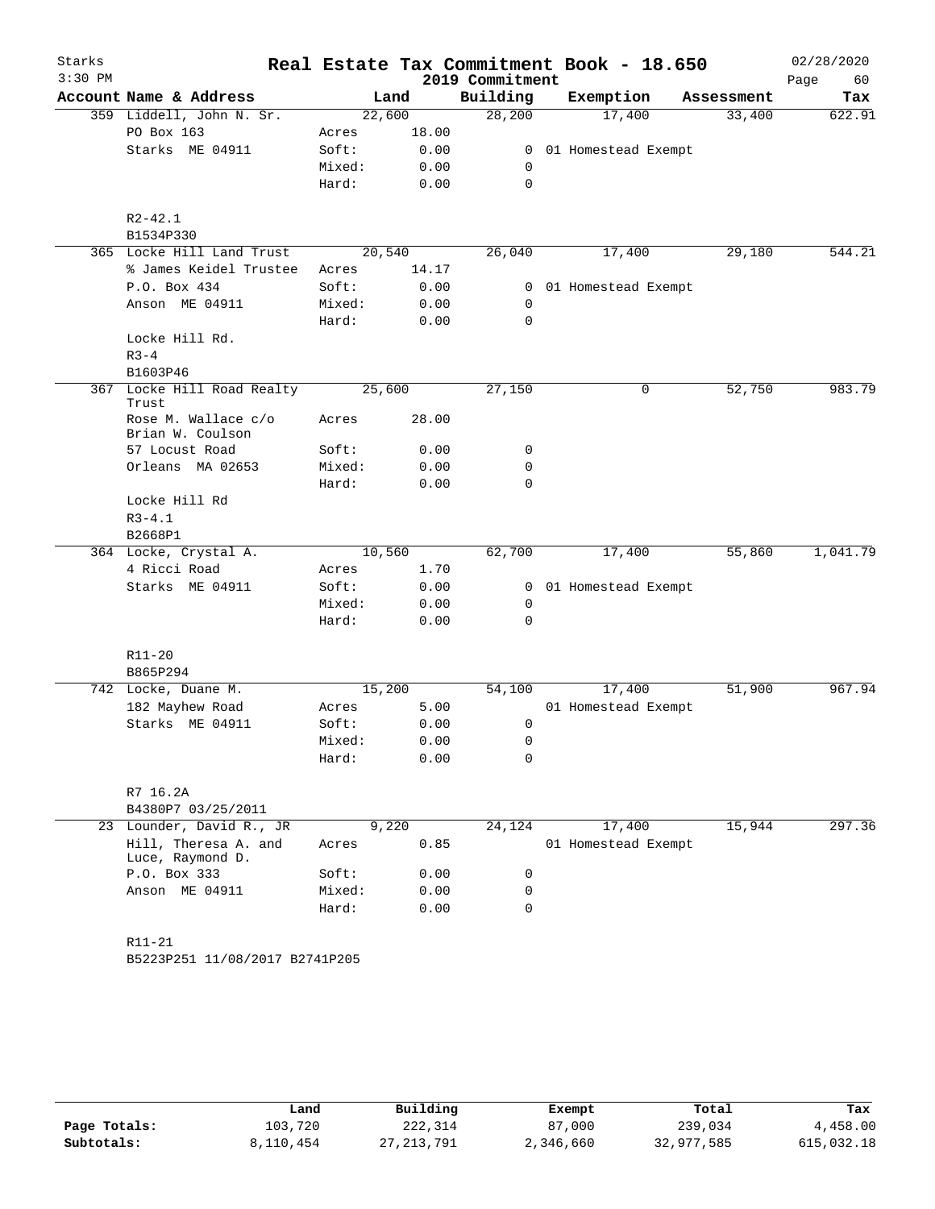# Real Estate Tax Commitment Book - 18.650

Starks
3:30 PM

2019 Commitment

02/28/2020

| Account Name & Address | Land | | Building | Exemption | Assessment | Tax |
|---|---|---|---|---|---|---|
| 359 Liddell, John N. Sr. | 22,600 | | 28,200 | 17,400 | 33,400 | 622.91 |
| PO Box 163 | Acres | 18.00 | | | | |
| Starks ME 04911 | Soft: | 0.00 | 0 | 01 Homestead Exempt | | |
| | Mixed: | 0.00 | 0 | | | |
| | Hard: | 0.00 | 0 | | | |
| R2-42.1 | | | | | | |
| B1534P330 | | | | | | |
| 365 Locke Hill Land Trust | 20,540 | | 26,040 | 17,400 | 29,180 | 544.21 |
| % James Keidel Trustee | Acres | 14.17 | | | | |
| P.O. Box 434 | Soft: | 0.00 | 0 | 01 Homestead Exempt | | |
| Anson ME 04911 | Mixed: | 0.00 | 0 | | | |
| | Hard: | 0.00 | 0 | | | |
| Locke Hill Rd. | | | | | | |
| R3-4 | | | | | | |
| B1603P46 | | | | | | |
| 367 Locke Hill Road Realty Trust | 25,600 | | 27,150 | 0 | 52,750 | 983.79 |
| Rose M. Wallace c/o Brian W. Coulson | Acres | 28.00 | | | | |
| 57 Locust Road | Soft: | 0.00 | 0 | | | |
| Orleans MA 02653 | Mixed: | 0.00 | 0 | | | |
| | Hard: | 0.00 | 0 | | | |
| Locke Hill Rd | | | | | | |
| R3-4.1 | | | | | | |
| B2668P1 | | | | | | |
| 364 Locke, Crystal A. | 10,560 | | 62,700 | 17,400 | 55,860 | 1,041.79 |
| 4 Ricci Road | Acres | 1.70 | | | | |
| Starks ME 04911 | Soft: | 0.00 | 0 | 01 Homestead Exempt | | |
| | Mixed: | 0.00 | 0 | | | |
| | Hard: | 0.00 | 0 | | | |
| R11-20 | | | | | | |
| B865P294 | | | | | | |
| 742 Locke, Duane M. | 15,200 | | 54,100 | 17,400 | 51,900 | 967.94 |
| 182 Mayhew Road | Acres | 5.00 | | 01 Homestead Exempt | | |
| Starks ME 04911 | Soft: | 0.00 | 0 | | | |
| | Mixed: | 0.00 | 0 | | | |
| | Hard: | 0.00 | 0 | | | |
| R7 16.2A | | | | | | |
| B4380P7 03/25/2011 | | | | | | |
| 23 Lounder, David R., JR | 9,220 | | 24,124 | 17,400 | 15,944 | 297.36 |
| Hill, Theresa A. and Luce, Raymond D. | Acres | 0.85 | | 01 Homestead Exempt | | |
| P.O. Box 333 | Soft: | 0.00 | 0 | | | |
| Anson ME 04911 | Mixed: | 0.00 | 0 | | | |
| | Hard: | 0.00 | 0 | | | |
| R11-21 | | | | | | |
| B5223P251 11/08/2017 B2741P205 | | | | | | |

| | Land | Building | Exempt | Total | Tax |
|---|---|---|---|---|---|
| Page Totals: | 103,720 | 222,314 | 87,000 | 239,034 | 4,458.00 |
| Subtotals: | 8,110,454 | 27,213,791 | 2,346,660 | 32,977,585 | 615,032.18 |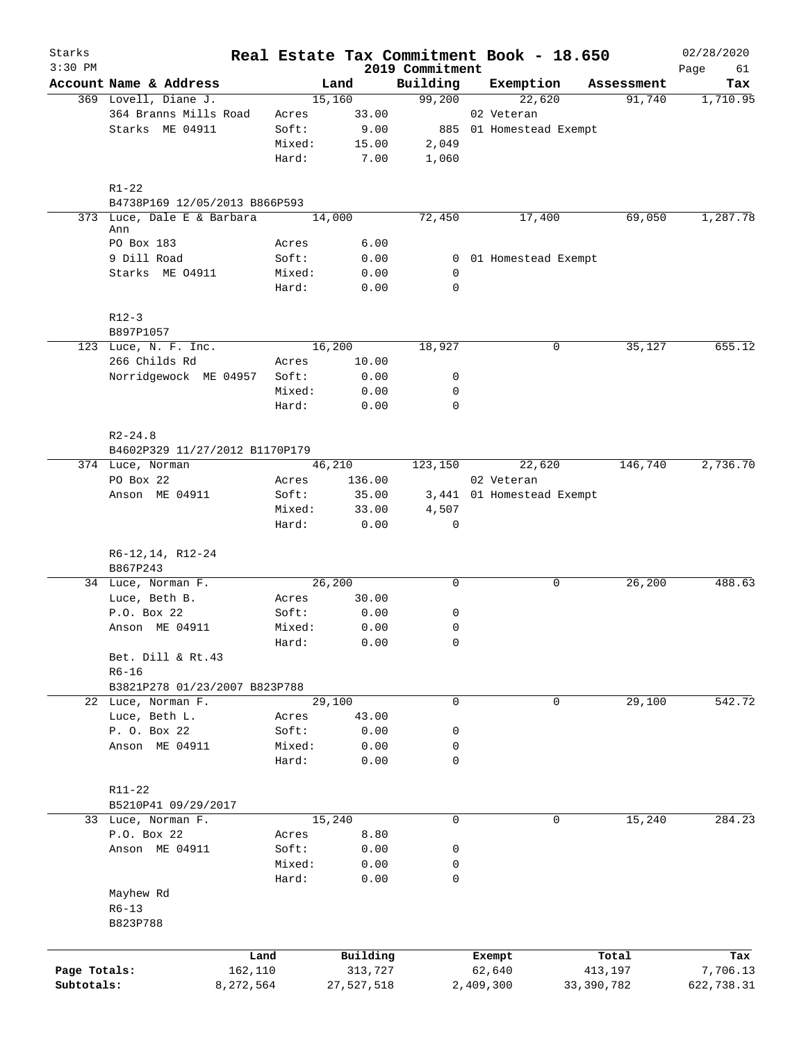Starks
3:30 PM

# Real Estate Tax Commitment Book - 18.650

## 2019 Commitment

02/28/2020

| Account Name & Address | | Land | Building | Exemption | Assessment | Tax |
|---|---|---|---|---|---|---|
| 369 Lovell, Diane J. | | 15,160 | 99,200 | 22,620 | 91,740 | 1,710.95 |
| 364 Branns Mills Road | Acres | 33.00 | | 02 Veteran | | |
| Starks ME 04911 | Soft: | 9.00 | 885 | 01 Homestead Exempt | | |
| | Mixed: | 15.00 | 2,049 | | | |
| | Hard: | 7.00 | 1,060 | | | |
| R1-22 | | | | | | |
| B4738P169 12/05/2013 B866P593 | | | | | | |
| 373 Luce, Dale E & Barbara Ann | | 14,000 | 72,450 | 17,400 | 69,050 | 1,287.78 |
| PO Box 183 | Acres | 6.00 | | | | |
| 9 Dill Road | Soft: | 0.00 | 0 | 01 Homestead Exempt | | |
| Starks ME 04911 | Mixed: | 0.00 | 0 | | | |
| | Hard: | 0.00 | 0 | | | |
| R12-3 | | | | | | |
| B897P1057 | | | | | | |
| 123 Luce, N. F. Inc. | | 16,200 | 18,927 | 0 | 35,127 | 655.12 |
| 266 Childs Rd | Acres | 10.00 | | | | |
| Norridgewock ME 04957 | Soft: | 0.00 | 0 | | | |
| | Mixed: | 0.00 | 0 | | | |
| | Hard: | 0.00 | 0 | | | |
| R2-24.8 | | | | | | |
| B4602P329 11/27/2012 B1170P179 | | | | | | |
| 374 Luce, Norman | | 46,210 | 123,150 | 22,620 | 146,740 | 2,736.70 |
| PO Box 22 | Acres | 136.00 | | 02 Veteran | | |
| Anson ME 04911 | Soft: | 35.00 | 3,441 | 01 Homestead Exempt | | |
| | Mixed: | 33.00 | 4,507 | | | |
| | Hard: | 0.00 | 0 | | | |
| R6-12,14, R12-24 | | | | | | |
| B867P243 | | | | | | |
| 34 Luce, Norman F. | | 26,200 | 0 | 0 | 26,200 | 488.63 |
| Luce, Beth B. | Acres | 30.00 | | | | |
| P.O. Box 22 | Soft: | 0.00 | 0 | | | |
| Anson ME 04911 | Mixed: | 0.00 | 0 | | | |
| | Hard: | 0.00 | 0 | | | |
| Bet. Dill & Rt.43 | | | | | | |
| R6-16 | | | | | | |
| B3821P278 01/23/2007 B823P788 | | | | | | |
| 22 Luce, Norman F. | | 29,100 | 0 | 0 | 29,100 | 542.72 |
| Luce, Beth L. | Acres | 43.00 | | | | |
| P. O. Box 22 | Soft: | 0.00 | 0 | | | |
| Anson ME 04911 | Mixed: | 0.00 | 0 | | | |
| | Hard: | 0.00 | 0 | | | |
| R11-22 | | | | | | |
| B5210P41 09/29/2017 | | | | | | |
| 33 Luce, Norman F. | | 15,240 | 0 | 0 | 15,240 | 284.23 |
| P.O. Box 22 | Acres | 8.80 | | | | |
| Anson ME 04911 | Soft: | 0.00 | 0 | | | |
| | Mixed: | 0.00 | 0 | | | |
| | Hard: | 0.00 | 0 | | | |
| Mayhew Rd | | | | | | |
| R6-13 | | | | | | |
| B823P788 | | | | | | |

| | Land | Building | Exempt | Total | Tax |
|---|---|---|---|---|---|
| Page Totals: | 162,110 | 313,727 | 62,640 | 413,197 | 7,706.13 |
| Subtotals: | 8,272,564 | 27,527,518 | 2,409,300 | 33,390,782 | 622,738.31 |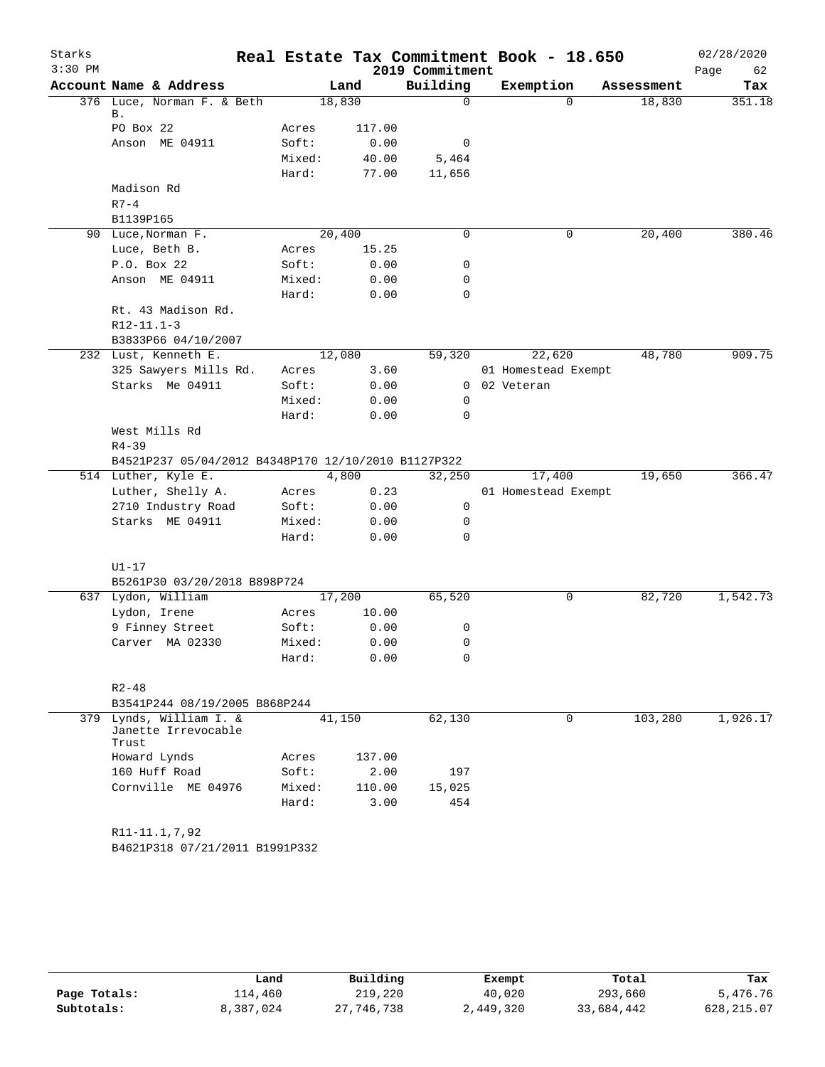# Real Estate Tax Commitment Book - 18.650

Starks
3:30 PM
2019 Commitment
02/28/2020

| Account Name & Address | | Land | Building | Exemption | Assessment | Tax |
|---|---|---|---|---|---|---|
| 376 Luce, Norman F. & Beth B. | | 18,830 | 0 | 0 | 18,830 | 351.18 |
| PO Box 22 | Acres | 117.00 | | | | |
| Anson ME 04911 | Soft: | 0.00 | 0 | | | |
| | Mixed: | 40.00 | 5,464 | | | |
| | Hard: | 77.00 | 11,656 | | | |
| Madison Rd | | | | | | |
| R7-4 | | | | | | |
| B1139P165 | | | | | | |
| 90 Luce,Norman F. | | 20,400 | 0 | 0 | 20,400 | 380.46 |
| Luce, Beth B. | Acres | 15.25 | | | | |
| P.O. Box 22 | Soft: | 0.00 | 0 | | | |
| Anson ME 04911 | Mixed: | 0.00 | 0 | | | |
| | Hard: | 0.00 | 0 | | | |
| Rt. 43 Madison Rd. | | | | | | |
| R12-11.1-3 | | | | | | |
| B3833P66 04/10/2007 | | | | | | |
| 232 Lust, Kenneth E. | | 12,080 | 59,320 | 22,620 | 48,780 | 909.75 |
| 325 Sawyers Mills Rd. | Acres | 3.60 | | 01 Homestead Exempt | | |
| Starks Me 04911 | Soft: | 0.00 | 0 | 02 Veteran | | |
| | Mixed: | 0.00 | 0 | | | |
| | Hard: | 0.00 | 0 | | | |
| West Mills Rd | | | | | | |
| R4-39 | | | | | | |
| B4521P237 05/04/2012 B4348P170 12/10/2010 B1127P322 | | | | | | |
| 514 Luther, Kyle E. | | 4,800 | 32,250 | 17,400 | 19,650 | 366.47 |
| Luther, Shelly A. | Acres | 0.23 | | 01 Homestead Exempt | | |
| 2710 Industry Road | Soft: | 0.00 | 0 | | | |
| Starks ME 04911 | Mixed: | 0.00 | 0 | | | |
| | Hard: | 0.00 | 0 | | | |
| U1-17 | | | | | | |
| B5261P30 03/20/2018 B898P724 | | | | | | |
| 637 Lydon, William | | 17,200 | 65,520 | 0 | 82,720 | 1,542.73 |
| Lydon, Irene | Acres | 10.00 | | | | |
| 9 Finney Street | Soft: | 0.00 | 0 | | | |
| Carver MA 02330 | Mixed: | 0.00 | 0 | | | |
| | Hard: | 0.00 | 0 | | | |
| R2-48 | | | | | | |
| B3541P244 08/19/2005 B868P244 | | | | | | |
| 379 Lynds, William I. & Janette Irrevocable Trust | | 41,150 | 62,130 | 0 | 103,280 | 1,926.17 |
| Howard Lynds | Acres | 137.00 | | | | |
| 160 Huff Road | Soft: | 2.00 | 197 | | | |
| Cornville ME 04976 | Mixed: | 110.00 | 15,025 | | | |
| | Hard: | 3.00 | 454 | | | |
| R11-11.1,7,92 | | | | | | |
| B4621P318 07/21/2011 B1991P332 | | | | | | |

| | Land | Building | Exempt | Total | Tax |
|---|---|---|---|---|---|
| Page Totals: | 114,460 | 219,220 | 40,020 | 293,660 | 5,476.76 |
| Subtotals: | 8,387,024 | 27,746,738 | 2,449,320 | 33,684,442 | 628,215.07 |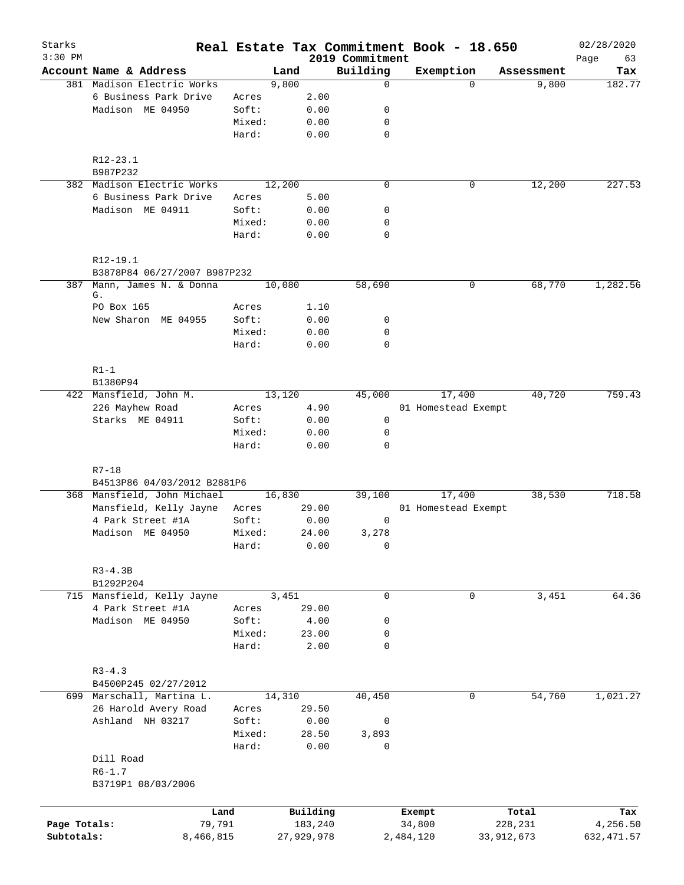# Real Estate Tax Commitment Book - 18.650

Starks
3:30 PM

2019 Commitment

02/28/2020

| Account Name & Address | | Land | Building | Exemption | Assessment | Tax |
|---|---|---|---|---|---|---|
| 381 Madison Electric Works | | 9,800 | 0 | 0 | 9,800 | 182.77 |
| 6 Business Park Drive | Acres | 2.00 | | | | |
| Madison ME 04950 | Soft: | 0.00 | 0 | | | |
| | Mixed: | 0.00 | 0 | | | |
| | Hard: | 0.00 | 0 | | | |
| R12-23.1 | | | | | | |
| B987P232 | | | | | | |
| 382 Madison Electric Works | | 12,200 | 0 | 0 | 12,200 | 227.53 |
| 6 Business Park Drive | Acres | 5.00 | | | | |
| Madison ME 04911 | Soft: | 0.00 | 0 | | | |
| | Mixed: | 0.00 | 0 | | | |
| | Hard: | 0.00 | 0 | | | |
| R12-19.1 | | | | | | |
| B3878P84 06/27/2007 B987P232 | | | | | | |
| 387 Mann, James N. & Donna G. | | 10,080 | 58,690 | 0 | 68,770 | 1,282.56 |
| PO Box 165 | Acres | 1.10 | | | | |
| New Sharon ME 04955 | Soft: | 0.00 | 0 | | | |
| | Mixed: | 0.00 | 0 | | | |
| | Hard: | 0.00 | 0 | | | |
| R1-1 | | | | | | |
| B1380P94 | | | | | | |
| 422 Mansfield, John M. | | 13,120 | 45,000 | 17,400 | 40,720 | 759.43 |
| 226 Mayhew Road | Acres | 4.90 | | 01 Homestead Exempt | | |
| Starks ME 04911 | Soft: | 0.00 | 0 | | | |
| | Mixed: | 0.00 | 0 | | | |
| | Hard: | 0.00 | 0 | | | |
| R7-18 | | | | | | |
| B4513P86 04/03/2012 B2881P6 | | | | | | |
| 368 Mansfield, John Michael | | 16,830 | 39,100 | 17,400 | 38,530 | 718.58 |
| Mansfield, Kelly Jayne | Acres | 29.00 | | 01 Homestead Exempt | | |
| 4 Park Street #1A | Soft: | 0.00 | 0 | | | |
| Madison ME 04950 | Mixed: | 24.00 | 3,278 | | | |
| | Hard: | 0.00 | 0 | | | |
| R3-4.3B | | | | | | |
| B1292P204 | | | | | | |
| 715 Mansfield, Kelly Jayne | | 3,451 | 0 | 0 | 3,451 | 64.36 |
| 4 Park Street #1A | Acres | 29.00 | | | | |
| Madison ME 04950 | Soft: | 4.00 | 0 | | | |
| | Mixed: | 23.00 | 0 | | | |
| | Hard: | 2.00 | 0 | | | |
| R3-4.3 | | | | | | |
| B4500P245 02/27/2012 | | | | | | |
| 699 Marschall, Martina L. | | 14,310 | 40,450 | 0 | 54,760 | 1,021.27 |
| 26 Harold Avery Road | Acres | 29.50 | | | | |
| Ashland NH 03217 | Soft: | 0.00 | 0 | | | |
| | Mixed: | 28.50 | 3,893 | | | |
| | Hard: | 0.00 | 0 | | | |
| Dill Road | | | | | | |
| R6-1.7 | | | | | | |
| B3719P1 08/03/2006 | | | | | | |

| | Land | Building | Exempt | Total | Tax |
|---|---|---|---|---|---|
| Page Totals: | 79,791 | 183,240 | 34,800 | 228,231 | 4,256.50 |
| Subtotals: | 8,466,815 | 27,929,978 | 2,484,120 | 33,912,673 | 632,471.57 |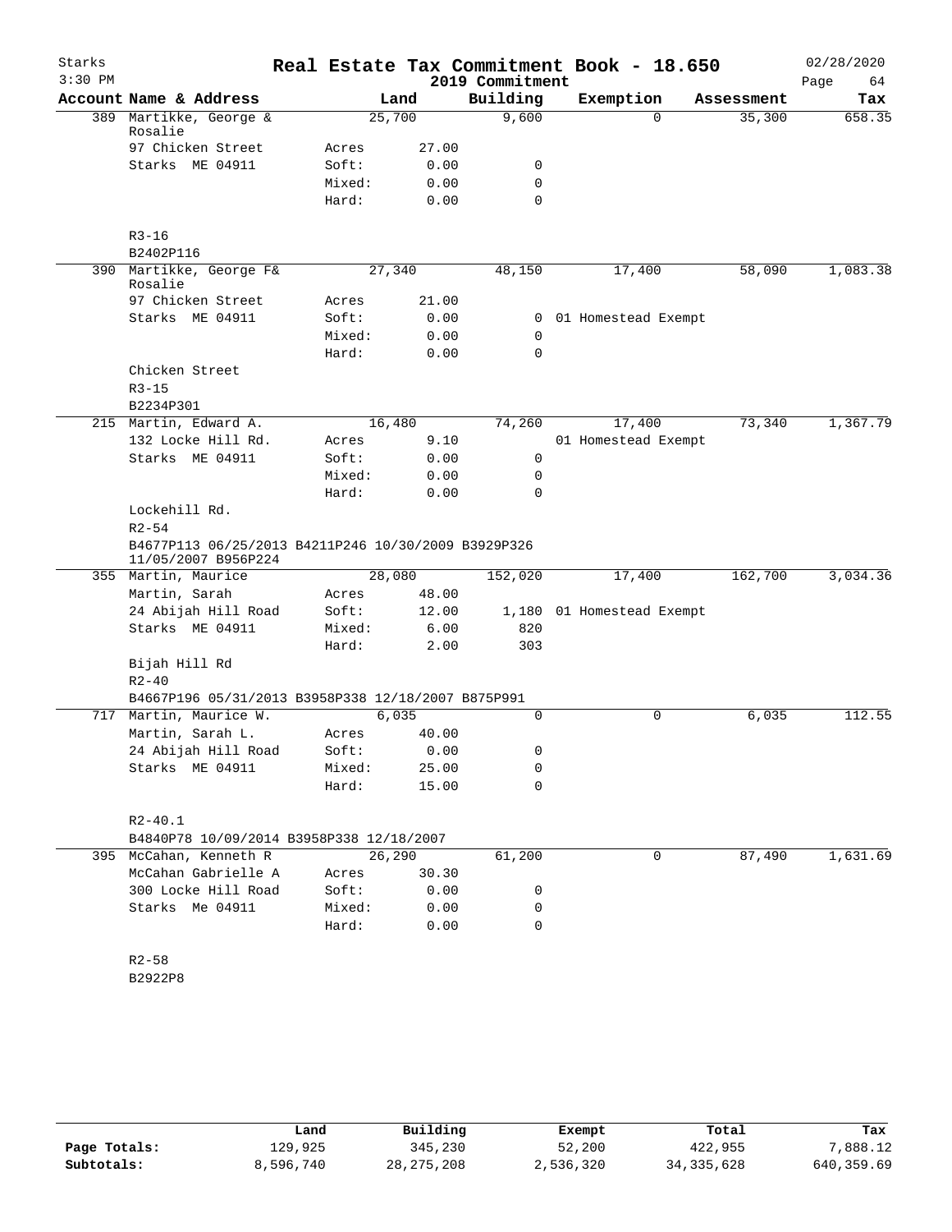# Real Estate Tax Commitment Book - 18.650

Starks
3:30 PM

2019 Commitment

02/28/2020

| Account Name & Address | | Land | Building | Exemption | Assessment | Tax |
|---|---|---|---|---|---|---|
| 389 Martikke, George & Rosalie | | 25,700 | 9,600 | 0 | 35,300 | 658.35 |
| 97 Chicken Street | Acres | 27.00 | | | | |
| Starks ME 04911 | Soft: | 0.00 | 0 | | | |
| | Mixed: | 0.00 | 0 | | | |
| | Hard: | 0.00 | 0 | | | |
| R3-16 | | | | | | |
| B2402P116 | | | | | | |
| 390 Martikke, George F& Rosalie | | 27,340 | 48,150 | 17,400 | 58,090 | 1,083.38 |
| 97 Chicken Street | Acres | 21.00 | | | | |
| Starks ME 04911 | Soft: | 0.00 | 0 | 01 Homestead Exempt | | |
| | Mixed: | 0.00 | 0 | | | |
| | Hard: | 0.00 | 0 | | | |
| Chicken Street | | | | | | |
| R3-15 | | | | | | |
| B2234P301 | | | | | | |
| 215 Martin, Edward A. | | 16,480 | 74,260 | 17,400 | 73,340 | 1,367.79 |
| 132 Locke Hill Rd. | Acres | 9.10 | | 01 Homestead Exempt | | |
| Starks ME 04911 | Soft: | 0.00 | 0 | | | |
| | Mixed: | 0.00 | 0 | | | |
| | Hard: | 0.00 | 0 | | | |
| Lockehill Rd. | | | | | | |
| R2-54 | | | | | | |
| B4677P113 06/25/2013 B4211P246 10/30/2009 B3929P326 11/05/2007 B956P224 | | | | | | |
| 355 Martin, Maurice | | 28,080 | 152,020 | 17,400 | 162,700 | 3,034.36 |
| Martin, Sarah | Acres | 48.00 | | | | |
| 24 Abijah Hill Road | Soft: | 12.00 | 1,180 | 01 Homestead Exempt | | |
| Starks ME 04911 | Mixed: | 6.00 | 820 | | | |
| | Hard: | 2.00 | 303 | | | |
| Bijah Hill Rd | | | | | | |
| R2-40 | | | | | | |
| B4667P196 05/31/2013 B3958P338 12/18/2007 B875P991 | | | | | | |
| 717 Martin, Maurice W. | | 6,035 | 0 | 0 | 6,035 | 112.55 |
| Martin, Sarah L. | Acres | 40.00 | | | | |
| 24 Abijah Hill Road | Soft: | 0.00 | 0 | | | |
| Starks ME 04911 | Mixed: | 25.00 | 0 | | | |
| | Hard: | 15.00 | 0 | | | |
| R2-40.1 | | | | | | |
| B4840P78 10/09/2014 B3958P338 12/18/2007 | | | | | | |
| 395 McCahan, Kenneth R | | 26,290 | 61,200 | 0 | 87,490 | 1,631.69 |
| McCahan Gabrielle A | Acres | 30.30 | | | | |
| 300 Locke Hill Road | Soft: | 0.00 | 0 | | | |
| Starks Me 04911 | Mixed: | 0.00 | 0 | | | |
| | Hard: | 0.00 | 0 | | | |
| R2-58 | | | | | | |
| B2922P8 | | | | | | |

| | Land | Building | Exempt | Total | Tax |
|---|---|---|---|---|---|
| Page Totals: | 129,925 | 345,230 | 52,200 | 422,955 | 7,888.12 |
| Subtotals: | 8,596,740 | 28,275,208 | 2,536,320 | 34,335,628 | 640,359.69 |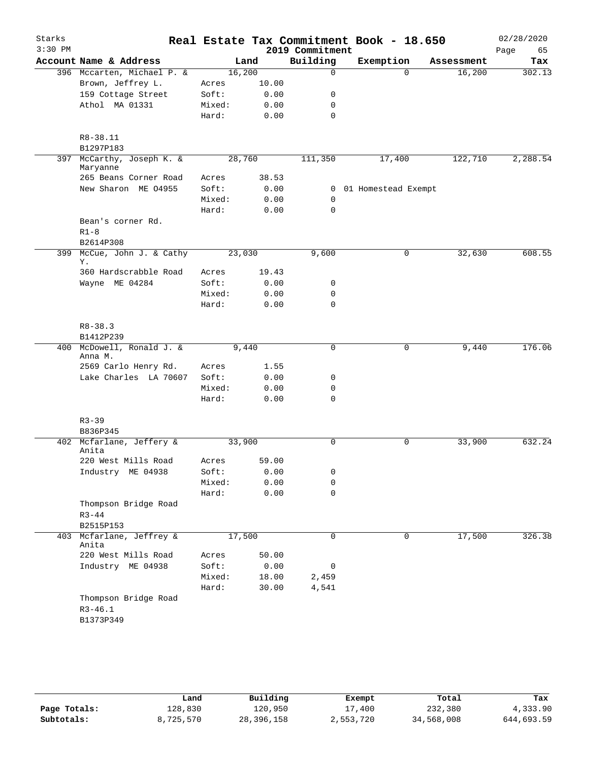# Real Estate Tax Commitment Book - 18.650

Starks
3:30 PM

2019 Commitment

02/28/2020

| Account | Name & Address | | Land | Building | Exemption | Assessment | Tax |
|---|---|---|---|---|---|---|---|
| 396 | Mccarten, Michael P. & | | 16,200 | 0 | 0 | 16,200 | 302.13 |
| | Brown, Jeffrey L. | Acres | 10.00 | | | | |
| | 159 Cottage Street | Soft: | 0.00 | 0 | | | |
| | Athol MA 01331 | Mixed: | 0.00 | 0 | | | |
| | | Hard: | 0.00 | 0 | | | |
| | R8-38.11 | | | | | | |
| | B1297P183 | | | | | | |
| 397 | McCarthy, Joseph K. & Maryanne | | 28,760 | 111,350 | 17,400 | 122,710 | 2,288.54 |
| | 265 Beans Corner Road | Acres | 38.53 | | | | |
| | New Sharon ME 04955 | Soft: | 0.00 | 0 | 01 Homestead Exempt | | |
| | | Mixed: | 0.00 | 0 | | | |
| | | Hard: | 0.00 | 0 | | | |
| | Bean's corner Rd. | | | | | | |
| | R1-8 | | | | | | |
| | B2614P308 | | | | | | |
| 399 | McCue, John J. & Cathy Y. | | 23,030 | 9,600 | 0 | 32,630 | 608.55 |
| | 360 Hardscrabble Road | Acres | 19.43 | | | | |
| | Wayne ME 04284 | Soft: | 0.00 | 0 | | | |
| | | Mixed: | 0.00 | 0 | | | |
| | | Hard: | 0.00 | 0 | | | |
| | R8-38.3 | | | | | | |
| | B1412P239 | | | | | | |
| 400 | McDowell, Ronald J. & Anna M. | | 9,440 | 0 | 0 | 9,440 | 176.06 |
| | 2569 Carlo Henry Rd. | Acres | 1.55 | | | | |
| | Lake Charles LA 70607 | Soft: | 0.00 | 0 | | | |
| | | Mixed: | 0.00 | 0 | | | |
| | | Hard: | 0.00 | 0 | | | |
| | R3-39 | | | | | | |
| | B836P345 | | | | | | |
| 402 | Mcfarlane, Jeffery & Anita | | 33,900 | 0 | 0 | 33,900 | 632.24 |
| | 220 West Mills Road | Acres | 59.00 | | | | |
| | Industry ME 04938 | Soft: | 0.00 | 0 | | | |
| | | Mixed: | 0.00 | 0 | | | |
| | | Hard: | 0.00 | 0 | | | |
| | Thompson Bridge Road | | | | | | |
| | R3-44 | | | | | | |
| | B2515P153 | | | | | | |
| 403 | Mcfarlane, Jeffrey & Anita | | 17,500 | 0 | 0 | 17,500 | 326.38 |
| | 220 West Mills Road | Acres | 50.00 | | | | |
| | Industry ME 04938 | Soft: | 0.00 | 0 | | | |
| | | Mixed: | 18.00 | 2,459 | | | |
| | | Hard: | 30.00 | 4,541 | | | |
| | Thompson Bridge Road | | | | | | |
| | R3-46.1 | | | | | | |
| | B1373P349 | | | | | | |

| | Land | Building | Exempt | Total | Tax |
|---|---|---|---|---|---|
| Page Totals: | 128,830 | 120,950 | 17,400 | 232,380 | 4,333.90 |
| Subtotals: | 8,725,570 | 28,396,158 | 2,553,720 | 34,568,008 | 644,693.59 |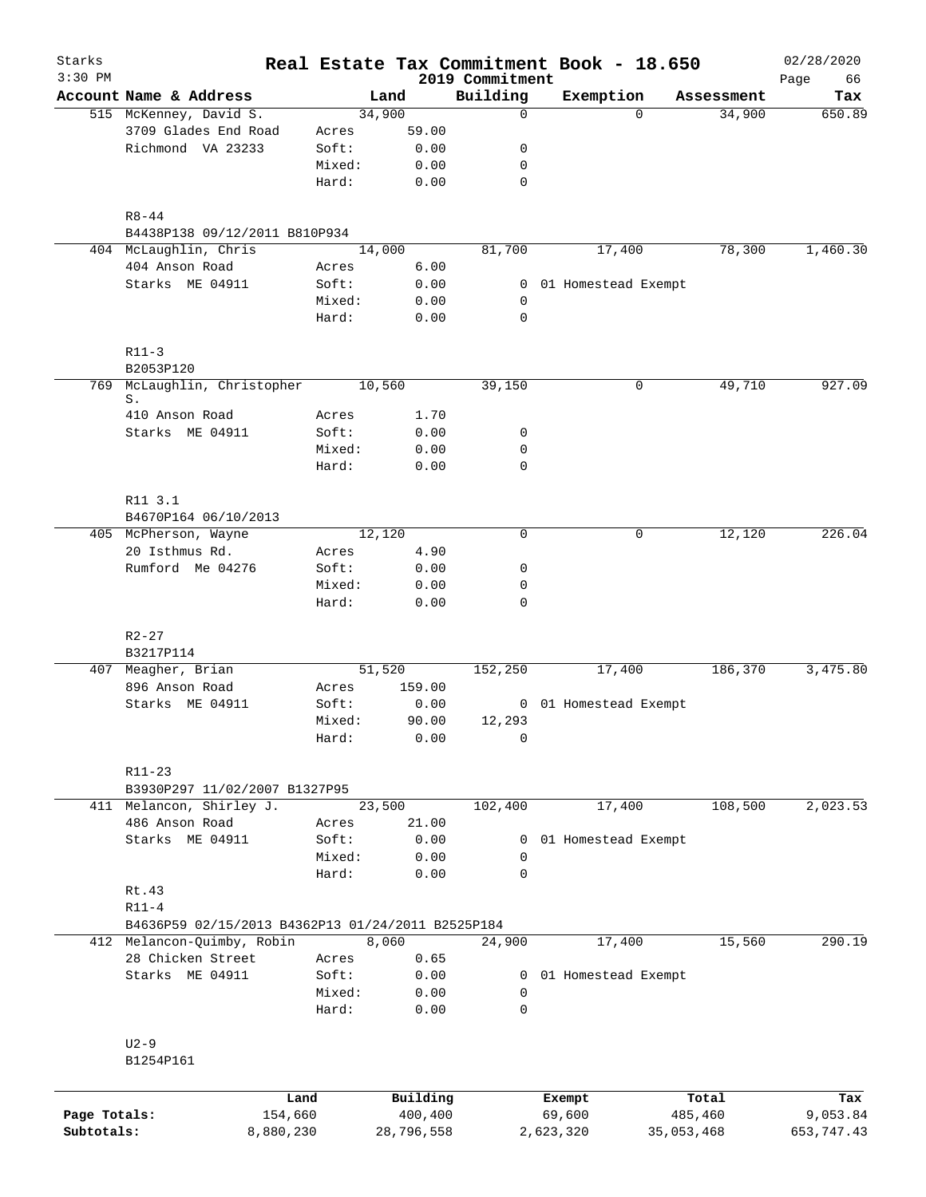# Starks — Real Estate Tax Commitment Book - 18.650

2019 Commitment — 02/28/2020 — 3:30 PM

| Account | Name & Address | | Land | Building | Exemption | Assessment | Tax |
|---|---|---|---|---|---|---|---|
| 515 | McKenney, David S. | | 34,900 | 0 | 0 | 34,900 | 650.89 |
| | 3709 Glades End Road | Acres | 59.00 | | | | |
| | Richmond VA 23233 | Soft: | 0.00 | 0 | | | |
| | | Mixed: | 0.00 | 0 | | | |
| | | Hard: | 0.00 | 0 | | | |
| | R8-44 | | | | | | |
| | B4438P138 09/12/2011 B810P934 | | | | | | |
| 404 | McLaughlin, Chris | | 14,000 | 81,700 | 17,400 | 78,300 | 1,460.30 |
| | 404 Anson Road | Acres | 6.00 | | | | |
| | Starks ME 04911 | Soft: | 0.00 | 0 | 01 Homestead Exempt | | |
| | | Mixed: | 0.00 | 0 | | | |
| | | Hard: | 0.00 | 0 | | | |
| | R11-3 | | | | | | |
| | B2053P120 | | | | | | |
| 769 | McLaughlin, Christopher S. | | 10,560 | 39,150 | 0 | 49,710 | 927.09 |
| | 410 Anson Road | Acres | 1.70 | | | | |
| | Starks ME 04911 | Soft: | 0.00 | 0 | | | |
| | | Mixed: | 0.00 | 0 | | | |
| | | Hard: | 0.00 | 0 | | | |
| | R11 3.1 | | | | | | |
| | B4670P164 06/10/2013 | | | | | | |
| 405 | McPherson, Wayne | | 12,120 | 0 | 0 | 12,120 | 226.04 |
| | 20 Isthmus Rd. | Acres | 4.90 | | | | |
| | Rumford Me 04276 | Soft: | 0.00 | 0 | | | |
| | | Mixed: | 0.00 | 0 | | | |
| | | Hard: | 0.00 | 0 | | | |
| | R2-27 | | | | | | |
| | B3217P114 | | | | | | |
| 407 | Meagher, Brian | | 51,520 | 152,250 | 17,400 | 186,370 | 3,475.80 |
| | 896 Anson Road | Acres | 159.00 | | | | |
| | Starks ME 04911 | Soft: | 0.00 | 0 | 01 Homestead Exempt | | |
| | | Mixed: | 90.00 | 12,293 | | | |
| | | Hard: | 0.00 | 0 | | | |
| | R11-23 | | | | | | |
| | B3930P297 11/02/2007 B1327P95 | | | | | | |
| 411 | Melancon, Shirley J. | | 23,500 | 102,400 | 17,400 | 108,500 | 2,023.53 |
| | 486 Anson Road | Acres | 21.00 | | | | |
| | Starks ME 04911 | Soft: | 0.00 | 0 | 01 Homestead Exempt | | |
| | | Mixed: | 0.00 | 0 | | | |
| | | Hard: | 0.00 | 0 | | | |
| | Rt.43 | | | | | | |
| | R11-4 | | | | | | |
| | B4636P59 02/15/2013 B4362P13 01/24/2011 B2525P184 | | | | | | |
| 412 | Melancon-Quimby, Robin | | 8,060 | 24,900 | 17,400 | 15,560 | 290.19 |
| | 28 Chicken Street | Acres | 0.65 | | | | |
| | Starks ME 04911 | Soft: | 0.00 | 0 | 01 Homestead Exempt | | |
| | | Mixed: | 0.00 | 0 | | | |
| | | Hard: | 0.00 | 0 | | | |
| | U2-9 | | | | | | |
| | B1254P161 | | | | | | |

| | Land | Building | Exempt | Total | Tax |
|---|---|---|---|---|---|
| Page Totals: | 154,660 | 400,400 | 69,600 | 485,460 | 9,053.84 |
| Subtotals: | 8,880,230 | 28,796,558 | 2,623,320 | 35,053,468 | 653,747.43 |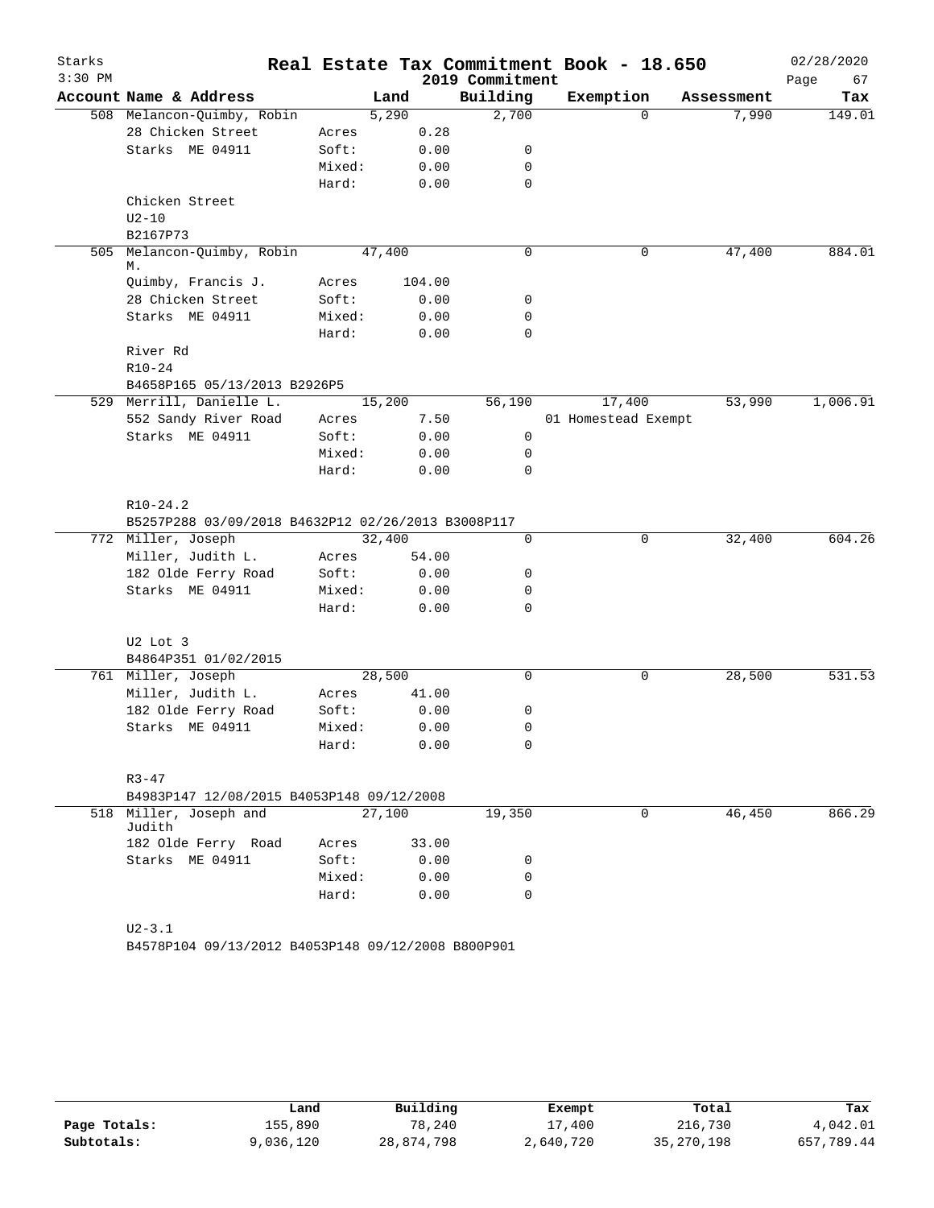# Real Estate Tax Commitment Book - 18.650

Starks
3:30 PM

2019 Commitment

02/28/2020

| Account Name & Address | | Land | Building | Exemption | Assessment | Tax |
|---|---|---|---|---|---|---|
| 508 Melancon-Quimby, Robin | | 5,290 | 2,700 | 0 | 7,990 | 149.01 |
| 28 Chicken Street | Acres | 0.28 | | | | |
| Starks ME 04911 | Soft: | 0.00 | 0 | | | |
| | Mixed: | 0.00 | 0 | | | |
| | Hard: | 0.00 | 0 | | | |
| Chicken Street | | | | | | |
| U2-10 | | | | | | |
| B2167P73 | | | | | | |
| 505 Melancon-Quimby, Robin M. | | 47,400 | 0 | 0 | 47,400 | 884.01 |
| Quimby, Francis J. | Acres | 104.00 | | | | |
| 28 Chicken Street | Soft: | 0.00 | 0 | | | |
| Starks ME 04911 | Mixed: | 0.00 | 0 | | | |
| | Hard: | 0.00 | 0 | | | |
| River Rd | | | | | | |
| R10-24 | | | | | | |
| B4658P165 05/13/2013 B2926P5 | | | | | | |
| 529 Merrill, Danielle L. | | 15,200 | 56,190 | 17,400 | 53,990 | 1,006.91 |
| 552 Sandy River Road | Acres | 7.50 | | 01 Homestead Exempt | | |
| Starks ME 04911 | Soft: | 0.00 | 0 | | | |
| | Mixed: | 0.00 | 0 | | | |
| | Hard: | 0.00 | 0 | | | |
| R10-24.2 | | | | | | |
| B5257P288 03/09/2018 B4632P12 02/26/2013 B3008P117 | | | | | | |
| 772 Miller, Joseph | | 32,400 | 0 | 0 | 32,400 | 604.26 |
| Miller, Judith L. | Acres | 54.00 | | | | |
| 182 Olde Ferry Road | Soft: | 0.00 | 0 | | | |
| Starks ME 04911 | Mixed: | 0.00 | 0 | | | |
| | Hard: | 0.00 | 0 | | | |
| U2 Lot 3 | | | | | | |
| B4864P351 01/02/2015 | | | | | | |
| 761 Miller, Joseph | | 28,500 | 0 | 0 | 28,500 | 531.53 |
| Miller, Judith L. | Acres | 41.00 | | | | |
| 182 Olde Ferry Road | Soft: | 0.00 | 0 | | | |
| Starks ME 04911 | Mixed: | 0.00 | 0 | | | |
| | Hard: | 0.00 | 0 | | | |
| R3-47 | | | | | | |
| B4983P147 12/08/2015 B4053P148 09/12/2008 | | | | | | |
| 518 Miller, Joseph and Judith | | 27,100 | 19,350 | 0 | 46,450 | 866.29 |
| 182 Olde Ferry Road | Acres | 33.00 | | | | |
| Starks ME 04911 | Soft: | 0.00 | 0 | | | |
| | Mixed: | 0.00 | 0 | | | |
| | Hard: | 0.00 | 0 | | | |
| U2-3.1 | | | | | | |
| B4578P104 09/13/2012 B4053P148 09/12/2008 B800P901 | | | | | | |

| | Land | Building | Exempt | Total | Tax |
|---|---|---|---|---|---|
| Page Totals: | 155,890 | 78,240 | 17,400 | 216,730 | 4,042.01 |
| Subtotals: | 9,036,120 | 28,874,798 | 2,640,720 | 35,270,198 | 657,789.44 |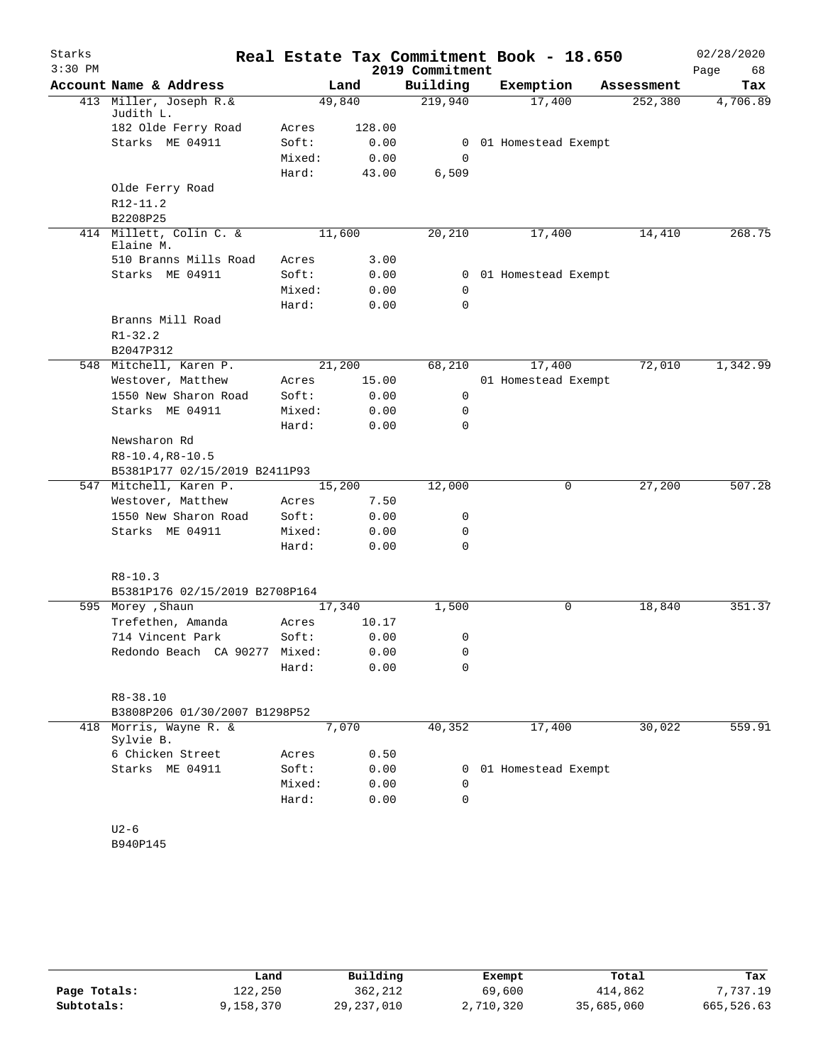Starks
3:30 PM

# Real Estate Tax Commitment Book - 18.650

2019 Commitment

02/28/2020

| Account | Name & Address | | Land | Building | Exemption | Assessment | Tax |
|---|---|---|---|---|---|---|---|
| 413 | Miller, Joseph R.& Judith L. | | 49,840 | 219,940 | 17,400 | 252,380 | 4,706.89 |
| | 182 Olde Ferry Road | Acres | 128.00 | | | | |
| | Starks ME 04911 | Soft: | 0.00 | 0 | 01 Homestead Exempt | | |
| | | Mixed: | 0.00 | 0 | | | |
| | | Hard: | 43.00 | 6,509 | | | |
| | Olde Ferry Road | | | | | | |
| | R12-11.2 | | | | | | |
| | B2208P25 | | | | | | |
| 414 | Millett, Colin C. & Elaine M. | | 11,600 | 20,210 | 17,400 | 14,410 | 268.75 |
| | 510 Branns Mills Road | Acres | 3.00 | | | | |
| | Starks ME 04911 | Soft: | 0.00 | 0 | 01 Homestead Exempt | | |
| | | Mixed: | 0.00 | 0 | | | |
| | | Hard: | 0.00 | 0 | | | |
| | Branns Mill Road | | | | | | |
| | R1-32.2 | | | | | | |
| | B2047P312 | | | | | | |
| 548 | Mitchell, Karen P. | | 21,200 | 68,210 | 17,400 | 72,010 | 1,342.99 |
| | Westover, Matthew | Acres | 15.00 | | 01 Homestead Exempt | | |
| | 1550 New Sharon Road | Soft: | 0.00 | 0 | | | |
| | Starks ME 04911 | Mixed: | 0.00 | 0 | | | |
| | | Hard: | 0.00 | 0 | | | |
| | Newsharon Rd | | | | | | |
| | R8-10.4,R8-10.5 | | | | | | |
| | B5381P177 02/15/2019 B2411P93 | | | | | | |
| 547 | Mitchell, Karen P. | | 15,200 | 12,000 | 0 | 27,200 | 507.28 |
| | Westover, Matthew | Acres | 7.50 | | | | |
| | 1550 New Sharon Road | Soft: | 0.00 | 0 | | | |
| | Starks ME 04911 | Mixed: | 0.00 | 0 | | | |
| | | Hard: | 0.00 | 0 | | | |
| | R8-10.3 | | | | | | |
| | B5381P176 02/15/2019 B2708P164 | | | | | | |
| 595 | Morey ,Shaun | | 17,340 | 1,500 | 0 | 18,840 | 351.37 |
| | Trefethen, Amanda | Acres | 10.17 | | | | |
| | 714 Vincent Park | Soft: | 0.00 | 0 | | | |
| | Redondo Beach CA 90277 | Mixed: | 0.00 | 0 | | | |
| | | Hard: | 0.00 | 0 | | | |
| | R8-38.10 | | | | | | |
| | B3808P206 01/30/2007 B1298P52 | | | | | | |
| 418 | Morris, Wayne R. & Sylvie B. | | 7,070 | 40,352 | 17,400 | 30,022 | 559.91 |
| | 6 Chicken Street | Acres | 0.50 | | | | |
| | Starks ME 04911 | Soft: | 0.00 | 0 | 01 Homestead Exempt | | |
| | | Mixed: | 0.00 | 0 | | | |
| | | Hard: | 0.00 | 0 | | | |
| | U2-6 | | | | | | |
| | B940P145 | | | | | | |

| | Land | Building | Exempt | Total | Tax |
|---|---|---|---|---|---|
| Page Totals: | 122,250 | 362,212 | 69,600 | 414,862 | 7,737.19 |
| Subtotals: | 9,158,370 | 29,237,010 | 2,710,320 | 35,685,060 | 665,526.63 |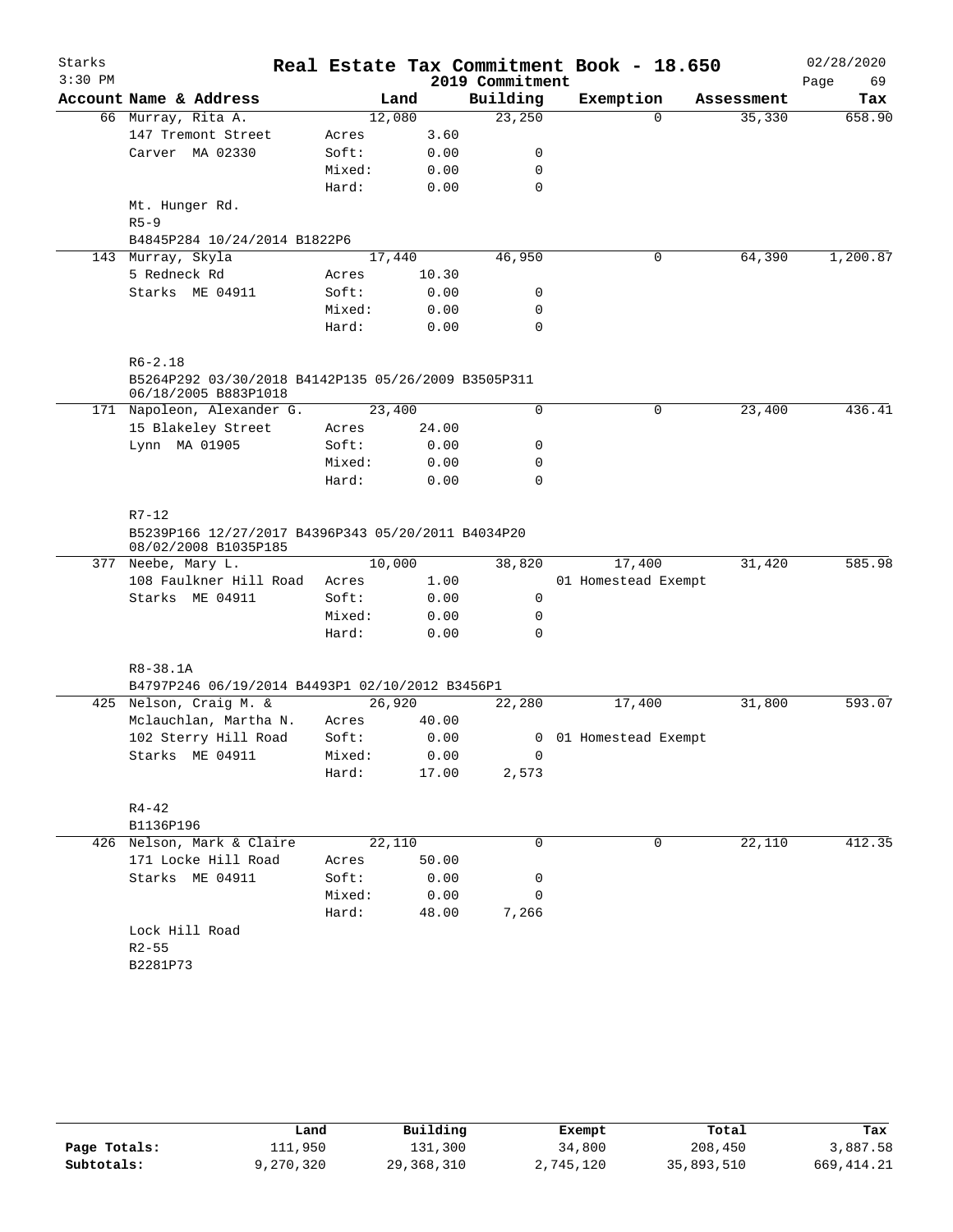# Real Estate Tax Commitment Book - 18.650

Starks
3:30 PM
2019 Commitment
02/28/2020

| Account Name & Address | | Land | Building | Exemption | Assessment | Tax |
|---|---|---|---|---|---|---|
| 66 Murray, Rita A. | | 12,080 | 23,250 | 0 | 35,330 | 658.90 |
| 147 Tremont Street | Acres | 3.60 | | | | |
| Carver MA 02330 | Soft: | 0.00 | 0 | | | |
| | Mixed: | 0.00 | 0 | | | |
| | Hard: | 0.00 | 0 | | | |
| Mt. Hunger Rd. | | | | | | |
| R5-9 | | | | | | |
| B4845P284 10/24/2014 B1822P6 | | | | | | |
| 143 Murray, Skyla | | 17,440 | 46,950 | 0 | 64,390 | 1,200.87 |
| 5 Redneck Rd | Acres | 10.30 | | | | |
| Starks ME 04911 | Soft: | 0.00 | 0 | | | |
| | Mixed: | 0.00 | 0 | | | |
| | Hard: | 0.00 | 0 | | | |
| R6-2.18 | | | | | | |
| B5264P292 03/30/2018 B4142P135 05/26/2009 B3505P311 06/18/2005 B883P1018 | | | | | | |
| 171 Napoleon, Alexander G. | | 23,400 | 0 | 0 | 23,400 | 436.41 |
| 15 Blakeley Street | Acres | 24.00 | | | | |
| Lynn MA 01905 | Soft: | 0.00 | 0 | | | |
| | Mixed: | 0.00 | 0 | | | |
| | Hard: | 0.00 | 0 | | | |
| R7-12 | | | | | | |
| B5239P166 12/27/2017 B4396P343 05/20/2011 B4034P20 08/02/2008 B1035P185 | | | | | | |
| 377 Neebe, Mary L. | | 10,000 | 38,820 | 17,400 | 31,420 | 585.98 |
| 108 Faulkner Hill Road | Acres | 1.00 | | 01 Homestead Exempt | | |
| Starks ME 04911 | Soft: | 0.00 | 0 | | | |
| | Mixed: | 0.00 | 0 | | | |
| | Hard: | 0.00 | 0 | | | |
| R8-38.1A | | | | | | |
| B4797P246 06/19/2014 B4493P1 02/10/2012 B3456P1 | | | | | | |
| 425 Nelson, Craig M. & | | 26,920 | 22,280 | 17,400 | 31,800 | 593.07 |
| Mclauchlan, Martha N. | Acres | 40.00 | | | | |
| 102 Sterry Hill Road | Soft: | 0.00 | 0 | 01 Homestead Exempt | | |
| Starks ME 04911 | Mixed: | 0.00 | 0 | | | |
| | Hard: | 17.00 | 2,573 | | | |
| R4-42 | | | | | | |
| B1136P196 | | | | | | |
| 426 Nelson, Mark & Claire | | 22,110 | 0 | 0 | 22,110 | 412.35 |
| 171 Locke Hill Road | Acres | 50.00 | | | | |
| Starks ME 04911 | Soft: | 0.00 | 0 | | | |
| | Mixed: | 0.00 | 0 | | | |
| | Hard: | 48.00 | 7,266 | | | |
| Lock Hill Road | | | | | | |
| R2-55 | | | | | | |
| B2281P73 | | | | | | |

| | Land | Building | Exempt | Total | Tax |
|---|---|---|---|---|---|
| Page Totals: | 111,950 | 131,300 | 34,800 | 208,450 | 3,887.58 |
| Subtotals: | 9,270,320 | 29,368,310 | 2,745,120 | 35,893,510 | 669,414.21 |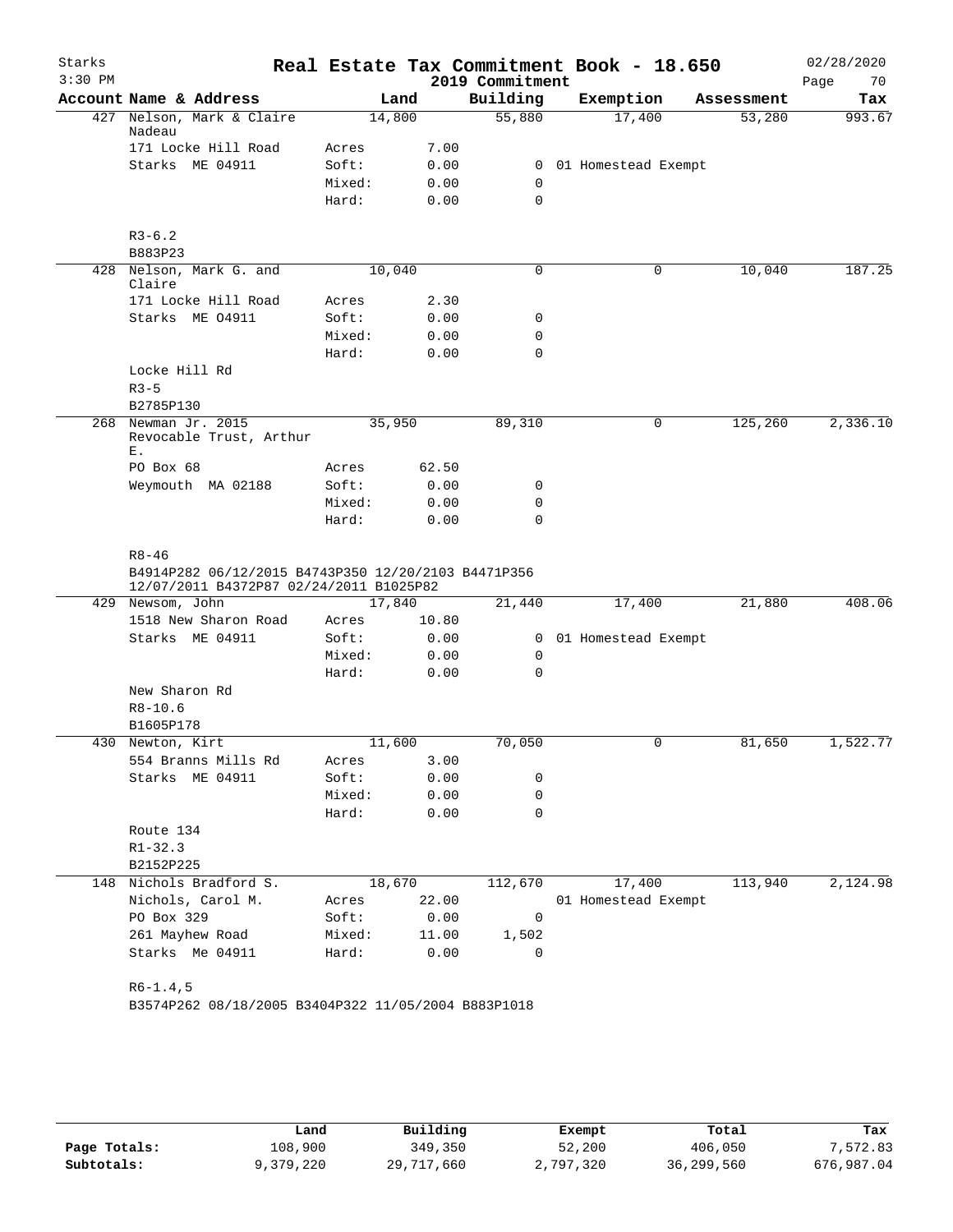# Real Estate Tax Commitment Book - 18.650

Starks
3:30 PM

2019 Commitment

02/28/2020

| Account | Name & Address | | Land | Building | Exemption | Assessment | Tax |
|---|---|---|---|---|---|---|---|
| 427 | Nelson, Mark & Claire Nadeau | | 14,800 | 55,880 | 17,400 | 53,280 | 993.67 |
| | 171 Locke Hill Road | Acres | 7.00 | | | | |
| | Starks ME 04911 | Soft: | 0.00 | 0 | 01 Homestead Exempt | | |
| | | Mixed: | 0.00 | 0 | | | |
| | | Hard: | 0.00 | 0 | | | |
| | R3-6.2 | | | | | | |
| | B883P23 | | | | | | |
| 428 | Nelson, Mark G. and Claire | | 10,040 | 0 | 0 | 10,040 | 187.25 |
| | 171 Locke Hill Road | Acres | 2.30 | | | | |
| | Starks ME O4911 | Soft: | 0.00 | 0 | | | |
| | | Mixed: | 0.00 | 0 | | | |
| | | Hard: | 0.00 | 0 | | | |
| | Locke Hill Rd | | | | | | |
| | R3-5 | | | | | | |
| | B2785P130 | | | | | | |
| 268 | Newman Jr. 2015 Revocable Trust, Arthur E. | | 35,950 | 89,310 | 0 | 125,260 | 2,336.10 |
| | PO Box 68 | Acres | 62.50 | | | | |
| | Weymouth MA 02188 | Soft: | 0.00 | 0 | | | |
| | | Mixed: | 0.00 | 0 | | | |
| | | Hard: | 0.00 | 0 | | | |
| | R8-46 | | | | | | |
| | B4914P282 06/12/2015 B4743P350 12/20/2103 B4471P356 12/07/2011 B4372P87 02/24/2011 B1025P82 | | | | | | |
| 429 | Newsom, John | | 17,840 | 21,440 | 17,400 | 21,880 | 408.06 |
| | 1518 New Sharon Road | Acres | 10.80 | | | | |
| | Starks ME 04911 | Soft: | 0.00 | 0 | 01 Homestead Exempt | | |
| | | Mixed: | 0.00 | 0 | | | |
| | | Hard: | 0.00 | 0 | | | |
| | New Sharon Rd | | | | | | |
| | R8-10.6 | | | | | | |
| | B1605P178 | | | | | | |
| 430 | Newton, Kirt | | 11,600 | 70,050 | 0 | 81,650 | 1,522.77 |
| | 554 Branns Mills Rd | Acres | 3.00 | | | | |
| | Starks ME 04911 | Soft: | 0.00 | 0 | | | |
| | | Mixed: | 0.00 | 0 | | | |
| | | Hard: | 0.00 | 0 | | | |
| | Route 134 | | | | | | |
| | R1-32.3 | | | | | | |
| | B2152P225 | | | | | | |
| 148 | Nichols Bradford S. | | 18,670 | 112,670 | 17,400 | 113,940 | 2,124.98 |
| | Nichols, Carol M. | Acres | 22.00 | | 01 Homestead Exempt | | |
| | PO Box 329 | Soft: | 0.00 | 0 | | | |
| | 261 Mayhew Road | Mixed: | 11.00 | 1,502 | | | |
| | Starks Me 04911 | Hard: | 0.00 | 0 | | | |
| | R6-1.4,5 | | | | | | |
| | B3574P262 08/18/2005 B3404P322 11/05/2004 B883P1018 | | | | | | |

| | Land | Building | Exempt | Total | Tax |
|---|---|---|---|---|---|
| **Page Totals:** | 108,900 | 349,350 | 52,200 | 406,050 | 7,572.83 |
| **Subtotals:** | 9,379,220 | 29,717,660 | 2,797,320 | 36,299,560 | 676,987.04 |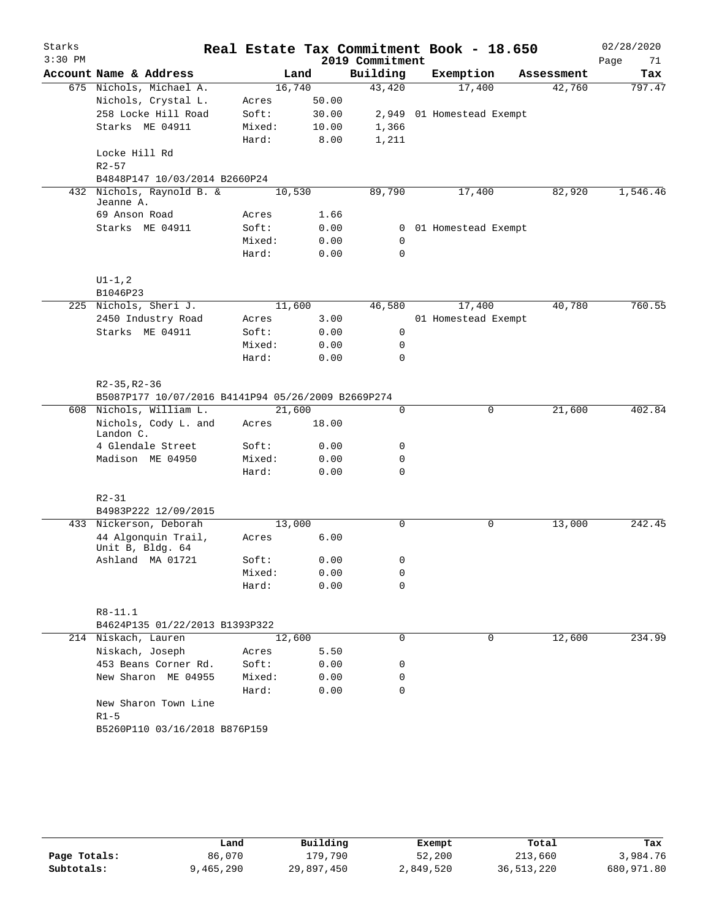Starks 3:30 PM

# Real Estate Tax Commitment Book - 18.650

2019 Commitment

02/28/2020

| Account Name & Address | | Land | Building | Exemption | Assessment | Tax |
|---|---|---|---|---|---|---|
| 675 Nichols, Michael A. | | 16,740 | 43,420 | 17,400 | 42,760 | 797.47 |
| Nichols, Crystal L. | Acres | 50.00 | | | | |
| 258 Locke Hill Road | Soft: | 30.00 | 2,949 | 01 Homestead Exempt | | |
| Starks ME 04911 | Mixed: | 10.00 | 1,366 | | | |
| | Hard: | 8.00 | 1,211 | | | |
| Locke Hill Rd | | | | | | |
| R2-57 | | | | | | |
| B4848P147 10/03/2014 B2660P24 | | | | | | |
| 432 Nichols, Raynold B. & Jeanne A. | | 10,530 | 89,790 | 17,400 | 82,920 | 1,546.46 |
| 69 Anson Road | Acres | 1.66 | | | | |
| Starks ME 04911 | Soft: | 0.00 | 0 | 01 Homestead Exempt | | |
| | Mixed: | 0.00 | 0 | | | |
| | Hard: | 0.00 | 0 | | | |
| U1-1,2 | | | | | | |
| B1046P23 | | | | | | |
| 225 Nichols, Sheri J. | | 11,600 | 46,580 | 17,400 | 40,780 | 760.55 |
| 2450 Industry Road | Acres | 3.00 | | 01 Homestead Exempt | | |
| Starks ME 04911 | Soft: | 0.00 | 0 | | | |
| | Mixed: | 0.00 | 0 | | | |
| | Hard: | 0.00 | 0 | | | |
| R2-35,R2-36 | | | | | | |
| B5087P177 10/07/2016 B4141P94 05/26/2009 B2669P274 | | | | | | |
| 608 Nichols, William L. | | 21,600 | 0 | 0 | 21,600 | 402.84 |
| Nichols, Cody L. and Landon C. | Acres | 18.00 | | | | |
| 4 Glendale Street | Soft: | 0.00 | 0 | | | |
| Madison ME 04950 | Mixed: | 0.00 | 0 | | | |
| | Hard: | 0.00 | 0 | | | |
| R2-31 | | | | | | |
| B4983P222 12/09/2015 | | | | | | |
| 433 Nickerson, Deborah | | 13,000 | 0 | 0 | 13,000 | 242.45 |
| 44 Algonquin Trail, Unit B, Bldg. 64 | Acres | 6.00 | | | | |
| Ashland MA 01721 | Soft: | 0.00 | 0 | | | |
| | Mixed: | 0.00 | 0 | | | |
| | Hard: | 0.00 | 0 | | | |
| R8-11.1 | | | | | | |
| B4624P135 01/22/2013 B1393P322 | | | | | | |
| 214 Niskach, Lauren | | 12,600 | 0 | 0 | 12,600 | 234.99 |
| Niskach, Joseph | Acres | 5.50 | | | | |
| 453 Beans Corner Rd. | Soft: | 0.00 | 0 | | | |
| New Sharon ME 04955 | Mixed: | 0.00 | 0 | | | |
| | Hard: | 0.00 | 0 | | | |
| New Sharon Town Line | | | | | | |
| R1-5 | | | | | | |
| B5260P110 03/16/2018 B876P159 | | | | | | |

| | Land | Building | Exempt | Total | Tax |
|---|---|---|---|---|---|
| Page Totals: | 86,070 | 179,790 | 52,200 | 213,660 | 3,984.76 |
| Subtotals: | 9,465,290 | 29,897,450 | 2,849,520 | 36,513,220 | 680,971.80 |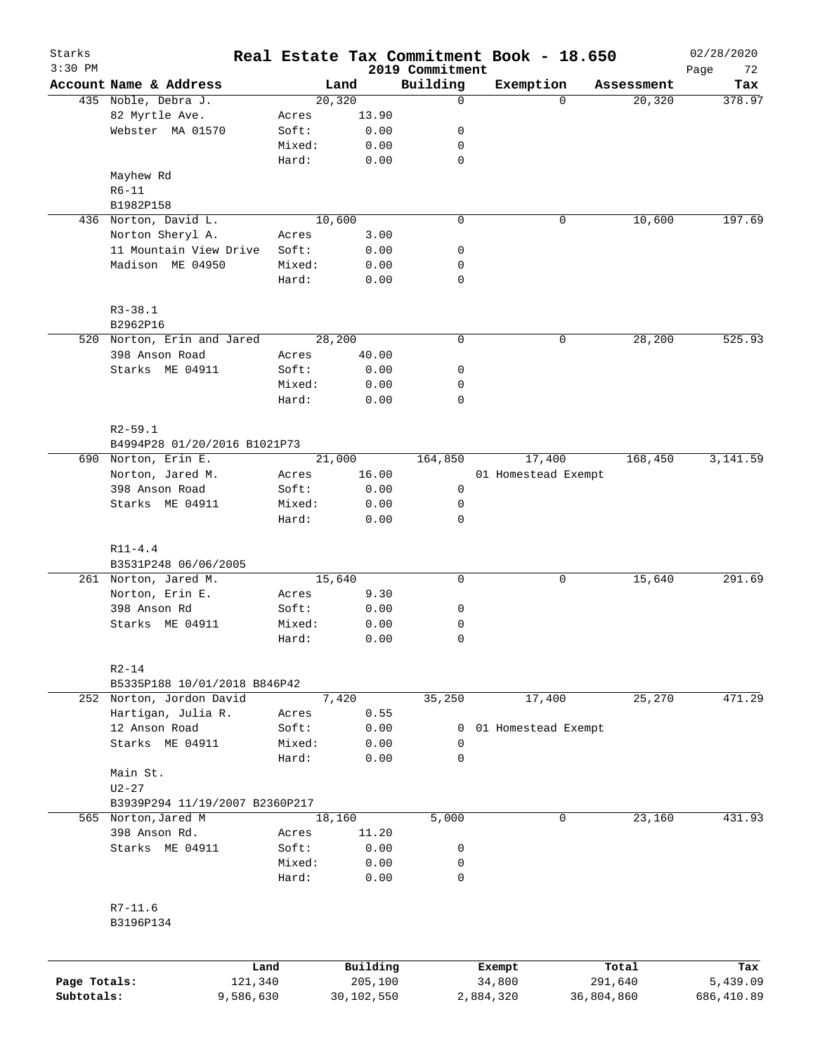Starks
3:30 PM

# Real Estate Tax Commitment Book - 18.650

2019 Commitment

02/28/2020

| Account Name & Address | | Land | Building | Exemption | Assessment | Tax |
|---|---|---|---|---|---|---|
| 435 Noble, Debra J. | | 20,320 | 0 | 0 | 20,320 | 378.97 |
| 82 Myrtle Ave. | Acres | 13.90 | | | | |
| Webster MA 01570 | Soft: | 0.00 | 0 | | | |
| | Mixed: | 0.00 | 0 | | | |
| | Hard: | 0.00 | 0 | | | |
| Mayhew Rd | | | | | | |
| R6-11 | | | | | | |
| B1982P158 | | | | | | |
| 436 Norton, David L. | | 10,600 | 0 | 0 | 10,600 | 197.69 |
| Norton Sheryl A. | Acres | 3.00 | | | | |
| 11 Mountain View Drive | Soft: | 0.00 | 0 | | | |
| Madison ME 04950 | Mixed: | 0.00 | 0 | | | |
| | Hard: | 0.00 | 0 | | | |
| R3-38.1 | | | | | | |
| B2962P16 | | | | | | |
| 520 Norton, Erin and Jared | | 28,200 | 0 | 0 | 28,200 | 525.93 |
| 398 Anson Road | Acres | 40.00 | | | | |
| Starks ME 04911 | Soft: | 0.00 | 0 | | | |
| | Mixed: | 0.00 | 0 | | | |
| | Hard: | 0.00 | 0 | | | |
| R2-59.1 | | | | | | |
| B4994P28 01/20/2016 B1021P73 | | | | | | |
| 690 Norton, Erin E. | | 21,000 | 164,850 | 17,400 | 168,450 | 3,141.59 |
| Norton, Jared M. | Acres | 16.00 | | 01 Homestead Exempt | | |
| 398 Anson Road | Soft: | 0.00 | 0 | | | |
| Starks ME 04911 | Mixed: | 0.00 | 0 | | | |
| | Hard: | 0.00 | 0 | | | |
| R11-4.4 | | | | | | |
| B3531P248 06/06/2005 | | | | | | |
| 261 Norton, Jared M. | | 15,640 | 0 | 0 | 15,640 | 291.69 |
| Norton, Erin E. | Acres | 9.30 | | | | |
| 398 Anson Rd | Soft: | 0.00 | 0 | | | |
| Starks ME 04911 | Mixed: | 0.00 | 0 | | | |
| | Hard: | 0.00 | 0 | | | |
| R2-14 | | | | | | |
| B5335P188 10/01/2018 B846P42 | | | | | | |
| 252 Norton, Jordon David | | 7,420 | 35,250 | 17,400 | 25,270 | 471.29 |
| Hartigan, Julia R. | Acres | 0.55 | | | | |
| 12 Anson Road | Soft: | 0.00 | 0 | 01 Homestead Exempt | | |
| Starks ME 04911 | Mixed: | 0.00 | 0 | | | |
| | Hard: | 0.00 | 0 | | | |
| Main St. | | | | | | |
| U2-27 | | | | | | |
| B3939P294 11/19/2007 B2360P217 | | | | | | |
| 565 Norton,Jared M | | 18,160 | 5,000 | 0 | 23,160 | 431.93 |
| 398 Anson Rd. | Acres | 11.20 | | | | |
| Starks ME 04911 | Soft: | 0.00 | 0 | | | |
| | Mixed: | 0.00 | 0 | | | |
| | Hard: | 0.00 | 0 | | | |
| R7-11.6 | | | | | | |
| B3196P134 | | | | | | |

| | Land | Building | Exempt | Total | Tax |
|---|---|---|---|---|---|
| Page Totals: | 121,340 | 205,100 | 34,800 | 291,640 | 5,439.09 |
| Subtotals: | 9,586,630 | 30,102,550 | 2,884,320 | 36,804,860 | 686,410.89 |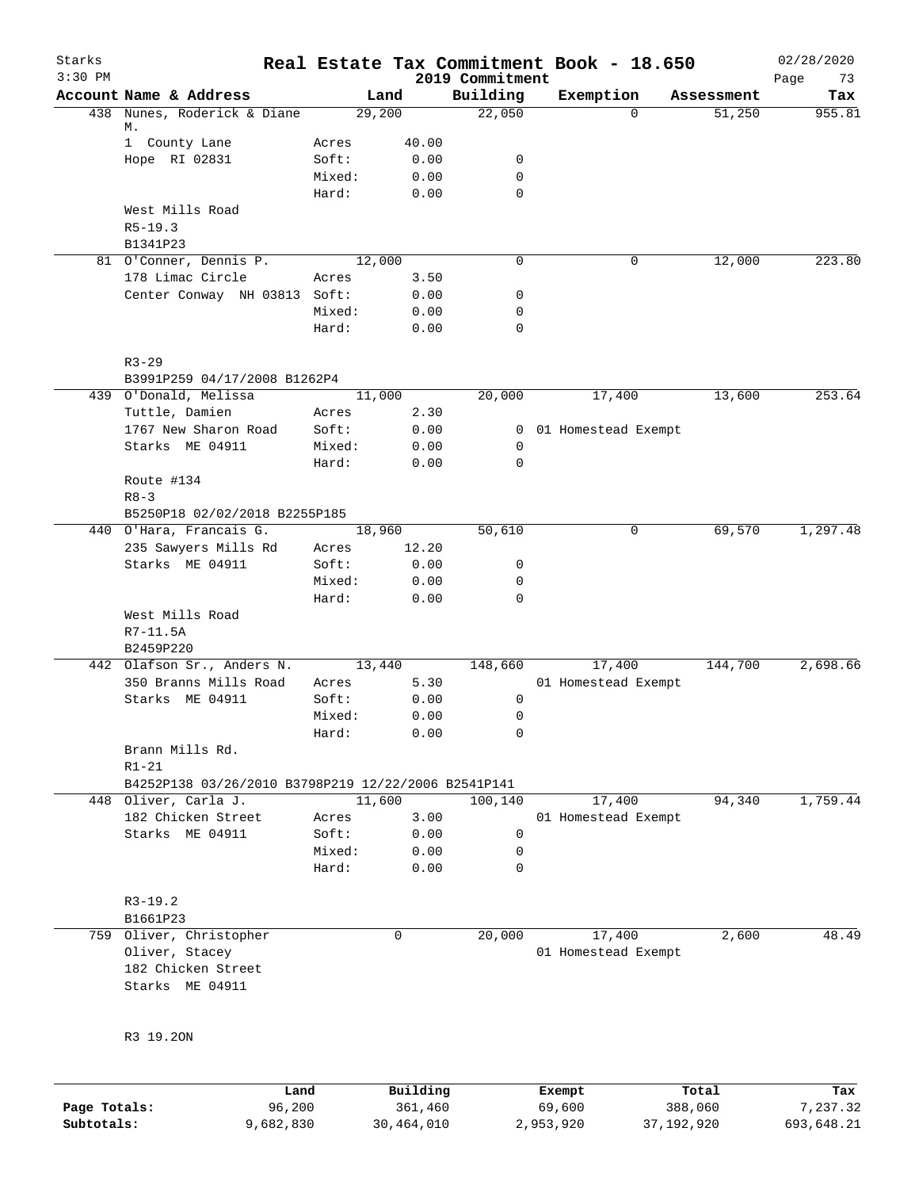# Real Estate Tax Commitment Book - 18.650

Starks
3:30 PM

2019 Commitment

02/28/2020

| Account Name & Address | | Land | Building | Exemption | Assessment | Tax |
|---|---|---|---|---|---|---|
| 438 Nunes, Roderick & Diane M. | | 29,200 | 22,050 | 0 | 51,250 | 955.81 |
| 1 County Lane | Acres | 40.00 | | | | |
| Hope RI 02831 | Soft: | 0.00 | 0 | | | |
| | Mixed: | 0.00 | 0 | | | |
| | Hard: | 0.00 | 0 | | | |
| West Mills Road | | | | | | |
| R5-19.3 | | | | | | |
| B1341P23 | | | | | | |
| 81 O'Conner, Dennis P. | | 12,000 | 0 | 0 | 12,000 | 223.80 |
| 178 Limac Circle | Acres | 3.50 | | | | |
| Center Conway NH 03813 | Soft: | 0.00 | 0 | | | |
| | Mixed: | 0.00 | 0 | | | |
| | Hard: | 0.00 | 0 | | | |
| R3-29 | | | | | | |
| B3991P259 04/17/2008 B1262P4 | | | | | | |
| 439 O'Donald, Melissa | | 11,000 | 20,000 | 17,400 | 13,600 | 253.64 |
| Tuttle, Damien | Acres | 2.30 | | | | |
| 1767 New Sharon Road | Soft: | 0.00 | 0 | 01 Homestead Exempt | | |
| Starks ME 04911 | Mixed: | 0.00 | 0 | | | |
| | Hard: | 0.00 | 0 | | | |
| Route #134 | | | | | | |
| R8-3 | | | | | | |
| B5250P18 02/02/2018 B2255P185 | | | | | | |
| 440 O'Hara, Francais G. | | 18,960 | 50,610 | 0 | 69,570 | 1,297.48 |
| 235 Sawyers Mills Rd | Acres | 12.20 | | | | |
| Starks ME 04911 | Soft: | 0.00 | 0 | | | |
| | Mixed: | 0.00 | 0 | | | |
| | Hard: | 0.00 | 0 | | | |
| West Mills Road | | | | | | |
| R7-11.5A | | | | | | |
| B2459P220 | | | | | | |
| 442 Olafson Sr., Anders N. | | 13,440 | 148,660 | 17,400 | 144,700 | 2,698.66 |
| 350 Branns Mills Road | Acres | 5.30 | | 01 Homestead Exempt | | |
| Starks ME 04911 | Soft: | 0.00 | 0 | | | |
| | Mixed: | 0.00 | 0 | | | |
| | Hard: | 0.00 | 0 | | | |
| Brann Mills Rd. | | | | | | |
| R1-21 | | | | | | |
| B4252P138 03/26/2010 B3798P219 12/22/2006 B2541P141 | | | | | | |
| 448 Oliver, Carla J. | | 11,600 | 100,140 | 17,400 | 94,340 | 1,759.44 |
| 182 Chicken Street | Acres | 3.00 | | 01 Homestead Exempt | | |
| Starks ME 04911 | Soft: | 0.00 | 0 | | | |
| | Mixed: | 0.00 | 0 | | | |
| | Hard: | 0.00 | 0 | | | |
| R3-19.2 | | | | | | |
| B1661P23 | | | | | | |
| 759 Oliver, Christopher | | 0 | 20,000 | 17,400 | 2,600 | 48.49 |
| Oliver, Stacey | | | | 01 Homestead Exempt | | |
| 182 Chicken Street | | | | | | |
| Starks ME 04911 | | | | | | |
| R3 19.2ON | | | | | | |

| | Land | Building | Exempt | Total | Tax |
|---|---|---|---|---|---|
| Page Totals: | 96,200 | 361,460 | 69,600 | 388,060 | 7,237.32 |
| Subtotals: | 9,682,830 | 30,464,010 | 2,953,920 | 37,192,920 | 693,648.21 |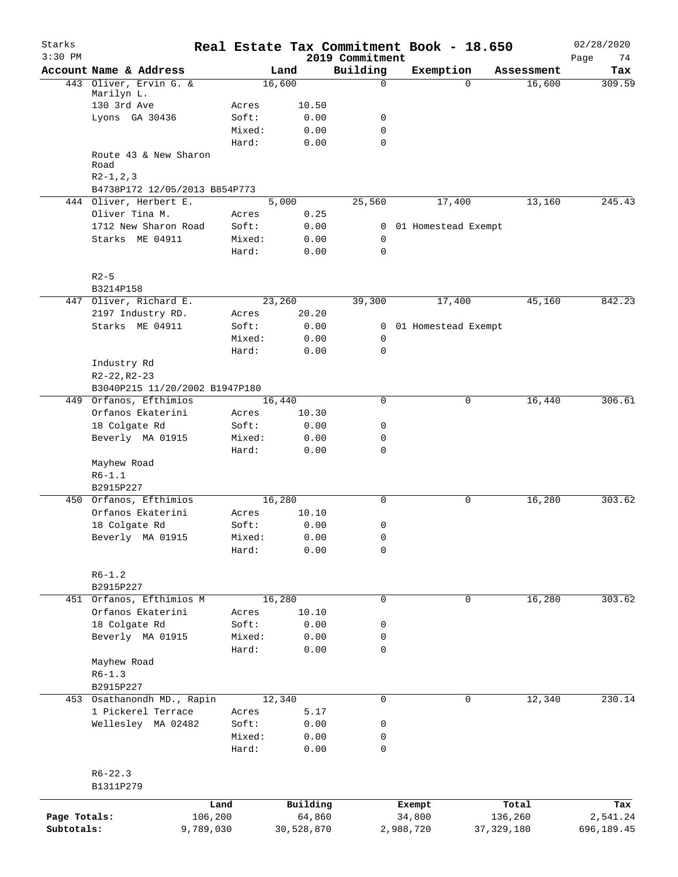Starks | Real Estate Tax Commitment Book - 18.650 | 02/28/2020
3:30 PM | 2019 Commitment

| Account Name & Address | | Land | Building | Exemption | Assessment | Tax |
|---|---|---|---|---|---|---|
| 443 Oliver, Ervin G. & Marilyn L. | | 16,600 | 0 | 0 | 16,600 | 309.59 |
| 130 3rd Ave | Acres | 10.50 | | | | |
| Lyons GA 30436 | Soft: | 0.00 | 0 | | | |
| | Mixed: | 0.00 | 0 | | | |
| | Hard: | 0.00 | 0 | | | |
| Route 43 & New Sharon Road | | | | | | |
| R2-1,2,3 | | | | | | |
| B4738P172 12/05/2013 B854P773 | | | | | | |
| 444 Oliver, Herbert E. | | 5,000 | 25,560 | 17,400 | 13,160 | 245.43 |
| Oliver Tina M. | Acres | 0.25 | | | | |
| 1712 New Sharon Road | Soft: | 0.00 | 0 | 01 Homestead Exempt | | |
| Starks ME 04911 | Mixed: | 0.00 | 0 | | | |
| | Hard: | 0.00 | 0 | | | |
| R2-5 | | | | | | |
| B3214P158 | | | | | | |
| 447 Oliver, Richard E. | | 23,260 | 39,300 | 17,400 | 45,160 | 842.23 |
| 2197 Industry RD. | Acres | 20.20 | | | | |
| Starks ME 04911 | Soft: | 0.00 | 0 | 01 Homestead Exempt | | |
| | Mixed: | 0.00 | 0 | | | |
| | Hard: | 0.00 | 0 | | | |
| Industry Rd | | | | | | |
| R2-22,R2-23 | | | | | | |
| B3040P215 11/20/2002 B1947P180 | | | | | | |
| 449 Orfanos, Efthimios | | 16,440 | 0 | 0 | 16,440 | 306.61 |
| Orfanos Ekaterini | Acres | 10.30 | | | | |
| 18 Colgate Rd | Soft: | 0.00 | 0 | | | |
| Beverly MA 01915 | Mixed: | 0.00 | 0 | | | |
| | Hard: | 0.00 | 0 | | | |
| Mayhew Road | | | | | | |
| R6-1.1 | | | | | | |
| B2915P227 | | | | | | |
| 450 Orfanos, Efthimios | | 16,280 | 0 | 0 | 16,280 | 303.62 |
| Orfanos Ekaterini | Acres | 10.10 | | | | |
| 18 Colgate Rd | Soft: | 0.00 | 0 | | | |
| Beverly MA 01915 | Mixed: | 0.00 | 0 | | | |
| | Hard: | 0.00 | 0 | | | |
| R6-1.2 | | | | | | |
| B2915P227 | | | | | | |
| 451 Orfanos, Efthimios M | | 16,280 | 0 | 0 | 16,280 | 303.62 |
| Orfanos Ekaterini | Acres | 10.10 | | | | |
| 18 Colgate Rd | Soft: | 0.00 | 0 | | | |
| Beverly MA 01915 | Mixed: | 0.00 | 0 | | | |
| | Hard: | 0.00 | 0 | | | |
| Mayhew Road | | | | | | |
| R6-1.3 | | | | | | |
| B2915P227 | | | | | | |
| 453 Osathanondh MD., Rapin | | 12,340 | 0 | 0 | 12,340 | 230.14 |
| 1 Pickerel Terrace | Acres | 5.17 | | | | |
| Wellesley MA 02482 | Soft: | 0.00 | 0 | | | |
| | Mixed: | 0.00 | 0 | | | |
| | Hard: | 0.00 | 0 | | | |
| R6-22.3 | | | | | | |
| B1311P279 | | | | | | |

| | Land | Building | Exempt | Total | Tax |
|---|---|---|---|---|---|
| Page Totals: | 106,200 | 64,860 | 34,800 | 136,260 | 2,541.24 |
| Subtotals: | 9,789,030 | 30,528,870 | 2,988,720 | 37,329,180 | 696,189.45 |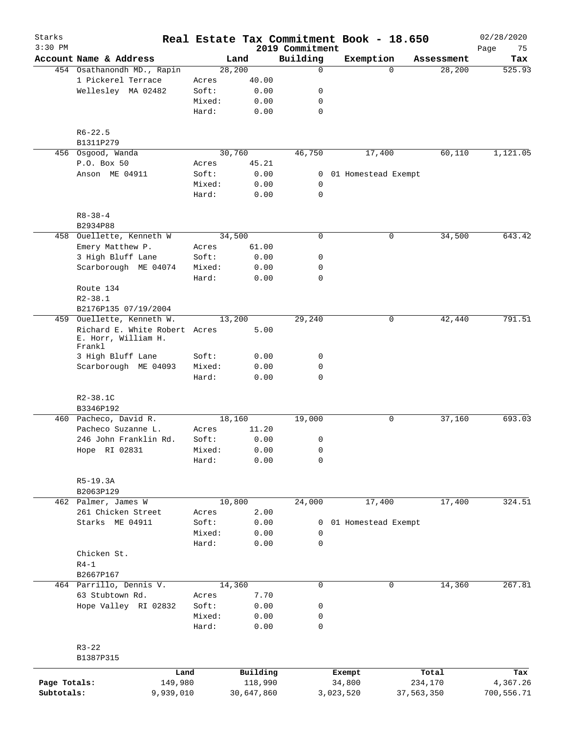# Real Estate Tax Commitment Book - 18.650

Starks
3:30 PM

2019 Commitment

02/28/2020

| Account | Name & Address | | Land | Building | Exemption | Assessment | Tax |
|---|---|---|---|---|---|---|---|
| 454 | Osathanondh MD., Rapin | | 28,200 | 0 | 0 | 28,200 | 525.93 |
| | 1 Pickerel Terrace | Acres | 40.00 | | | | |
| | Wellesley MA 02482 | Soft: | 0.00 | 0 | | | |
| | | Mixed: | 0.00 | 0 | | | |
| | | Hard: | 0.00 | 0 | | | |
| | R6-22.5 | | | | | | |
| | B1311P279 | | | | | | |
| 456 | Osgood, Wanda | | 30,760 | 46,750 | 17,400 | 60,110 | 1,121.05 |
| | P.O. Box 50 | Acres | 45.21 | | | | |
| | Anson ME 04911 | Soft: | 0.00 | 0 | 01 Homestead Exempt | | |
| | | Mixed: | 0.00 | 0 | | | |
| | | Hard: | 0.00 | 0 | | | |
| | R8-38-4 | | | | | | |
| | B2934P88 | | | | | | |
| 458 | Ouellette, Kenneth W | | 34,500 | 0 | 0 | 34,500 | 643.42 |
| | Emery Matthew P. | Acres | 61.00 | | | | |
| | 3 High Bluff Lane | Soft: | 0.00 | 0 | | | |
| | Scarborough ME 04074 | Mixed: | 0.00 | 0 | | | |
| | | Hard: | 0.00 | 0 | | | |
| | Route 134 | | | | | | |
| | R2-38.1 | | | | | | |
| | B2176P135 07/19/2004 | | | | | | |
| 459 | Ouellette, Kenneth W. | | 13,200 | 29,240 | 0 | 42,440 | 791.51 |
| | Richard E. White Robert E. Horr, William H. Frankl | Acres | 5.00 | | | | |
| | 3 High Bluff Lane | Soft: | 0.00 | 0 | | | |
| | Scarborough ME 04093 | Mixed: | 0.00 | 0 | | | |
| | | Hard: | 0.00 | 0 | | | |
| | R2-38.1C | | | | | | |
| | B3346P192 | | | | | | |
| 460 | Pacheco, David R. | | 18,160 | 19,000 | 0 | 37,160 | 693.03 |
| | Pacheco Suzanne L. | Acres | 11.20 | | | | |
| | 246 John Franklin Rd. | Soft: | 0.00 | 0 | | | |
| | Hope RI 02831 | Mixed: | 0.00 | 0 | | | |
| | | Hard: | 0.00 | 0 | | | |
| | R5-19.3A | | | | | | |
| | B2063P129 | | | | | | |
| 462 | Palmer, James W | | 10,800 | 24,000 | 17,400 | 17,400 | 324.51 |
| | 261 Chicken Street | Acres | 2.00 | | | | |
| | Starks ME 04911 | Soft: | 0.00 | 0 | 01 Homestead Exempt | | |
| | | Mixed: | 0.00 | 0 | | | |
| | | Hard: | 0.00 | 0 | | | |
| | Chicken St. | | | | | | |
| | R4-1 | | | | | | |
| | B2667P167 | | | | | | |
| 464 | Parrillo, Dennis V. | | 14,360 | 0 | 0 | 14,360 | 267.81 |
| | 63 Stubtown Rd. | Acres | 7.70 | | | | |
| | Hope Valley RI 02832 | Soft: | 0.00 | 0 | | | |
| | | Mixed: | 0.00 | 0 | | | |
| | | Hard: | 0.00 | 0 | | | |
| | R3-22 | | | | | | |
| | B1387P315 | | | | | | |

| | Land | Building | Exempt | Total | Tax |
|---|---|---|---|---|---|
| Page Totals: | 149,980 | 118,990 | 34,800 | 234,170 | 4,367.26 |
| Subtotals: | 9,939,010 | 30,647,860 | 3,023,520 | 37,563,350 | 700,556.71 |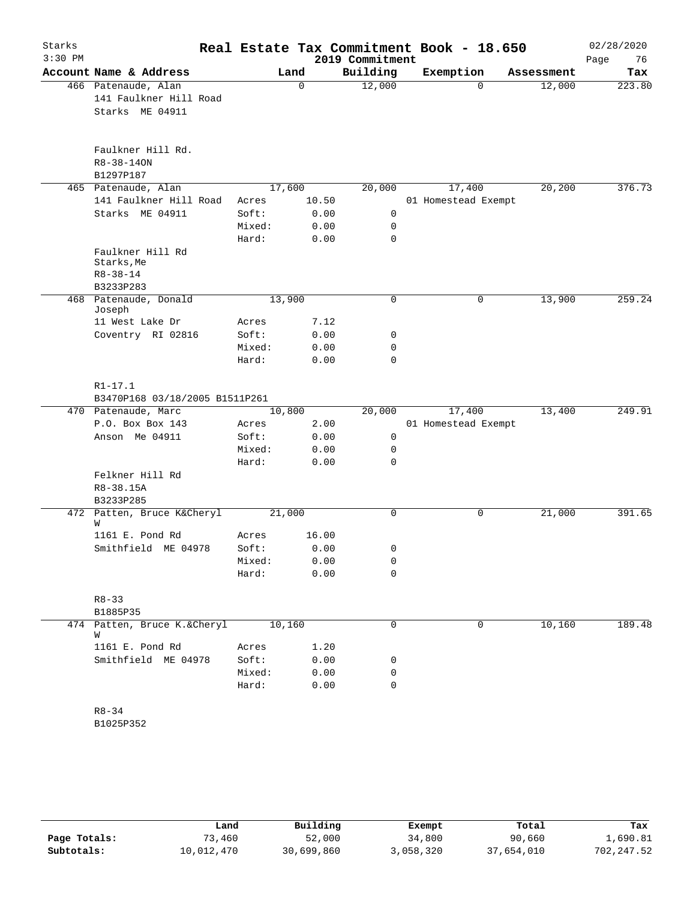# Real Estate Tax Commitment Book - 18.650

Starks
3:30 PM

2019 Commitment

02/28/2020

| Account Name & Address | | Land | Building | Exemption | Assessment | Tax |
|---|---|---|---|---|---|---|
| 466 Patenaude, Alan | | 0 | 12,000 | 0 | 12,000 | 223.80 |
| 141 Faulkner Hill Road | | | | | | |
| Starks ME 04911 | | | | | | |
| Faulkner Hill Rd. | | | | | | |
| R8-38-14ON | | | | | | |
| B1297P187 | | | | | | |
| 465 Patenaude, Alan | | 17,600 | 20,000 | 17,400 | 20,200 | 376.73 |
| 141 Faulkner Hill Road | Acres | 10.50 | | 01 Homestead Exempt | | |
| Starks ME 04911 | Soft: | 0.00 | 0 | | | |
| | Mixed: | 0.00 | 0 | | | |
| | Hard: | 0.00 | 0 | | | |
| Faulkner Hill Rd | | | | | | |
| Starks,Me | | | | | | |
| R8-38-14 | | | | | | |
| B3233P283 | | | | | | |
| 468 Patenaude, Donald Joseph | | 13,900 | 0 | 0 | 13,900 | 259.24 |
| 11 West Lake Dr | Acres | 7.12 | | | | |
| Coventry RI 02816 | Soft: | 0.00 | 0 | | | |
| | Mixed: | 0.00 | 0 | | | |
| | Hard: | 0.00 | 0 | | | |
| R1-17.1 | | | | | | |
| B3470P168 03/18/2005 B1511P261 | | | | | | |
| 470 Patenaude, Marc | | 10,800 | 20,000 | 17,400 | 13,400 | 249.91 |
| P.O. Box Box 143 | Acres | 2.00 | | 01 Homestead Exempt | | |
| Anson Me 04911 | Soft: | 0.00 | 0 | | | |
| | Mixed: | 0.00 | 0 | | | |
| | Hard: | 0.00 | 0 | | | |
| Felkner Hill Rd | | | | | | |
| R8-38.15A | | | | | | |
| B3233P285 | | | | | | |
| 472 Patten, Bruce K&Cheryl W | | 21,000 | 0 | 0 | 21,000 | 391.65 |
| 1161 E. Pond Rd | Acres | 16.00 | | | | |
| Smithfield ME 04978 | Soft: | 0.00 | 0 | | | |
| | Mixed: | 0.00 | 0 | | | |
| | Hard: | 0.00 | 0 | | | |
| R8-33 | | | | | | |
| B1885P35 | | | | | | |
| 474 Patten, Bruce K.&Cheryl W | | 10,160 | 0 | 0 | 10,160 | 189.48 |
| 1161 E. Pond Rd | Acres | 1.20 | | | | |
| Smithfield ME 04978 | Soft: | 0.00 | 0 | | | |
| | Mixed: | 0.00 | 0 | | | |
| | Hard: | 0.00 | 0 | | | |
| R8-34 | | | | | | |
| B1025P352 | | | | | | |

| | Land | Building | Exempt | Total | Tax |
|---|---|---|---|---|---|
| Page Totals: | 73,460 | 52,000 | 34,800 | 90,660 | 1,690.81 |
| Subtotals: | 10,012,470 | 30,699,860 | 3,058,320 | 37,654,010 | 702,247.52 |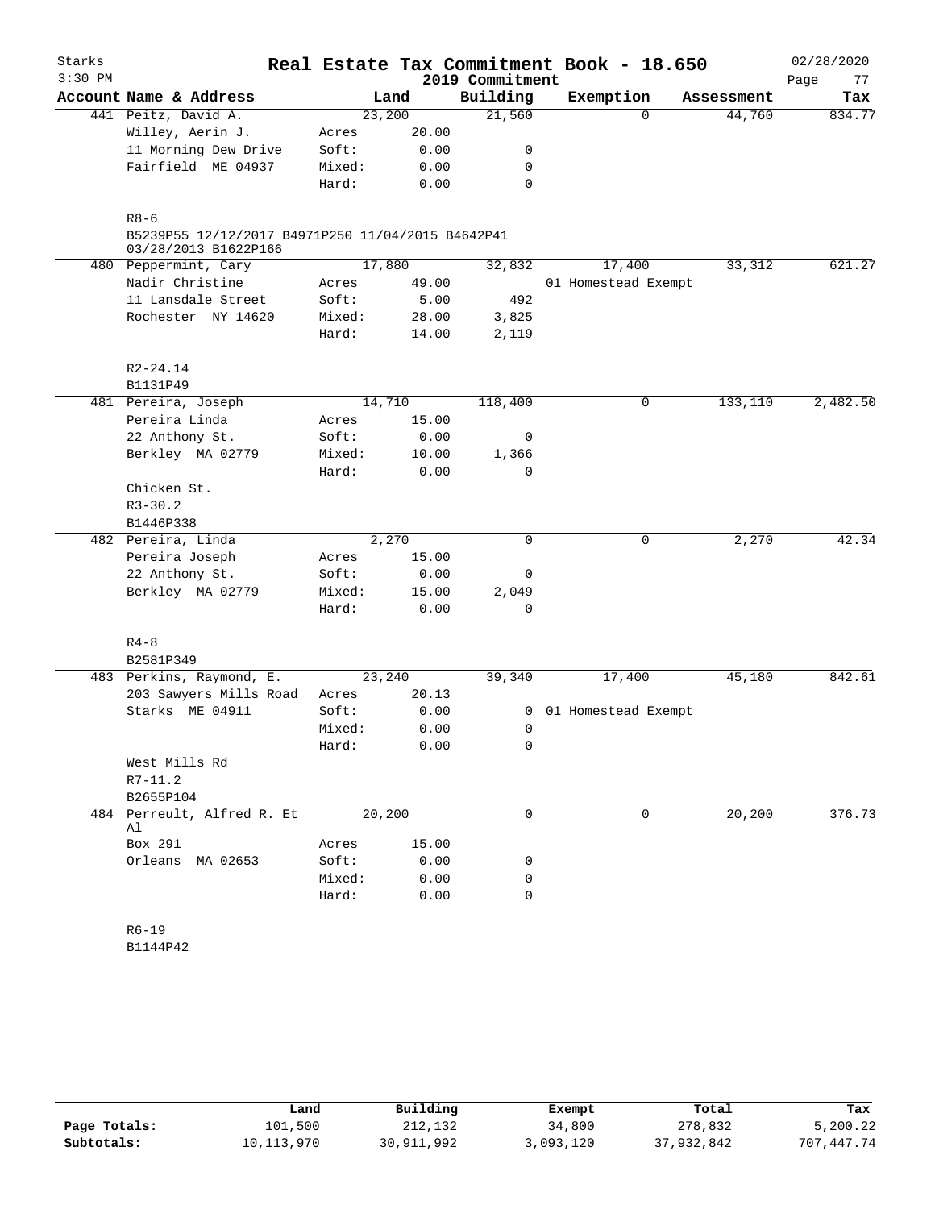Starks
3:30 PM

# Real Estate Tax Commitment Book - 18.650

2019 Commitment

02/28/2020

| Account | Name & Address | | Land | Building | Exemption | Assessment | Tax |
|---|---|---|---|---|---|---|---|
| 441 | Peitz, David A. | | 23,200 | 21,560 | 0 | 44,760 | 834.77 |
| | Willey, Aerin J. | Acres | 20.00 | | | | |
| | 11 Morning Dew Drive | Soft: | 0.00 | 0 | | | |
| | Fairfield ME 04937 | Mixed: | 0.00 | 0 | | | |
| | | Hard: | 0.00 | 0 | | | |
| | R8-6 | | | | | | |
| | B5239P55 12/12/2017 B4971P250 11/04/2015 B4642P41 03/28/2013 B1622P166 | | | | | | |
| 480 | Peppermint, Cary | | 17,880 | 32,832 | 17,400 | 33,312 | 621.27 |
| | Nadir Christine | Acres | 49.00 | | 01 Homestead Exempt | | |
| | 11 Lansdale Street | Soft: | 5.00 | 492 | | | |
| | Rochester NY 14620 | Mixed: | 28.00 | 3,825 | | | |
| | | Hard: | 14.00 | 2,119 | | | |
| | R2-24.14 | | | | | | |
| | B1131P49 | | | | | | |
| 481 | Pereira, Joseph | | 14,710 | 118,400 | 0 | 133,110 | 2,482.50 |
| | Pereira Linda | Acres | 15.00 | | | | |
| | 22 Anthony St. | Soft: | 0.00 | 0 | | | |
| | Berkley MA 02779 | Mixed: | 10.00 | 1,366 | | | |
| | | Hard: | 0.00 | 0 | | | |
| | Chicken St. | | | | | | |
| | R3-30.2 | | | | | | |
| | B1446P338 | | | | | | |
| 482 | Pereira, Linda | | 2,270 | 0 | 0 | 2,270 | 42.34 |
| | Pereira Joseph | Acres | 15.00 | | | | |
| | 22 Anthony St. | Soft: | 0.00 | 0 | | | |
| | Berkley MA 02779 | Mixed: | 15.00 | 2,049 | | | |
| | | Hard: | 0.00 | 0 | | | |
| | R4-8 | | | | | | |
| | B2581P349 | | | | | | |
| 483 | Perkins, Raymond, E. | | 23,240 | 39,340 | 17,400 | 45,180 | 842.61 |
| | 203 Sawyers Mills Road | Acres | 20.13 | | | | |
| | Starks ME 04911 | Soft: | 0.00 | 0 | 01 Homestead Exempt | | |
| | | Mixed: | 0.00 | 0 | | | |
| | | Hard: | 0.00 | 0 | | | |
| | West Mills Rd | | | | | | |
| | R7-11.2 | | | | | | |
| | B2655P104 | | | | | | |
| 484 | Perreult, Alfred R. Et Al | | 20,200 | 0 | 0 | 20,200 | 376.73 |
| | Box 291 | Acres | 15.00 | | | | |
| | Orleans MA 02653 | Soft: | 0.00 | 0 | | | |
| | | Mixed: | 0.00 | 0 | | | |
| | | Hard: | 0.00 | 0 | | | |
| | R6-19 | | | | | | |
| | B1144P42 | | | | | | |

| | Land | Building | Exempt | Total | Tax |
|---|---|---|---|---|---|
| Page Totals: | 101,500 | 212,132 | 34,800 | 278,832 | 5,200.22 |
| Subtotals: | 10,113,970 | 30,911,992 | 3,093,120 | 37,932,842 | 707,447.74 |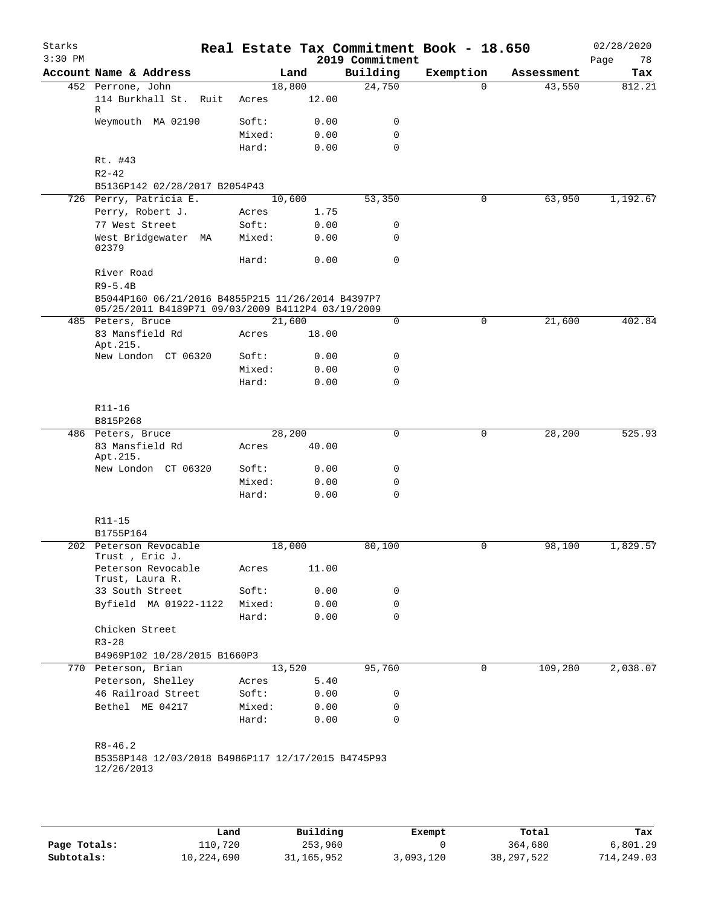Starks
3:30 PM

# Real Estate Tax Commitment Book - 18.650

2019 Commitment

02/28/2020

| Account Name & Address | | Land | Building | Exemption | Assessment | Tax |
|---|---|---|---|---|---|---|
| 452 Perrone, John | | 18,800 | 24,750 | 0 | 43,550 | 812.21 |
| 114 Burkhall St. Ruit R | Acres | 12.00 | | | | |
| Weymouth MA 02190 | Soft: | 0.00 | 0 | | | |
| | Mixed: | 0.00 | 0 | | | |
| | Hard: | 0.00 | 0 | | | |
| Rt. #43 | | | | | | |
| R2-42 | | | | | | |
| B5136P142 02/28/2017 B2054P43 | | | | | | |
| 726 Perry, Patricia E. | | 10,600 | 53,350 | 0 | 63,950 | 1,192.67 |
| Perry, Robert J. | Acres | 1.75 | | | | |
| 77 West Street | Soft: | 0.00 | 0 | | | |
| West Bridgewater MA 02379 | Mixed: | 0.00 | 0 | | | |
| | Hard: | 0.00 | 0 | | | |
| River Road | | | | | | |
| R9-5.4B | | | | | | |
| B5044P160 06/21/2016 B4855P215 11/26/2014 B4397P7 05/25/2011 B4189P71 09/03/2009 B4112P4 03/19/2009 | | | | | | |
| 485 Peters, Bruce | | 21,600 | 0 | 0 | 21,600 | 402.84 |
| 83 Mansfield Rd Apt.215. | Acres | 18.00 | | | | |
| New London CT 06320 | Soft: | 0.00 | 0 | | | |
| | Mixed: | 0.00 | 0 | | | |
| | Hard: | 0.00 | 0 | | | |
| R11-16 | | | | | | |
| B815P268 | | | | | | |
| 486 Peters, Bruce | | 28,200 | 0 | 0 | 28,200 | 525.93 |
| 83 Mansfield Rd Apt.215. | Acres | 40.00 | | | | |
| New London CT 06320 | Soft: | 0.00 | 0 | | | |
| | Mixed: | 0.00 | 0 | | | |
| | Hard: | 0.00 | 0 | | | |
| R11-15 | | | | | | |
| B1755P164 | | | | | | |
| 202 Peterson Revocable Trust , Eric J. | | 18,000 | 80,100 | 0 | 98,100 | 1,829.57 |
| Peterson Revocable Trust, Laura R. | Acres | 11.00 | | | | |
| 33 South Street | Soft: | 0.00 | 0 | | | |
| Byfield MA 01922-1122 | Mixed: | 0.00 | 0 | | | |
| | Hard: | 0.00 | 0 | | | |
| Chicken Street | | | | | | |
| R3-28 | | | | | | |
| B4969P102 10/28/2015 B1660P3 | | | | | | |
| 770 Peterson, Brian | | 13,520 | 95,760 | 0 | 109,280 | 2,038.07 |
| Peterson, Shelley | Acres | 5.40 | | | | |
| 46 Railroad Street | Soft: | 0.00 | 0 | | | |
| Bethel ME 04217 | Mixed: | 0.00 | 0 | | | |
| | Hard: | 0.00 | 0 | | | |
| R8-46.2 | | | | | | |
| B5358P148 12/03/2018 B4986P117 12/17/2015 B4745P93 12/26/2013 | | | | | | |

| | Land | Building | Exempt | Total | Tax |
|---|---|---|---|---|---|
| Page Totals: | 110,720 | 253,960 | 0 | 364,680 | 6,801.29 |
| Subtotals: | 10,224,690 | 31,165,952 | 3,093,120 | 38,297,522 | 714,249.03 |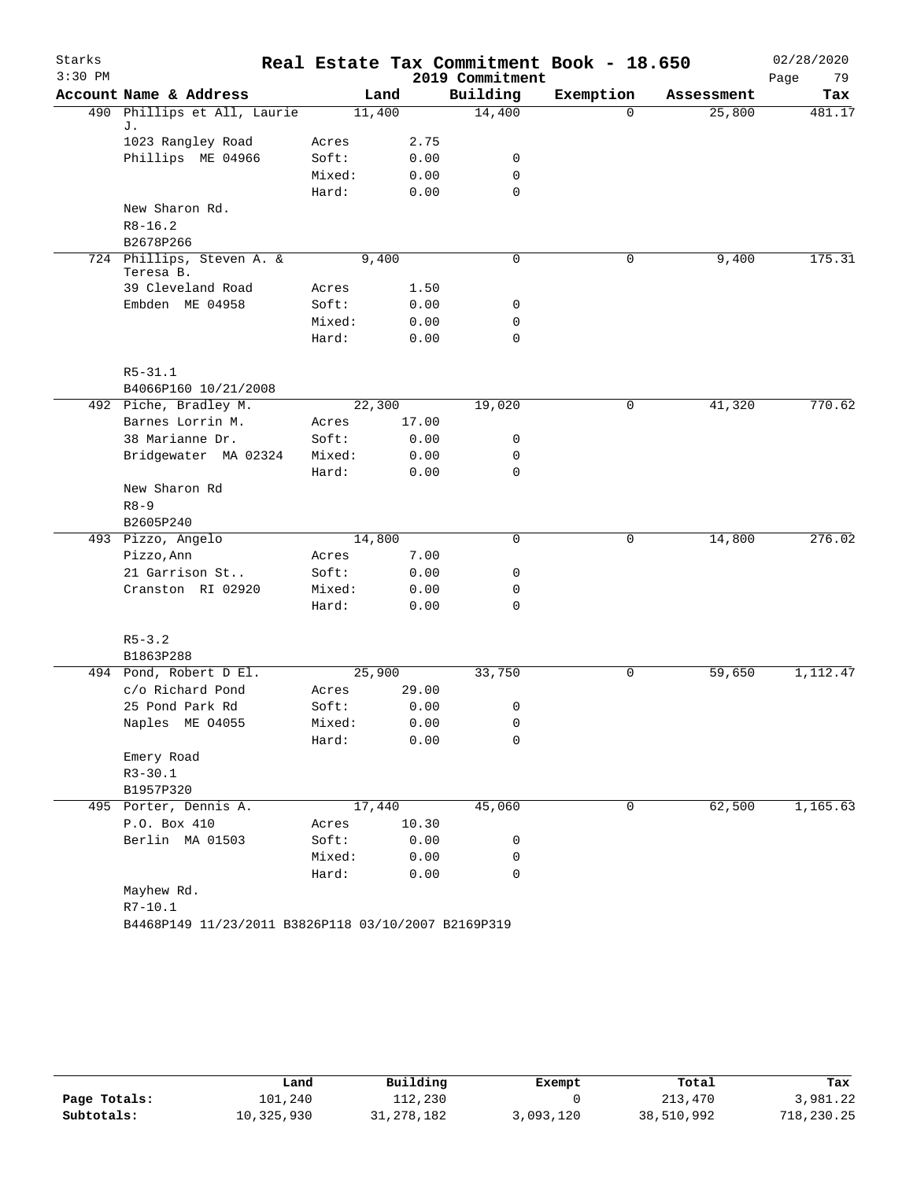# Real Estate Tax Commitment Book - 18.650

Starks
3:30 PM

2019 Commitment

02/28/2020

| Account | Name & Address | Land | | Building | Exemption | Assessment | Tax |
|---|---|---|---|---|---|---|---|
| 490 | Phillips et All, Laurie J. | 11,400 | | 14,400 | 0 | 25,800 | 481.17 |
| | 1023 Rangley Road | Acres | 2.75 | | | | |
| | Phillips ME 04966 | Soft: | 0.00 | 0 | | | |
| | | Mixed: | 0.00 | 0 | | | |
| | | Hard: | 0.00 | 0 | | | |
| | New Sharon Rd. | | | | | | |
| | R8-16.2 | | | | | | |
| | B2678P266 | | | | | | |
| 724 | Phillips, Steven A. & Teresa B. | 9,400 | | 0 | 0 | 9,400 | 175.31 |
| | 39 Cleveland Road | Acres | 1.50 | | | | |
| | Embden ME 04958 | Soft: | 0.00 | 0 | | | |
| | | Mixed: | 0.00 | 0 | | | |
| | | Hard: | 0.00 | 0 | | | |
| | R5-31.1 | | | | | | |
| | B4066P160 10/21/2008 | | | | | | |
| 492 | Piche, Bradley M. | 22,300 | | 19,020 | 0 | 41,320 | 770.62 |
| | Barnes Lorrin M. | Acres | 17.00 | | | | |
| | 38 Marianne Dr. | Soft: | 0.00 | 0 | | | |
| | Bridgewater MA 02324 | Mixed: | 0.00 | 0 | | | |
| | | Hard: | 0.00 | 0 | | | |
| | New Sharon Rd | | | | | | |
| | R8-9 | | | | | | |
| | B2605P240 | | | | | | |
| 493 | Pizzo, Angelo | 14,800 | | 0 | 0 | 14,800 | 276.02 |
| | Pizzo,Ann | Acres | 7.00 | | | | |
| | 21 Garrison St.. | Soft: | 0.00 | 0 | | | |
| | Cranston RI 02920 | Mixed: | 0.00 | 0 | | | |
| | | Hard: | 0.00 | 0 | | | |
| | R5-3.2 | | | | | | |
| | B1863P288 | | | | | | |
| 494 | Pond, Robert D El. | 25,900 | | 33,750 | 0 | 59,650 | 1,112.47 |
| | c/o Richard Pond | Acres | 29.00 | | | | |
| | 25 Pond Park Rd | Soft: | 0.00 | 0 | | | |
| | Naples ME O4055 | Mixed: | 0.00 | 0 | | | |
| | | Hard: | 0.00 | 0 | | | |
| | Emery Road | | | | | | |
| | R3-30.1 | | | | | | |
| | B1957P320 | | | | | | |
| 495 | Porter, Dennis A. | 17,440 | | 45,060 | 0 | 62,500 | 1,165.63 |
| | P.O. Box 410 | Acres | 10.30 | | | | |
| | Berlin MA 01503 | Soft: | 0.00 | 0 | | | |
| | | Mixed: | 0.00 | 0 | | | |
| | | Hard: | 0.00 | 0 | | | |
| | Mayhew Rd. | | | | | | |
| | R7-10.1 | | | | | | |
| | B4468P149 11/23/2011 B3826P118 03/10/2007 B2169P319 | | | | | | |

| | Land | Building | Exempt | Total | Tax |
|---|---|---|---|---|---|
| Page Totals: | 101,240 | 112,230 | 0 | 213,470 | 3,981.22 |
| Subtotals: | 10,325,930 | 31,278,182 | 3,093,120 | 38,510,992 | 718,230.25 |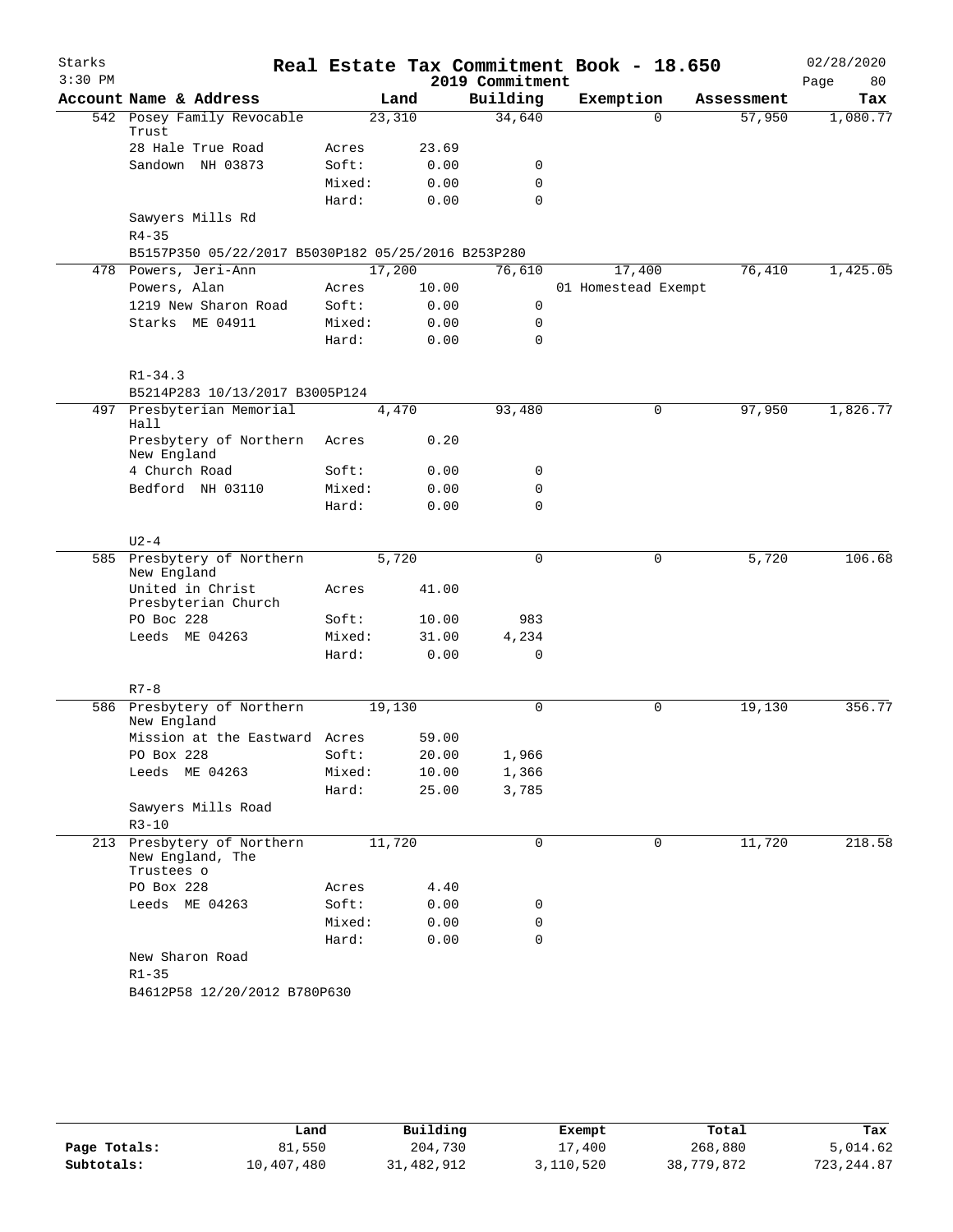# Real Estate Tax Commitment Book - 18.650

Starks 3:30 PM — 2019 Commitment — 02/28/2020

| Account | Name & Address | | Land | Building | Exemption | Assessment | Tax |
|---|---|---|---|---|---|---|---|
| 542 | Posey Family Revocable Trust | | 23,310 | 34,640 | 0 | 57,950 | 1,080.77 |
| | 28 Hale True Road | Acres | 23.69 | | | | |
| | Sandown NH 03873 | Soft: | 0.00 | 0 | | | |
| | | Mixed: | 0.00 | 0 | | | |
| | | Hard: | 0.00 | 0 | | | |
| | Sawyers Mills Rd | | | | | | |
| | R4-35 | | | | | | |
| | B5157P350 05/22/2017 B5030P182 05/25/2016 B253P280 | | | | | | |
| 478 | Powers, Jeri-Ann | | 17,200 | 76,610 | 17,400 | 76,410 | 1,425.05 |
| | Powers, Alan | Acres | 10.00 | | 01 Homestead Exempt | | |
| | 1219 New Sharon Road | Soft: | 0.00 | 0 | | | |
| | Starks ME 04911 | Mixed: | 0.00 | 0 | | | |
| | | Hard: | 0.00 | 0 | | | |
| | R1-34.3 | | | | | | |
| | B5214P283 10/13/2017 B3005P124 | | | | | | |
| 497 | Presbyterian Memorial Hall | | 4,470 | 93,480 | 0 | 97,950 | 1,826.77 |
| | Presbytery of Northern New England | Acres | 0.20 | | | | |
| | 4 Church Road | Soft: | 0.00 | 0 | | | |
| | Bedford NH 03110 | Mixed: | 0.00 | 0 | | | |
| | | Hard: | 0.00 | 0 | | | |
| | U2-4 | | | | | | |
| 585 | Presbytery of Northern New England | | 5,720 | 0 | 0 | 5,720 | 106.68 |
| | United in Christ Presbyterian Church | Acres | 41.00 | | | | |
| | PO Boc 228 | Soft: | 10.00 | 983 | | | |
| | Leeds ME 04263 | Mixed: | 31.00 | 4,234 | | | |
| | | Hard: | 0.00 | 0 | | | |
| | R7-8 | | | | | | |
| 586 | Presbytery of Northern New England | | 19,130 | 0 | 0 | 19,130 | 356.77 |
| | Mission at the Eastward | Acres | 59.00 | | | | |
| | PO Box 228 | Soft: | 20.00 | 1,966 | | | |
| | Leeds ME 04263 | Mixed: | 10.00 | 1,366 | | | |
| | | Hard: | 25.00 | 3,785 | | | |
| | Sawyers Mills Road | | | | | | |
| | R3-10 | | | | | | |
| 213 | Presbytery of Northern New England, The Trustees o | | 11,720 | 0 | 0 | 11,720 | 218.58 |
| | PO Box 228 | Acres | 4.40 | | | | |
| | Leeds ME 04263 | Soft: | 0.00 | 0 | | | |
| | | Mixed: | 0.00 | 0 | | | |
| | | Hard: | 0.00 | 0 | | | |
| | New Sharon Road | | | | | | |
| | R1-35 | | | | | | |
| | B4612P58 12/20/2012 B780P630 | | | | | | |

| | Land | Building | Exempt | Total | Tax |
|---|---|---|---|---|---|
| Page Totals: | 81,550 | 204,730 | 17,400 | 268,880 | 5,014.62 |
| Subtotals: | 10,407,480 | 31,482,912 | 3,110,520 | 38,779,872 | 723,244.87 |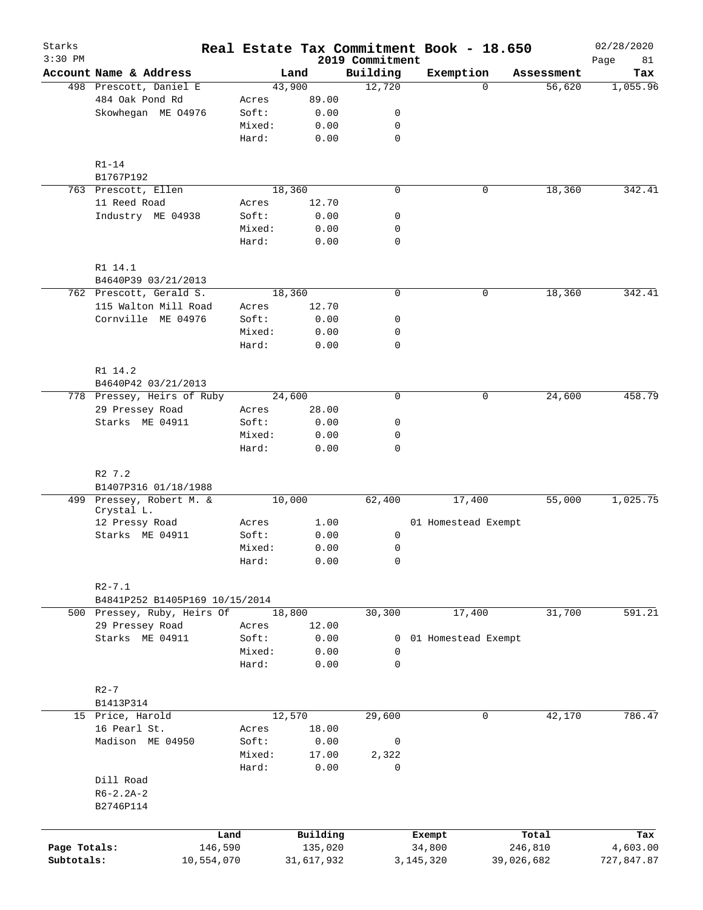Starks 3:30 PM

# Real Estate Tax Commitment Book - 18.650

2019 Commitment

02/28/2020 Page 81

| Account Name & Address | | Land | Building | Exemption | Assessment | Tax |
|---|---|---|---|---|---|---|
| 498 Prescott, Daniel E | | 43,900 | 12,720 | 0 | 56,620 | 1,055.96 |
| 484 Oak Pond Rd | Acres | 89.00 | | | | |
| Skowhegan ME 04976 | Soft: | 0.00 | 0 | | | |
| | Mixed: | 0.00 | 0 | | | |
| | Hard: | 0.00 | 0 | | | |
| R1-14 | | | | | | |
| B1767P192 | | | | | | |
| 763 Prescott, Ellen | | 18,360 | 0 | 0 | 18,360 | 342.41 |
| 11 Reed Road | Acres | 12.70 | | | | |
| Industry ME 04938 | Soft: | 0.00 | 0 | | | |
| | Mixed: | 0.00 | 0 | | | |
| | Hard: | 0.00 | 0 | | | |
| R1 14.1 | | | | | | |
| B4640P39 03/21/2013 | | | | | | |
| 762 Prescott, Gerald S. | | 18,360 | 0 | 0 | 18,360 | 342.41 |
| 115 Walton Mill Road | Acres | 12.70 | | | | |
| Cornville ME 04976 | Soft: | 0.00 | 0 | | | |
| | Mixed: | 0.00 | 0 | | | |
| | Hard: | 0.00 | 0 | | | |
| R1 14.2 | | | | | | |
| B4640P42 03/21/2013 | | | | | | |
| 778 Pressey, Heirs of Ruby | | 24,600 | 0 | 0 | 24,600 | 458.79 |
| 29 Pressey Road | Acres | 28.00 | | | | |
| Starks ME 04911 | Soft: | 0.00 | 0 | | | |
| | Mixed: | 0.00 | 0 | | | |
| | Hard: | 0.00 | 0 | | | |
| R2 7.2 | | | | | | |
| B1407P316 01/18/1988 | | | | | | |
| 499 Pressey, Robert M. & Crystal L. | | 10,000 | 62,400 | 17,400 | 55,000 | 1,025.75 |
| 12 Pressy Road | Acres | 1.00 | | 01 Homestead Exempt | | |
| Starks ME 04911 | Soft: | 0.00 | 0 | | | |
| | Mixed: | 0.00 | 0 | | | |
| | Hard: | 0.00 | 0 | | | |
| R2-7.1 | | | | | | |
| B4841P252 B1405P169 10/15/2014 | | | | | | |
| 500 Pressey, Ruby, Heirs Of | | 18,800 | 30,300 | 17,400 | 31,700 | 591.21 |
| 29 Pressey Road | Acres | 12.00 | | | | |
| Starks ME 04911 | Soft: | 0.00 | 0 | 01 Homestead Exempt | | |
| | Mixed: | 0.00 | 0 | | | |
| | Hard: | 0.00 | 0 | | | |
| R2-7 | | | | | | |
| B1413P314 | | | | | | |
| 15 Price, Harold | | 12,570 | 29,600 | 0 | 42,170 | 786.47 |
| 16 Pearl St. | Acres | 18.00 | | | | |
| Madison ME 04950 | Soft: | 0.00 | 0 | | | |
| | Mixed: | 17.00 | 2,322 | | | |
| | Hard: | 0.00 | 0 | | | |
| Dill Road | | | | | | |
| R6-2.2A-2 | | | | | | |
| B2746P114 | | | | | | |

| | Land | Building | Exempt | Total | Tax |
|---|---|---|---|---|---|
| Page Totals: | 146,590 | 135,020 | 34,800 | 246,810 | 4,603.00 |
| Subtotals: | 10,554,070 | 31,617,932 | 3,145,320 | 39,026,682 | 727,847.87 |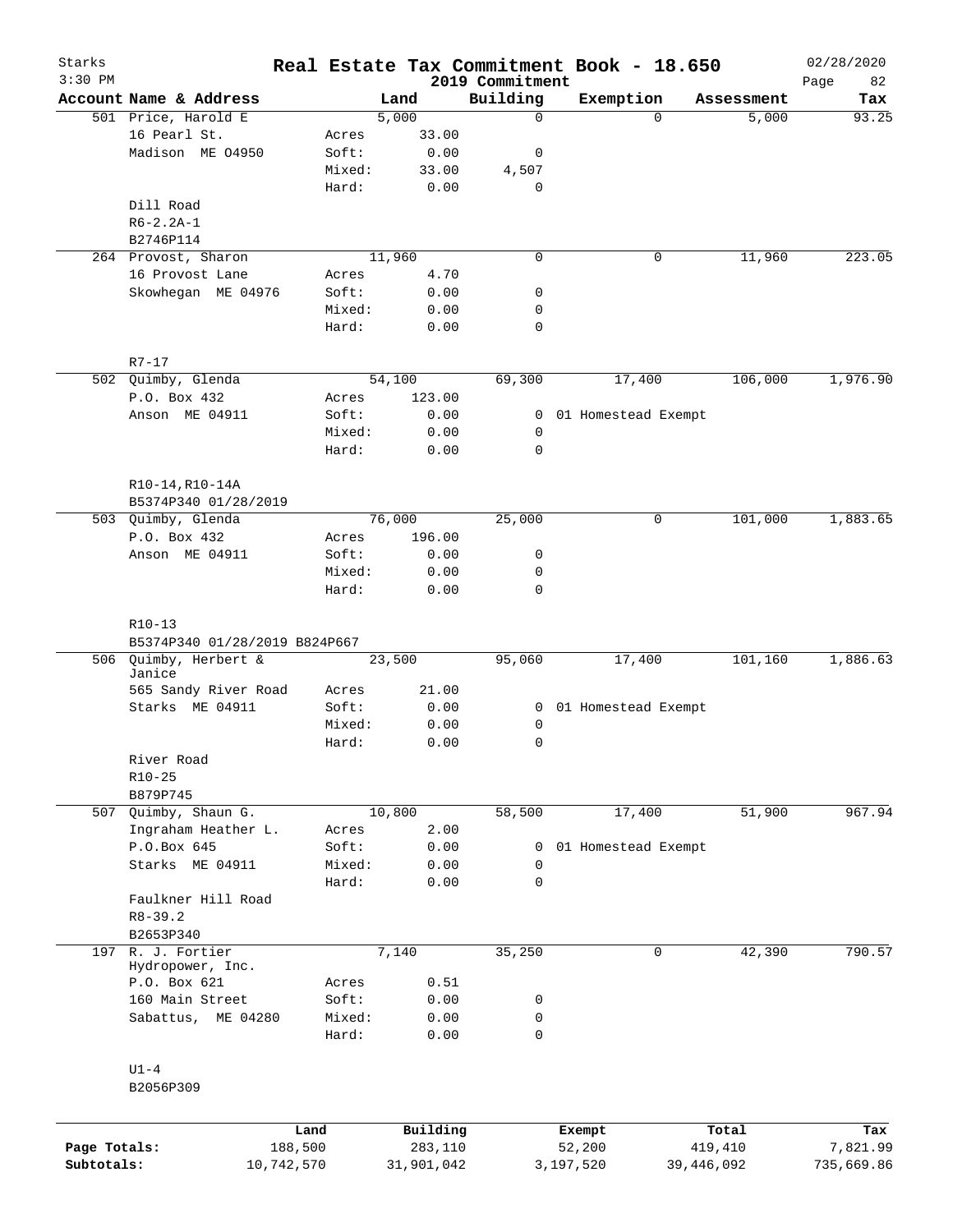# Real Estate Tax Commitment Book - 18.650

Starks
3:30 PM

2019 Commitment

02/28/2020

| Account | Name & Address | | Land | Building | Exemption | Assessment | Tax |
|---|---|---|---|---|---|---|---|
| 501 | Price, Harold E | | 5,000 | 0 | 0 | 5,000 | 93.25 |
| | 16 Pearl St. | Acres | 33.00 | | | | |
| | Madison ME 04950 | Soft: | 0.00 | 0 | | | |
| | | Mixed: | 33.00 | 4,507 | | | |
| | | Hard: | 0.00 | 0 | | | |
| | Dill Road | | | | | | |
| | R6-2.2A-1 | | | | | | |
| | B2746P114 | | | | | | |
| 264 | Provost, Sharon | | 11,960 | 0 | 0 | 11,960 | 223.05 |
| | 16 Provost Lane | Acres | 4.70 | | | | |
| | Skowhegan ME 04976 | Soft: | 0.00 | 0 | | | |
| | | Mixed: | 0.00 | 0 | | | |
| | | Hard: | 0.00 | 0 | | | |
| | R7-17 | | | | | | |
| 502 | Quimby, Glenda | | 54,100 | 69,300 | 17,400 | 106,000 | 1,976.90 |
| | P.O. Box 432 | Acres | 123.00 | | | | |
| | Anson ME 04911 | Soft: | 0.00 | 0 | 01 Homestead Exempt | | |
| | | Mixed: | 0.00 | 0 | | | |
| | | Hard: | 0.00 | 0 | | | |
| | R10-14,R10-14A | | | | | | |
| | B5374P340 01/28/2019 | | | | | | |
| 503 | Quimby, Glenda | | 76,000 | 25,000 | 0 | 101,000 | 1,883.65 |
| | P.O. Box 432 | Acres | 196.00 | | | | |
| | Anson ME 04911 | Soft: | 0.00 | 0 | | | |
| | | Mixed: | 0.00 | 0 | | | |
| | | Hard: | 0.00 | 0 | | | |
| | R10-13 | | | | | | |
| | B5374P340 01/28/2019 B824P667 | | | | | | |
| 506 | Quimby, Herbert & Janice | | 23,500 | 95,060 | 17,400 | 101,160 | 1,886.63 |
| | 565 Sandy River Road | Acres | 21.00 | | | | |
| | Starks ME 04911 | Soft: | 0.00 | 0 | 01 Homestead Exempt | | |
| | | Mixed: | 0.00 | 0 | | | |
| | | Hard: | 0.00 | 0 | | | |
| | River Road | | | | | | |
| | R10-25 | | | | | | |
| | B879P745 | | | | | | |
| 507 | Quimby, Shaun G. | | 10,800 | 58,500 | 17,400 | 51,900 | 967.94 |
| | Ingraham Heather L. | Acres | 2.00 | | | | |
| | P.O.Box 645 | Soft: | 0.00 | 0 | 01 Homestead Exempt | | |
| | Starks ME 04911 | Mixed: | 0.00 | 0 | | | |
| | | Hard: | 0.00 | 0 | | | |
| | Faulkner Hill Road | | | | | | |
| | R8-39.2 | | | | | | |
| | B2653P340 | | | | | | |
| 197 | R. J. Fortier Hydropower, Inc. | | 7,140 | 35,250 | 0 | 42,390 | 790.57 |
| | P.O. Box 621 | Acres | 0.51 | | | | |
| | 160 Main Street | Soft: | 0.00 | 0 | | | |
| | Sabattus, ME 04280 | Mixed: | 0.00 | 0 | | | |
| | | Hard: | 0.00 | 0 | | | |
| | U1-4 | | | | | | |
| | B2056P309 | | | | | | |

| | Land | Building | Exempt | Total | Tax |
|---|---|---|---|---|---|
| Page Totals: | 188,500 | 283,110 | 52,200 | 419,410 | 7,821.99 |
| Subtotals: | 10,742,570 | 31,901,042 | 3,197,520 | 39,446,092 | 735,669.86 |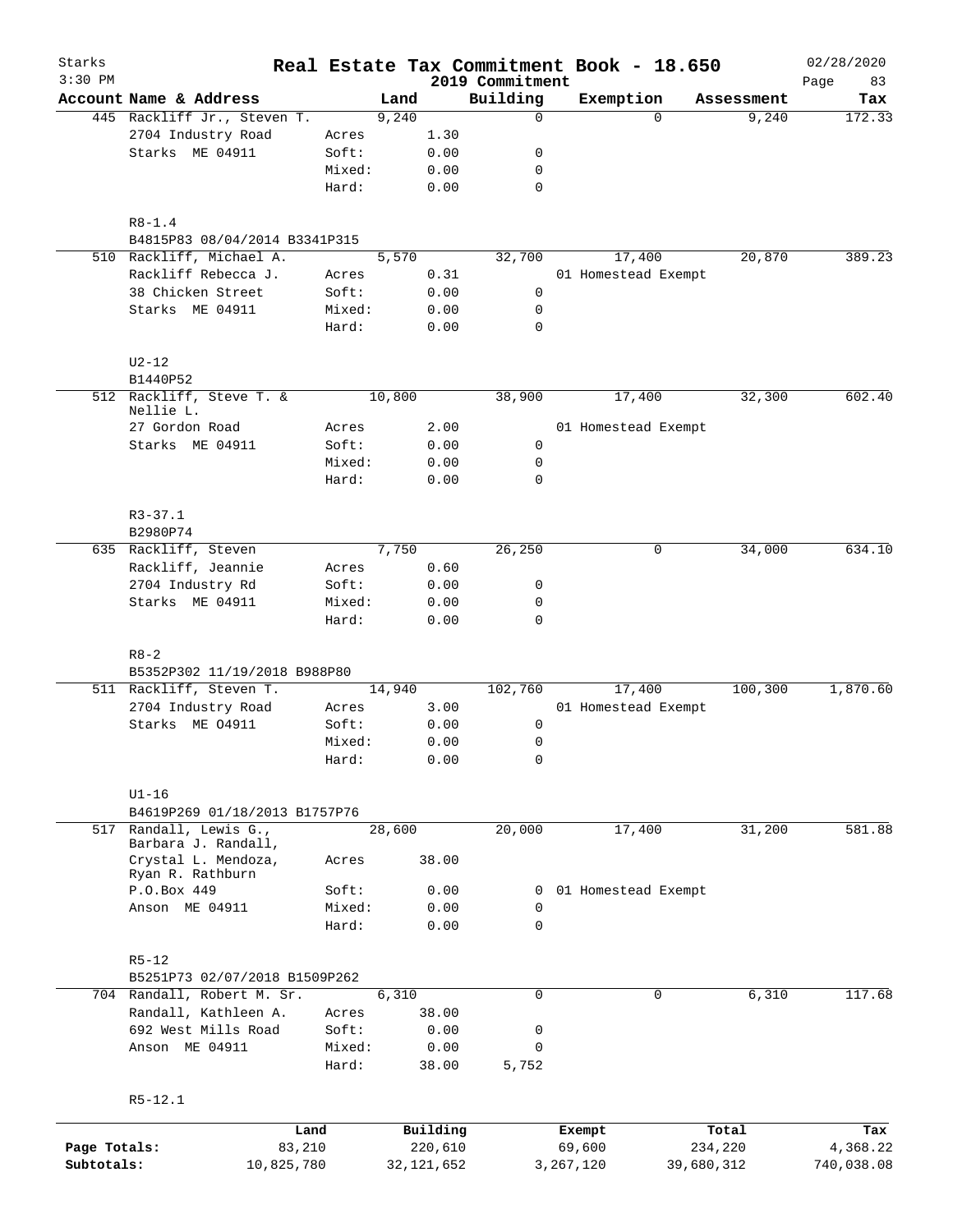# Real Estate Tax Commitment Book - 18.650

Starks
3:30 PM

2019 Commitment

02/28/2020

| Account | Name & Address | | Land | Building | Exemption | Assessment | Tax |
|---|---|---|---|---|---|---|---|
| 445 | Rackliff Jr., Steven T. | | 9,240 | 0 | 0 | 9,240 | 172.33 |
| | 2704 Industry Road | Acres | 1.30 | | | | |
| | Starks ME 04911 | Soft: | 0.00 | 0 | | | |
| | | Mixed: | 0.00 | 0 | | | |
| | | Hard: | 0.00 | 0 | | | |
| | R8-1.4 | | | | | | |
| | B4815P83 08/04/2014 B3341P315 | | | | | | |
| 510 | Rackliff, Michael A. | | 5,570 | 32,700 | 17,400 | 20,870 | 389.23 |
| | Rackliff Rebecca J. | Acres | 0.31 | | 01 Homestead Exempt | | |
| | 38 Chicken Street | Soft: | 0.00 | 0 | | | |
| | Starks ME 04911 | Mixed: | 0.00 | 0 | | | |
| | | Hard: | 0.00 | 0 | | | |
| | U2-12 | | | | | | |
| | B1440P52 | | | | | | |
| 512 | Rackliff, Steve T. & Nellie L. | | 10,800 | 38,900 | 17,400 | 32,300 | 602.40 |
| | 27 Gordon Road | Acres | 2.00 | | 01 Homestead Exempt | | |
| | Starks ME 04911 | Soft: | 0.00 | 0 | | | |
| | | Mixed: | 0.00 | 0 | | | |
| | | Hard: | 0.00 | 0 | | | |
| | R3-37.1 | | | | | | |
| | B2980P74 | | | | | | |
| 635 | Rackliff, Steven | | 7,750 | 26,250 | 0 | 34,000 | 634.10 |
| | Rackliff, Jeannie | Acres | 0.60 | | | | |
| | 2704 Industry Rd | Soft: | 0.00 | 0 | | | |
| | Starks ME 04911 | Mixed: | 0.00 | 0 | | | |
| | | Hard: | 0.00 | 0 | | | |
| | R8-2 | | | | | | |
| | B5352P302 11/19/2018 B988P80 | | | | | | |
| 511 | Rackliff, Steven T. | | 14,940 | 102,760 | 17,400 | 100,300 | 1,870.60 |
| | 2704 Industry Road | Acres | 3.00 | | 01 Homestead Exempt | | |
| | Starks ME 04911 | Soft: | 0.00 | 0 | | | |
| | | Mixed: | 0.00 | 0 | | | |
| | | Hard: | 0.00 | 0 | | | |
| | U1-16 | | | | | | |
| | B4619P269 01/18/2013 B1757P76 | | | | | | |
| 517 | Randall, Lewis G., Barbara J. Randall, | | 28,600 | 20,000 | 17,400 | 31,200 | 581.88 |
| | Crystal L. Mendoza, Ryan R. Rathburn | Acres | 38.00 | | | | |
| | P.O.Box 449 | Soft: | 0.00 | 0 | 01 Homestead Exempt | | |
| | Anson ME 04911 | Mixed: | 0.00 | 0 | | | |
| | | Hard: | 0.00 | 0 | | | |
| | R5-12 | | | | | | |
| | B5251P73 02/07/2018 B1509P262 | | | | | | |
| 704 | Randall, Robert M. Sr. | | 6,310 | 0 | 0 | 6,310 | 117.68 |
| | Randall, Kathleen A. | Acres | 38.00 | | | | |
| | 692 West Mills Road | Soft: | 0.00 | 0 | | | |
| | Anson ME 04911 | Mixed: | 0.00 | 0 | | | |
| | | Hard: | 38.00 | 5,752 | | | |
| | R5-12.1 | | | | | | |

| | Land | Building | Exempt | Total | Tax |
|---|---|---|---|---|---|
| Page Totals: | 83,210 | 220,610 | 69,600 | 234,220 | 4,368.22 |
| Subtotals: | 10,825,780 | 32,121,652 | 3,267,120 | 39,680,312 | 740,038.08 |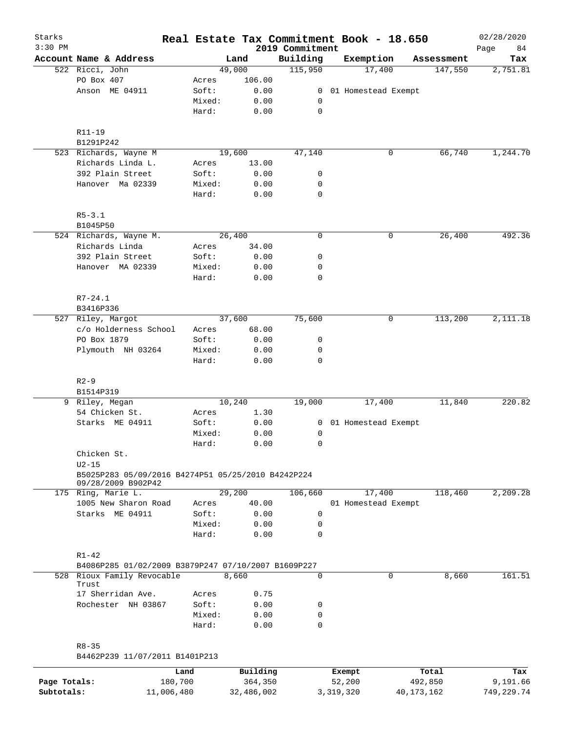# Real Estate Tax Commitment Book - 18.650

Starks
3:30 PM
2019 Commitment
02/28/2020

| Account Name & Address | | Land | Building | Exemption | Assessment | Tax |
|---|---|---|---|---|---|---|
| 522 Ricci, John | | 49,000 | 115,950 | 17,400 | 147,550 | 2,751.81 |
| PO Box 407 | Acres | 106.00 | | | | |
| Anson ME 04911 | Soft: | 0.00 | 0 | 01 Homestead Exempt | | |
| | Mixed: | 0.00 | 0 | | | |
| | Hard: | 0.00 | 0 | | | |
| R11-19 | | | | | | |
| B1291P242 | | | | | | |
| 523 Richards, Wayne M | | 19,600 | 47,140 | 0 | 66,740 | 1,244.70 |
| Richards Linda L. | Acres | 13.00 | | | | |
| 392 Plain Street | Soft: | 0.00 | 0 | | | |
| Hanover Ma 02339 | Mixed: | 0.00 | 0 | | | |
| | Hard: | 0.00 | 0 | | | |
| R5-3.1 | | | | | | |
| B1045P50 | | | | | | |
| 524 Richards, Wayne M. | | 26,400 | 0 | 0 | 26,400 | 492.36 |
| Richards Linda | Acres | 34.00 | | | | |
| 392 Plain Street | Soft: | 0.00 | 0 | | | |
| Hanover MA 02339 | Mixed: | 0.00 | 0 | | | |
| | Hard: | 0.00 | 0 | | | |
| R7-24.1 | | | | | | |
| B3416P336 | | | | | | |
| 527 Riley, Margot | | 37,600 | 75,600 | 0 | 113,200 | 2,111.18 |
| c/o Holderness School | Acres | 68.00 | | | | |
| PO Box 1879 | Soft: | 0.00 | 0 | | | |
| Plymouth NH 03264 | Mixed: | 0.00 | 0 | | | |
| | Hard: | 0.00 | 0 | | | |
| R2-9 | | | | | | |
| B1514P319 | | | | | | |
| 9 Riley, Megan | | 10,240 | 19,000 | 17,400 | 11,840 | 220.82 |
| 54 Chicken St. | Acres | 1.30 | | | | |
| Starks ME 04911 | Soft: | 0.00 | 0 | 01 Homestead Exempt | | |
| | Mixed: | 0.00 | 0 | | | |
| | Hard: | 0.00 | 0 | | | |
| Chicken St. | | | | | | |
| U2-15 | | | | | | |
| B5025P283 05/09/2016 B4274P51 05/25/2010 B4242P224 09/28/2009 B902P42 | | | | | | |
| 175 Ring, Marie L. | | 29,200 | 106,660 | 17,400 | 118,460 | 2,209.28 |
| 1005 New Sharon Road | Acres | 40.00 | | 01 Homestead Exempt | | |
| Starks ME 04911 | Soft: | 0.00 | 0 | | | |
| | Mixed: | 0.00 | 0 | | | |
| | Hard: | 0.00 | 0 | | | |
| R1-42 | | | | | | |
| B4086P285 01/02/2009 B3879P247 07/10/2007 B1609P227 | | | | | | |
| 528 Rioux Family Revocable Trust | | 8,660 | 0 | 0 | 8,660 | 161.51 |
| 17 Sherridan Ave. | Acres | 0.75 | | | | |
| Rochester NH 03867 | Soft: | 0.00 | 0 | | | |
| | Mixed: | 0.00 | 0 | | | |
| | Hard: | 0.00 | 0 | | | |
| R8-35 | | | | | | |
| B4462P239 11/07/2011 B1401P213 | | | | | | |

| | Land | Building | Exempt | Total | Tax |
|---|---|---|---|---|---|
| Page Totals: | 180,700 | 364,350 | 52,200 | 492,850 | 9,191.66 |
| Subtotals: | 11,006,480 | 32,486,002 | 3,319,320 | 40,173,162 | 749,229.74 |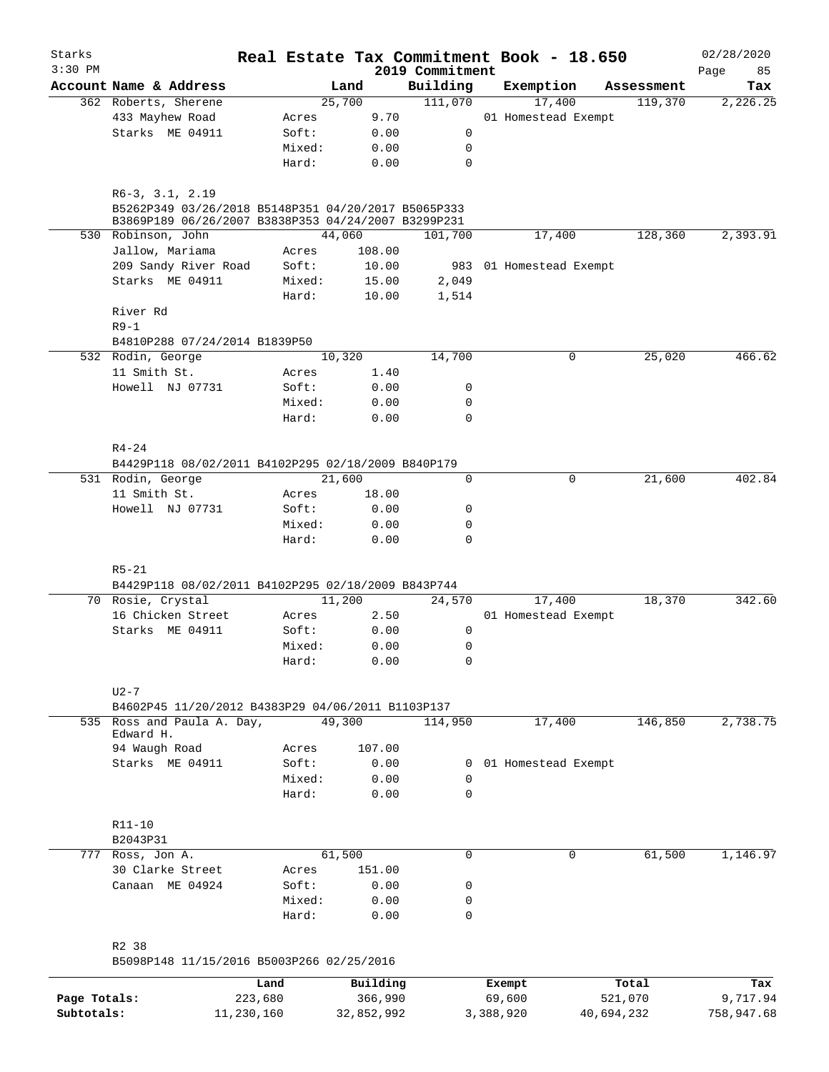# Starks — Real Estate Tax Commitment Book - 18.650

2019 Commitment — 02/28/2020 — 3:30 PM

| Account Name & Address | | Land | Building | Exemption | Assessment | Tax |
|---|---|---|---|---|---|---|
| 362 Roberts, Sherene | | 25,700 | 111,070 | 17,400 | 119,370 | 2,226.25 |
| 433 Mayhew Road | Acres | 9.70 | | 01 Homestead Exempt | | |
| Starks ME 04911 | Soft: | 0.00 | 0 | | | |
| | Mixed: | 0.00 | 0 | | | |
| | Hard: | 0.00 | 0 | | | |
| R6-3, 3.1, 2.19 | | | | | | |
| B5262P349 03/26/2018 B5148P351 04/20/2017 B5065P333 B3869P189 06/26/2007 B3838P353 04/24/2007 B3299P231 | | | | | | |
| 530 Robinson, John | | 44,060 | 101,700 | 17,400 | 128,360 | 2,393.91 |
| Jallow, Mariama | Acres | 108.00 | | | | |
| 209 Sandy River Road | Soft: | 10.00 | 983 | 01 Homestead Exempt | | |
| Starks ME 04911 | Mixed: | 15.00 | 2,049 | | | |
| | Hard: | 10.00 | 1,514 | | | |
| River Rd | | | | | | |
| R9-1 | | | | | | |
| B4810P288 07/24/2014 B1839P50 | | | | | | |
| 532 Rodin, George | | 10,320 | 14,700 | 0 | 25,020 | 466.62 |
| 11 Smith St. | Acres | 1.40 | | | | |
| Howell NJ 07731 | Soft: | 0.00 | 0 | | | |
| | Mixed: | 0.00 | 0 | | | |
| | Hard: | 0.00 | 0 | | | |
| R4-24 | | | | | | |
| B4429P118 08/02/2011 B4102P295 02/18/2009 B840P179 | | | | | | |
| 531 Rodin, George | | 21,600 | 0 | 0 | 21,600 | 402.84 |
| 11 Smith St. | Acres | 18.00 | | | | |
| Howell NJ 07731 | Soft: | 0.00 | 0 | | | |
| | Mixed: | 0.00 | 0 | | | |
| | Hard: | 0.00 | 0 | | | |
| R5-21 | | | | | | |
| B4429P118 08/02/2011 B4102P295 02/18/2009 B843P744 | | | | | | |
| 70 Rosie, Crystal | | 11,200 | 24,570 | 17,400 | 18,370 | 342.60 |
| 16 Chicken Street | Acres | 2.50 | | 01 Homestead Exempt | | |
| Starks ME 04911 | Soft: | 0.00 | 0 | | | |
| | Mixed: | 0.00 | 0 | | | |
| | Hard: | 0.00 | 0 | | | |
| U2-7 | | | | | | |
| B4602P45 11/20/2012 B4383P29 04/06/2011 B1103P137 | | | | | | |
| 535 Ross and Paula A. Day, Edward H. | | 49,300 | 114,950 | 17,400 | 146,850 | 2,738.75 |
| 94 Waugh Road | Acres | 107.00 | | | | |
| Starks ME 04911 | Soft: | 0.00 | 0 | 01 Homestead Exempt | | |
| | Mixed: | 0.00 | 0 | | | |
| | Hard: | 0.00 | 0 | | | |
| R11-10 | | | | | | |
| B2043P31 | | | | | | |
| 777 Ross, Jon A. | | 61,500 | 0 | 0 | 61,500 | 1,146.97 |
| 30 Clarke Street | Acres | 151.00 | | | | |
| Canaan ME 04924 | Soft: | 0.00 | 0 | | | |
| | Mixed: | 0.00 | 0 | | | |
| | Hard: | 0.00 | 0 | | | |
| R2 38 | | | | | | |
| B5098P148 11/15/2016 B5003P266 02/25/2016 | | | | | | |

| | Land | Building | Exempt | Total | Tax |
|---|---|---|---|---|---|
| Page Totals: | 223,680 | 366,990 | 69,600 | 521,070 | 9,717.94 |
| Subtotals: | 11,230,160 | 32,852,992 | 3,388,920 | 40,694,232 | 758,947.68 |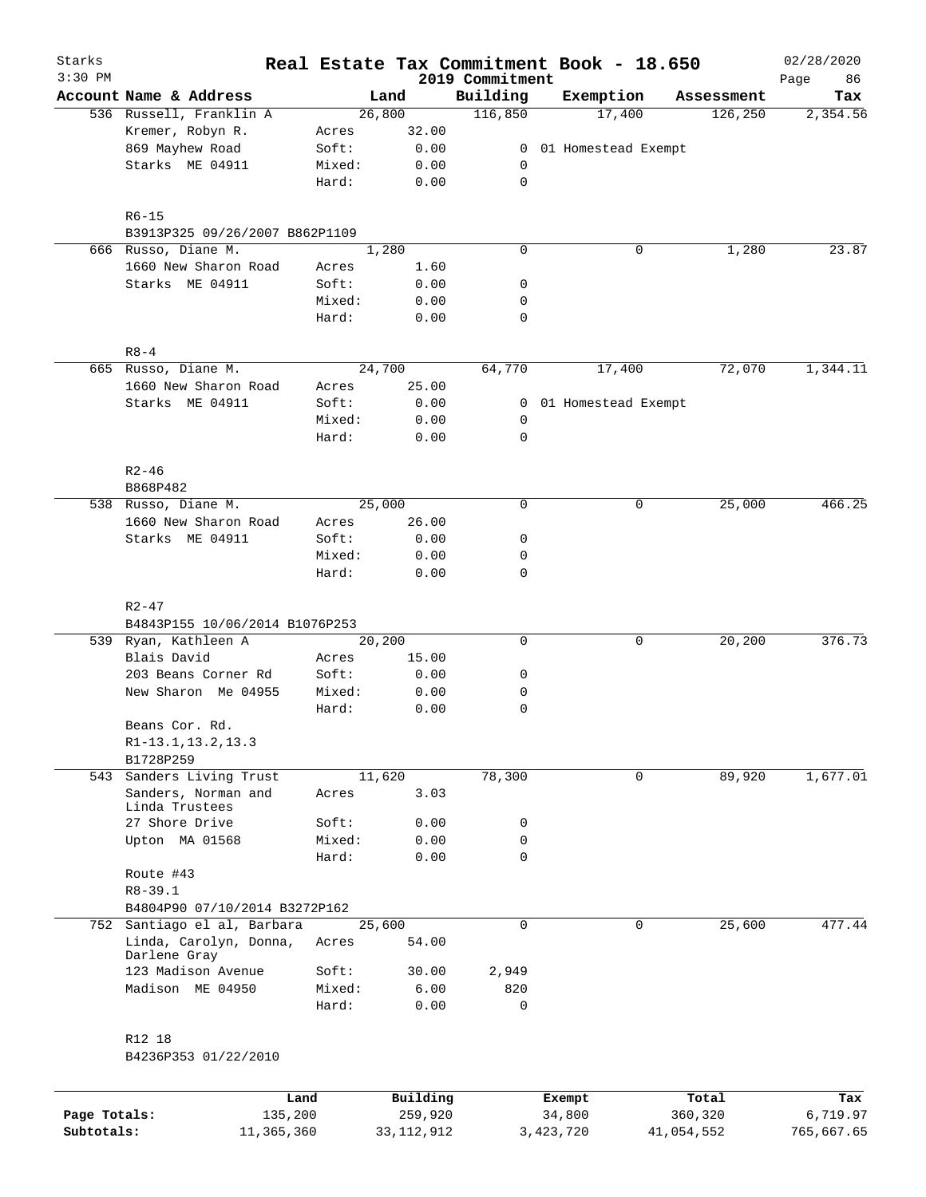# Real Estate Tax Commitment Book - 18.650

Starks
3:30 PM

2019 Commitment

02/28/2020

| Account Name & Address | | Land | Building | Exemption | Assessment | Tax |
|---|---|---|---|---|---|---|
| 536 Russell, Franklin A | | 26,800 | 116,850 | 17,400 | 126,250 | 2,354.56 |
| Kremer, Robyn R. | Acres | 32.00 | | | | |
| 869 Mayhew Road | Soft: | 0.00 | 0 | 01 Homestead Exempt | | |
| Starks ME 04911 | Mixed: | 0.00 | 0 | | | |
| | Hard: | 0.00 | 0 | | | |
| R6-15 | | | | | | |
| B3913P325 09/26/2007 B862P1109 | | | | | | |
| 666 Russo, Diane M. | | 1,280 | 0 | 0 | 1,280 | 23.87 |
| 1660 New Sharon Road | Acres | 1.60 | | | | |
| Starks ME 04911 | Soft: | 0.00 | 0 | | | |
| | Mixed: | 0.00 | 0 | | | |
| | Hard: | 0.00 | 0 | | | |
| R8-4 | | | | | | |
| 665 Russo, Diane M. | | 24,700 | 64,770 | 17,400 | 72,070 | 1,344.11 |
| 1660 New Sharon Road | Acres | 25.00 | | | | |
| Starks ME 04911 | Soft: | 0.00 | 0 | 01 Homestead Exempt | | |
| | Mixed: | 0.00 | 0 | | | |
| | Hard: | 0.00 | 0 | | | |
| R2-46 | | | | | | |
| B868P482 | | | | | | |
| 538 Russo, Diane M. | | 25,000 | 0 | 0 | 25,000 | 466.25 |
| 1660 New Sharon Road | Acres | 26.00 | | | | |
| Starks ME 04911 | Soft: | 0.00 | 0 | | | |
| | Mixed: | 0.00 | 0 | | | |
| | Hard: | 0.00 | 0 | | | |
| R2-47 | | | | | | |
| B4843P155 10/06/2014 B1076P253 | | | | | | |
| 539 Ryan, Kathleen A | | 20,200 | 0 | 0 | 20,200 | 376.73 |
| Blais David | Acres | 15.00 | | | | |
| 203 Beans Corner Rd | Soft: | 0.00 | 0 | | | |
| New Sharon Me 04955 | Mixed: | 0.00 | 0 | | | |
| | Hard: | 0.00 | 0 | | | |
| Beans Cor. Rd. | | | | | | |
| R1-13.1,13.2,13.3 | | | | | | |
| B1728P259 | | | | | | |
| 543 Sanders Living Trust | | 11,620 | 78,300 | 0 | 89,920 | 1,677.01 |
| Sanders, Norman and Linda Trustees | Acres | 3.03 | | | | |
| 27 Shore Drive | Soft: | 0.00 | 0 | | | |
| Upton MA 01568 | Mixed: | 0.00 | 0 | | | |
| | Hard: | 0.00 | 0 | | | |
| Route #43 | | | | | | |
| R8-39.1 | | | | | | |
| B4804P90 07/10/2014 B3272P162 | | | | | | |
| 752 Santiago el al, Barbara | | 25,600 | 0 | 0 | 25,600 | 477.44 |
| Linda, Carolyn, Donna, Darlene Gray | Acres | 54.00 | | | | |
| 123 Madison Avenue | Soft: | 30.00 | 2,949 | | | |
| Madison ME 04950 | Mixed: | 6.00 | 820 | | | |
| | Hard: | 0.00 | 0 | | | |
| R12 18 | | | | | | |
| B4236P353 01/22/2010 | | | | | | |

| | Land | Building | Exempt | Total | Tax |
|---|---|---|---|---|---|
| Page Totals: | 135,200 | 259,920 | 34,800 | 360,320 | 6,719.97 |
| Subtotals: | 11,365,360 | 33,112,912 | 3,423,720 | 41,054,552 | 765,667.65 |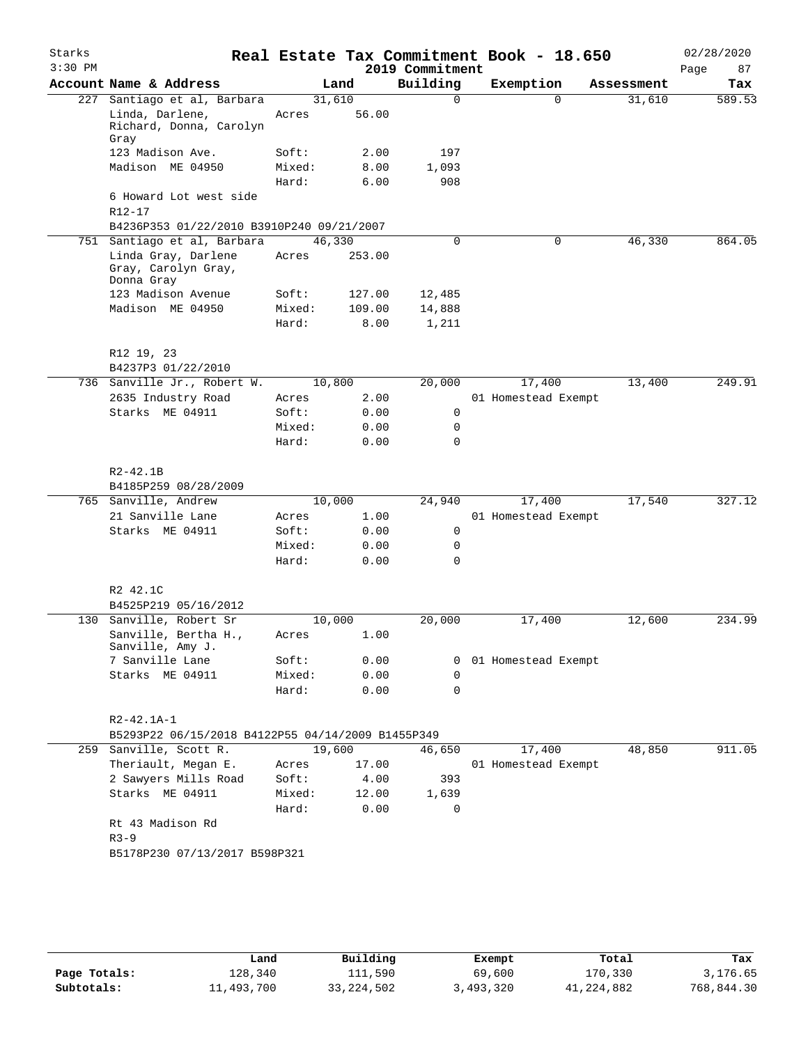# Real Estate Tax Commitment Book - 18.650

Starks
3:30 PM

2019 Commitment

02/28/2020

| Account Name & Address | Land | | Building | Exemption | Assessment | Tax |
|---|---|---|---|---|---|---|
| 227 Santiago et al, Barbara | 31,610 | | 0 | 0 | 31,610 | 589.53 |
| Linda, Darlene, Richard, Donna, Carolyn Gray | Acres | 56.00 | | | | |
| 123 Madison Ave. | Soft: | 2.00 | 197 | | | |
| Madison ME 04950 | Mixed: | 8.00 | 1,093 | | | |
| | Hard: | 6.00 | 908 | | | |
| 6 Howard Lot west side | | | | | | |
| R12-17 | | | | | | |
| B4236P353 01/22/2010 B3910P240 09/21/2007 | | | | | | |
| 751 Santiago et al, Barbara | 46,330 | | 0 | 0 | 46,330 | 864.05 |
| Linda Gray, Darlene Gray, Carolyn Gray, Donna Gray | Acres | 253.00 | | | | |
| 123 Madison Avenue | Soft: | 127.00 | 12,485 | | | |
| Madison ME 04950 | Mixed: | 109.00 | 14,888 | | | |
| | Hard: | 8.00 | 1,211 | | | |
| R12 19, 23 | | | | | | |
| B4237P3 01/22/2010 | | | | | | |
| 736 Sanville Jr., Robert W. | 10,800 | | 20,000 | 17,400 | 13,400 | 249.91 |
| 2635 Industry Road | Acres | 2.00 | | 01 Homestead Exempt | | |
| Starks ME 04911 | Soft: | 0.00 | 0 | | | |
| | Mixed: | 0.00 | 0 | | | |
| | Hard: | 0.00 | 0 | | | |
| R2-42.1B | | | | | | |
| B4185P259 08/28/2009 | | | | | | |
| 765 Sanville, Andrew | 10,000 | | 24,940 | 17,400 | 17,540 | 327.12 |
| 21 Sanville Lane | Acres | 1.00 | | 01 Homestead Exempt | | |
| Starks ME 04911 | Soft: | 0.00 | 0 | | | |
| | Mixed: | 0.00 | 0 | | | |
| | Hard: | 0.00 | 0 | | | |
| R2 42.1C | | | | | | |
| B4525P219 05/16/2012 | | | | | | |
| 130 Sanville, Robert Sr | 10,000 | | 20,000 | 17,400 | 12,600 | 234.99 |
| Sanville, Bertha H., Sanville, Amy J. | Acres | 1.00 | | | | |
| 7 Sanville Lane | Soft: | 0.00 | 0 | 01 Homestead Exempt | | |
| Starks ME 04911 | Mixed: | 0.00 | 0 | | | |
| | Hard: | 0.00 | 0 | | | |
| R2-42.1A-1 | | | | | | |
| B5293P22 06/15/2018 B4122P55 04/14/2009 B1455P349 | | | | | | |
| 259 Sanville, Scott R. | 19,600 | | 46,650 | 17,400 | 48,850 | 911.05 |
| Theriault, Megan E. | Acres | 17.00 | | 01 Homestead Exempt | | |
| 2 Sawyers Mills Road | Soft: | 4.00 | 393 | | | |
| Starks ME 04911 | Mixed: | 12.00 | 1,639 | | | |
| | Hard: | 0.00 | 0 | | | |
| Rt 43 Madison Rd | | | | | | |
| R3-9 | | | | | | |
| B5178P230 07/13/2017 B598P321 | | | | | | |

| | Land | Building | Exempt | Total | Tax |
|---|---|---|---|---|---|
| **Page Totals:** | 128,340 | 111,590 | 69,600 | 170,330 | 3,176.65 |
| **Subtotals:** | 11,493,700 | 33,224,502 | 3,493,320 | 41,224,882 | 768,844.30 |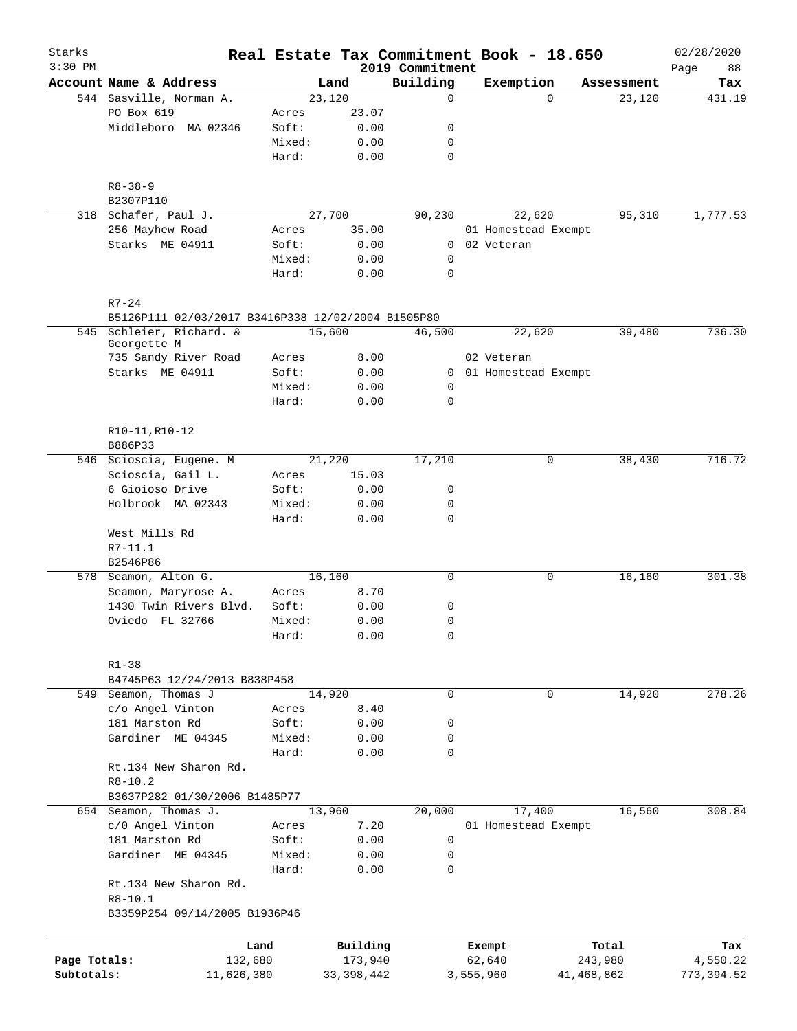# Real Estate Tax Commitment Book - 18.650

Starks
3:30 PM

2019 Commitment

02/28/2020

| Account Name & Address | | Land | Building | Exemption | Assessment | Tax |
|---|---|---|---|---|---|---|
| 544 Sasville, Norman A. | | 23,120 | 0 | 0 | 23,120 | 431.19 |
| PO Box 619 | Acres | 23.07 | | | | |
| Middleboro MA 02346 | Soft: | 0.00 | 0 | | | |
| | Mixed: | 0.00 | 0 | | | |
| | Hard: | 0.00 | 0 | | | |
| R8-38-9 | | | | | | |
| B2307P110 | | | | | | |
| 318 Schafer, Paul J. | | 27,700 | 90,230 | 22,620 | 95,310 | 1,777.53 |
| 256 Mayhew Road | Acres | 35.00 | | 01 Homestead Exempt | | |
| Starks ME 04911 | Soft: | 0.00 | 0 | 02 Veteran | | |
| | Mixed: | 0.00 | 0 | | | |
| | Hard: | 0.00 | 0 | | | |
| R7-24 | | | | | | |
| B5126P111 02/03/2017 B3416P338 12/02/2004 B1505P80 | | | | | | |
| 545 Schleier, Richard. & Georgette M | | 15,600 | 46,500 | 22,620 | 39,480 | 736.30 |
| 735 Sandy River Road | Acres | 8.00 | | 02 Veteran | | |
| Starks ME 04911 | Soft: | 0.00 | 0 | 01 Homestead Exempt | | |
| | Mixed: | 0.00 | 0 | | | |
| | Hard: | 0.00 | 0 | | | |
| R10-11,R10-12 | | | | | | |
| B886P33 | | | | | | |
| 546 Scioscia, Eugene. M | | 21,220 | 17,210 | 0 | 38,430 | 716.72 |
| Scioscia, Gail L. | Acres | 15.03 | | | | |
| 6 Gioioso Drive | Soft: | 0.00 | 0 | | | |
| Holbrook MA 02343 | Mixed: | 0.00 | 0 | | | |
| | Hard: | 0.00 | 0 | | | |
| West Mills Rd | | | | | | |
| R7-11.1 | | | | | | |
| B2546P86 | | | | | | |
| 578 Seamon, Alton G. | | 16,160 | 0 | 0 | 16,160 | 301.38 |
| Seamon, Maryrose A. | Acres | 8.70 | | | | |
| 1430 Twin Rivers Blvd. | Soft: | 0.00 | 0 | | | |
| Oviedo FL 32766 | Mixed: | 0.00 | 0 | | | |
| | Hard: | 0.00 | 0 | | | |
| R1-38 | | | | | | |
| B4745P63 12/24/2013 B838P458 | | | | | | |
| 549 Seamon, Thomas J | | 14,920 | 0 | 0 | 14,920 | 278.26 |
| c/o Angel Vinton | Acres | 8.40 | | | | |
| 181 Marston Rd | Soft: | 0.00 | 0 | | | |
| Gardiner ME 04345 | Mixed: | 0.00 | 0 | | | |
| | Hard: | 0.00 | 0 | | | |
| Rt.134 New Sharon Rd. | | | | | | |
| R8-10.2 | | | | | | |
| B3637P282 01/30/2006 B1485P77 | | | | | | |
| 654 Seamon, Thomas J. | | 13,960 | 20,000 | 17,400 | 16,560 | 308.84 |
| c/0 Angel Vinton | Acres | 7.20 | | 01 Homestead Exempt | | |
| 181 Marston Rd | Soft: | 0.00 | 0 | | | |
| Gardiner ME 04345 | Mixed: | 0.00 | 0 | | | |
| | Hard: | 0.00 | 0 | | | |
| Rt.134 New Sharon Rd. | | | | | | |
| R8-10.1 | | | | | | |
| B3359P254 09/14/2005 B1936P46 | | | | | | |

| | Land | Building | Exempt | Total | Tax |
|---|---|---|---|---|---|
| Page Totals: | 132,680 | 173,940 | 62,640 | 243,980 | 4,550.22 |
| Subtotals: | 11,626,380 | 33,398,442 | 3,555,960 | 41,468,862 | 773,394.52 |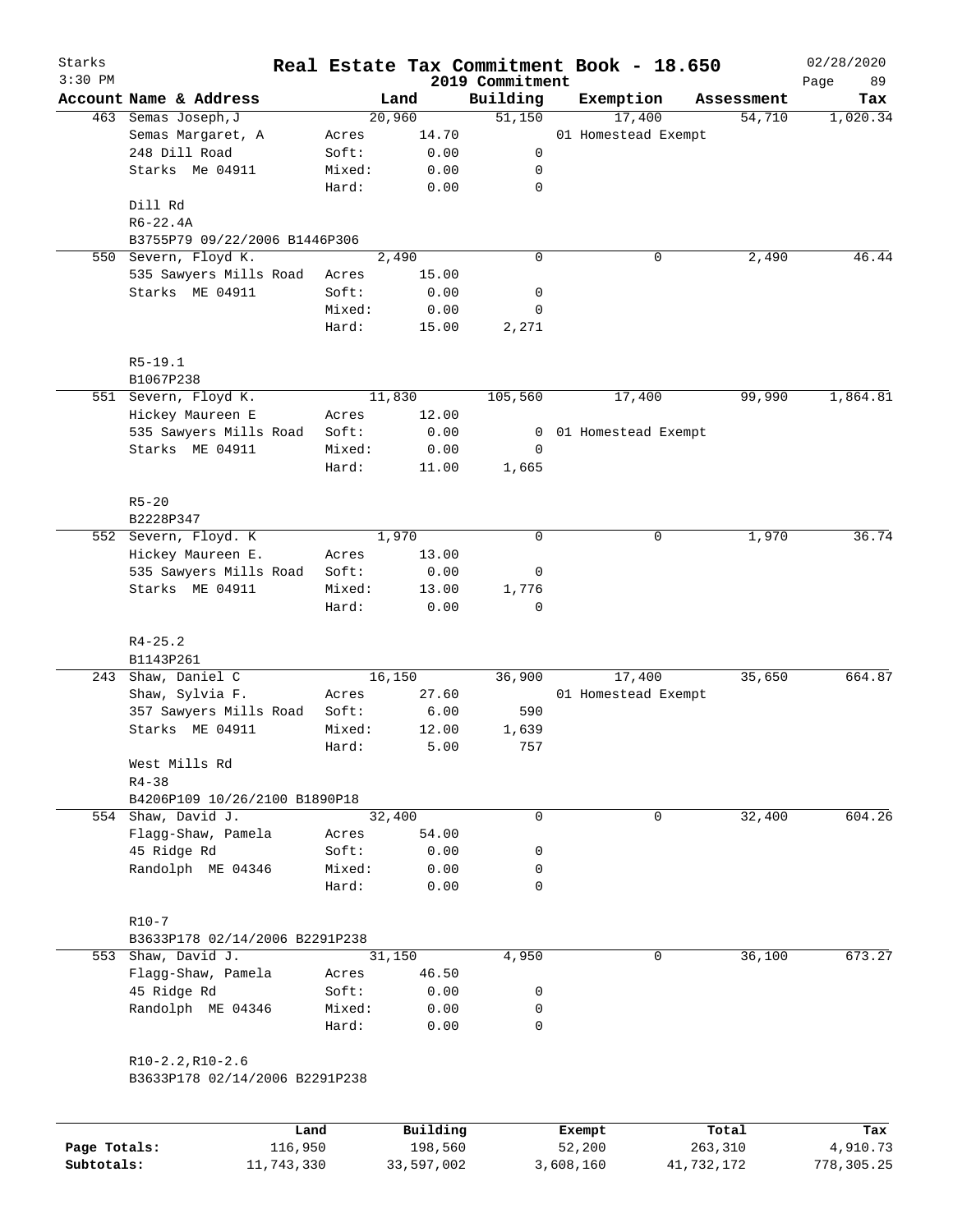Starks 3:30 PM

# Real Estate Tax Commitment Book - 18.650

## 2019 Commitment

02/28/2020

| Account | Name & Address | | Land | Building | Exemption | Assessment | Tax |
|---|---|---|---|---|---|---|---|
| 463 | Semas Joseph,J | | 20,960 | 51,150 | 17,400 | 54,710 | 1,020.34 |
| | Semas Margaret, A | Acres | 14.70 | | 01 Homestead Exempt | | |
| | 248 Dill Road | Soft: | 0.00 | 0 | | | |
| | Starks Me 04911 | Mixed: | 0.00 | 0 | | | |
| | | Hard: | 0.00 | 0 | | | |
| | Dill Rd | | | | | | |
| | R6-22.4A | | | | | | |
| | B3755P79 09/22/2006 B1446P306 | | | | | | |
| 550 | Severn, Floyd K. | | 2,490 | 0 | 0 | 2,490 | 46.44 |
| | 535 Sawyers Mills Road | Acres | 15.00 | | | | |
| | Starks ME 04911 | Soft: | 0.00 | 0 | | | |
| | | Mixed: | 0.00 | 0 | | | |
| | | Hard: | 15.00 | 2,271 | | | |
| | R5-19.1 | | | | | | |
| | B1067P238 | | | | | | |
| 551 | Severn, Floyd K. | | 11,830 | 105,560 | 17,400 | 99,990 | 1,864.81 |
| | Hickey Maureen E | Acres | 12.00 | | | | |
| | 535 Sawyers Mills Road | Soft: | 0.00 | 0 | 01 Homestead Exempt | | |
| | Starks ME 04911 | Mixed: | 0.00 | 0 | | | |
| | | Hard: | 11.00 | 1,665 | | | |
| | R5-20 | | | | | | |
| | B2228P347 | | | | | | |
| 552 | Severn, Floyd. K | | 1,970 | 0 | 0 | 1,970 | 36.74 |
| | Hickey Maureen E. | Acres | 13.00 | | | | |
| | 535 Sawyers Mills Road | Soft: | 0.00 | 0 | | | |
| | Starks ME 04911 | Mixed: | 13.00 | 1,776 | | | |
| | | Hard: | 0.00 | 0 | | | |
| | R4-25.2 | | | | | | |
| | B1143P261 | | | | | | |
| 243 | Shaw, Daniel C | | 16,150 | 36,900 | 17,400 | 35,650 | 664.87 |
| | Shaw, Sylvia F. | Acres | 27.60 | | 01 Homestead Exempt | | |
| | 357 Sawyers Mills Road | Soft: | 6.00 | 590 | | | |
| | Starks ME 04911 | Mixed: | 12.00 | 1,639 | | | |
| | | Hard: | 5.00 | 757 | | | |
| | West Mills Rd | | | | | | |
| | R4-38 | | | | | | |
| | B4206P109 10/26/2100 B1890P18 | | | | | | |
| 554 | Shaw, David J. | | 32,400 | 0 | 0 | 32,400 | 604.26 |
| | Flagg-Shaw, Pamela | Acres | 54.00 | | | | |
| | 45 Ridge Rd | Soft: | 0.00 | 0 | | | |
| | Randolph ME 04346 | Mixed: | 0.00 | 0 | | | |
| | | Hard: | 0.00 | 0 | | | |
| | R10-7 | | | | | | |
| | B3633P178 02/14/2006 B2291P238 | | | | | | |
| 553 | Shaw, David J. | | 31,150 | 4,950 | 0 | 36,100 | 673.27 |
| | Flagg-Shaw, Pamela | Acres | 46.50 | | | | |
| | 45 Ridge Rd | Soft: | 0.00 | 0 | | | |
| | Randolph ME 04346 | Mixed: | 0.00 | 0 | | | |
| | | Hard: | 0.00 | 0 | | | |
| | R10-2.2,R10-2.6 | | | | | | |
| | B3633P178 02/14/2006 B2291P238 | | | | | | |

| | Land | Building | Exempt | Total | Tax |
|---|---|---|---|---|---|
| Page Totals: | 116,950 | 198,560 | 52,200 | 263,310 | 4,910.73 |
| Subtotals: | 11,743,330 | 33,597,002 | 3,608,160 | 41,732,172 | 778,305.25 |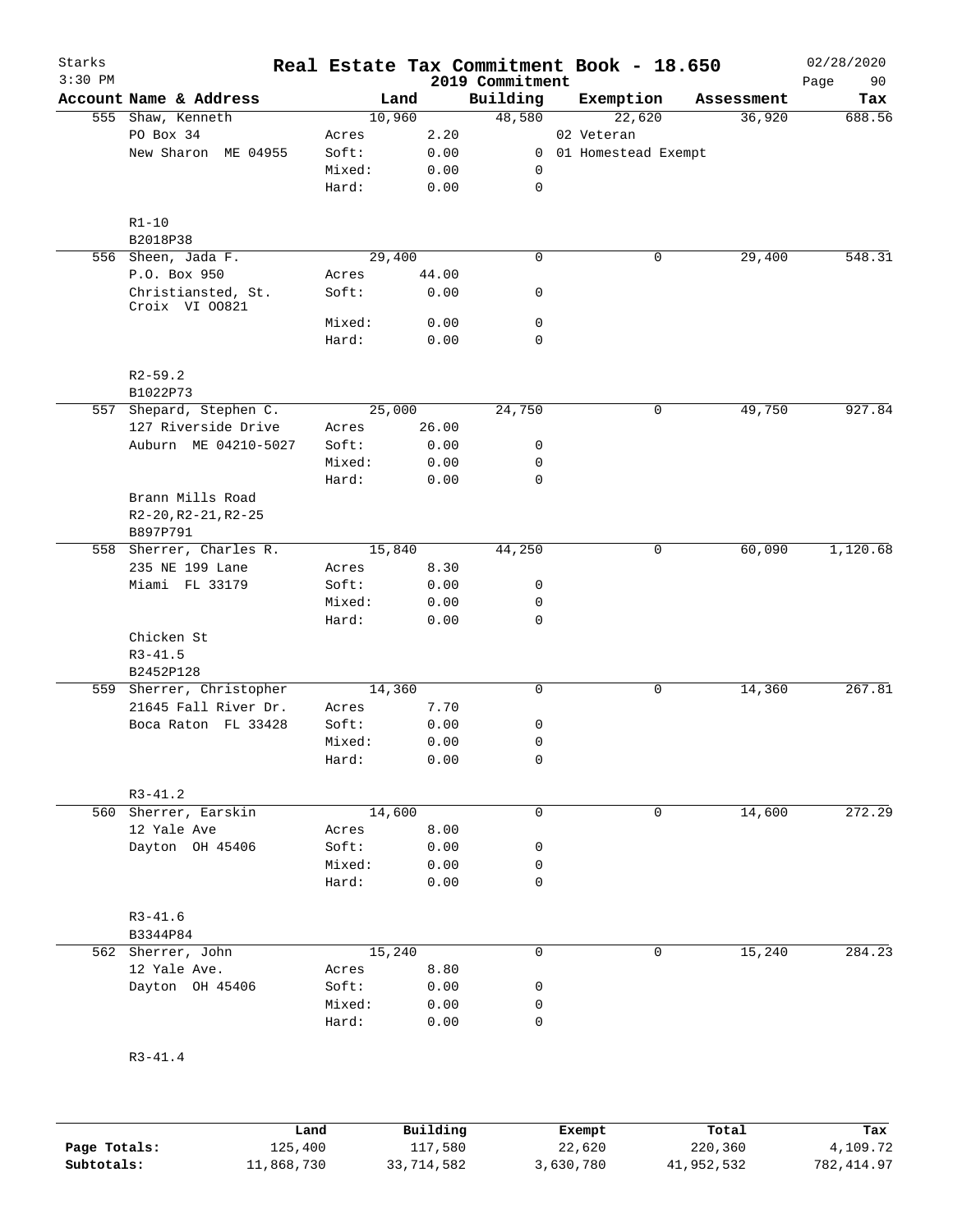# Real Estate Tax Commitment Book - 18.650

Starks
3:30 PM

2019 Commitment

02/28/2020

| Account Name & Address | | Land | Building | Exemption | Assessment | Tax |
|---|---|---|---|---|---|---|
| 555 Shaw, Kenneth | | 10,960 | 48,580 | 22,620 | 36,920 | 688.56 |
| PO Box 34 | Acres | 2.20 | | 02 Veteran | | |
| New Sharon ME 04955 | Soft: | 0.00 | 0 | 01 Homestead Exempt | | |
| | Mixed: | 0.00 | 0 | | | |
| | Hard: | 0.00 | 0 | | | |
| R1-10 | | | | | | |
| B2018P38 | | | | | | |
| 556 Sheen, Jada F. | | 29,400 | 0 | 0 | 29,400 | 548.31 |
| P.O. Box 950 | Acres | 44.00 | | | | |
| Christiansted, St. Croix VI 00821 | Soft: | 0.00 | 0 | | | |
| | Mixed: | 0.00 | 0 | | | |
| | Hard: | 0.00 | 0 | | | |
| R2-59.2 | | | | | | |
| B1022P73 | | | | | | |
| 557 Shepard, Stephen C. | | 25,000 | 24,750 | 0 | 49,750 | 927.84 |
| 127 Riverside Drive | Acres | 26.00 | | | | |
| Auburn ME 04210-5027 | Soft: | 0.00 | 0 | | | |
| | Mixed: | 0.00 | 0 | | | |
| | Hard: | 0.00 | 0 | | | |
| Brann Mills Road | | | | | | |
| R2-20,R2-21,R2-25 | | | | | | |
| B897P791 | | | | | | |
| 558 Sherrer, Charles R. | | 15,840 | 44,250 | 0 | 60,090 | 1,120.68 |
| 235 NE 199 Lane | Acres | 8.30 | | | | |
| Miami FL 33179 | Soft: | 0.00 | 0 | | | |
| | Mixed: | 0.00 | 0 | | | |
| | Hard: | 0.00 | 0 | | | |
| Chicken St | | | | | | |
| R3-41.5 | | | | | | |
| B2452P128 | | | | | | |
| 559 Sherrer, Christopher | | 14,360 | 0 | 0 | 14,360 | 267.81 |
| 21645 Fall River Dr. | Acres | 7.70 | | | | |
| Boca Raton FL 33428 | Soft: | 0.00 | 0 | | | |
| | Mixed: | 0.00 | 0 | | | |
| | Hard: | 0.00 | 0 | | | |
| R3-41.2 | | | | | | |
| 560 Sherrer, Earskin | | 14,600 | 0 | 0 | 14,600 | 272.29 |
| 12 Yale Ave | Acres | 8.00 | | | | |
| Dayton OH 45406 | Soft: | 0.00 | 0 | | | |
| | Mixed: | 0.00 | 0 | | | |
| | Hard: | 0.00 | 0 | | | |
| R3-41.6 | | | | | | |
| B3344P84 | | | | | | |
| 562 Sherrer, John | | 15,240 | 0 | 0 | 15,240 | 284.23 |
| 12 Yale Ave. | Acres | 8.80 | | | | |
| Dayton OH 45406 | Soft: | 0.00 | 0 | | | |
| | Mixed: | 0.00 | 0 | | | |
| | Hard: | 0.00 | 0 | | | |
| R3-41.4 | | | | | | |

| | Land | Building | Exempt | Total | Tax |
|---|---|---|---|---|---|
| Page Totals: | 125,400 | 117,580 | 22,620 | 220,360 | 4,109.72 |
| Subtotals: | 11,868,730 | 33,714,582 | 3,630,780 | 41,952,532 | 782,414.97 |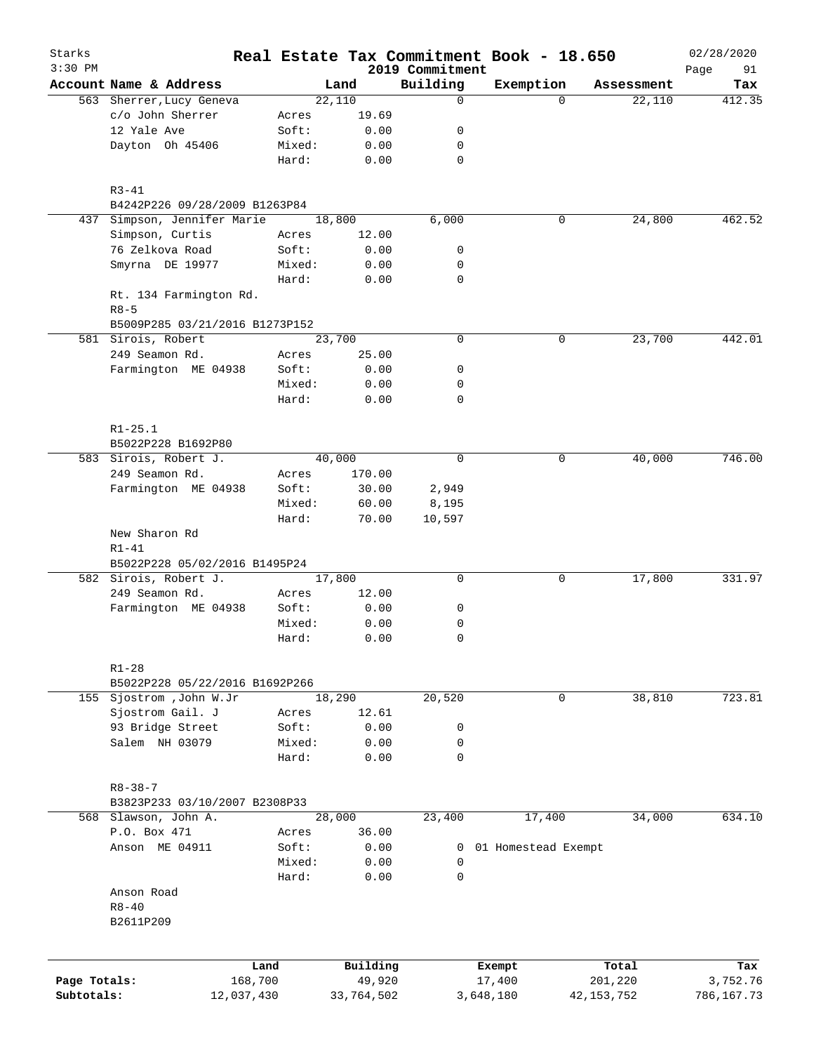# Real Estate Tax Commitment Book - 18.650

Starks
3:30 PM

2019 Commitment

02/28/2020

| Account Name & Address | | Land | Building | Exemption | Assessment | Tax |
|---|---|---|---|---|---|---|
| 563 Sherrer,Lucy Geneva | | 22,110 | 0 | 0 | 22,110 | 412.35 |
| c/o John Sherrer | Acres | 19.69 | | | | |
| 12 Yale Ave | Soft: | 0.00 | 0 | | | |
| Dayton Oh 45406 | Mixed: | 0.00 | 0 | | | |
| | Hard: | 0.00 | 0 | | | |
| R3-41 | | | | | | |
| B4242P226 09/28/2009 B1263P84 | | | | | | |
| 437 Simpson, Jennifer Marie | | 18,800 | 6,000 | 0 | 24,800 | 462.52 |
| Simpson, Curtis | Acres | 12.00 | | | | |
| 76 Zelkova Road | Soft: | 0.00 | 0 | | | |
| Smyrna DE 19977 | Mixed: | 0.00 | 0 | | | |
| | Hard: | 0.00 | 0 | | | |
| Rt. 134 Farmington Rd. | | | | | | |
| R8-5 | | | | | | |
| B5009P285 03/21/2016 B1273P152 | | | | | | |
| 581 Sirois, Robert | | 23,700 | 0 | 0 | 23,700 | 442.01 |
| 249 Seamon Rd. | Acres | 25.00 | | | | |
| Farmington ME 04938 | Soft: | 0.00 | 0 | | | |
| | Mixed: | 0.00 | 0 | | | |
| | Hard: | 0.00 | 0 | | | |
| R1-25.1 | | | | | | |
| B5022P228 B1692P80 | | | | | | |
| 583 Sirois, Robert J. | | 40,000 | 0 | 0 | 40,000 | 746.00 |
| 249 Seamon Rd. | Acres | 170.00 | | | | |
| Farmington ME 04938 | Soft: | 30.00 | 2,949 | | | |
| | Mixed: | 60.00 | 8,195 | | | |
| | Hard: | 70.00 | 10,597 | | | |
| New Sharon Rd | | | | | | |
| R1-41 | | | | | | |
| B5022P228 05/02/2016 B1495P24 | | | | | | |
| 582 Sirois, Robert J. | | 17,800 | 0 | 0 | 17,800 | 331.97 |
| 249 Seamon Rd. | Acres | 12.00 | | | | |
| Farmington ME 04938 | Soft: | 0.00 | 0 | | | |
| | Mixed: | 0.00 | 0 | | | |
| | Hard: | 0.00 | 0 | | | |
| R1-28 | | | | | | |
| B5022P228 05/22/2016 B1692P266 | | | | | | |
| 155 Sjostrom ,John W.Jr | | 18,290 | 20,520 | 0 | 38,810 | 723.81 |
| Sjostrom Gail. J | Acres | 12.61 | | | | |
| 93 Bridge Street | Soft: | 0.00 | 0 | | | |
| Salem NH 03079 | Mixed: | 0.00 | 0 | | | |
| | Hard: | 0.00 | 0 | | | |
| R8-38-7 | | | | | | |
| B3823P233 03/10/2007 B2308P33 | | | | | | |
| 568 Slawson, John A. | | 28,000 | 23,400 | 17,400 | 34,000 | 634.10 |
| P.O. Box 471 | Acres | 36.00 | | | | |
| Anson ME 04911 | Soft: | 0.00 | 0 | 01 Homestead Exempt | | |
| | Mixed: | 0.00 | 0 | | | |
| | Hard: | 0.00 | 0 | | | |
| Anson Road | | | | | | |
| R8-40 | | | | | | |
| B2611P209 | | | | | | |

| | Land | Building | Exempt | Total | Tax |
|---|---|---|---|---|---|
| Page Totals: | 168,700 | 49,920 | 17,400 | 201,220 | 3,752.76 |
| Subtotals: | 12,037,430 | 33,764,502 | 3,648,180 | 42,153,752 | 786,167.73 |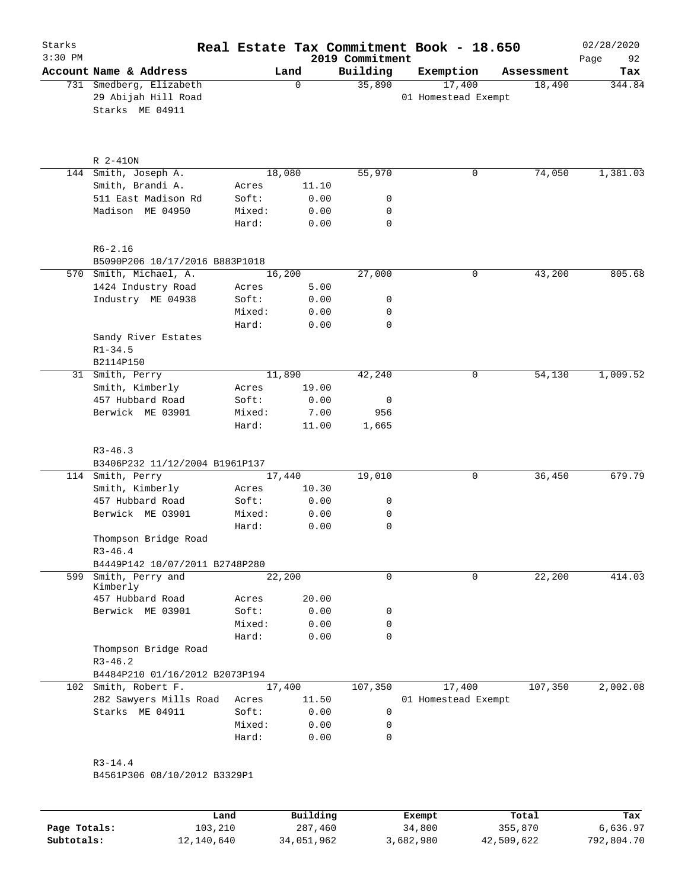# Real Estate Tax Commitment Book - 18.650

Starks
3:30 PM

2019 Commitment

02/28/2020

| Account Name & Address | Land | | Building | Exemption | Assessment | Tax |
|---|---|---|---|---|---|---|
| 731 Smedberg, Elizabeth | | 0 | 35,890 | 17,400 | 18,490 | 344.84 |
| 29 Abijah Hill Road | | | | 01 Homestead Exempt | | |
| Starks ME 04911 | | | | | | |
| R 2-41ON | | | | | | |
| 144 Smith, Joseph A. | | 18,080 | 55,970 | 0 | 74,050 | 1,381.03 |
| Smith, Brandi A. | Acres | 11.10 | | | | |
| 511 East Madison Rd | Soft: | 0.00 | 0 | | | |
| Madison ME 04950 | Mixed: | 0.00 | 0 | | | |
| | Hard: | 0.00 | 0 | | | |
| R6-2.16 | | | | | | |
| B5090P206 10/17/2016 B883P1018 | | | | | | |
| 570 Smith, Michael, A. | | 16,200 | 27,000 | 0 | 43,200 | 805.68 |
| 1424 Industry Road | Acres | 5.00 | | | | |
| Industry ME 04938 | Soft: | 0.00 | 0 | | | |
| | Mixed: | 0.00 | 0 | | | |
| | Hard: | 0.00 | 0 | | | |
| Sandy River Estates | | | | | | |
| R1-34.5 | | | | | | |
| B2114P150 | | | | | | |
| 31 Smith, Perry | | 11,890 | 42,240 | 0 | 54,130 | 1,009.52 |
| Smith, Kimberly | Acres | 19.00 | | | | |
| 457 Hubbard Road | Soft: | 0.00 | 0 | | | |
| Berwick ME 03901 | Mixed: | 7.00 | 956 | | | |
| | Hard: | 11.00 | 1,665 | | | |
| R3-46.3 | | | | | | |
| B3406P232 11/12/2004 B1961P137 | | | | | | |
| 114 Smith, Perry | | 17,440 | 19,010 | 0 | 36,450 | 679.79 |
| Smith, Kimberly | Acres | 10.30 | | | | |
| 457 Hubbard Road | Soft: | 0.00 | 0 | | | |
| Berwick ME O3901 | Mixed: | 0.00 | 0 | | | |
| | Hard: | 0.00 | 0 | | | |
| Thompson Bridge Road | | | | | | |
| R3-46.4 | | | | | | |
| B4449P142 10/07/2011 B2748P280 | | | | | | |
| 599 Smith, Perry and Kimberly | | 22,200 | 0 | 0 | 22,200 | 414.03 |
| 457 Hubbard Road | Acres | 20.00 | | | | |
| Berwick ME 03901 | Soft: | 0.00 | 0 | | | |
| | Mixed: | 0.00 | 0 | | | |
| | Hard: | 0.00 | 0 | | | |
| Thompson Bridge Road | | | | | | |
| R3-46.2 | | | | | | |
| B4484P210 01/16/2012 B2073P194 | | | | | | |
| 102 Smith, Robert F. | | 17,400 | 107,350 | 17,400 | 107,350 | 2,002.08 |
| 282 Sawyers Mills Road | Acres | 11.50 | | 01 Homestead Exempt | | |
| Starks ME 04911 | Soft: | 0.00 | 0 | | | |
| | Mixed: | 0.00 | 0 | | | |
| | Hard: | 0.00 | 0 | | | |
| R3-14.4 | | | | | | |
| B4561P306 08/10/2012 B3329P1 | | | | | | |

| | Land | Building | Exempt | Total | Tax |
|---|---|---|---|---|---|
| Page Totals: | 103,210 | 287,460 | 34,800 | 355,870 | 6,636.97 |
| Subtotals: | 12,140,640 | 34,051,962 | 3,682,980 | 42,509,622 | 792,804.70 |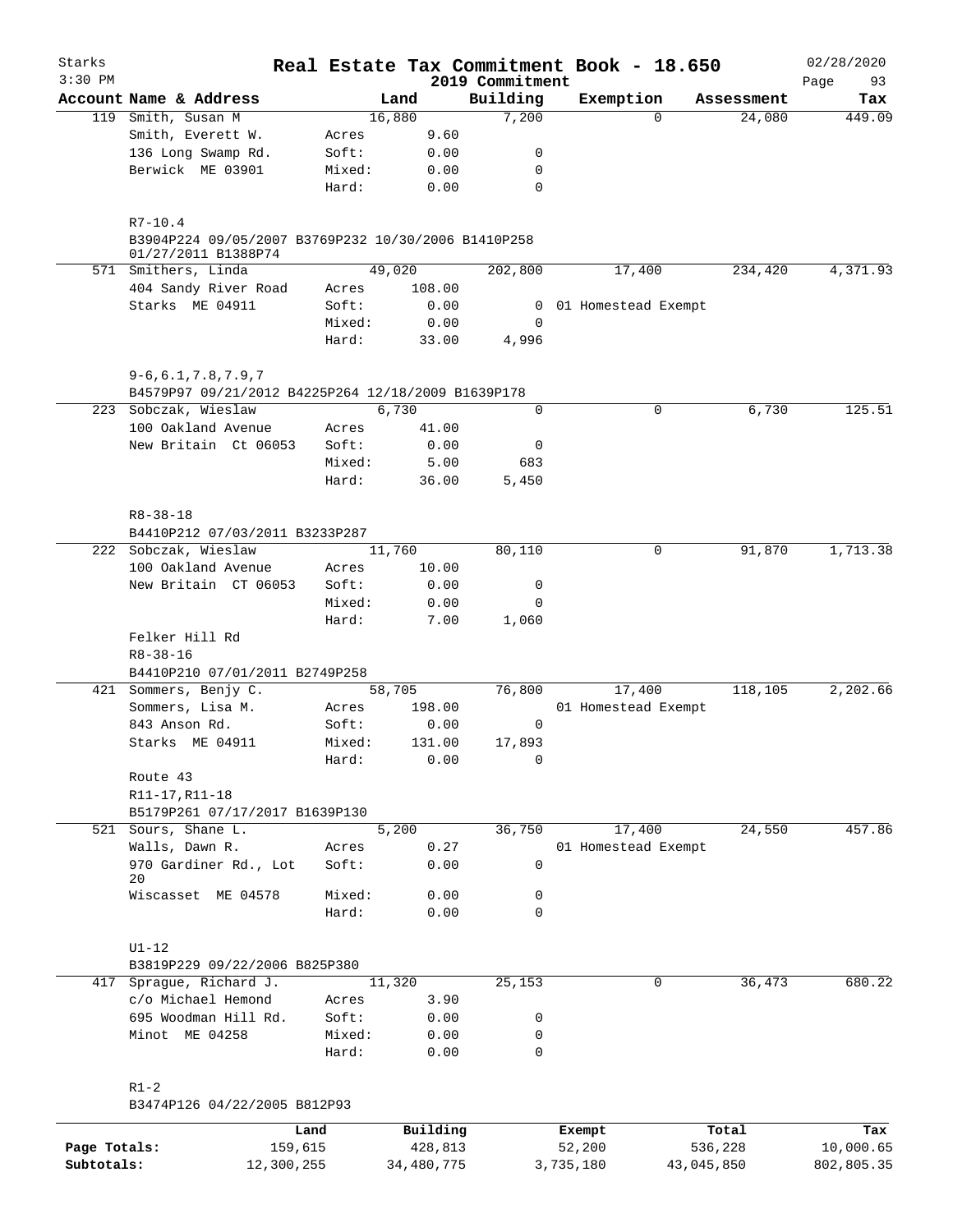# Real Estate Tax Commitment Book - 18.650

Starks
3:30 PM

2019 Commitment

02/28/2020

| Account Name & Address | | Land | Building | Exemption | Assessment | Tax |
|---|---|---|---|---|---|---|
| 119 Smith, Susan M | | 16,880 | 7,200 | 0 | 24,080 | 449.09 |
| Smith, Everett W. | Acres | 9.60 | | | | |
| 136 Long Swamp Rd. | Soft: | 0.00 | 0 | | | |
| Berwick ME 03901 | Mixed: | 0.00 | 0 | | | |
| | Hard: | 0.00 | 0 | | | |
| R7-10.4 | | | | | | |
| B3904P224 09/05/2007 B3769P232 10/30/2006 B1410P258 01/27/2011 B1388P74 | | | | | | |
| 571 Smithers, Linda | | 49,020 | 202,800 | 17,400 | 234,420 | 4,371.93 |
| 404 Sandy River Road | Acres | 108.00 | | | | |
| Starks ME 04911 | Soft: | 0.00 | 0 | 01 Homestead Exempt | | |
| | Mixed: | 0.00 | 0 | | | |
| | Hard: | 33.00 | 4,996 | | | |
| 9-6,6.1,7.8,7.9,7 | | | | | | |
| B4579P97 09/21/2012 B4225P264 12/18/2009 B1639P178 | | | | | | |
| 223 Sobczak, Wieslaw | | 6,730 | 0 | 0 | 6,730 | 125.51 |
| 100 Oakland Avenue | Acres | 41.00 | | | | |
| New Britain Ct 06053 | Soft: | 0.00 | 0 | | | |
| | Mixed: | 5.00 | 683 | | | |
| | Hard: | 36.00 | 5,450 | | | |
| R8-38-18 | | | | | | |
| B4410P212 07/03/2011 B3233P287 | | | | | | |
| 222 Sobczak, Wieslaw | | 11,760 | 80,110 | 0 | 91,870 | 1,713.38 |
| 100 Oakland Avenue | Acres | 10.00 | | | | |
| New Britain CT 06053 | Soft: | 0.00 | 0 | | | |
| | Mixed: | 0.00 | 0 | | | |
| | Hard: | 7.00 | 1,060 | | | |
| Felker Hill Rd | | | | | | |
| R8-38-16 | | | | | | |
| B4410P210 07/01/2011 B2749P258 | | | | | | |
| 421 Sommers, Benjy C. | | 58,705 | 76,800 | 17,400 | 118,105 | 2,202.66 |
| Sommers, Lisa M. | Acres | 198.00 | | 01 Homestead Exempt | | |
| 843 Anson Rd. | Soft: | 0.00 | 0 | | | |
| Starks ME 04911 | Mixed: | 131.00 | 17,893 | | | |
| | Hard: | 0.00 | 0 | | | |
| Route 43 | | | | | | |
| R11-17,R11-18 | | | | | | |
| B5179P261 07/17/2017 B1639P130 | | | | | | |
| 521 Sours, Shane L. | | 5,200 | 36,750 | 17,400 | 24,550 | 457.86 |
| Walls, Dawn R. | Acres | 0.27 | | 01 Homestead Exempt | | |
| 970 Gardiner Rd., Lot 20 | Soft: | 0.00 | 0 | | | |
| Wiscasset ME 04578 | Mixed: | 0.00 | 0 | | | |
| | Hard: | 0.00 | 0 | | | |
| U1-12 | | | | | | |
| B3819P229 09/22/2006 B825P380 | | | | | | |
| 417 Sprague, Richard J. | | 11,320 | 25,153 | 0 | 36,473 | 680.22 |
| c/o Michael Hemond | Acres | 3.90 | | | | |
| 695 Woodman Hill Rd. | Soft: | 0.00 | 0 | | | |
| Minot ME 04258 | Mixed: | 0.00 | 0 | | | |
| | Hard: | 0.00 | 0 | | | |
| R1-2 | | | | | | |
| B3474P126 04/22/2005 B812P93 | | | | | | |

| | Land | Building | Exempt | Total | Tax |
|---|---|---|---|---|---|
| Page Totals: | 159,615 | 428,813 | 52,200 | 536,228 | 10,000.65 |
| Subtotals: | 12,300,255 | 34,480,775 | 3,735,180 | 43,045,850 | 802,805.35 |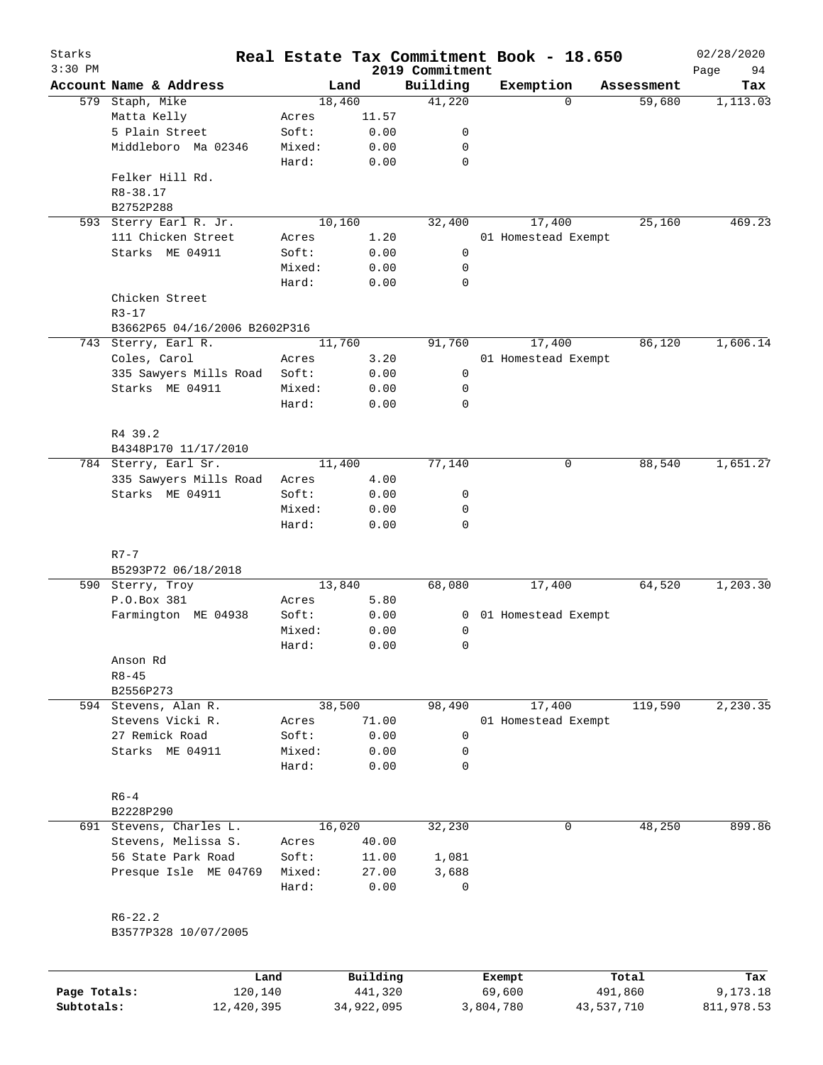# Real Estate Tax Commitment Book - 18.650

Starks
3:30 PM

2019 Commitment

02/28/2020

| Account | Name & Address | | Land | Building | Exemption | Assessment | Tax |
|---|---|---|---|---|---|---|---|
| 579 | Staph, Mike | | 18,460 | 41,220 | 0 | 59,680 | 1,113.03 |
| | Matta Kelly | Acres | 11.57 | | | | |
| | 5 Plain Street | Soft: | 0.00 | 0 | | | |
| | Middleboro Ma 02346 | Mixed: | 0.00 | 0 | | | |
| | | Hard: | 0.00 | 0 | | | |
| | Felker Hill Rd. | | | | | | |
| | R8-38.17 | | | | | | |
| | B2752P288 | | | | | | |
| 593 | Sterry Earl R. Jr. | | 10,160 | 32,400 | 17,400 | 25,160 | 469.23 |
| | 111 Chicken Street | Acres | 1.20 | | 01 Homestead Exempt | | |
| | Starks ME 04911 | Soft: | 0.00 | 0 | | | |
| | | Mixed: | 0.00 | 0 | | | |
| | | Hard: | 0.00 | 0 | | | |
| | Chicken Street | | | | | | |
| | R3-17 | | | | | | |
| | B3662P65 04/16/2006 B2602P316 | | | | | | |
| 743 | Sterry, Earl R. | | 11,760 | 91,760 | 17,400 | 86,120 | 1,606.14 |
| | Coles, Carol | Acres | 3.20 | | 01 Homestead Exempt | | |
| | 335 Sawyers Mills Road | Soft: | 0.00 | 0 | | | |
| | Starks ME 04911 | Mixed: | 0.00 | 0 | | | |
| | | Hard: | 0.00 | 0 | | | |
| | R4 39.2 | | | | | | |
| | B4348P170 11/17/2010 | | | | | | |
| 784 | Sterry, Earl Sr. | | 11,400 | 77,140 | 0 | 88,540 | 1,651.27 |
| | 335 Sawyers Mills Road | Acres | 4.00 | | | | |
| | Starks ME 04911 | Soft: | 0.00 | 0 | | | |
| | | Mixed: | 0.00 | 0 | | | |
| | | Hard: | 0.00 | 0 | | | |
| | R7-7 | | | | | | |
| | B5293P72 06/18/2018 | | | | | | |
| 590 | Sterry, Troy | | 13,840 | 68,080 | 17,400 | 64,520 | 1,203.30 |
| | P.O.Box 381 | Acres | 5.80 | | | | |
| | Farmington ME 04938 | Soft: | 0.00 | 0 | 01 Homestead Exempt | | |
| | | Mixed: | 0.00 | 0 | | | |
| | | Hard: | 0.00 | 0 | | | |
| | Anson Rd | | | | | | |
| | R8-45 | | | | | | |
| | B2556P273 | | | | | | |
| 594 | Stevens, Alan R. | | 38,500 | 98,490 | 17,400 | 119,590 | 2,230.35 |
| | Stevens Vicki R. | Acres | 71.00 | | 01 Homestead Exempt | | |
| | 27 Remick Road | Soft: | 0.00 | 0 | | | |
| | Starks ME 04911 | Mixed: | 0.00 | 0 | | | |
| | | Hard: | 0.00 | 0 | | | |
| | R6-4 | | | | | | |
| | B2228P290 | | | | | | |
| 691 | Stevens, Charles L. | | 16,020 | 32,230 | 0 | 48,250 | 899.86 |
| | Stevens, Melissa S. | Acres | 40.00 | | | | |
| | 56 State Park Road | Soft: | 11.00 | 1,081 | | | |
| | Presque Isle ME 04769 | Mixed: | 27.00 | 3,688 | | | |
| | | Hard: | 0.00 | 0 | | | |
| | R6-22.2 | | | | | | |
| | B3577P328 10/07/2005 | | | | | | |

| | Land | Building | Exempt | Total | Tax |
|---|---|---|---|---|---|
| Page Totals: | 120,140 | 441,320 | 69,600 | 491,860 | 9,173.18 |
| Subtotals: | 12,420,395 | 34,922,095 | 3,804,780 | 43,537,710 | 811,978.53 |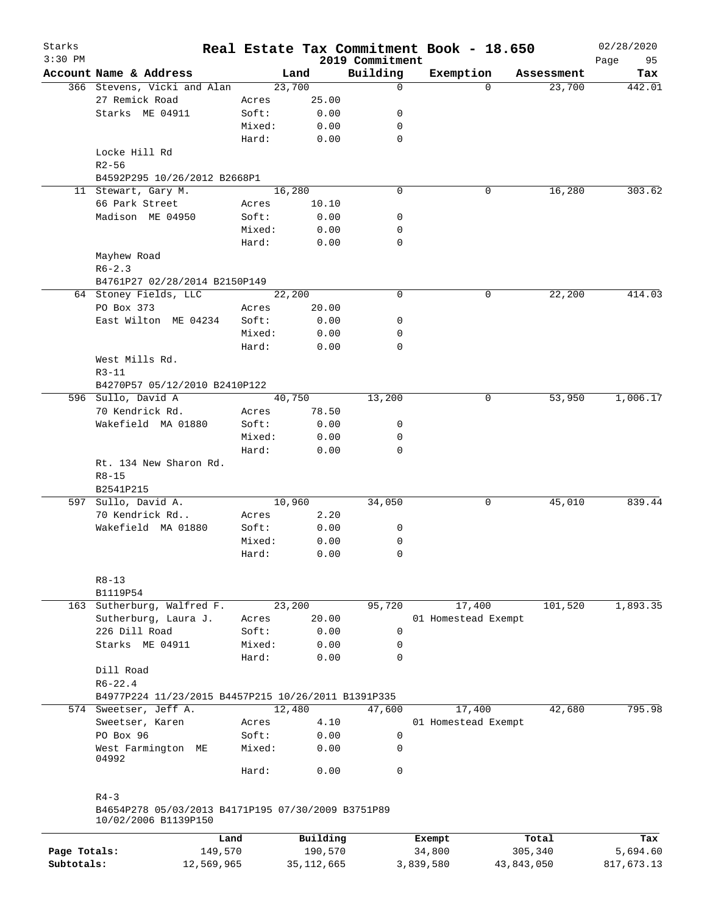# Starks — Real Estate Tax Commitment Book - 18.650

3:30 PM — 2019 Commitment — 02/28/2020

| Account | Name & Address | | Land | Building | Exemption | Assessment | Tax |
|---|---|---|---|---|---|---|---|
| 366 | Stevens, Vicki and Alan | | 23,700 | 0 | 0 | 23,700 | 442.01 |
| | 27 Remick Road | Acres | 25.00 | | | | |
| | Starks ME 04911 | Soft: | 0.00 | 0 | | | |
| | | Mixed: | 0.00 | 0 | | | |
| | | Hard: | 0.00 | 0 | | | |
| | Locke Hill Rd | | | | | | |
| | R2-56 | | | | | | |
| | B4592P295 10/26/2012 B2668P1 | | | | | | |
| 11 | Stewart, Gary M. | | 16,280 | 0 | 0 | 16,280 | 303.62 |
| | 66 Park Street | Acres | 10.10 | | | | |
| | Madison ME 04950 | Soft: | 0.00 | 0 | | | |
| | | Mixed: | 0.00 | 0 | | | |
| | | Hard: | 0.00 | 0 | | | |
| | Mayhew Road | | | | | | |
| | R6-2.3 | | | | | | |
| | B4761P27 02/28/2014 B2150P149 | | | | | | |
| 64 | Stoney Fields, LLC | | 22,200 | 0 | 0 | 22,200 | 414.03 |
| | PO Box 373 | Acres | 20.00 | | | | |
| | East Wilton ME 04234 | Soft: | 0.00 | 0 | | | |
| | | Mixed: | 0.00 | 0 | | | |
| | | Hard: | 0.00 | 0 | | | |
| | West Mills Rd. | | | | | | |
| | R3-11 | | | | | | |
| | B4270P57 05/12/2010 B2410P122 | | | | | | |
| 596 | Sullo, David A | | 40,750 | 13,200 | 0 | 53,950 | 1,006.17 |
| | 70 Kendrick Rd. | Acres | 78.50 | | | | |
| | Wakefield MA 01880 | Soft: | 0.00 | 0 | | | |
| | | Mixed: | 0.00 | 0 | | | |
| | | Hard: | 0.00 | 0 | | | |
| | Rt. 134 New Sharon Rd. | | | | | | |
| | R8-15 | | | | | | |
| | B2541P215 | | | | | | |
| 597 | Sullo, David A. | | 10,960 | 34,050 | 0 | 45,010 | 839.44 |
| | 70 Kendrick Rd.. | Acres | 2.20 | | | | |
| | Wakefield MA 01880 | Soft: | 0.00 | 0 | | | |
| | | Mixed: | 0.00 | 0 | | | |
| | | Hard: | 0.00 | 0 | | | |
| | R8-13 | | | | | | |
| | B1119P54 | | | | | | |
| 163 | Sutherburg, Walfred F. | | 23,200 | 95,720 | 17,400 | 101,520 | 1,893.35 |
| | Sutherburg, Laura J. | Acres | 20.00 | | 01 Homestead Exempt | | |
| | 226 Dill Road | Soft: | 0.00 | 0 | | | |
| | Starks ME 04911 | Mixed: | 0.00 | 0 | | | |
| | | Hard: | 0.00 | 0 | | | |
| | Dill Road | | | | | | |
| | R6-22.4 | | | | | | |
| | B4977P224 11/23/2015 B4457P215 10/26/2011 B1391P335 | | | | | | |
| 574 | Sweetser, Jeff A. | | 12,480 | 47,600 | 17,400 | 42,680 | 795.98 |
| | Sweetser, Karen | Acres | 4.10 | | 01 Homestead Exempt | | |
| | PO Box 96 | Soft: | 0.00 | 0 | | | |
| | West Farmington ME 04992 | Mixed: | 0.00 | 0 | | | |
| | | Hard: | 0.00 | 0 | | | |
| | R4-3 | | | | | | |
| | B4654P278 05/03/2013 B4171P195 07/30/2009 B3751P89 10/02/2006 B1139P150 | | | | | | |

| | Land | Building | Exempt | Total | Tax |
|---|---|---|---|---|---|
| Page Totals: | 149,570 | 190,570 | 34,800 | 305,340 | 5,694.60 |
| Subtotals: | 12,569,965 | 35,112,665 | 3,839,580 | 43,843,050 | 817,673.13 |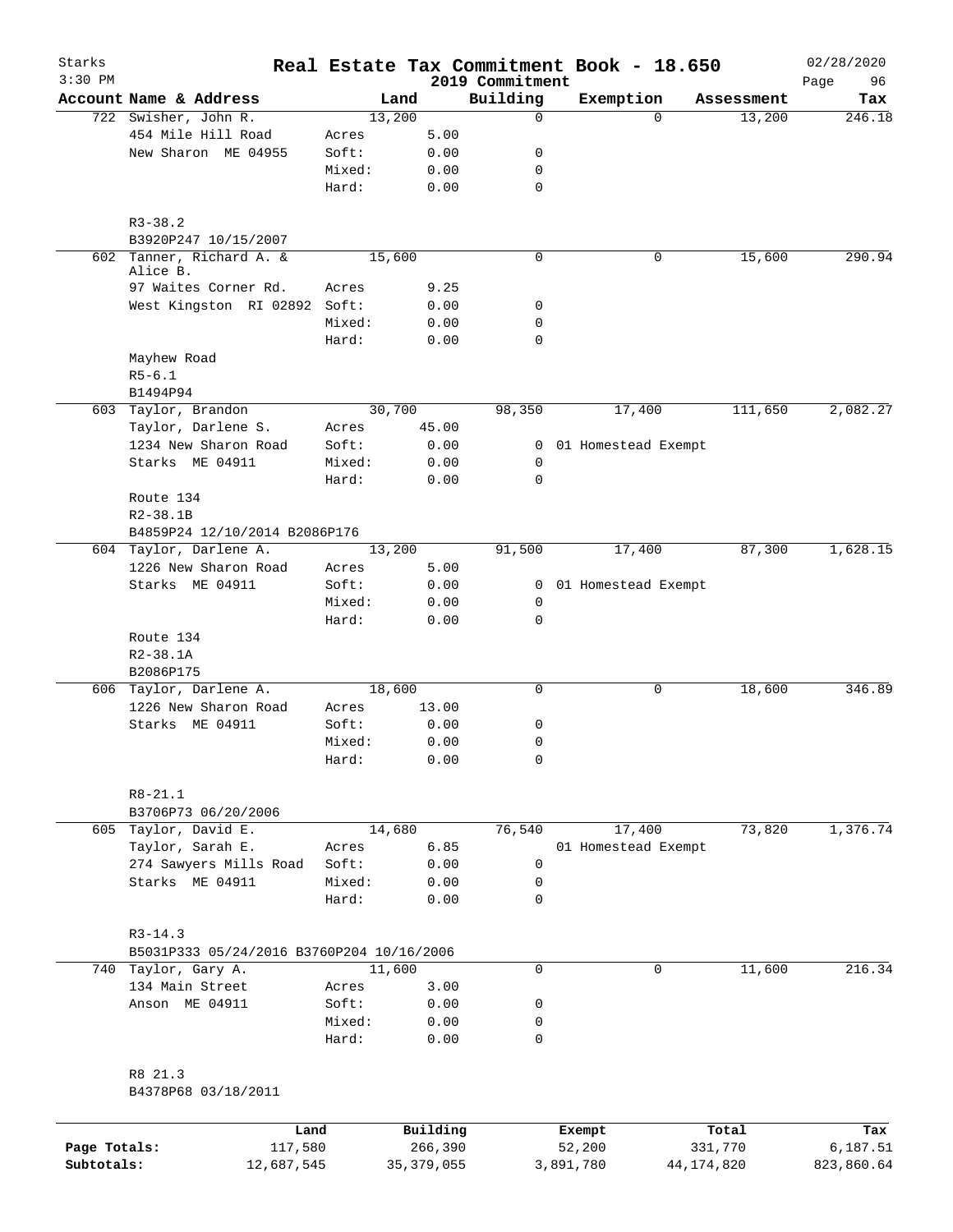Starks 3:30 PM

# Real Estate Tax Commitment Book - 18.650

2019 Commitment

02/28/2020

| Account | Name & Address | | Land | Building | Exemption | Assessment | Tax |
|---|---|---|---|---|---|---|---|
| 722 | Swisher, John R. | | 13,200 | 0 | 0 | 13,200 | 246.18 |
| | 454 Mile Hill Road | Acres | 5.00 | | | | |
| | New Sharon ME 04955 | Soft: | 0.00 | 0 | | | |
| | | Mixed: | 0.00 | 0 | | | |
| | | Hard: | 0.00 | 0 | | | |
| | R3-38.2 | | | | | | |
| | B3920P247 10/15/2007 | | | | | | |
| 602 | Tanner, Richard A. & Alice B. | | 15,600 | 0 | 0 | 15,600 | 290.94 |
| | 97 Waites Corner Rd. | Acres | 9.25 | | | | |
| | West Kingston RI 02892 | Soft: | 0.00 | 0 | | | |
| | | Mixed: | 0.00 | 0 | | | |
| | | Hard: | 0.00 | 0 | | | |
| | Mayhew Road | | | | | | |
| | R5-6.1 | | | | | | |
| | B1494P94 | | | | | | |
| 603 | Taylor, Brandon | | 30,700 | 98,350 | 17,400 | 111,650 | 2,082.27 |
| | Taylor, Darlene S. | Acres | 45.00 | | | | |
| | 1234 New Sharon Road | Soft: | 0.00 | 0 | 01 Homestead Exempt | | |
| | Starks ME 04911 | Mixed: | 0.00 | 0 | | | |
| | | Hard: | 0.00 | 0 | | | |
| | Route 134 | | | | | | |
| | R2-38.1B | | | | | | |
| | B4859P24 12/10/2014 B2086P176 | | | | | | |
| 604 | Taylor, Darlene A. | | 13,200 | 91,500 | 17,400 | 87,300 | 1,628.15 |
| | 1226 New Sharon Road | Acres | 5.00 | | | | |
| | Starks ME 04911 | Soft: | 0.00 | 0 | 01 Homestead Exempt | | |
| | | Mixed: | 0.00 | 0 | | | |
| | | Hard: | 0.00 | 0 | | | |
| | Route 134 | | | | | | |
| | R2-38.1A | | | | | | |
| | B2086P175 | | | | | | |
| 606 | Taylor, Darlene A. | | 18,600 | 0 | 0 | 18,600 | 346.89 |
| | 1226 New Sharon Road | Acres | 13.00 | | | | |
| | Starks ME 04911 | Soft: | 0.00 | 0 | | | |
| | | Mixed: | 0.00 | 0 | | | |
| | | Hard: | 0.00 | 0 | | | |
| | R8-21.1 | | | | | | |
| | B3706P73 06/20/2006 | | | | | | |
| 605 | Taylor, David E. | | 14,680 | 76,540 | 17,400 | 73,820 | 1,376.74 |
| | Taylor, Sarah E. | Acres | 6.85 | | 01 Homestead Exempt | | |
| | 274 Sawyers Mills Road | Soft: | 0.00 | 0 | | | |
| | Starks ME 04911 | Mixed: | 0.00 | 0 | | | |
| | | Hard: | 0.00 | 0 | | | |
| | R3-14.3 | | | | | | |
| | B5031P333 05/24/2016 B3760P204 10/16/2006 | | | | | | |
| 740 | Taylor, Gary A. | | 11,600 | 0 | 0 | 11,600 | 216.34 |
| | 134 Main Street | Acres | 3.00 | | | | |
| | Anson ME 04911 | Soft: | 0.00 | 0 | | | |
| | | Mixed: | 0.00 | 0 | | | |
| | | Hard: | 0.00 | 0 | | | |
| | R8 21.3 | | | | | | |
| | B4378P68 03/18/2011 | | | | | | |

| | Land | Building | Exempt | Total | Tax |
|---|---|---|---|---|---|
| Page Totals: | 117,580 | 266,390 | 52,200 | 331,770 | 6,187.51 |
| Subtotals: | 12,687,545 | 35,379,055 | 3,891,780 | 44,174,820 | 823,860.64 |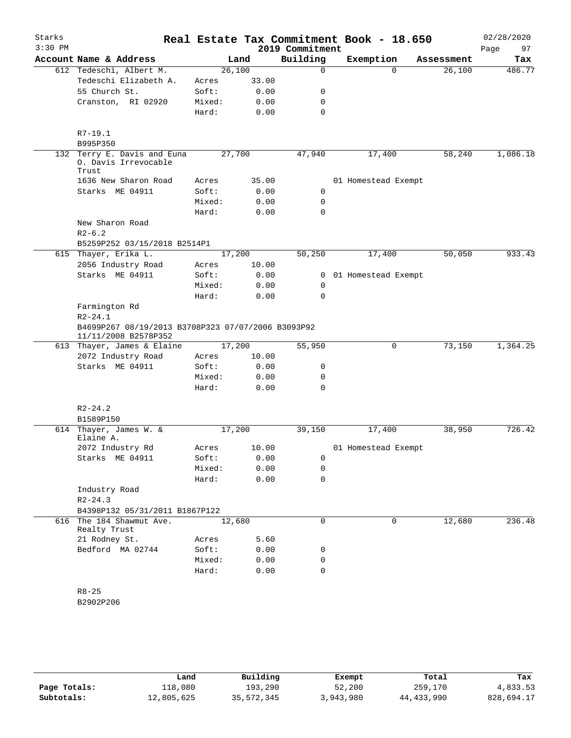# Real Estate Tax Commitment Book - 18.650

Starks
3:30 PM

2019 Commitment

02/28/2020

| Account Name & Address | | Land | Building | Exemption | Assessment | Tax |
|---|---|---|---|---|---|---|
| 612 Tedeschi, Albert M. | | 26,100 | 0 | 0 | 26,100 | 486.77 |
| Tedeschi Elizabeth A. | Acres | 33.00 | | | | |
| 55 Church St. | Soft: | 0.00 | 0 | | | |
| Cranston, RI 02920 | Mixed: | 0.00 | 0 | | | |
| | Hard: | 0.00 | 0 | | | |
| R7-19.1 | | | | | | |
| B995P350 | | | | | | |
| 132 Terry E. Davis and Euna O. Davis Irrevocable Trust | | 27,700 | 47,940 | 17,400 | 58,240 | 1,086.18 |
| 1636 New Sharon Road | Acres | 35.00 | | 01 Homestead Exempt | | |
| Starks ME 04911 | Soft: | 0.00 | 0 | | | |
| | Mixed: | 0.00 | 0 | | | |
| | Hard: | 0.00 | 0 | | | |
| New Sharon Road | | | | | | |
| R2-6.2 | | | | | | |
| B5259P252 03/15/2018 B2514P1 | | | | | | |
| 615 Thayer, Erika L. | | 17,200 | 50,250 | 17,400 | 50,050 | 933.43 |
| 2056 Industry Road | Acres | 10.00 | | | | |
| Starks ME 04911 | Soft: | 0.00 | 0 | 01 Homestead Exempt | | |
| | Mixed: | 0.00 | 0 | | | |
| | Hard: | 0.00 | 0 | | | |
| Farmington Rd | | | | | | |
| R2-24.1 | | | | | | |
| B4699P267 08/19/2013 B3708P323 07/07/2006 B3093P92 11/11/2008 B2578P352 | | | | | | |
| 613 Thayer, James & Elaine | | 17,200 | 55,950 | 0 | 73,150 | 1,364.25 |
| 2072 Industry Road | Acres | 10.00 | | | | |
| Starks ME 04911 | Soft: | 0.00 | 0 | | | |
| | Mixed: | 0.00 | 0 | | | |
| | Hard: | 0.00 | 0 | | | |
| R2-24.2 | | | | | | |
| B1589P150 | | | | | | |
| 614 Thayer, James W. & Elaine A. | | 17,200 | 39,150 | 17,400 | 38,950 | 726.42 |
| 2072 Industry Rd | Acres | 10.00 | | 01 Homestead Exempt | | |
| Starks ME 04911 | Soft: | 0.00 | 0 | | | |
| | Mixed: | 0.00 | 0 | | | |
| | Hard: | 0.00 | 0 | | | |
| Industry Road | | | | | | |
| R2-24.3 | | | | | | |
| B4398P132 05/31/2011 B1867P122 | | | | | | |
| 616 The 184 Shawmut Ave. Realty Trust | | 12,680 | 0 | 0 | 12,680 | 236.48 |
| 21 Rodney St. | Acres | 5.60 | | | | |
| Bedford MA 02744 | Soft: | 0.00 | 0 | | | |
| | Mixed: | 0.00 | 0 | | | |
| | Hard: | 0.00 | 0 | | | |
| R8-25 | | | | | | |
| B2902P206 | | | | | | |

| | Land | Building | Exempt | Total | Tax |
|---|---|---|---|---|---|
| Page Totals: | 118,080 | 193,290 | 52,200 | 259,170 | 4,833.53 |
| Subtotals: | 12,805,625 | 35,572,345 | 3,943,980 | 44,433,990 | 828,694.17 |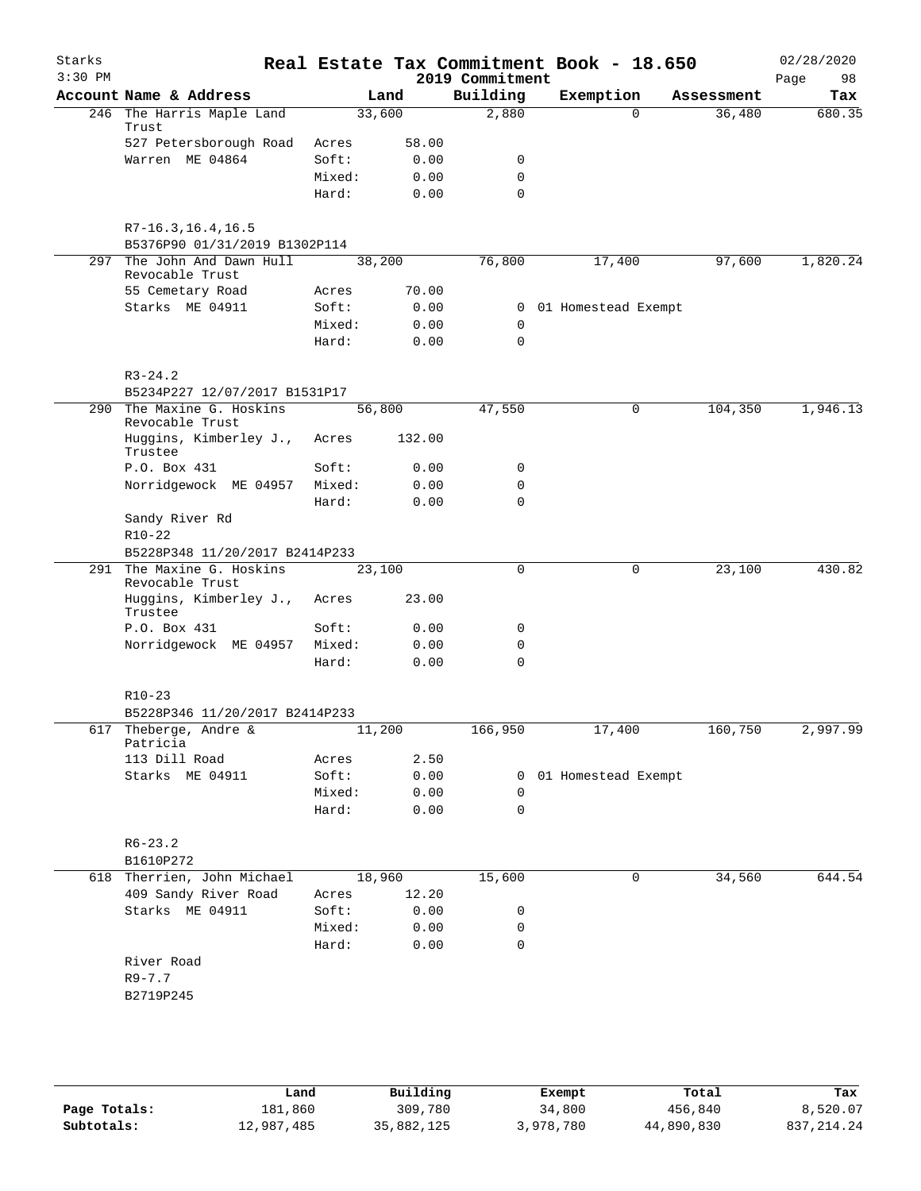# Real Estate Tax Commitment Book - 18.650

Starks
3:30 PM

2019 Commitment

02/28/2020

| Account Name & Address | | Land | Building | Exemption | Assessment | Tax |
|---|---|---|---|---|---|---|
| 246 The Harris Maple Land Trust | | 33,600 | 2,880 | 0 | 36,480 | 680.35 |
| 527 Petersborough Road | Acres | 58.00 | | | | |
| Warren ME 04864 | Soft: | 0.00 | 0 | | | |
| | Mixed: | 0.00 | 0 | | | |
| | Hard: | 0.00 | 0 | | | |
| R7-16.3,16.4,16.5 | | | | | | |
| B5376P90 01/31/2019 B1302P114 | | | | | | |
| 297 The John And Dawn Hull Revocable Trust | | 38,200 | 76,800 | 17,400 | 97,600 | 1,820.24 |
| 55 Cemetary Road | Acres | 70.00 | | | | |
| Starks ME 04911 | Soft: | 0.00 | 0 | 01 Homestead Exempt | | |
| | Mixed: | 0.00 | 0 | | | |
| | Hard: | 0.00 | 0 | | | |
| R3-24.2 | | | | | | |
| B5234P227 12/07/2017 B1531P17 | | | | | | |
| 290 The Maxine G. Hoskins Revocable Trust | | 56,800 | 47,550 | 0 | 104,350 | 1,946.13 |
| Huggins, Kimberley J., Trustee | Acres | 132.00 | | | | |
| P.O. Box 431 | Soft: | 0.00 | 0 | | | |
| Norridgewock ME 04957 | Mixed: | 0.00 | 0 | | | |
| | Hard: | 0.00 | 0 | | | |
| Sandy River Rd | | | | | | |
| R10-22 | | | | | | |
| B5228P348 11/20/2017 B2414P233 | | | | | | |
| 291 The Maxine G. Hoskins Revocable Trust | | 23,100 | 0 | 0 | 23,100 | 430.82 |
| Huggins, Kimberley J., Trustee | Acres | 23.00 | | | | |
| P.O. Box 431 | Soft: | 0.00 | 0 | | | |
| Norridgewock ME 04957 | Mixed: | 0.00 | 0 | | | |
| | Hard: | 0.00 | 0 | | | |
| R10-23 | | | | | | |
| B5228P346 11/20/2017 B2414P233 | | | | | | |
| 617 Theberge, Andre & Patricia | | 11,200 | 166,950 | 17,400 | 160,750 | 2,997.99 |
| 113 Dill Road | Acres | 2.50 | | | | |
| Starks ME 04911 | Soft: | 0.00 | 0 | 01 Homestead Exempt | | |
| | Mixed: | 0.00 | 0 | | | |
| | Hard: | 0.00 | 0 | | | |
| R6-23.2 | | | | | | |
| B1610P272 | | | | | | |
| 618 Therrien, John Michael | | 18,960 | 15,600 | 0 | 34,560 | 644.54 |
| 409 Sandy River Road | Acres | 12.20 | | | | |
| Starks ME 04911 | Soft: | 0.00 | 0 | | | |
| | Mixed: | 0.00 | 0 | | | |
| | Hard: | 0.00 | 0 | | | |
| River Road | | | | | | |
| R9-7.7 | | | | | | |
| B2719P245 | | | | | | |

| | Land | Building | Exempt | Total | Tax |
|---|---|---|---|---|---|
| Page Totals: | 181,860 | 309,780 | 34,800 | 456,840 | 8,520.07 |
| Subtotals: | 12,987,485 | 35,882,125 | 3,978,780 | 44,890,830 | 837,214.24 |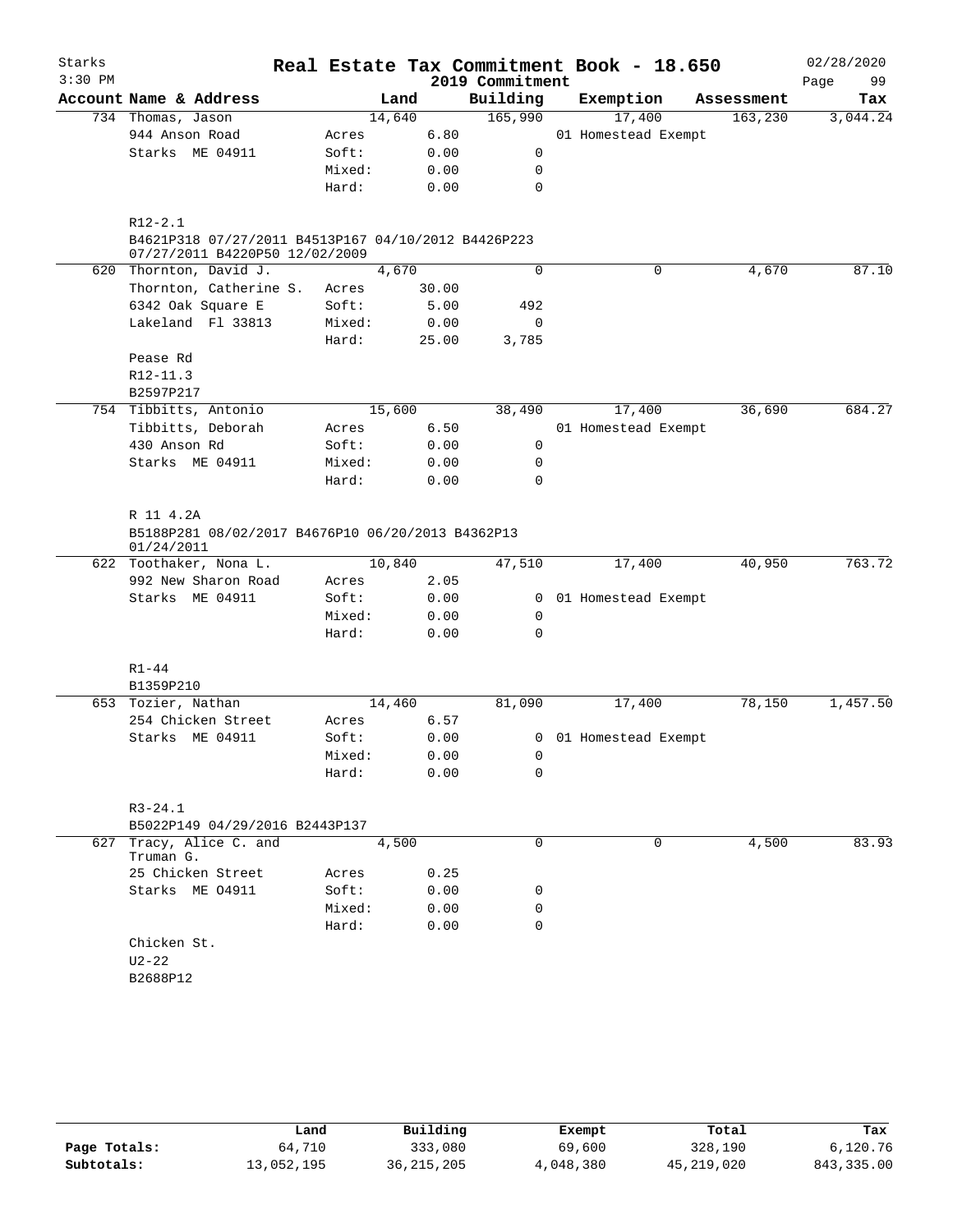# Real Estate Tax Commitment Book - 18.650

Starks
3:30 PM

2019 Commitment

02/28/2020

| Account Name & Address | | Land | Building | Exemption | Assessment | Tax |
|---|---|---|---|---|---|---|
| 734 Thomas, Jason | | 14,640 | 165,990 | 17,400 | 163,230 | 3,044.24 |
| 944 Anson Road | Acres | 6.80 | | 01 Homestead Exempt | | |
| Starks ME 04911 | Soft: | 0.00 | 0 | | | |
| | Mixed: | 0.00 | 0 | | | |
| | Hard: | 0.00 | 0 | | | |
| R12-2.1 | | | | | | |
| B4621P318 07/27/2011 B4513P167 04/10/2012 B4426P223 07/27/2011 B4220P50 12/02/2009 | | | | | | |
| 620 Thornton, David J. | | 4,670 | 0 | 0 | 4,670 | 87.10 |
| Thornton, Catherine S. | Acres | 30.00 | | | | |
| 6342 Oak Square E | Soft: | 5.00 | 492 | | | |
| Lakeland Fl 33813 | Mixed: | 0.00 | 0 | | | |
| | Hard: | 25.00 | 3,785 | | | |
| Pease Rd | | | | | | |
| R12-11.3 | | | | | | |
| B2597P217 | | | | | | |
| 754 Tibbitts, Antonio | | 15,600 | 38,490 | 17,400 | 36,690 | 684.27 |
| Tibbitts, Deborah | Acres | 6.50 | | 01 Homestead Exempt | | |
| 430 Anson Rd | Soft: | 0.00 | 0 | | | |
| Starks ME 04911 | Mixed: | 0.00 | 0 | | | |
| | Hard: | 0.00 | 0 | | | |
| R 11 4.2A | | | | | | |
| B5188P281 08/02/2017 B4676P10 06/20/2013 B4362P13 01/24/2011 | | | | | | |
| 622 Toothaker, Nona L. | | 10,840 | 47,510 | 17,400 | 40,950 | 763.72 |
| 992 New Sharon Road | Acres | 2.05 | | | | |
| Starks ME 04911 | Soft: | 0.00 | 0 | 01 Homestead Exempt | | |
| | Mixed: | 0.00 | 0 | | | |
| | Hard: | 0.00 | 0 | | | |
| R1-44 | | | | | | |
| B1359P210 | | | | | | |
| 653 Tozier, Nathan | | 14,460 | 81,090 | 17,400 | 78,150 | 1,457.50 |
| 254 Chicken Street | Acres | 6.57 | | | | |
| Starks ME 04911 | Soft: | 0.00 | 0 | 01 Homestead Exempt | | |
| | Mixed: | 0.00 | 0 | | | |
| | Hard: | 0.00 | 0 | | | |
| R3-24.1 | | | | | | |
| B5022P149 04/29/2016 B2443P137 | | | | | | |
| 627 Tracy, Alice C. and Truman G. | | 4,500 | 0 | 0 | 4,500 | 83.93 |
| 25 Chicken Street | Acres | 0.25 | | | | |
| Starks ME 04911 | Soft: | 0.00 | 0 | | | |
| | Mixed: | 0.00 | 0 | | | |
| | Hard: | 0.00 | 0 | | | |
| Chicken St. | | | | | | |
| U2-22 | | | | | | |
| B2688P12 | | | | | | |

| | Land | Building | Exempt | Total | Tax |
|---|---|---|---|---|---|
| Page Totals: | 64,710 | 333,080 | 69,600 | 328,190 | 6,120.76 |
| Subtotals: | 13,052,195 | 36,215,205 | 4,048,380 | 45,219,020 | 843,335.00 |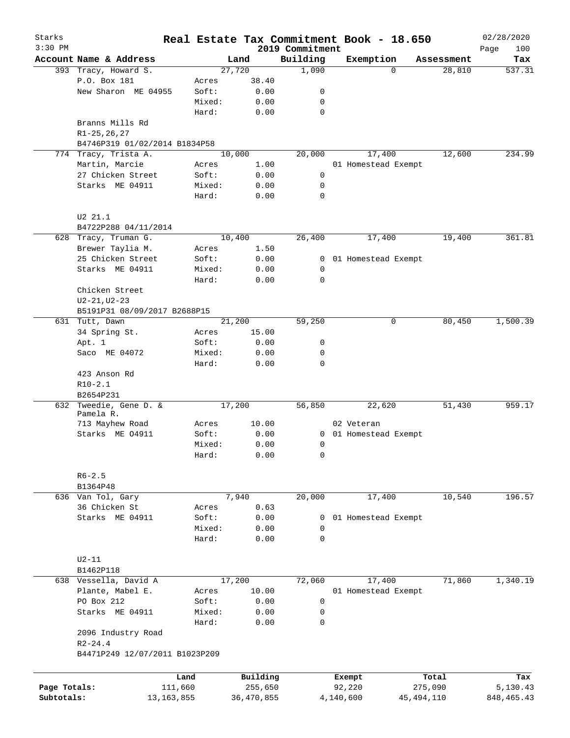# Real Estate Tax Commitment Book - 18.650

Starks
3:30 PM

2019 Commitment

02/28/2020

| Account | Name & Address | | Land | Building | Exemption | Assessment | Tax |
|---|---|---|---|---|---|---|---|
| 393 | Tracy, Howard S. | | 27,720 | 1,090 | 0 | 28,810 | 537.31 |
| | P.O. Box 181 | Acres | 38.40 | | | | |
| | New Sharon ME 04955 | Soft: | 0.00 | 0 | | | |
| | | Mixed: | 0.00 | 0 | | | |
| | | Hard: | 0.00 | 0 | | | |
| | Branns Mills Rd | | | | | | |
| | R1-25,26,27 | | | | | | |
| | B4746P319 01/02/2014 B1834P58 | | | | | | |
| 774 | Tracy, Trista A. | | 10,000 | 20,000 | 17,400 | 12,600 | 234.99 |
| | Martin, Marcie | Acres | 1.00 | | 01 Homestead Exempt | | |
| | 27 Chicken Street | Soft: | 0.00 | 0 | | | |
| | Starks ME 04911 | Mixed: | 0.00 | 0 | | | |
| | | Hard: | 0.00 | 0 | | | |
| | U2 21.1 | | | | | | |
| | B4722P288 04/11/2014 | | | | | | |
| 628 | Tracy, Truman G. | | 10,400 | 26,400 | 17,400 | 19,400 | 361.81 |
| | Brewer Taylia M. | Acres | 1.50 | | | | |
| | 25 Chicken Street | Soft: | 0.00 | 0 | 01 Homestead Exempt | | |
| | Starks ME 04911 | Mixed: | 0.00 | 0 | | | |
| | | Hard: | 0.00 | 0 | | | |
| | Chicken Street | | | | | | |
| | U2-21,U2-23 | | | | | | |
| | B5191P31 08/09/2017 B2688P15 | | | | | | |
| 631 | Tutt, Dawn | | 21,200 | 59,250 | 0 | 80,450 | 1,500.39 |
| | 34 Spring St. | Acres | 15.00 | | | | |
| | Apt. 1 | Soft: | 0.00 | 0 | | | |
| | Saco ME 04072 | Mixed: | 0.00 | 0 | | | |
| | | Hard: | 0.00 | 0 | | | |
| | 423 Anson Rd | | | | | | |
| | R10-2.1 | | | | | | |
| | B2654P231 | | | | | | |
| 632 | Tweedie, Gene D. & Pamela R. | | 17,200 | 56,850 | 22,620 | 51,430 | 959.17 |
| | 713 Mayhew Road | Acres | 10.00 | | 02 Veteran | | |
| | Starks ME 04911 | Soft: | 0.00 | 0 | 01 Homestead Exempt | | |
| | | Mixed: | 0.00 | 0 | | | |
| | | Hard: | 0.00 | 0 | | | |
| | R6-2.5 | | | | | | |
| | B1364P48 | | | | | | |
| 636 | Van Tol, Gary | | 7,940 | 20,000 | 17,400 | 10,540 | 196.57 |
| | 36 Chicken St | Acres | 0.63 | | | | |
| | Starks ME 04911 | Soft: | 0.00 | 0 | 01 Homestead Exempt | | |
| | | Mixed: | 0.00 | 0 | | | |
| | | Hard: | 0.00 | 0 | | | |
| | U2-11 | | | | | | |
| | B1462P118 | | | | | | |
| 638 | Vessella, David A | | 17,200 | 72,060 | 17,400 | 71,860 | 1,340.19 |
| | Plante, Mabel E. | Acres | 10.00 | | 01 Homestead Exempt | | |
| | PO Box 212 | Soft: | 0.00 | 0 | | | |
| | Starks ME 04911 | Mixed: | 0.00 | 0 | | | |
| | | Hard: | 0.00 | 0 | | | |
| | 2096 Industry Road | | | | | | |
| | R2-24.4 | | | | | | |
| | B4471P249 12/07/2011 B1023P209 | | | | | | |

| | Land | Building | Exempt | Total | Tax |
|---|---|---|---|---|---|
| Page Totals: | 111,660 | 255,650 | 92,220 | 275,090 | 5,130.43 |
| Subtotals: | 13,163,855 | 36,470,855 | 4,140,600 | 45,494,110 | 848,465.43 |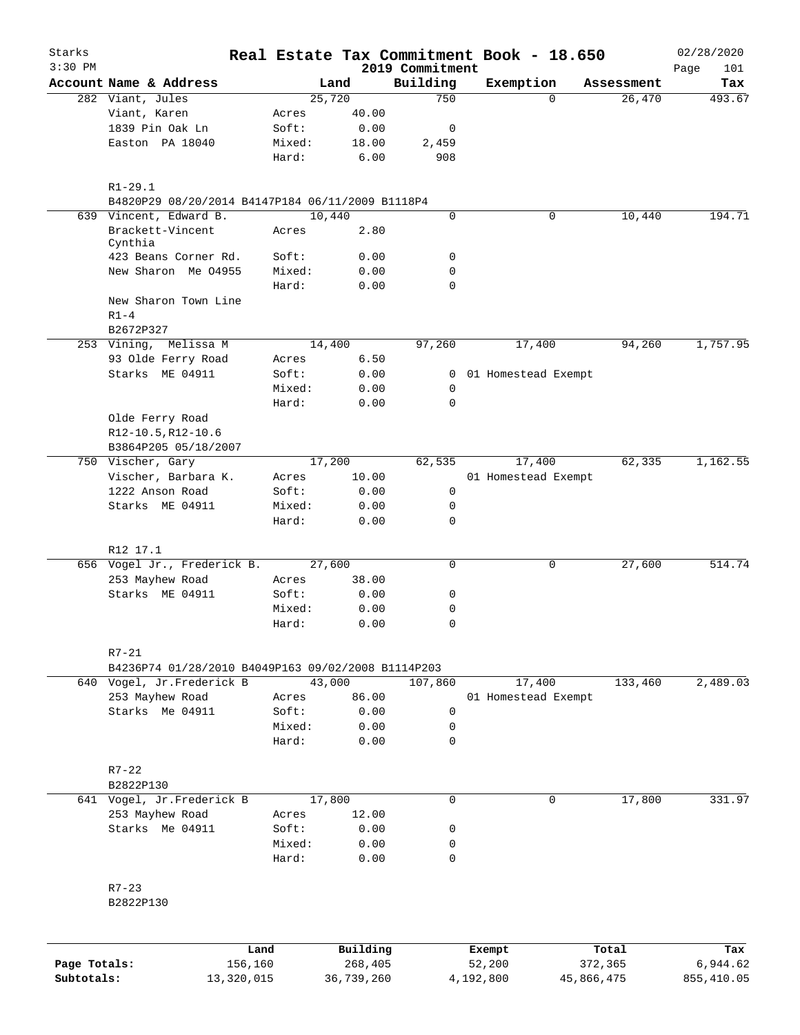# Real Estate Tax Commitment Book - 18.650

Starks 3:30 PM — 2019 Commitment — 02/28/2020

| Account Name & Address | | Land | Building | Exemption | Assessment | Tax |
|---|---|---|---|---|---|---|
| 282 Viant, Jules | | 25,720 | 750 | 0 | 26,470 | 493.67 |
| Viant, Karen | Acres | 40.00 | | | | |
| 1839 Pin Oak Ln | Soft: | 0.00 | 0 | | | |
| Easton PA 18040 | Mixed: | 18.00 | 2,459 | | | |
| | Hard: | 6.00 | 908 | | | |
| R1-29.1 | | | | | | |
| B4820P29 08/20/2014 B4147P184 06/11/2009 B1118P4 | | | | | | |
| 639 Vincent, Edward B. | | 10,440 | 0 | 0 | 10,440 | 194.71 |
| Brackett-Vincent Cynthia | Acres | 2.80 | | | | |
| 423 Beans Corner Rd. | Soft: | 0.00 | 0 | | | |
| New Sharon Me 04955 | Mixed: | 0.00 | 0 | | | |
| | Hard: | 0.00 | 0 | | | |
| New Sharon Town Line | | | | | | |
| R1-4 | | | | | | |
| B2672P327 | | | | | | |
| 253 Vining, Melissa M | | 14,400 | 97,260 | 17,400 | 94,260 | 1,757.95 |
| 93 Olde Ferry Road | Acres | 6.50 | | | | |
| Starks ME 04911 | Soft: | 0.00 | 0 | 01 Homestead Exempt | | |
| | Mixed: | 0.00 | 0 | | | |
| | Hard: | 0.00 | 0 | | | |
| Olde Ferry Road | | | | | | |
| R12-10.5,R12-10.6 | | | | | | |
| B3864P205 05/18/2007 | | | | | | |
| 750 Vischer, Gary | | 17,200 | 62,535 | 17,400 | 62,335 | 1,162.55 |
| Vischer, Barbara K. | Acres | 10.00 | | 01 Homestead Exempt | | |
| 1222 Anson Road | Soft: | 0.00 | 0 | | | |
| Starks ME 04911 | Mixed: | 0.00 | 0 | | | |
| | Hard: | 0.00 | 0 | | | |
| R12 17.1 | | | | | | |
| 656 Vogel Jr., Frederick B. | | 27,600 | 0 | 0 | 27,600 | 514.74 |
| 253 Mayhew Road | Acres | 38.00 | | | | |
| Starks ME 04911 | Soft: | 0.00 | 0 | | | |
| | Mixed: | 0.00 | 0 | | | |
| | Hard: | 0.00 | 0 | | | |
| R7-21 | | | | | | |
| B4236P74 01/28/2010 B4049P163 09/02/2008 B1114P203 | | | | | | |
| 640 Vogel, Jr.Frederick B | | 43,000 | 107,860 | 17,400 | 133,460 | 2,489.03 |
| 253 Mayhew Road | Acres | 86.00 | | 01 Homestead Exempt | | |
| Starks Me 04911 | Soft: | 0.00 | 0 | | | |
| | Mixed: | 0.00 | 0 | | | |
| | Hard: | 0.00 | 0 | | | |
| R7-22 | | | | | | |
| B2822P130 | | | | | | |
| 641 Vogel, Jr.Frederick B | | 17,800 | 0 | 0 | 17,800 | 331.97 |
| 253 Mayhew Road | Acres | 12.00 | | | | |
| Starks Me 04911 | Soft: | 0.00 | 0 | | | |
| | Mixed: | 0.00 | 0 | | | |
| | Hard: | 0.00 | 0 | | | |
| R7-23 | | | | | | |
| B2822P130 | | | | | | |

| | Land | Building | Exempt | Total | Tax |
|---|---|---|---|---|---|
| Page Totals: | 156,160 | 268,405 | 52,200 | 372,365 | 6,944.62 |
| Subtotals: | 13,320,015 | 36,739,260 | 4,192,800 | 45,866,475 | 855,410.05 |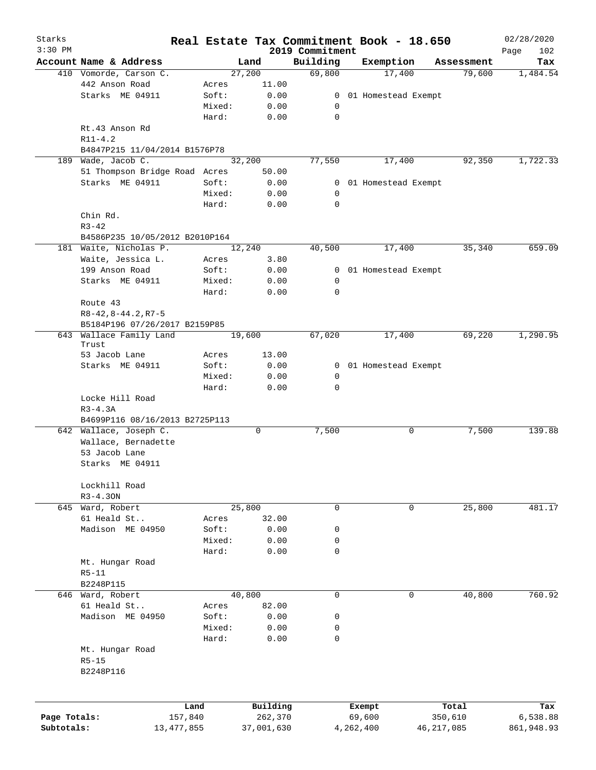Starks 3:30 PM

# Real Estate Tax Commitment Book - 18.650

## 2019 Commitment

02/28/2020

| Account Name & Address | | Land | Building | Exemption | Assessment | Tax |
|---|---|---|---|---|---|---|
| 410 Vomorde, Carson C. | | 27,200 | 69,800 | 17,400 | 79,600 | 1,484.54 |
| 442 Anson Road | Acres | 11.00 | | | | |
| Starks ME 04911 | Soft: | 0.00 | 0 | 01 Homestead Exempt | | |
| | Mixed: | 0.00 | 0 | | | |
| | Hard: | 0.00 | 0 | | | |
| Rt.43 Anson Rd | | | | | | |
| R11-4.2 | | | | | | |
| B4847P215 11/04/2014 B1576P78 | | | | | | |
| 189 Wade, Jacob C. | | 32,200 | 77,550 | 17,400 | 92,350 | 1,722.33 |
| 51 Thompson Bridge Road | Acres | 50.00 | | | | |
| Starks ME 04911 | Soft: | 0.00 | 0 | 01 Homestead Exempt | | |
| | Mixed: | 0.00 | 0 | | | |
| | Hard: | 0.00 | 0 | | | |
| Chin Rd. | | | | | | |
| R3-42 | | | | | | |
| B4586P235 10/05/2012 B2010P164 | | | | | | |
| 181 Waite, Nicholas P. | | 12,240 | 40,500 | 17,400 | 35,340 | 659.09 |
| Waite, Jessica L. | Acres | 3.80 | | | | |
| 199 Anson Road | Soft: | 0.00 | 0 | 01 Homestead Exempt | | |
| Starks ME 04911 | Mixed: | 0.00 | 0 | | | |
| | Hard: | 0.00 | 0 | | | |
| Route 43 | | | | | | |
| R8-42,8-44.2,R7-5 | | | | | | |
| B5184P196 07/26/2017 B2159P85 | | | | | | |
| 643 Wallace Family Land Trust | | 19,600 | 67,020 | 17,400 | 69,220 | 1,290.95 |
| 53 Jacob Lane | Acres | 13.00 | | | | |
| Starks ME 04911 | Soft: | 0.00 | 0 | 01 Homestead Exempt | | |
| | Mixed: | 0.00 | 0 | | | |
| | Hard: | 0.00 | 0 | | | |
| Locke Hill Road | | | | | | |
| R3-4.3A | | | | | | |
| B4699P116 08/16/2013 B2725P113 | | | | | | |
| 642 Wallace, Joseph C. | | 0 | 7,500 | 0 | 7,500 | 139.88 |
| Wallace, Bernadette | | | | | | |
| 53 Jacob Lane | | | | | | |
| Starks ME 04911 | | | | | | |
| Lockhill Road | | | | | | |
| R3-4.3ON | | | | | | |
| 645 Ward, Robert | | 25,800 | 0 | 0 | 25,800 | 481.17 |
| 61 Heald St.. | Acres | 32.00 | | | | |
| Madison ME 04950 | Soft: | 0.00 | 0 | | | |
| | Mixed: | 0.00 | 0 | | | |
| | Hard: | 0.00 | 0 | | | |
| Mt. Hungar Road | | | | | | |
| R5-11 | | | | | | |
| B2248P115 | | | | | | |
| 646 Ward, Robert | | 40,800 | 0 | 0 | 40,800 | 760.92 |
| 61 Heald St.. | Acres | 82.00 | | | | |
| Madison ME 04950 | Soft: | 0.00 | 0 | | | |
| | Mixed: | 0.00 | 0 | | | |
| | Hard: | 0.00 | 0 | | | |
| Mt. Hungar Road | | | | | | |
| R5-15 | | | | | | |
| B2248P116 | | | | | | |

| | Land | Building | Exempt | Total | Tax |
|---|---|---|---|---|---|
| Page Totals: | 157,840 | 262,370 | 69,600 | 350,610 | 6,538.88 |
| Subtotals: | 13,477,855 | 37,001,630 | 4,262,400 | 46,217,085 | 861,948.93 |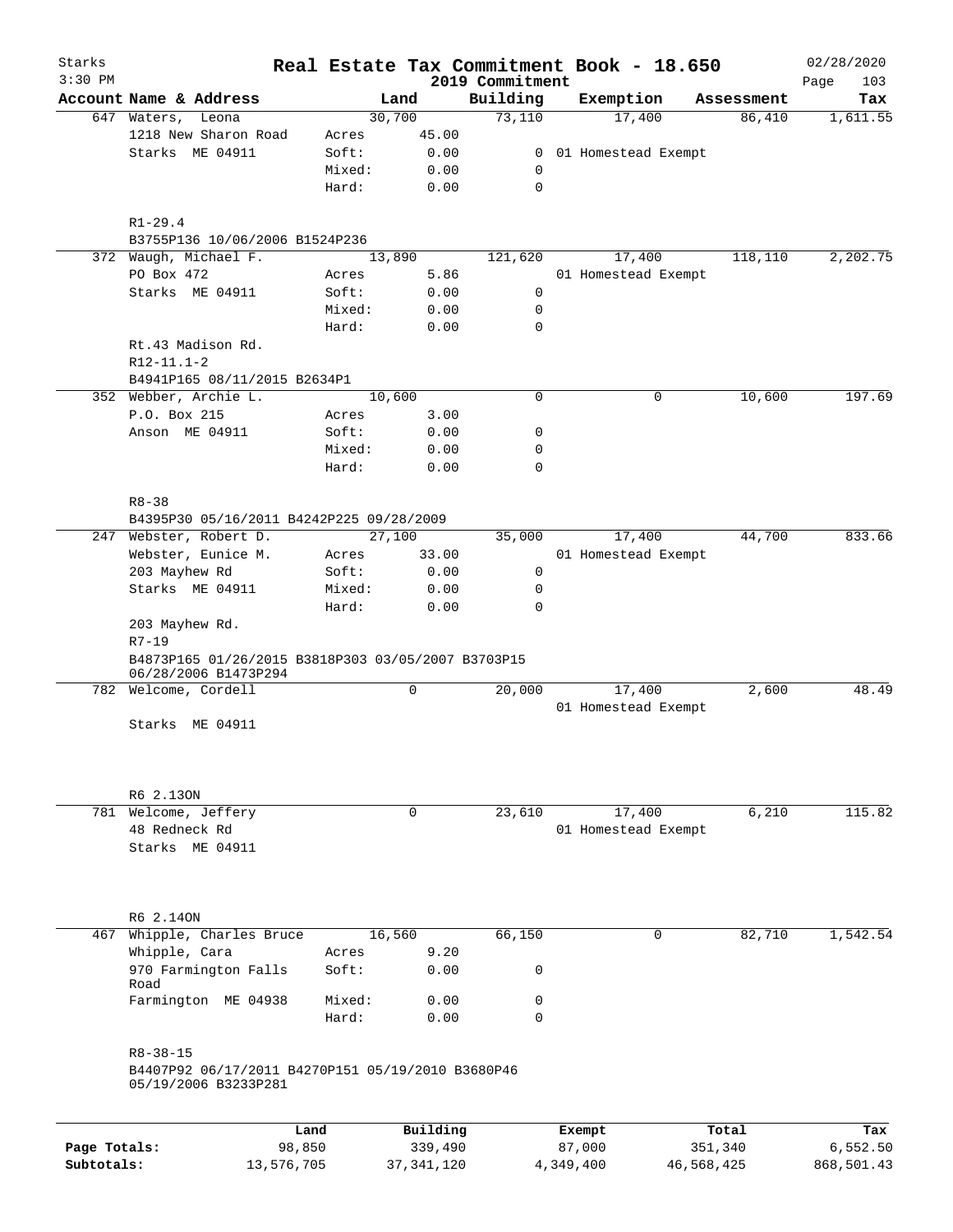Starks 3:30 PM

# Real Estate Tax Commitment Book - 18.650

2019 Commitment

02/28/2020

| Account Name & Address | | Land | Building | Exemption | Assessment | Tax |
|---|---|---|---|---|---|---|
| 647 Waters, Leona | | 30,700 | 73,110 | 17,400 | 86,410 | 1,611.55 |
| 1218 New Sharon Road | Acres | 45.00 | | | | |
| Starks ME 04911 | Soft: | 0.00 | 0 | 01 Homestead Exempt | | |
| | Mixed: | 0.00 | 0 | | | |
| | Hard: | 0.00 | 0 | | | |
| R1-29.4 | | | | | | |
| B3755P136 10/06/2006 B1524P236 | | | | | | |
| 372 Waugh, Michael F. | | 13,890 | 121,620 | 17,400 | 118,110 | 2,202.75 |
| PO Box 472 | Acres | 5.86 | | 01 Homestead Exempt | | |
| Starks ME 04911 | Soft: | 0.00 | 0 | | | |
| | Mixed: | 0.00 | 0 | | | |
| | Hard: | 0.00 | 0 | | | |
| Rt.43 Madison Rd. | | | | | | |
| R12-11.1-2 | | | | | | |
| B4941P165 08/11/2015 B2634P1 | | | | | | |
| 352 Webber, Archie L. | | 10,600 | 0 | 0 | 10,600 | 197.69 |
| P.O. Box 215 | Acres | 3.00 | | | | |
| Anson ME 04911 | Soft: | 0.00 | 0 | | | |
| | Mixed: | 0.00 | 0 | | | |
| | Hard: | 0.00 | 0 | | | |
| R8-38 | | | | | | |
| B4395P30 05/16/2011 B4242P225 09/28/2009 | | | | | | |
| 247 Webster, Robert D. | | 27,100 | 35,000 | 17,400 | 44,700 | 833.66 |
| Webster, Eunice M. | Acres | 33.00 | | 01 Homestead Exempt | | |
| 203 Mayhew Rd | Soft: | 0.00 | 0 | | | |
| Starks ME 04911 | Mixed: | 0.00 | 0 | | | |
| | Hard: | 0.00 | 0 | | | |
| 203 Mayhew Rd. | | | | | | |
| R7-19 | | | | | | |
| B4873P165 01/26/2015 B3818P303 03/05/2007 B3703P15 06/28/2006 B1473P294 | | | | | | |
| 782 Welcome, Cordell | | 0 | 20,000 | 17,400 | 2,600 | 48.49 |
| | | | | 01 Homestead Exempt | | |
| Starks ME 04911 | | | | | | |
| R6 2.13ON | | | | | | |
| 781 Welcome, Jeffery | | 0 | 23,610 | 17,400 | 6,210 | 115.82 |
| 48 Redneck Rd | | | | 01 Homestead Exempt | | |
| Starks ME 04911 | | | | | | |
| R6 2.14ON | | | | | | |
| 467 Whipple, Charles Bruce | | 16,560 | 66,150 | 0 | 82,710 | 1,542.54 |
| Whipple, Cara | Acres | 9.20 | | | | |
| 970 Farmington Falls Road | Soft: | 0.00 | 0 | | | |
| Farmington ME 04938 | Mixed: | 0.00 | 0 | | | |
| | Hard: | 0.00 | 0 | | | |
| R8-38-15 | | | | | | |
| B4407P92 06/17/2011 B4270P151 05/19/2010 B3680P46 05/19/2006 B3233P281 | | | | | | |

| | Land | Building | Exempt | Total | Tax |
|---|---|---|---|---|---|
| Page Totals: | 98,850 | 339,490 | 87,000 | 351,340 | 6,552.50 |
| Subtotals: | 13,576,705 | 37,341,120 | 4,349,400 | 46,568,425 | 868,501.43 |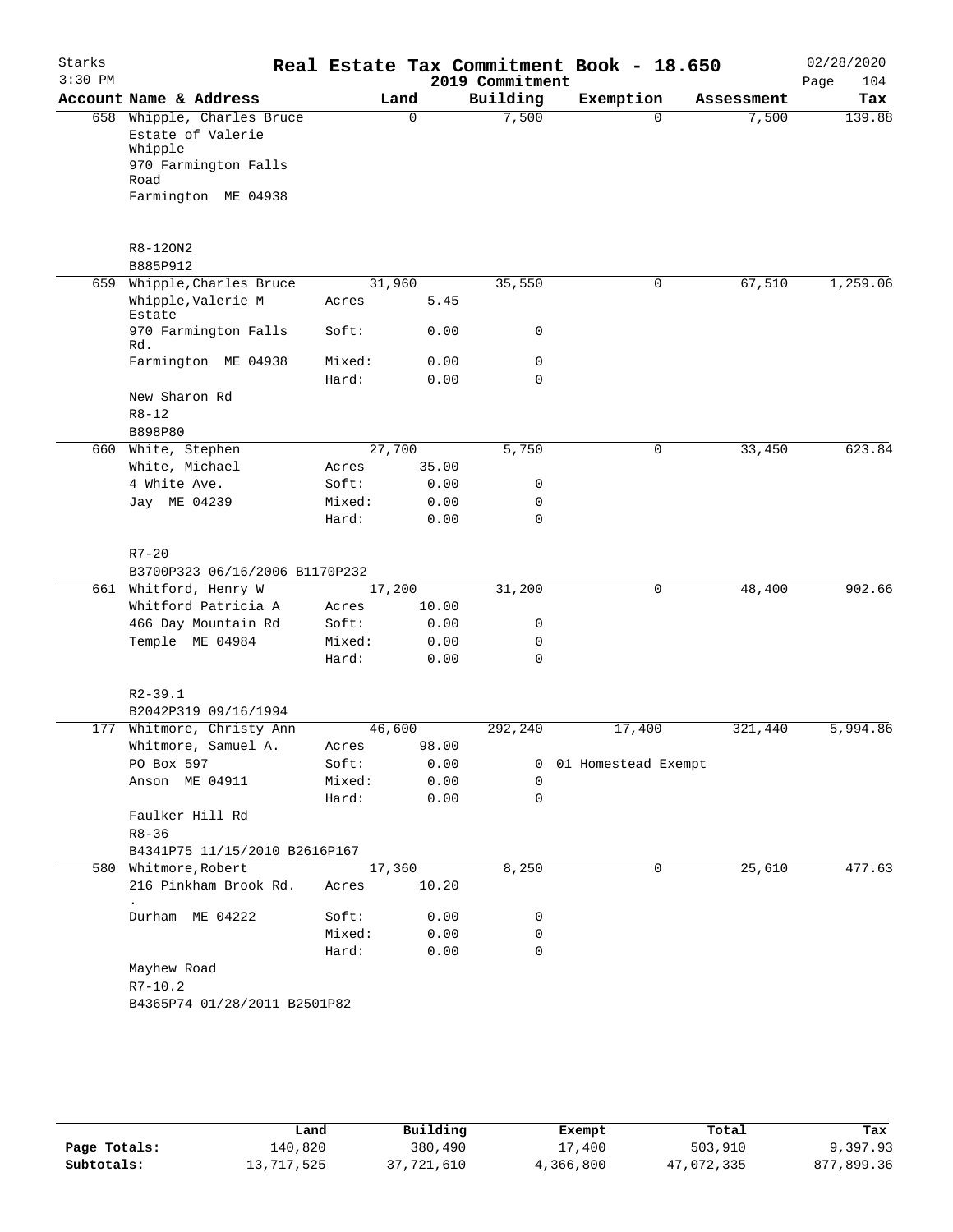# Real Estate Tax Commitment Book - 18.650

Starks — 3:30 PM — 2019 Commitment — 02/28/2020

| Account | Name & Address | Land | | Building | Exemption | Assessment | Tax |
|---|---|---|---|---|---|---|---|
| 658 | Whipple, Charles Bruce | | 0 | 7,500 | 0 | 7,500 | 139.88 |
| | Estate of Valerie Whipple | | | | | | |
| | 970 Farmington Falls Road | | | | | | |
| | Farmington ME 04938 | | | | | | |
| | R8-12ON2 | | | | | | |
| | B885P912 | | | | | | |
| 659 | Whipple,Charles Bruce | | 31,960 | 35,550 | 0 | 67,510 | 1,259.06 |
| | Whipple,Valerie M Estate | Acres | 5.45 | | | | |
| | 970 Farmington Falls Rd. | Soft: | 0.00 | 0 | | | |
| | Farmington ME 04938 | Mixed: | 0.00 | 0 | | | |
| | | Hard: | 0.00 | 0 | | | |
| | New Sharon Rd | | | | | | |
| | R8-12 | | | | | | |
| | B898P80 | | | | | | |
| 660 | White, Stephen | | 27,700 | 5,750 | 0 | 33,450 | 623.84 |
| | White, Michael | Acres | 35.00 | | | | |
| | 4 White Ave. | Soft: | 0.00 | 0 | | | |
| | Jay ME 04239 | Mixed: | 0.00 | 0 | | | |
| | | Hard: | 0.00 | 0 | | | |
| | R7-20 | | | | | | |
| | B3700P323 06/16/2006 B1170P232 | | | | | | |
| 661 | Whitford, Henry W | | 17,200 | 31,200 | 0 | 48,400 | 902.66 |
| | Whitford Patricia A | Acres | 10.00 | | | | |
| | 466 Day Mountain Rd | Soft: | 0.00 | 0 | | | |
| | Temple ME 04984 | Mixed: | 0.00 | 0 | | | |
| | | Hard: | 0.00 | 0 | | | |
| | R2-39.1 | | | | | | |
| | B2042P319 09/16/1994 | | | | | | |
| 177 | Whitmore, Christy Ann | | 46,600 | 292,240 | 17,400 | 321,440 | 5,994.86 |
| | Whitmore, Samuel A. | Acres | 98.00 | | | | |
| | PO Box 597 | Soft: | 0.00 | 0 | 01 Homestead Exempt | | |
| | Anson ME 04911 | Mixed: | 0.00 | 0 | | | |
| | | Hard: | 0.00 | 0 | | | |
| | Faulker Hill Rd | | | | | | |
| | R8-36 | | | | | | |
| | B4341P75 11/15/2010 B2616P167 | | | | | | |
| 580 | Whitmore,Robert | | 17,360 | 8,250 | 0 | 25,610 | 477.63 |
| | 216 Pinkham Brook Rd. . | Acres | 10.20 | | | | |
| | Durham ME 04222 | Soft: | 0.00 | 0 | | | |
| | | Mixed: | 0.00 | 0 | | | |
| | | Hard: | 0.00 | 0 | | | |
| | Mayhew Road | | | | | | |
| | R7-10.2 | | | | | | |
| | B4365P74 01/28/2011 B2501P82 | | | | | | |

| | Land | Building | Exempt | Total | Tax |
|---|---|---|---|---|---|
| Page Totals: | 140,820 | 380,490 | 17,400 | 503,910 | 9,397.93 |
| Subtotals: | 13,717,525 | 37,721,610 | 4,366,800 | 47,072,335 | 877,899.36 |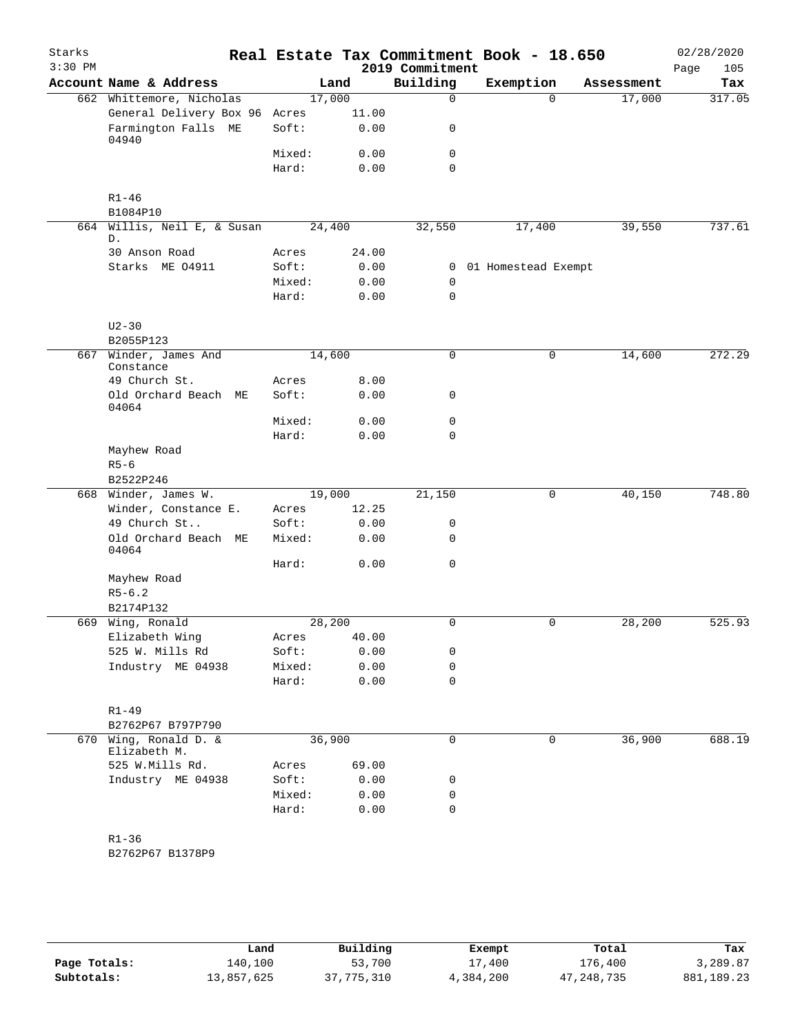# Real Estate Tax Commitment Book - 18.650

Starks, 3:30 PM — 2019 Commitment — 02/28/2020

| Account | Name & Address | Land | | Building | Exemption | Assessment | Tax |
|---|---|---|---|---|---|---|---|
| 662 | Whittemore, Nicholas | 17,000 | | 0 | 0 | 17,000 | 317.05 |
| | General Delivery Box 96 | Acres | 11.00 | | | | |
| | Farmington Falls ME 04940 | Soft: | 0.00 | 0 | | | |
| | | Mixed: | 0.00 | 0 | | | |
| | | Hard: | 0.00 | 0 | | | |
| | R1-46 | | | | | | |
| | B1084P10 | | | | | | |
| 664 | Willis, Neil E, & Susan D. | 24,400 | | 32,550 | 17,400 | 39,550 | 737.61 |
| | 30 Anson Road | Acres | 24.00 | | | | |
| | Starks ME 04911 | Soft: | 0.00 | 0 | 01 Homestead Exempt | | |
| | | Mixed: | 0.00 | 0 | | | |
| | | Hard: | 0.00 | 0 | | | |
| | U2-30 | | | | | | |
| | B2055P123 | | | | | | |
| 667 | Winder, James And Constance | 14,600 | | 0 | 0 | 14,600 | 272.29 |
| | 49 Church St. | Acres | 8.00 | | | | |
| | Old Orchard Beach ME 04064 | Soft: | 0.00 | 0 | | | |
| | | Mixed: | 0.00 | 0 | | | |
| | | Hard: | 0.00 | 0 | | | |
| | Mayhew Road | | | | | | |
| | R5-6 | | | | | | |
| | B2522P246 | | | | | | |
| 668 | Winder, James W. | 19,000 | | 21,150 | 0 | 40,150 | 748.80 |
| | Winder, Constance E. | Acres | 12.25 | | | | |
| | 49 Church St.. | Soft: | 0.00 | 0 | | | |
| | Old Orchard Beach ME 04064 | Mixed: | 0.00 | 0 | | | |
| | | Hard: | 0.00 | 0 | | | |
| | Mayhew Road | | | | | | |
| | R5-6.2 | | | | | | |
| | B2174P132 | | | | | | |
| 669 | Wing, Ronald | 28,200 | | 0 | 0 | 28,200 | 525.93 |
| | Elizabeth Wing | Acres | 40.00 | | | | |
| | 525 W. Mills Rd | Soft: | 0.00 | 0 | | | |
| | Industry ME 04938 | Mixed: | 0.00 | 0 | | | |
| | | Hard: | 0.00 | 0 | | | |
| | R1-49 | | | | | | |
| | B2762P67 B797P790 | | | | | | |
| 670 | Wing, Ronald D. & Elizabeth M. | 36,900 | | 0 | 0 | 36,900 | 688.19 |
| | 525 W.Mills Rd. | Acres | 69.00 | | | | |
| | Industry ME 04938 | Soft: | 0.00 | 0 | | | |
| | | Mixed: | 0.00 | 0 | | | |
| | | Hard: | 0.00 | 0 | | | |
| | R1-36 | | | | | | |
| | B2762P67 B1378P9 | | | | | | |

| | Land | Building | Exempt | Total | Tax |
|---|---|---|---|---|---|
| Page Totals: | 140,100 | 53,700 | 17,400 | 176,400 | 3,289.87 |
| Subtotals: | 13,857,625 | 37,775,310 | 4,384,200 | 47,248,735 | 881,189.23 |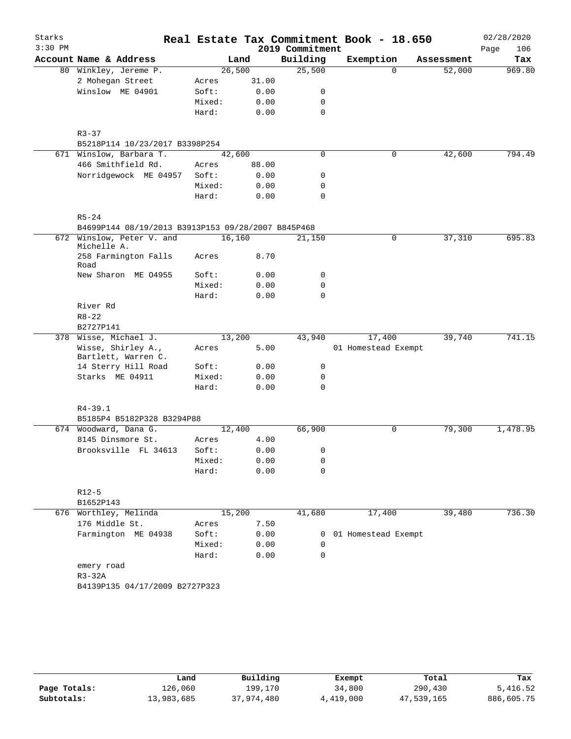# Real Estate Tax Commitment Book - 18.650

Starks
3:30 PM

2019 Commitment

02/28/2020

| Account | Name & Address | | Land | Building | Exemption | Assessment | Tax |
|---|---|---|---|---|---|---|---|
| 80 | Winkley, Jereme P. | | 26,500 | 25,500 | 0 | 52,000 | 969.80 |
| | 2 Mohegan Street | Acres | 31.00 | | | | |
| | Winslow ME 04901 | Soft: | 0.00 | 0 | | | |
| | | Mixed: | 0.00 | 0 | | | |
| | | Hard: | 0.00 | 0 | | | |
| | R3-37 | | | | | | |
| | B5218P114 10/23/2017 B3398P254 | | | | | | |
| 671 | Winslow, Barbara T. | | 42,600 | 0 | 0 | 42,600 | 794.49 |
| | 466 Smithfield Rd. | Acres | 88.00 | | | | |
| | Norridgewock ME 04957 | Soft: | 0.00 | 0 | | | |
| | | Mixed: | 0.00 | 0 | | | |
| | | Hard: | 0.00 | 0 | | | |
| | R5-24 | | | | | | |
| | B4699P144 08/19/2013 B3913P153 09/28/2007 B845P468 | | | | | | |
| 672 | Winslow, Peter V. and Michelle A. | | 16,160 | 21,150 | 0 | 37,310 | 695.83 |
| | 258 Farmington Falls Road | Acres | 8.70 | | | | |
| | New Sharon ME 04955 | Soft: | 0.00 | 0 | | | |
| | | Mixed: | 0.00 | 0 | | | |
| | | Hard: | 0.00 | 0 | | | |
| | River Rd | | | | | | |
| | R8-22 | | | | | | |
| | B2727P141 | | | | | | |
| 378 | Wisse, Michael J. | | 13,200 | 43,940 | 17,400 | 39,740 | 741.15 |
| | Wisse, Shirley A., Bartlett, Warren C. | Acres | 5.00 | | 01 Homestead Exempt | | |
| | 14 Sterry Hill Road | Soft: | 0.00 | 0 | | | |
| | Starks ME 04911 | Mixed: | 0.00 | 0 | | | |
| | | Hard: | 0.00 | 0 | | | |
| | R4-39.1 | | | | | | |
| | B5185P4 B5182P328 B3294P88 | | | | | | |
| 674 | Woodward, Dana G. | | 12,400 | 66,900 | 0 | 79,300 | 1,478.95 |
| | 8145 Dinsmore St. | Acres | 4.00 | | | | |
| | Brooksville FL 34613 | Soft: | 0.00 | 0 | | | |
| | | Mixed: | 0.00 | 0 | | | |
| | | Hard: | 0.00 | 0 | | | |
| | R12-5 | | | | | | |
| | B1652P143 | | | | | | |
| 676 | Worthley, Melinda | | 15,200 | 41,680 | 17,400 | 39,480 | 736.30 |
| | 176 Middle St. | Acres | 7.50 | | | | |
| | Farmington ME 04938 | Soft: | 0.00 | 0 | 01 Homestead Exempt | | |
| | | Mixed: | 0.00 | 0 | | | |
| | | Hard: | 0.00 | 0 | | | |
| | emery road | | | | | | |
| | R3-32A | | | | | | |
| | B4139P135 04/17/2009 B2727P323 | | | | | | |

| | Land | Building | Exempt | Total | Tax |
|---|---|---|---|---|---|
| **Page Totals:** | 126,060 | 199,170 | 34,800 | 290,430 | 5,416.52 |
| **Subtotals:** | 13,983,685 | 37,974,480 | 4,419,000 | 47,539,165 | 886,605.75 |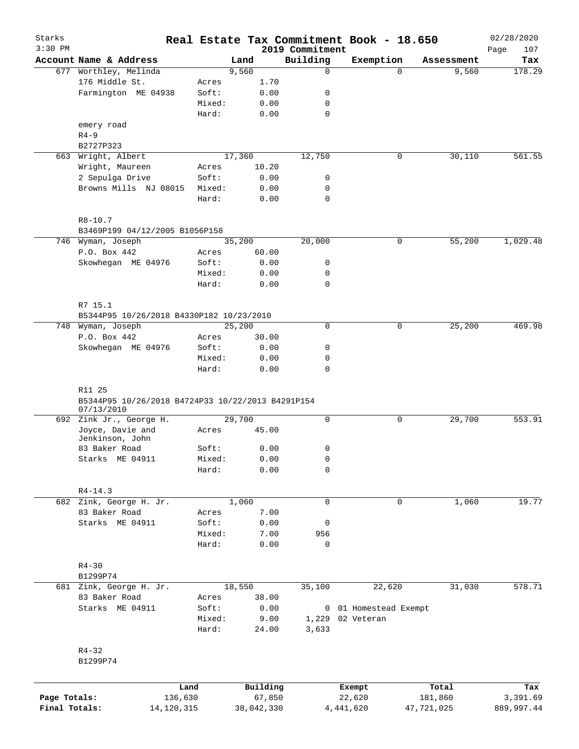# Real Estate Tax Commitment Book - 18.650

Starks
3:30 PM

2019 Commitment

02/28/2020

| Account Name & Address | | Land | Building | Exemption | Assessment | Tax |
|---|---|---|---|---|---|---|
| 677 Worthley, Melinda | | 9,560 | 0 | 0 | 9,560 | 178.29 |
| 176 Middle St. | Acres | 1.70 | | | | |
| Farmington ME 04938 | Soft: | 0.00 | 0 | | | |
| | Mixed: | 0.00 | 0 | | | |
| | Hard: | 0.00 | 0 | | | |
| emery road | | | | | | |
| R4-9 | | | | | | |
| B2727P323 | | | | | | |
| 663 Wright, Albert | | 17,360 | 12,750 | 0 | 30,110 | 561.55 |
| Wright, Maureen | Acres | 10.20 | | | | |
| 2 Sepulga Drive | Soft: | 0.00 | 0 | | | |
| Browns Mills NJ 08015 | Mixed: | 0.00 | 0 | | | |
| | Hard: | 0.00 | 0 | | | |
| R8-10.7 | | | | | | |
| B3469P199 04/12/2005 B1056P158 | | | | | | |
| 746 Wyman, Joseph | | 35,200 | 20,000 | 0 | 55,200 | 1,029.48 |
| P.O. Box 442 | Acres | 60.00 | | | | |
| Skowhegan ME 04976 | Soft: | 0.00 | 0 | | | |
| | Mixed: | 0.00 | 0 | | | |
| | Hard: | 0.00 | 0 | | | |
| R7 15.1 | | | | | | |
| B5344P95 10/26/2018 B4330P182 10/23/2010 | | | | | | |
| 748 Wyman, Joseph | | 25,200 | 0 | 0 | 25,200 | 469.98 |
| P.O. Box 442 | Acres | 30.00 | | | | |
| Skowhegan ME 04976 | Soft: | 0.00 | 0 | | | |
| | Mixed: | 0.00 | 0 | | | |
| | Hard: | 0.00 | 0 | | | |
| R11 25 | | | | | | |
| B5344P95 10/26/2018 B4724P33 10/22/2013 B4291P154 07/13/2010 | | | | | | |
| 692 Zink Jr., George H. | | 29,700 | 0 | 0 | 29,700 | 553.91 |
| Joyce, Davie and Jenkinson, John | Acres | 45.00 | | | | |
| 83 Baker Road | Soft: | 0.00 | 0 | | | |
| Starks ME 04911 | Mixed: | 0.00 | 0 | | | |
| | Hard: | 0.00 | 0 | | | |
| R4-14.3 | | | | | | |
| 682 Zink, George H. Jr. | | 1,060 | 0 | 0 | 1,060 | 19.77 |
| 83 Baker Road | Acres | 7.00 | | | | |
| Starks ME 04911 | Soft: | 0.00 | 0 | | | |
| | Mixed: | 7.00 | 956 | | | |
| | Hard: | 0.00 | 0 | | | |
| R4-30 | | | | | | |
| B1299P74 | | | | | | |
| 681 Zink, George H. Jr. | | 18,550 | 35,100 | 22,620 | 31,030 | 578.71 |
| 83 Baker Road | Acres | 38.00 | | | | |
| Starks ME 04911 | Soft: | 0.00 | 0 | 01 Homestead Exempt | | |
| | Mixed: | 9.00 | 1,229 | 02 Veteran | | |
| | Hard: | 24.00 | 3,633 | | | |
| R4-32 | | | | | | |
| B1299P74 | | | | | | |

| | Land | Building | Exempt | Total | Tax |
|---|---|---|---|---|---|
| Page Totals: | 136,630 | 67,850 | 22,620 | 181,860 | 3,391.69 |
| Final Totals: | 14,120,315 | 38,042,330 | 4,441,620 | 47,721,025 | 889,997.44 |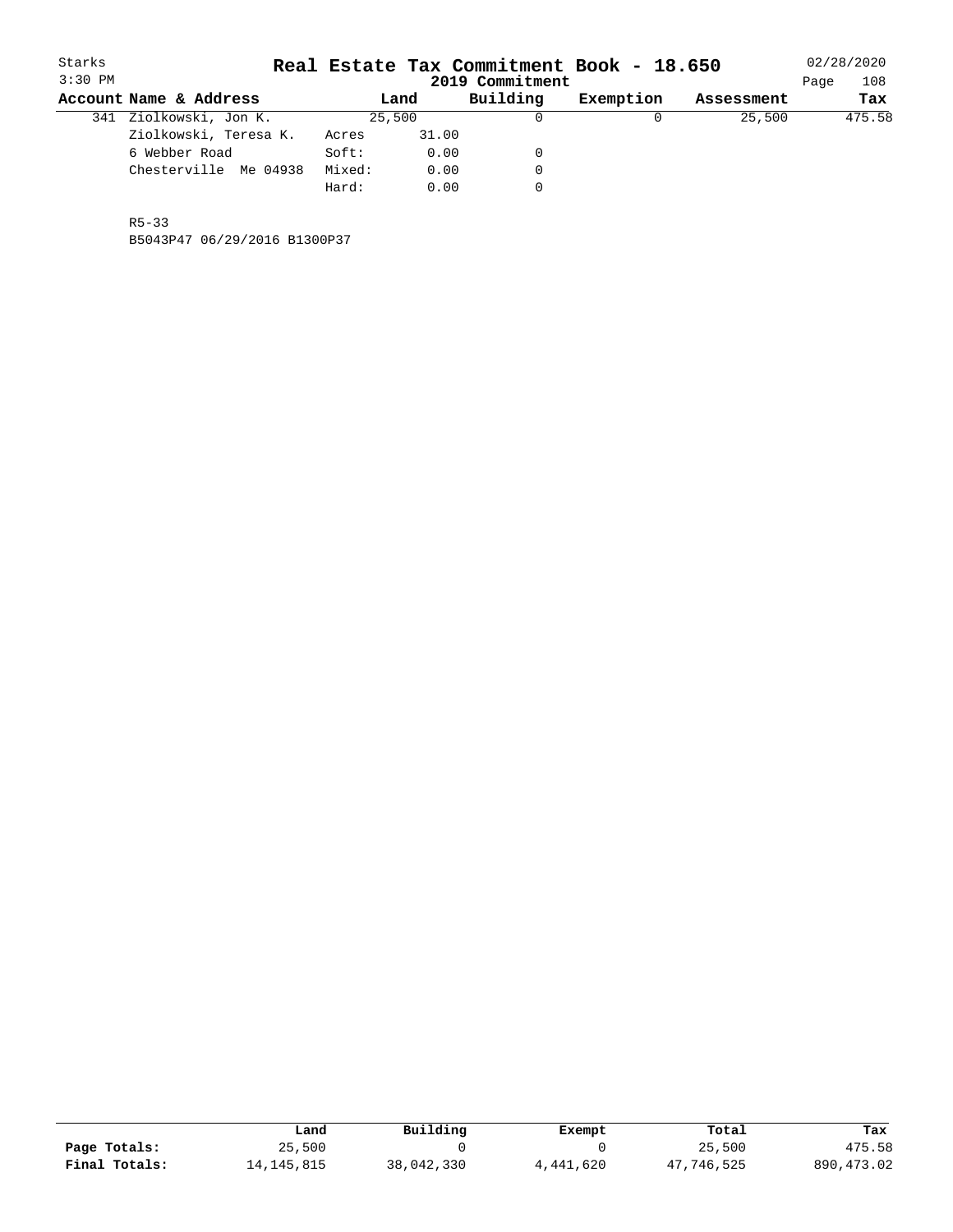# Real Estate Tax Commitment Book - 18.650

Starks
3:30 PM

02/28/2020

## 2019 Commitment

| Account Name & Address | | Land | Building | Exemption | Assessment | Tax |
|---|---|---|---|---|---|---|
| 341 Ziolkowski, Jon K. | | 25,500 | 0 | 0 | 25,500 | 475.58 |
| Ziolkowski, Teresa K. | Acres | 31.00 | | | | |
| 6 Webber Road | Soft: | 0.00 | 0 | | | |
| Chesterville Me 04938 | Mixed: | 0.00 | 0 | | | |
| | Hard: | 0.00 | 0 | | | |

R5-33
B5043P47 06/29/2016 B1300P37

| | Land | Building | Exempt | Total | Tax |
|---|---|---|---|---|---|
| **Page Totals:** | 25,500 | 0 | 0 | 25,500 | 475.58 |
| **Final Totals:** | 14,145,815 | 38,042,330 | 4,441,620 | 47,746,525 | 890,473.02 |